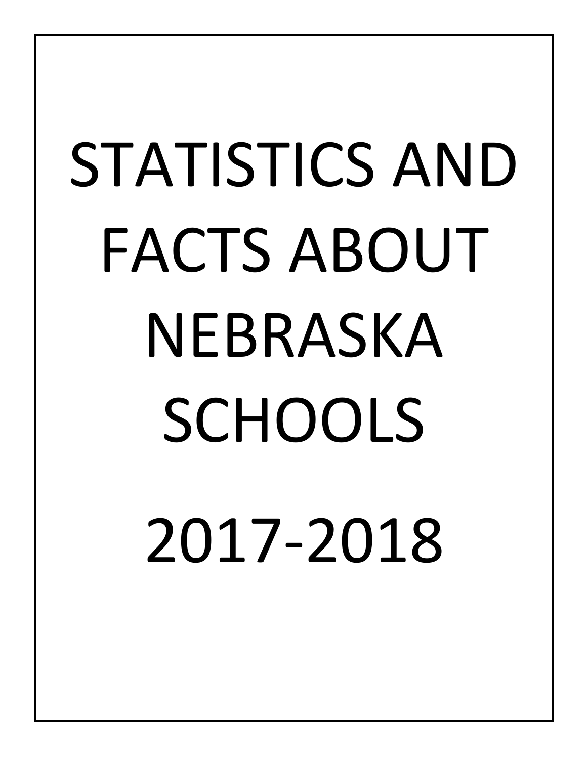# STATISTICS AND FACTS ABOUT NEBRASKA SCHOOLS

# 2017-2018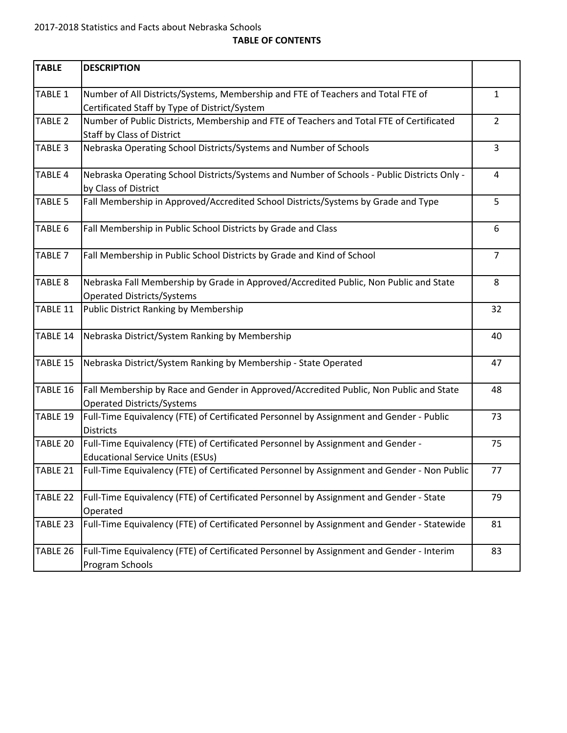2017-2018 Statistics and Facts about Nebraska Schools

## TABLE OF CONTENTS

| TABLE | DESCRIPTION | |
|---|---|---|
| TABLE 1 | Number of All Districts/Systems, Membership and FTE of Teachers and Total FTE of Certificated Staff by Type of District/System | 1 |
| TABLE 2 | Number of Public Districts, Membership and FTE of Teachers and Total FTE of Certificated Staff by Class of District | 2 |
| TABLE 3 | Nebraska Operating School Districts/Systems and Number of Schools | 3 |
| TABLE 4 | Nebraska Operating School Districts/Systems and Number of Schools - Public Districts Only - by Class of District | 4 |
| TABLE 5 | Fall Membership in Approved/Accredited School Districts/Systems by Grade and Type | 5 |
| TABLE 6 | Fall Membership in Public School Districts by Grade and Class | 6 |
| TABLE 7 | Fall Membership in Public School Districts by Grade and Kind of School | 7 |
| TABLE 8 | Nebraska Fall Membership by Grade in Approved/Accredited Public, Non Public and State Operated Districts/Systems | 8 |
| TABLE 11 | Public District Ranking by Membership | 32 |
| TABLE 14 | Nebraska District/System Ranking by Membership | 40 |
| TABLE 15 | Nebraska District/System Ranking by Membership - State Operated | 47 |
| TABLE 16 | Fall Membership by Race and Gender in Approved/Accredited Public, Non Public and State Operated Districts/Systems | 48 |
| TABLE 19 | Full-Time Equivalency (FTE) of Certificated Personnel by Assignment and Gender - Public Districts | 73 |
| TABLE 20 | Full-Time Equivalency (FTE) of Certificated Personnel by Assignment and Gender - Educational Service Units (ESUs) | 75 |
| TABLE 21 | Full-Time Equivalency (FTE) of Certificated Personnel by Assignment and Gender - Non Public | 77 |
| TABLE 22 | Full-Time Equivalency (FTE) of Certificated Personnel by Assignment and Gender - State Operated | 79 |
| TABLE 23 | Full-Time Equivalency (FTE) of Certificated Personnel by Assignment and Gender - Statewide | 81 |
| TABLE 26 | Full-Time Equivalency (FTE) of Certificated Personnel by Assignment and Gender - Interim Program Schools | 83 |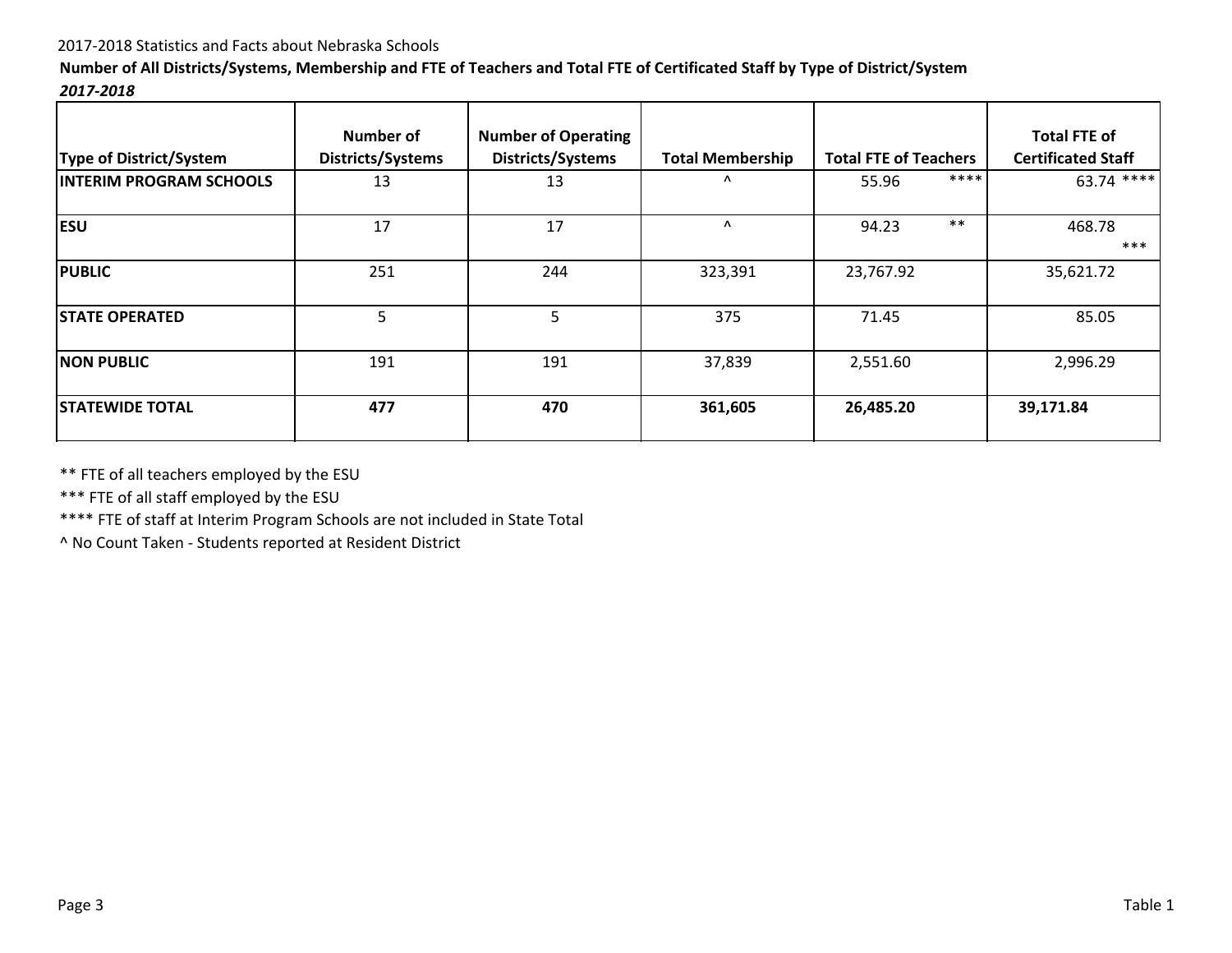2017-2018 Statistics and Facts about Nebraska Schools

**Number of All Districts/Systems, Membership and FTE of Teachers and Total FTE of Certificated Staff by Type of District/System**

***2017-2018***

| Type of District/System | Number of Districts/Systems | Number of Operating Districts/Systems | Total Membership | Total FTE of Teachers | Total FTE of Certificated Staff |
|---|---|---|---|---|---|
| **INTERIM PROGRAM SCHOOLS** | 13 | 13 | ^ | 55.96 **** | 63.74 **** |
| **ESU** | 17 | 17 | ^ | 94.23 ** | 468.78 *** |
| **PUBLIC** | 251 | 244 | 323,391 | 23,767.92 | 35,621.72 |
| **STATE OPERATED** | 5 | 5 | 375 | 71.45 | 85.05 |
| **NON PUBLIC** | 191 | 191 | 37,839 | 2,551.60 | 2,996.29 |
| **STATEWIDE TOTAL** | **477** | **470** | **361,605** | **26,485.20** | **39,171.84** |

** FTE of all teachers employed by the ESU

*** FTE of all staff employed by the ESU

**** FTE of staff at Interim Program Schools are not included in State Total

^ No Count Taken - Students reported at Resident District

Table 1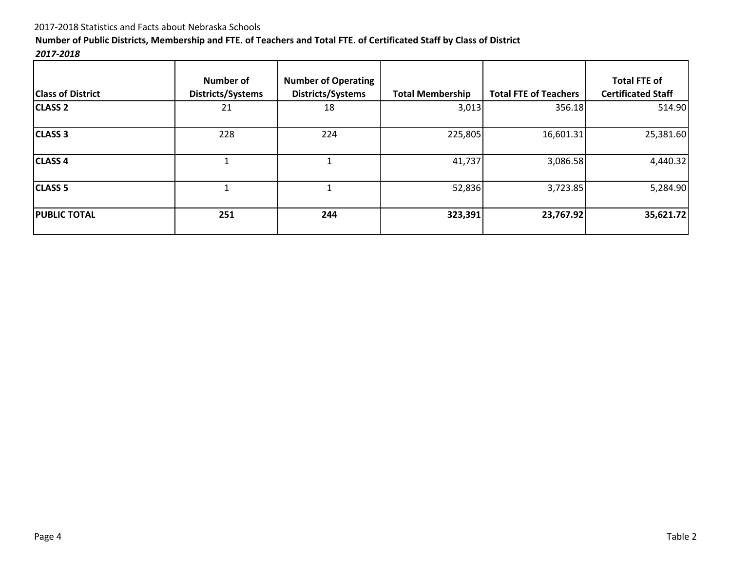2017-2018 Statistics and Facts about Nebraska Schools

**Number of Public Districts, Membership and FTE. of Teachers and Total FTE. of Certificated Staff by Class of District**

***2017-2018***

| Class of District | Number of Districts/Systems | Number of Operating Districts/Systems | Total Membership | Total FTE of Teachers | Total FTE of Certificated Staff |
|---|---|---|---|---|---|
| **CLASS 2** | 21 | 18 | 3,013 | 356.18 | 514.90 |
| **CLASS 3** | 228 | 224 | 225,805 | 16,601.31 | 25,381.60 |
| **CLASS 4** | 1 | 1 | 41,737 | 3,086.58 | 4,440.32 |
| **CLASS 5** | 1 | 1 | 52,836 | 3,723.85 | 5,284.90 |
| **PUBLIC TOTAL** | **251** | **244** | **323,391** | **23,767.92** | **35,621.72** |

Table 2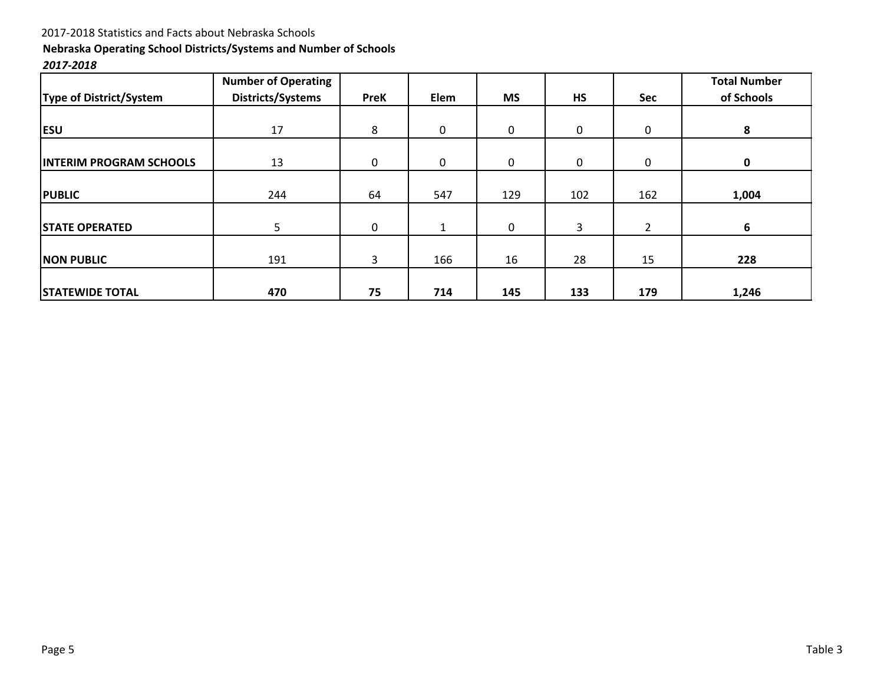2017-2018 Statistics and Facts about Nebraska Schools

**Nebraska Operating School Districts/Systems and Number of Schools**

***2017-2018***

| Type of District/System | Number of Operating Districts/Systems | PreK | Elem | MS | HS | Sec | Total Number of Schools |
|---|---|---|---|---|---|---|---|
| **ESU** | 17 | 8 | 0 | 0 | 0 | 0 | **8** |
| **INTERIM PROGRAM SCHOOLS** | 13 | 0 | 0 | 0 | 0 | 0 | **0** |
| **PUBLIC** | 244 | 64 | 547 | 129 | 102 | 162 | **1,004** |
| **STATE OPERATED** | 5 | 0 | 1 | 0 | 3 | 2 | **6** |
| **NON PUBLIC** | 191 | 3 | 166 | 16 | 28 | 15 | **228** |
| **STATEWIDE TOTAL** | **470** | **75** | **714** | **145** | **133** | **179** | **1,246** |

Table 3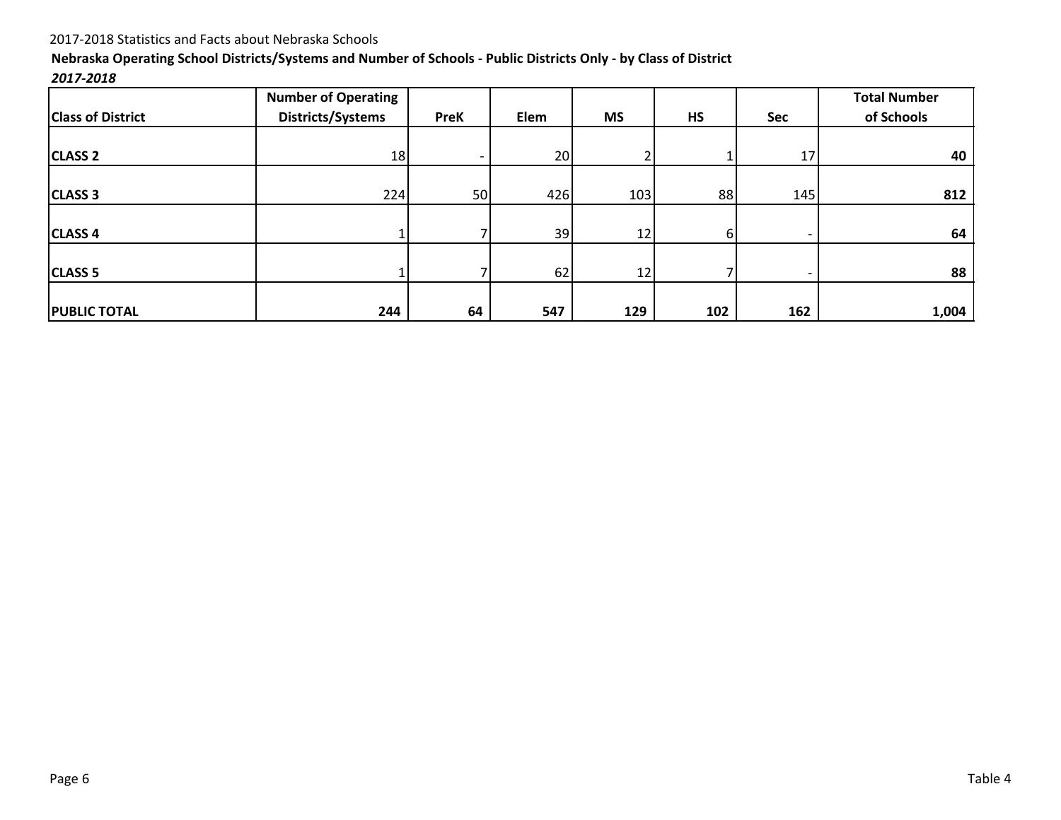2017-2018 Statistics and Facts about Nebraska Schools

**Nebraska Operating School Districts/Systems and Number of Schools - Public Districts Only - by Class of District**

***2017-2018***

| Class of District | Number of Operating Districts/Systems | PreK | Elem | MS | HS | Sec | Total Number of Schools |
|---|---|---|---|---|---|---|---|
| **CLASS 2** | 18 | - | 20 | 2 | 1 | 17 | **40** |
| **CLASS 3** | 224 | 50 | 426 | 103 | 88 | 145 | **812** |
| **CLASS 4** | 1 | 7 | 39 | 12 | 6 | - | **64** |
| **CLASS 5** | 1 | 7 | 62 | 12 | 7 | - | **88** |
| **PUBLIC TOTAL** | **244** | **64** | **547** | **129** | **102** | **162** | **1,004** |

Table 4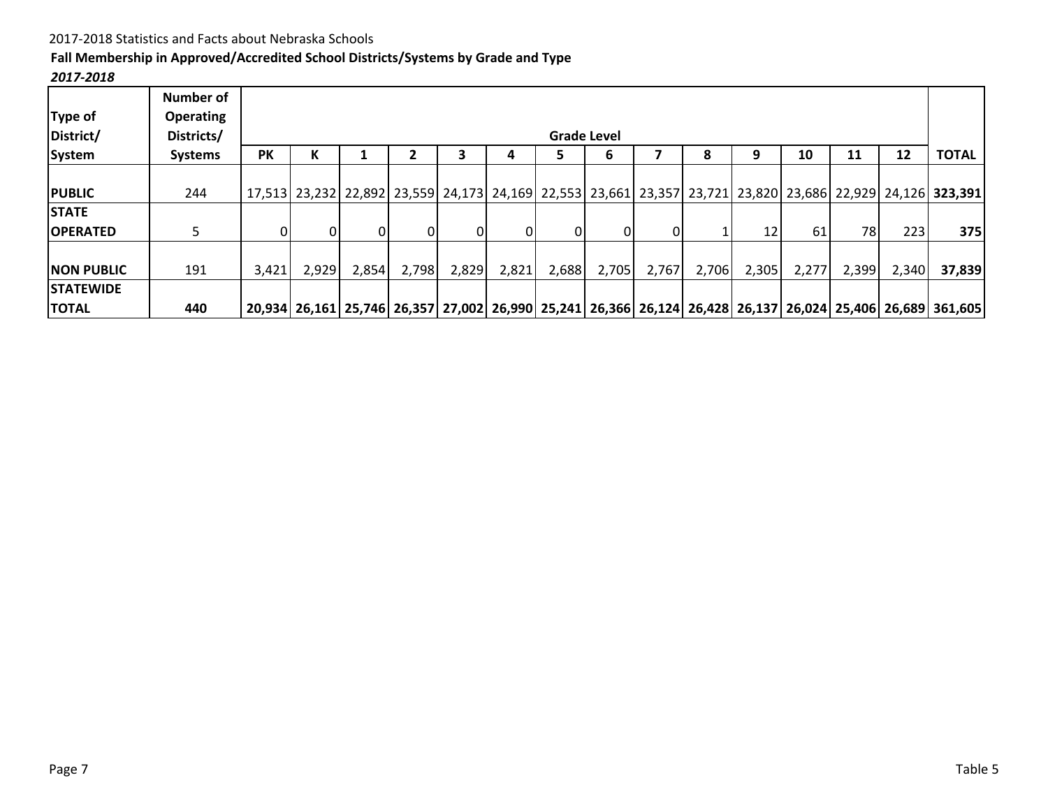2017-2018 Statistics and Facts about Nebraska Schools

**Fall Membership in Approved/Accredited School Districts/Systems by Grade and Type**

***2017-2018***

| Type of District/ System | Number of Operating Districts/ Systems | Grade Level | | | | | | | | | | | | | | TOTAL |
|---|---|---|---|---|---|---|---|---|---|---|---|---|---|---|---|---|
| | | PK | K | 1 | 2 | 3 | 4 | 5 | 6 | 7 | 8 | 9 | 10 | 11 | 12 | |
| **PUBLIC** | 244 | 17,513 | 23,232 | 22,892 | 23,559 | 24,173 | 24,169 | 22,553 | 23,661 | 23,357 | 23,721 | 23,820 | 23,686 | 22,929 | 24,126 | **323,391** |
| **STATE OPERATED** | 5 | 0 | 0 | 0 | 0 | 0 | 0 | 0 | 0 | 0 | 1 | 12 | 61 | 78 | 223 | **375** |
| **NON PUBLIC** | 191 | 3,421 | 2,929 | 2,854 | 2,798 | 2,829 | 2,821 | 2,688 | 2,705 | 2,767 | 2,706 | 2,305 | 2,277 | 2,399 | 2,340 | **37,839** |
| **STATEWIDE TOTAL** | **440** | **20,934** | **26,161** | **25,746** | **26,357** | **27,002** | **26,990** | **25,241** | **26,366** | **26,124** | **26,428** | **26,137** | **26,024** | **25,406** | **26,689** | **361,605** |

Table 5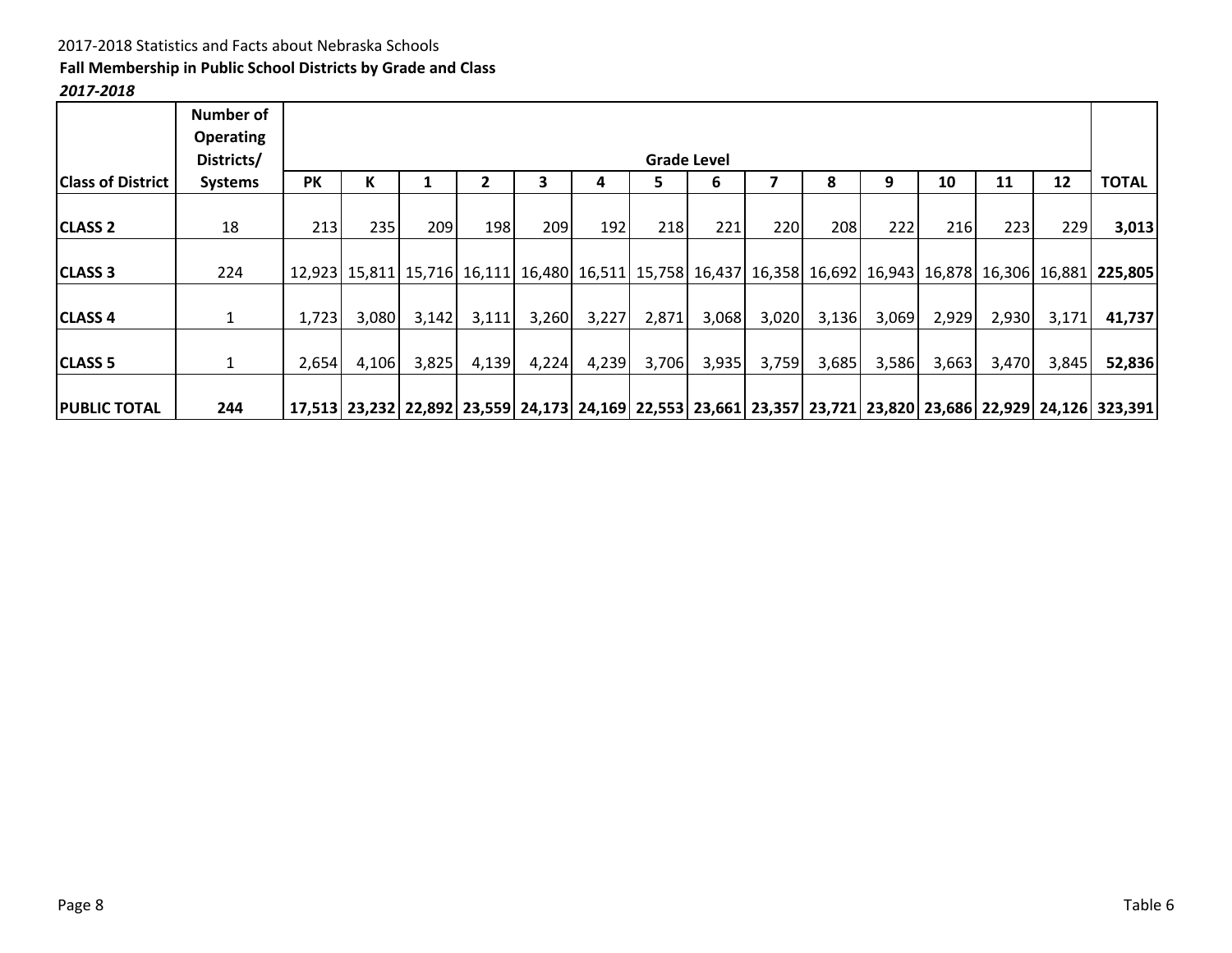2017-2018 Statistics and Facts about Nebraska Schools

**Fall Membership in Public School Districts by Grade and Class**

***2017-2018***

| Class of District | Number of Operating Districts/ Systems | Grade Level | | | | | | | | | | | | | | TOTAL |
|---|---|---|---|---|---|---|---|---|---|---|---|---|---|---|---|---|
| | | PK | K | 1 | 2 | 3 | 4 | 5 | 6 | 7 | 8 | 9 | 10 | 11 | 12 | |
| **CLASS 2** | 18 | 213 | 235 | 209 | 198 | 209 | 192 | 218 | 221 | 220 | 208 | 222 | 216 | 223 | 229 | **3,013** |
| **CLASS 3** | 224 | 12,923 | 15,811 | 15,716 | 16,111 | 16,480 | 16,511 | 15,758 | 16,437 | 16,358 | 16,692 | 16,943 | 16,878 | 16,306 | 16,881 | **225,805** |
| **CLASS 4** | 1 | 1,723 | 3,080 | 3,142 | 3,111 | 3,260 | 3,227 | 2,871 | 3,068 | 3,020 | 3,136 | 3,069 | 2,929 | 2,930 | 3,171 | **41,737** |
| **CLASS 5** | 1 | 2,654 | 4,106 | 3,825 | 4,139 | 4,224 | 4,239 | 3,706 | 3,935 | 3,759 | 3,685 | 3,586 | 3,663 | 3,470 | 3,845 | **52,836** |
| **PUBLIC TOTAL** | **244** | **17,513** | **23,232** | **22,892** | **23,559** | **24,173** | **24,169** | **22,553** | **23,661** | **23,357** | **23,721** | **23,820** | **23,686** | **22,929** | **24,126** | **323,391** |

Table 6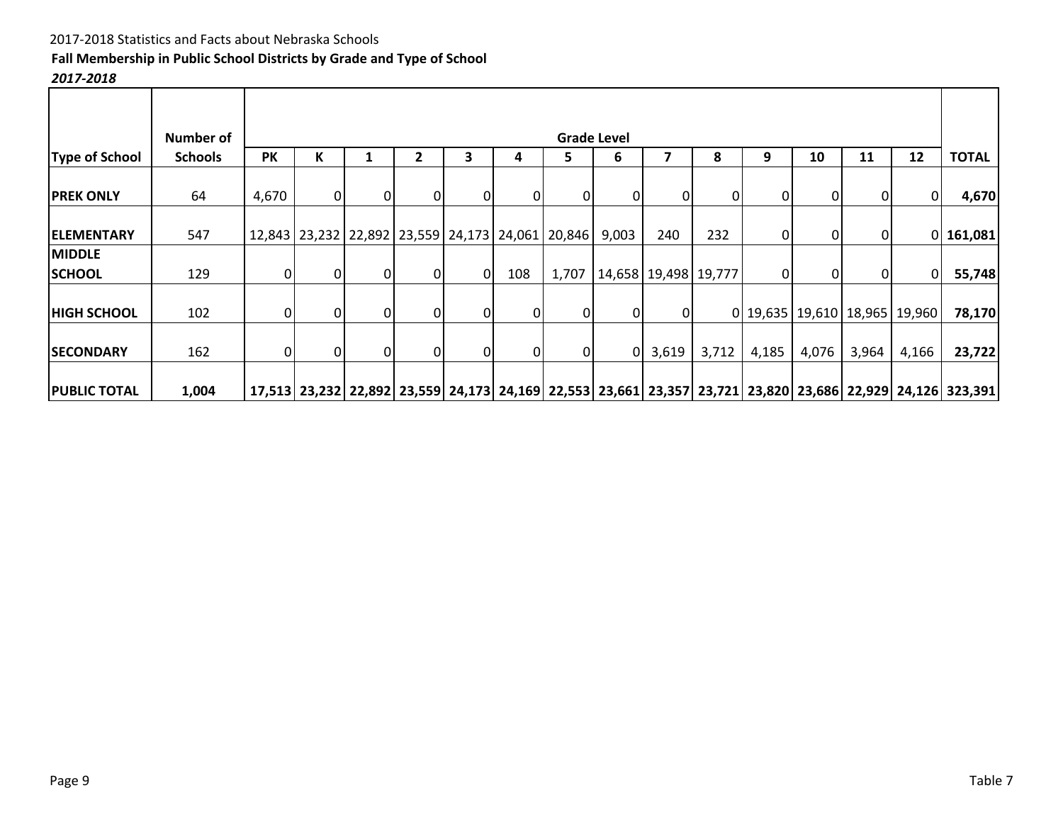2017-2018 Statistics and Facts about Nebraska Schools

## Fall Membership in Public School Districts by Grade and Type of School

***2017-2018***

| Type of School | Number of Schools | PK | K | 1 | 2 | 3 | 4 | 5 | 6 | 7 | 8 | 9 | 10 | 11 | 12 | TOTAL |
|---|---|---|---|---|---|---|---|---|---|---|---|---|---|---|---|---|
| | | Grade Level | | | | | | | | | | | | | | |
| **PREK ONLY** | 64 | 4,670 | 0 | 0 | 0 | 0 | 0 | 0 | 0 | 0 | 0 | 0 | 0 | 0 | 0 | **4,670** |
| **ELEMENTARY** | 547 | 12,843 | 23,232 | 22,892 | 23,559 | 24,173 | 24,061 | 20,846 | 9,003 | 240 | 232 | 0 | 0 | 0 | 0 | **161,081** |
| **MIDDLE SCHOOL** | 129 | 0 | 0 | 0 | 0 | 0 | 108 | 1,707 | 14,658 | 19,498 | 19,777 | 0 | 0 | 0 | 0 | **55,748** |
| **HIGH SCHOOL** | 102 | 0 | 0 | 0 | 0 | 0 | 0 | 0 | 0 | 0 | 0 | 19,635 | 19,610 | 18,965 | 19,960 | **78,170** |
| **SECONDARY** | 162 | 0 | 0 | 0 | 0 | 0 | 0 | 0 | 0 | 3,619 | 3,712 | 4,185 | 4,076 | 3,964 | 4,166 | **23,722** |
| **PUBLIC TOTAL** | **1,004** | **17,513** | **23,232** | **22,892** | **23,559** | **24,173** | **24,169** | **22,553** | **23,661** | **23,357** | **23,721** | **23,820** | **23,686** | **22,929** | **24,126** | **323,391** |

Table 7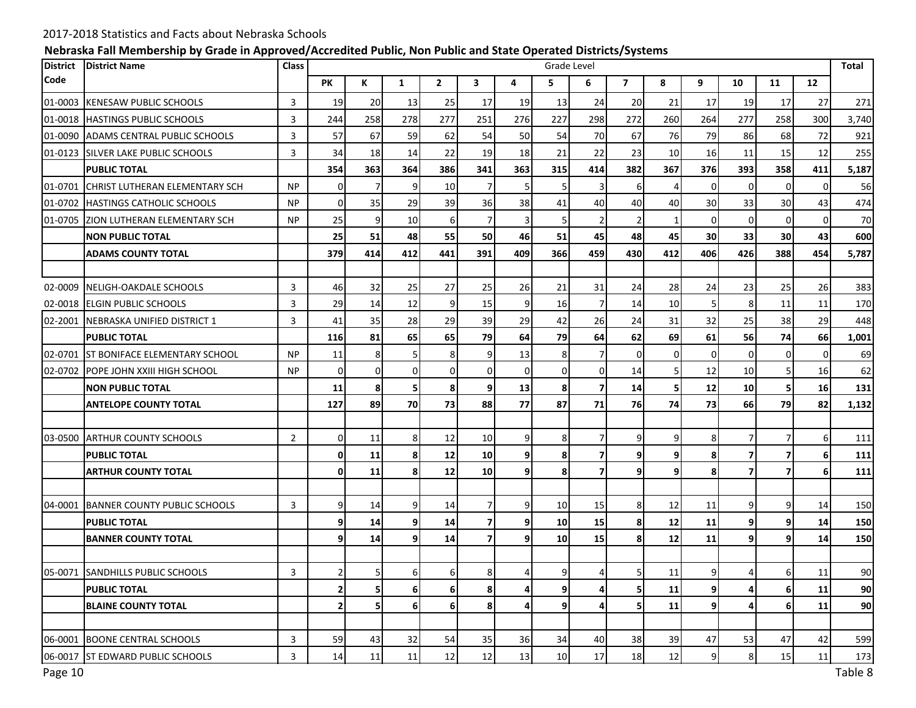2017-2018 Statistics and Facts about Nebraska Schools

**Nebraska Fall Membership by Grade in Approved/Accredited Public, Non Public and State Operated Districts/Systems**

| District Code | District Name | Class | Grade Level | | | | | | | | | | | | | | Total |
|---|---|---|---|---|---|---|---|---|---|---|---|---|---|---|---|---|---|
| | | | PK | K | 1 | 2 | 3 | 4 | 5 | 6 | 7 | 8 | 9 | 10 | 11 | 12 | |
| 01-0003 | KENESAW PUBLIC SCHOOLS | 3 | 19 | 20 | 13 | 25 | 17 | 19 | 13 | 24 | 20 | 21 | 17 | 19 | 17 | 27 | 271 |
| 01-0018 | HASTINGS PUBLIC SCHOOLS | 3 | 244 | 258 | 278 | 277 | 251 | 276 | 227 | 298 | 272 | 260 | 264 | 277 | 258 | 300 | 3,740 |
| 01-0090 | ADAMS CENTRAL PUBLIC SCHOOLS | 3 | 57 | 67 | 59 | 62 | 54 | 50 | 54 | 70 | 67 | 76 | 79 | 86 | 68 | 72 | 921 |
| 01-0123 | SILVER LAKE PUBLIC SCHOOLS | 3 | 34 | 18 | 14 | 22 | 19 | 18 | 21 | 22 | 23 | 10 | 16 | 11 | 15 | 12 | 255 |
| | **PUBLIC TOTAL** | | **354** | **363** | **364** | **386** | **341** | **363** | **315** | **414** | **382** | **367** | **376** | **393** | **358** | **411** | **5,187** |
| 01-0701 | CHRIST LUTHERAN ELEMENTARY SCH | NP | 0 | 7 | 9 | 10 | 7 | 5 | 5 | 3 | 6 | 4 | 0 | 0 | 0 | 0 | 56 |
| 01-0702 | HASTINGS CATHOLIC SCHOOLS | NP | 0 | 35 | 29 | 39 | 36 | 38 | 41 | 40 | 40 | 40 | 30 | 33 | 30 | 43 | 474 |
| 01-0705 | ZION LUTHERAN ELEMENTARY SCH | NP | 25 | 9 | 10 | 6 | 7 | 3 | 5 | 2 | 2 | 1 | 0 | 0 | 0 | 0 | 70 |
| | **NON PUBLIC TOTAL** | | **25** | **51** | **48** | **55** | **50** | **46** | **51** | **45** | **48** | **45** | **30** | **33** | **30** | **43** | **600** |
| | **ADAMS COUNTY TOTAL** | | **379** | **414** | **412** | **441** | **391** | **409** | **366** | **459** | **430** | **412** | **406** | **426** | **388** | **454** | **5,787** |
| | | | | | | | | | | | | | | | | | |
| 02-0009 | NELIGH-OAKDALE SCHOOLS | 3 | 46 | 32 | 25 | 27 | 25 | 26 | 21 | 31 | 24 | 28 | 24 | 23 | 25 | 26 | 383 |
| 02-0018 | ELGIN PUBLIC SCHOOLS | 3 | 29 | 14 | 12 | 9 | 15 | 9 | 16 | 7 | 14 | 10 | 5 | 8 | 11 | 11 | 170 |
| 02-2001 | NEBRASKA UNIFIED DISTRICT 1 | 3 | 41 | 35 | 28 | 29 | 39 | 29 | 42 | 26 | 24 | 31 | 32 | 25 | 38 | 29 | 448 |
| | **PUBLIC TOTAL** | | **116** | **81** | **65** | **65** | **79** | **64** | **79** | **64** | **62** | **69** | **61** | **56** | **74** | **66** | **1,001** |
| 02-0701 | ST BONIFACE ELEMENTARY SCHOOL | NP | 11 | 8 | 5 | 8 | 9 | 13 | 8 | 7 | 0 | 0 | 0 | 0 | 0 | 0 | 69 |
| 02-0702 | POPE JOHN XXIII HIGH SCHOOL | NP | 0 | 0 | 0 | 0 | 0 | 0 | 0 | 0 | 14 | 5 | 12 | 10 | 5 | 16 | 62 |
| | **NON PUBLIC TOTAL** | | **11** | **8** | **5** | **8** | **9** | **13** | **8** | **7** | **14** | **5** | **12** | **10** | **5** | **16** | **131** |
| | **ANTELOPE COUNTY TOTAL** | | **127** | **89** | **70** | **73** | **88** | **77** | **87** | **71** | **76** | **74** | **73** | **66** | **79** | **82** | **1,132** |
| | | | | | | | | | | | | | | | | | |
| 03-0500 | ARTHUR COUNTY SCHOOLS | 2 | 0 | 11 | 8 | 12 | 10 | 9 | 8 | 7 | 9 | 9 | 8 | 7 | 7 | 6 | 111 |
| | **PUBLIC TOTAL** | | **0** | **11** | **8** | **12** | **10** | **9** | **8** | **7** | **9** | **9** | **8** | **7** | **7** | **6** | **111** |
| | **ARTHUR COUNTY TOTAL** | | **0** | **11** | **8** | **12** | **10** | **9** | **8** | **7** | **9** | **9** | **8** | **7** | **7** | **6** | **111** |
| | | | | | | | | | | | | | | | | | |
| 04-0001 | BANNER COUNTY PUBLIC SCHOOLS | 3 | 9 | 14 | 9 | 14 | 7 | 9 | 10 | 15 | 8 | 12 | 11 | 9 | 9 | 14 | 150 |
| | **PUBLIC TOTAL** | | **9** | **14** | **9** | **14** | **7** | **9** | **10** | **15** | **8** | **12** | **11** | **9** | **9** | **14** | **150** |
| | **BANNER COUNTY TOTAL** | | **9** | **14** | **9** | **14** | **7** | **9** | **10** | **15** | **8** | **12** | **11** | **9** | **9** | **14** | **150** |
| | | | | | | | | | | | | | | | | | |
| 05-0071 | SANDHILLS PUBLIC SCHOOLS | 3 | 2 | 5 | 6 | 6 | 8 | 4 | 9 | 4 | 5 | 11 | 9 | 4 | 6 | 11 | 90 |
| | **PUBLIC TOTAL** | | **2** | **5** | **6** | **6** | **8** | **4** | **9** | **4** | **5** | **11** | **9** | **4** | **6** | **11** | **90** |
| | **BLAINE COUNTY TOTAL** | | **2** | **5** | **6** | **6** | **8** | **4** | **9** | **4** | **5** | **11** | **9** | **4** | **6** | **11** | **90** |
| | | | | | | | | | | | | | | | | | |
| 06-0001 | BOONE CENTRAL SCHOOLS | 3 | 59 | 43 | 32 | 54 | 35 | 36 | 34 | 40 | 38 | 39 | 47 | 53 | 47 | 42 | 599 |
| 06-0017 | ST EDWARD PUBLIC SCHOOLS | 3 | 14 | 11 | 11 | 12 | 12 | 13 | 10 | 17 | 18 | 12 | 9 | 8 | 15 | 11 | 173 |

Table 8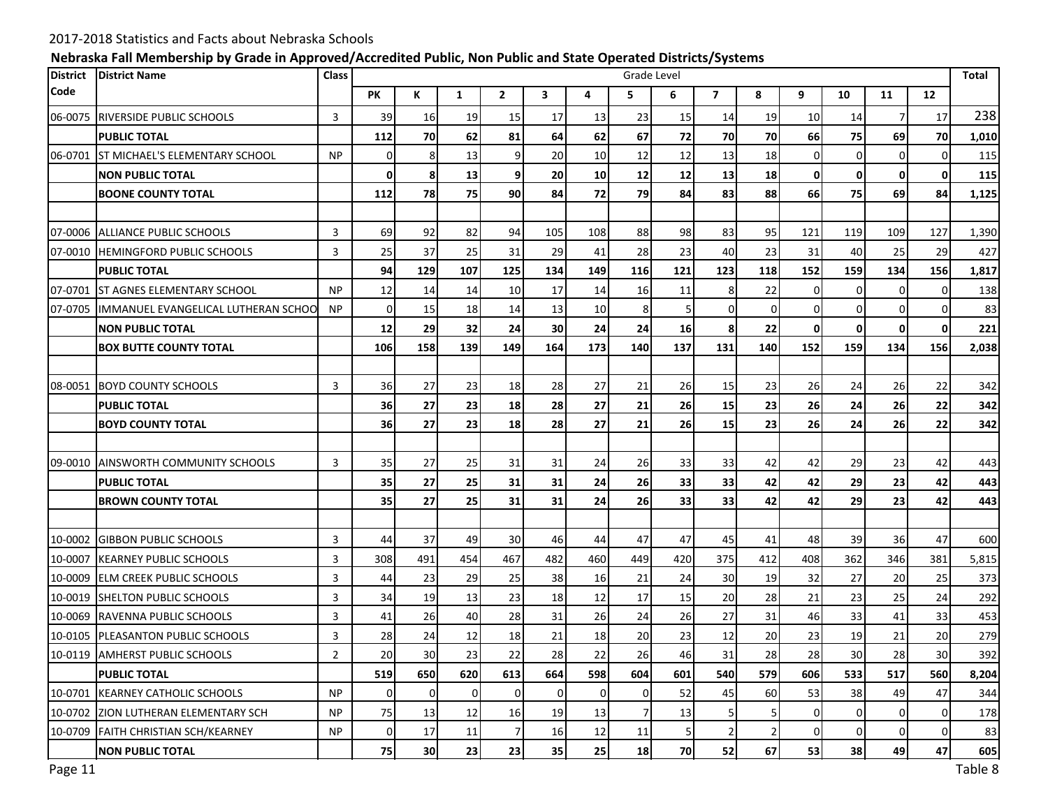2017-2018 Statistics and Facts about Nebraska Schools

**Nebraska Fall Membership by Grade in Approved/Accredited Public, Non Public and State Operated Districts/Systems**

| District Code | District Name | Class | Grade Level | | | | | | | | | | | | | | Total |
|---|---|---|---|---|---|---|---|---|---|---|---|---|---|---|---|---|---|
| | | | PK | K | 1 | 2 | 3 | 4 | 5 | 6 | 7 | 8 | 9 | 10 | 11 | 12 | |
| 06-0075 | RIVERSIDE PUBLIC SCHOOLS | 3 | 39 | 16 | 19 | 15 | 17 | 13 | 23 | 15 | 14 | 19 | 10 | 14 | 7 | 17 | 238 |
| | **PUBLIC TOTAL** | | **112** | **70** | **62** | **81** | **64** | **62** | **67** | **72** | **70** | **70** | **66** | **75** | **69** | **70** | **1,010** |
| 06-0701 | ST MICHAEL'S ELEMENTARY SCHOOL | NP | 0 | 8 | 13 | 9 | 20 | 10 | 12 | 12 | 13 | 18 | 0 | 0 | 0 | 0 | 115 |
| | **NON PUBLIC TOTAL** | | **0** | **8** | **13** | **9** | **20** | **10** | **12** | **12** | **13** | **18** | **0** | **0** | **0** | **0** | **115** |
| | **BOONE COUNTY TOTAL** | | **112** | **78** | **75** | **90** | **84** | **72** | **79** | **84** | **83** | **88** | **66** | **75** | **69** | **84** | **1,125** |
| | | | | | | | | | | | | | | | | | |
| 07-0006 | ALLIANCE PUBLIC SCHOOLS | 3 | 69 | 92 | 82 | 94 | 105 | 108 | 88 | 98 | 83 | 95 | 121 | 119 | 109 | 127 | 1,390 |
| 07-0010 | HEMINGFORD PUBLIC SCHOOLS | 3 | 25 | 37 | 25 | 31 | 29 | 41 | 28 | 23 | 40 | 23 | 31 | 40 | 25 | 29 | 427 |
| | **PUBLIC TOTAL** | | **94** | **129** | **107** | **125** | **134** | **149** | **116** | **121** | **123** | **118** | **152** | **159** | **134** | **156** | **1,817** |
| 07-0701 | ST AGNES ELEMENTARY SCHOOL | NP | 12 | 14 | 14 | 10 | 17 | 14 | 16 | 11 | 8 | 22 | 0 | 0 | 0 | 0 | 138 |
| 07-0705 | IMMANUEL EVANGELICAL LUTHERAN SCHOO | NP | 0 | 15 | 18 | 14 | 13 | 10 | 8 | 5 | 0 | 0 | 0 | 0 | 0 | 0 | 83 |
| | **NON PUBLIC TOTAL** | | **12** | **29** | **32** | **24** | **30** | **24** | **24** | **16** | **8** | **22** | **0** | **0** | **0** | **0** | **221** |
| | **BOX BUTTE COUNTY TOTAL** | | **106** | **158** | **139** | **149** | **164** | **173** | **140** | **137** | **131** | **140** | **152** | **159** | **134** | **156** | **2,038** |
| | | | | | | | | | | | | | | | | | |
| 08-0051 | BOYD COUNTY SCHOOLS | 3 | 36 | 27 | 23 | 18 | 28 | 27 | 21 | 26 | 15 | 23 | 26 | 24 | 26 | 22 | 342 |
| | **PUBLIC TOTAL** | | **36** | **27** | **23** | **18** | **28** | **27** | **21** | **26** | **15** | **23** | **26** | **24** | **26** | **22** | **342** |
| | **BOYD COUNTY TOTAL** | | **36** | **27** | **23** | **18** | **28** | **27** | **21** | **26** | **15** | **23** | **26** | **24** | **26** | **22** | **342** |
| | | | | | | | | | | | | | | | | | |
| 09-0010 | AINSWORTH COMMUNITY SCHOOLS | 3 | 35 | 27 | 25 | 31 | 31 | 24 | 26 | 33 | 33 | 42 | 42 | 29 | 23 | 42 | 443 |
| | **PUBLIC TOTAL** | | **35** | **27** | **25** | **31** | **31** | **24** | **26** | **33** | **33** | **42** | **42** | **29** | **23** | **42** | **443** |
| | **BROWN COUNTY TOTAL** | | **35** | **27** | **25** | **31** | **31** | **24** | **26** | **33** | **33** | **42** | **42** | **29** | **23** | **42** | **443** |
| | | | | | | | | | | | | | | | | | |
| 10-0002 | GIBBON PUBLIC SCHOOLS | 3 | 44 | 37 | 49 | 30 | 46 | 44 | 47 | 47 | 45 | 41 | 48 | 39 | 36 | 47 | 600 |
| 10-0007 | KEARNEY PUBLIC SCHOOLS | 3 | 308 | 491 | 454 | 467 | 482 | 460 | 449 | 420 | 375 | 412 | 408 | 362 | 346 | 381 | 5,815 |
| 10-0009 | ELM CREEK PUBLIC SCHOOLS | 3 | 44 | 23 | 29 | 25 | 38 | 16 | 21 | 24 | 30 | 19 | 32 | 27 | 20 | 25 | 373 |
| 10-0019 | SHELTON PUBLIC SCHOOLS | 3 | 34 | 19 | 13 | 23 | 18 | 12 | 17 | 15 | 20 | 28 | 21 | 23 | 25 | 24 | 292 |
| 10-0069 | RAVENNA PUBLIC SCHOOLS | 3 | 41 | 26 | 40 | 28 | 31 | 26 | 24 | 26 | 27 | 31 | 46 | 33 | 41 | 33 | 453 |
| 10-0105 | PLEASANTON PUBLIC SCHOOLS | 3 | 28 | 24 | 12 | 18 | 21 | 18 | 20 | 23 | 12 | 20 | 23 | 19 | 21 | 20 | 279 |
| 10-0119 | AMHERST PUBLIC SCHOOLS | 2 | 20 | 30 | 23 | 22 | 28 | 22 | 26 | 46 | 31 | 28 | 28 | 30 | 28 | 30 | 392 |
| | **PUBLIC TOTAL** | | **519** | **650** | **620** | **613** | **664** | **598** | **604** | **601** | **540** | **579** | **606** | **533** | **517** | **560** | **8,204** |
| 10-0701 | KEARNEY CATHOLIC SCHOOLS | NP | 0 | 0 | 0 | 0 | 0 | 0 | 0 | 52 | 45 | 60 | 53 | 38 | 49 | 47 | 344 |
| 10-0702 | ZION LUTHERAN ELEMENTARY SCH | NP | 75 | 13 | 12 | 16 | 19 | 13 | 7 | 13 | 5 | 5 | 0 | 0 | 0 | 0 | 178 |
| 10-0709 | FAITH CHRISTIAN SCH/KEARNEY | NP | 0 | 17 | 11 | 7 | 16 | 12 | 11 | 5 | 2 | 2 | 0 | 0 | 0 | 0 | 83 |
| | **NON PUBLIC TOTAL** | | **75** | **30** | **23** | **23** | **35** | **25** | **18** | **70** | **52** | **67** | **53** | **38** | **49** | **47** | **605** |

Table 8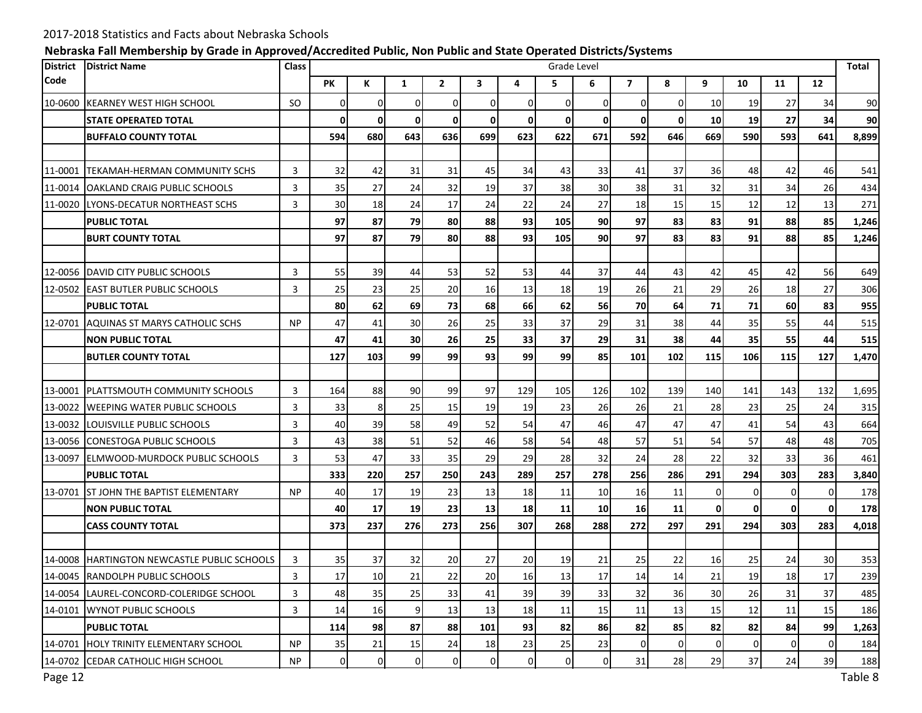2017-2018 Statistics and Facts about Nebraska Schools

**Nebraska Fall Membership by Grade in Approved/Accredited Public, Non Public and State Operated Districts/Systems**

| District Code | District Name | Class | Grade Level | | | | | | | | | | | | | | Total |
|---|---|---|---|---|---|---|---|---|---|---|---|---|---|---|---|---|---|
| | | | PK | K | 1 | 2 | 3 | 4 | 5 | 6 | 7 | 8 | 9 | 10 | 11 | 12 | |
| 10-0600 | KEARNEY WEST HIGH SCHOOL | SO | 0 | 0 | 0 | 0 | 0 | 0 | 0 | 0 | 0 | 0 | 10 | 19 | 27 | 34 | 90 |
| | **STATE OPERATED TOTAL** | | **0** | **0** | **0** | **0** | **0** | **0** | **0** | **0** | **0** | **0** | **10** | **19** | **27** | **34** | **90** |
| | **BUFFALO COUNTY TOTAL** | | **594** | **680** | **643** | **636** | **699** | **623** | **622** | **671** | **592** | **646** | **669** | **590** | **593** | **641** | **8,899** |
| | | | | | | | | | | | | | | | | | |
| 11-0001 | TEKAMAH-HERMAN COMMUNITY SCHS | 3 | 32 | 42 | 31 | 31 | 45 | 34 | 43 | 33 | 41 | 37 | 36 | 48 | 42 | 46 | 541 |
| 11-0014 | OAKLAND CRAIG PUBLIC SCHOOLS | 3 | 35 | 27 | 24 | 32 | 19 | 37 | 38 | 30 | 38 | 31 | 32 | 31 | 34 | 26 | 434 |
| 11-0020 | LYONS-DECATUR NORTHEAST SCHS | 3 | 30 | 18 | 24 | 17 | 24 | 22 | 24 | 27 | 18 | 15 | 15 | 12 | 12 | 13 | 271 |
| | **PUBLIC TOTAL** | | **97** | **87** | **79** | **80** | **88** | **93** | **105** | **90** | **97** | **83** | **83** | **91** | **88** | **85** | **1,246** |
| | **BURT COUNTY TOTAL** | | **97** | **87** | **79** | **80** | **88** | **93** | **105** | **90** | **97** | **83** | **83** | **91** | **88** | **85** | **1,246** |
| | | | | | | | | | | | | | | | | | |
| 12-0056 | DAVID CITY PUBLIC SCHOOLS | 3 | 55 | 39 | 44 | 53 | 52 | 53 | 44 | 37 | 44 | 43 | 42 | 45 | 42 | 56 | 649 |
| 12-0502 | EAST BUTLER PUBLIC SCHOOLS | 3 | 25 | 23 | 25 | 20 | 16 | 13 | 18 | 19 | 26 | 21 | 29 | 26 | 18 | 27 | 306 |
| | **PUBLIC TOTAL** | | **80** | **62** | **69** | **73** | **68** | **66** | **62** | **56** | **70** | **64** | **71** | **71** | **60** | **83** | **955** |
| 12-0701 | AQUINAS ST MARYS CATHOLIC SCHS | NP | 47 | 41 | 30 | 26 | 25 | 33 | 37 | 29 | 31 | 38 | 44 | 35 | 55 | 44 | 515 |
| | **NON PUBLIC TOTAL** | | **47** | **41** | **30** | **26** | **25** | **33** | **37** | **29** | **31** | **38** | **44** | **35** | **55** | **44** | **515** |
| | **BUTLER COUNTY TOTAL** | | **127** | **103** | **99** | **99** | **93** | **99** | **99** | **85** | **101** | **102** | **115** | **106** | **115** | **127** | **1,470** |
| | | | | | | | | | | | | | | | | | |
| 13-0001 | PLATTSMOUTH COMMUNITY SCHOOLS | 3 | 164 | 88 | 90 | 99 | 97 | 129 | 105 | 126 | 102 | 139 | 140 | 141 | 143 | 132 | 1,695 |
| 13-0022 | WEEPING WATER PUBLIC SCHOOLS | 3 | 33 | 8 | 25 | 15 | 19 | 19 | 23 | 26 | 26 | 21 | 28 | 23 | 25 | 24 | 315 |
| 13-0032 | LOUISVILLE PUBLIC SCHOOLS | 3 | 40 | 39 | 58 | 49 | 52 | 54 | 47 | 46 | 47 | 47 | 47 | 41 | 54 | 43 | 664 |
| 13-0056 | CONESTOGA PUBLIC SCHOOLS | 3 | 43 | 38 | 51 | 52 | 46 | 58 | 54 | 48 | 57 | 51 | 54 | 57 | 48 | 48 | 705 |
| 13-0097 | ELMWOOD-MURDOCK PUBLIC SCHOOLS | 3 | 53 | 47 | 33 | 35 | 29 | 29 | 28 | 32 | 24 | 28 | 22 | 32 | 33 | 36 | 461 |
| | **PUBLIC TOTAL** | | **333** | **220** | **257** | **250** | **243** | **289** | **257** | **278** | **256** | **286** | **291** | **294** | **303** | **283** | **3,840** |
| 13-0701 | ST JOHN THE BAPTIST ELEMENTARY | NP | 40 | 17 | 19 | 23 | 13 | 18 | 11 | 10 | 16 | 11 | 0 | 0 | 0 | 0 | 178 |
| | **NON PUBLIC TOTAL** | | **40** | **17** | **19** | **23** | **13** | **18** | **11** | **10** | **16** | **11** | **0** | **0** | **0** | **0** | **178** |
| | **CASS COUNTY TOTAL** | | **373** | **237** | **276** | **273** | **256** | **307** | **268** | **288** | **272** | **297** | **291** | **294** | **303** | **283** | **4,018** |
| | | | | | | | | | | | | | | | | | |
| 14-0008 | HARTINGTON NEWCASTLE PUBLIC SCHOOLS | 3 | 35 | 37 | 32 | 20 | 27 | 20 | 19 | 21 | 25 | 22 | 16 | 25 | 24 | 30 | 353 |
| 14-0045 | RANDOLPH PUBLIC SCHOOLS | 3 | 17 | 10 | 21 | 22 | 20 | 16 | 13 | 17 | 14 | 14 | 21 | 19 | 18 | 17 | 239 |
| 14-0054 | LAUREL-CONCORD-COLERIDGE SCHOOL | 3 | 48 | 35 | 25 | 33 | 41 | 39 | 39 | 33 | 32 | 36 | 30 | 26 | 31 | 37 | 485 |
| 14-0101 | WYNOT PUBLIC SCHOOLS | 3 | 14 | 16 | 9 | 13 | 13 | 18 | 11 | 15 | 11 | 13 | 15 | 12 | 11 | 15 | 186 |
| | **PUBLIC TOTAL** | | **114** | **98** | **87** | **88** | **101** | **93** | **82** | **86** | **82** | **85** | **82** | **82** | **84** | **99** | **1,263** |
| 14-0701 | HOLY TRINITY ELEMENTARY SCHOOL | NP | 35 | 21 | 15 | 24 | 18 | 23 | 25 | 23 | 0 | 0 | 0 | 0 | 0 | 0 | 184 |
| 14-0702 | CEDAR CATHOLIC HIGH SCHOOL | NP | 0 | 0 | 0 | 0 | 0 | 0 | 0 | 0 | 31 | 28 | 29 | 37 | 24 | 39 | 188 |

Table 8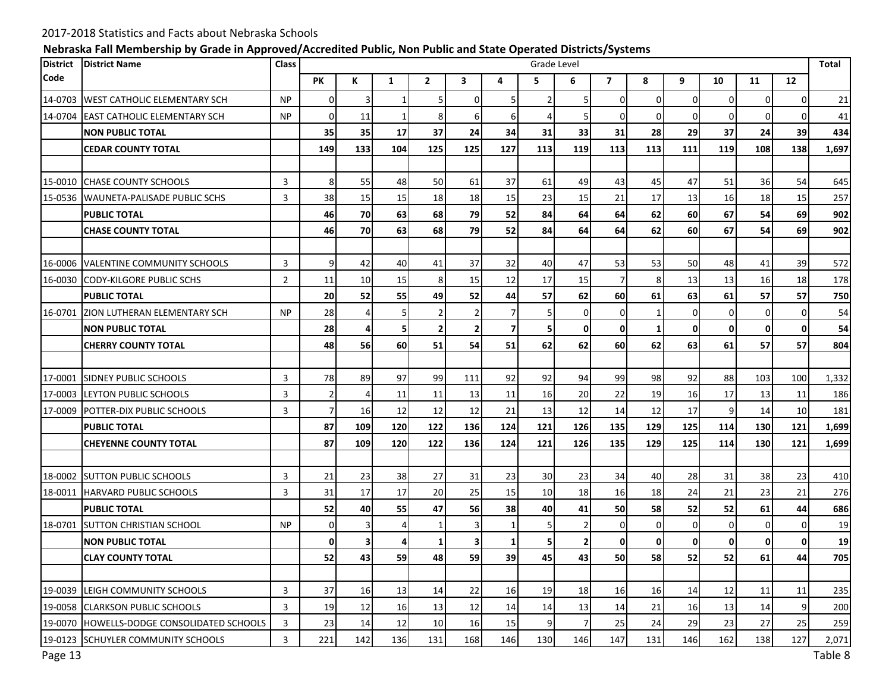2017-2018 Statistics and Facts about Nebraska Schools

## Nebraska Fall Membership by Grade in Approved/Accredited Public, Non Public and State Operated Districts/Systems

| District Code | District Name | Class | Grade Level | | | | | | | | | | | | | | Total |
|---|---|---|---|---|---|---|---|---|---|---|---|---|---|---|---|---|---|
| | | | PK | K | 1 | 2 | 3 | 4 | 5 | 6 | 7 | 8 | 9 | 10 | 11 | 12 | |
| 14-0703 | WEST CATHOLIC ELEMENTARY SCH | NP | 0 | 3 | 1 | 5 | 0 | 5 | 2 | 5 | 0 | 0 | 0 | 0 | 0 | 0 | 21 |
| 14-0704 | EAST CATHOLIC ELEMENTARY SCH | NP | 0 | 11 | 1 | 8 | 6 | 6 | 4 | 5 | 0 | 0 | 0 | 0 | 0 | 0 | 41 |
| | **NON PUBLIC TOTAL** | | **35** | **35** | **17** | **37** | **24** | **34** | **31** | **33** | **31** | **28** | **29** | **37** | **24** | **39** | **434** |
| | **CEDAR COUNTY TOTAL** | | **149** | **133** | **104** | **125** | **125** | **127** | **113** | **119** | **113** | **113** | **111** | **119** | **108** | **138** | **1,697** |
| | | | | | | | | | | | | | | | | | |
| 15-0010 | CHASE COUNTY SCHOOLS | 3 | 8 | 55 | 48 | 50 | 61 | 37 | 61 | 49 | 43 | 45 | 47 | 51 | 36 | 54 | 645 |
| 15-0536 | WAUNETA-PALISADE PUBLIC SCHS | 3 | 38 | 15 | 15 | 18 | 18 | 15 | 23 | 15 | 21 | 17 | 13 | 16 | 18 | 15 | 257 |
| | **PUBLIC TOTAL** | | **46** | **70** | **63** | **68** | **79** | **52** | **84** | **64** | **64** | **62** | **60** | **67** | **54** | **69** | **902** |
| | **CHASE COUNTY TOTAL** | | **46** | **70** | **63** | **68** | **79** | **52** | **84** | **64** | **64** | **62** | **60** | **67** | **54** | **69** | **902** |
| | | | | | | | | | | | | | | | | | |
| 16-0006 | VALENTINE COMMUNITY SCHOOLS | 3 | 9 | 42 | 40 | 41 | 37 | 32 | 40 | 47 | 53 | 53 | 50 | 48 | 41 | 39 | 572 |
| 16-0030 | CODY-KILGORE PUBLIC SCHS | 2 | 11 | 10 | 15 | 8 | 15 | 12 | 17 | 15 | 7 | 8 | 13 | 13 | 16 | 18 | 178 |
| | **PUBLIC TOTAL** | | **20** | **52** | **55** | **49** | **52** | **44** | **57** | **62** | **60** | **61** | **63** | **61** | **57** | **57** | **750** |
| 16-0701 | ZION LUTHERAN ELEMENTARY SCH | NP | 28 | 4 | 5 | 2 | 2 | 7 | 5 | 0 | 0 | 1 | 0 | 0 | 0 | 0 | 54 |
| | **NON PUBLIC TOTAL** | | **28** | **4** | **5** | **2** | **2** | **7** | **5** | **0** | **0** | **1** | **0** | **0** | **0** | **0** | **54** |
| | **CHERRY COUNTY TOTAL** | | **48** | **56** | **60** | **51** | **54** | **51** | **62** | **62** | **60** | **62** | **63** | **61** | **57** | **57** | **804** |
| | | | | | | | | | | | | | | | | | |
| 17-0001 | SIDNEY PUBLIC SCHOOLS | 3 | 78 | 89 | 97 | 99 | 111 | 92 | 92 | 94 | 99 | 98 | 92 | 88 | 103 | 100 | 1,332 |
| 17-0003 | LEYTON PUBLIC SCHOOLS | 3 | 2 | 4 | 11 | 11 | 13 | 11 | 16 | 20 | 22 | 19 | 16 | 17 | 13 | 11 | 186 |
| 17-0009 | POTTER-DIX PUBLIC SCHOOLS | 3 | 7 | 16 | 12 | 12 | 12 | 21 | 13 | 12 | 14 | 12 | 17 | 9 | 14 | 10 | 181 |
| | **PUBLIC TOTAL** | | **87** | **109** | **120** | **122** | **136** | **124** | **121** | **126** | **135** | **129** | **125** | **114** | **130** | **121** | **1,699** |
| | **CHEYENNE COUNTY TOTAL** | | **87** | **109** | **120** | **122** | **136** | **124** | **121** | **126** | **135** | **129** | **125** | **114** | **130** | **121** | **1,699** |
| | | | | | | | | | | | | | | | | | |
| 18-0002 | SUTTON PUBLIC SCHOOLS | 3 | 21 | 23 | 38 | 27 | 31 | 23 | 30 | 23 | 34 | 40 | 28 | 31 | 38 | 23 | 410 |
| 18-0011 | HARVARD PUBLIC SCHOOLS | 3 | 31 | 17 | 17 | 20 | 25 | 15 | 10 | 18 | 16 | 18 | 24 | 21 | 23 | 21 | 276 |
| | **PUBLIC TOTAL** | | **52** | **40** | **55** | **47** | **56** | **38** | **40** | **41** | **50** | **58** | **52** | **52** | **61** | **44** | **686** |
| 18-0701 | SUTTON CHRISTIAN SCHOOL | NP | 0 | 3 | 4 | 1 | 3 | 1 | 5 | 2 | 0 | 0 | 0 | 0 | 0 | 0 | 19 |
| | **NON PUBLIC TOTAL** | | **0** | **3** | **4** | **1** | **3** | **1** | **5** | **2** | **0** | **0** | **0** | **0** | **0** | **0** | **19** |
| | **CLAY COUNTY TOTAL** | | **52** | **43** | **59** | **48** | **59** | **39** | **45** | **43** | **50** | **58** | **52** | **52** | **61** | **44** | **705** |
| | | | | | | | | | | | | | | | | | |
| 19-0039 | LEIGH COMMUNITY SCHOOLS | 3 | 37 | 16 | 13 | 14 | 22 | 16 | 19 | 18 | 16 | 16 | 14 | 12 | 11 | 11 | 235 |
| 19-0058 | CLARKSON PUBLIC SCHOOLS | 3 | 19 | 12 | 16 | 13 | 12 | 14 | 14 | 13 | 14 | 21 | 16 | 13 | 14 | 9 | 200 |
| 19-0070 | HOWELLS-DODGE CONSOLIDATED SCHOOLS | 3 | 23 | 14 | 12 | 10 | 16 | 15 | 9 | 7 | 25 | 24 | 29 | 23 | 27 | 25 | 259 |
| 19-0123 | SCHUYLER COMMUNITY SCHOOLS | 3 | 221 | 142 | 136 | 131 | 168 | 146 | 130 | 146 | 147 | 131 | 146 | 162 | 138 | 127 | 2,071 |

Table 8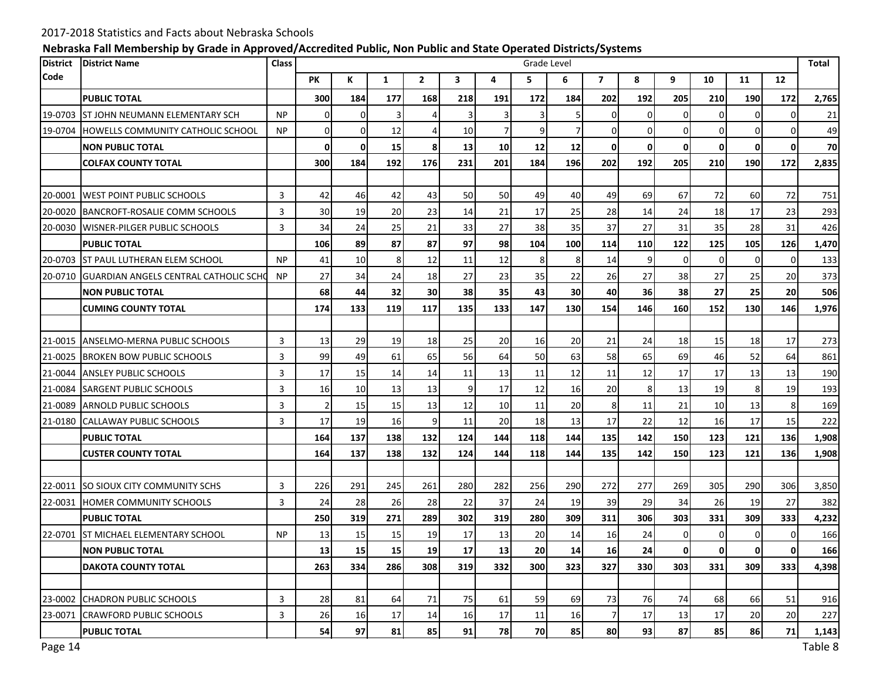2017-2018 Statistics and Facts about Nebraska Schools

**Nebraska Fall Membership by Grade in Approved/Accredited Public, Non Public and State Operated Districts/Systems**

| District Code | District Name | Class | Grade Level | | | | | | | | | | | | | | Total |
|---|---|---|---|---|---|---|---|---|---|---|---|---|---|---|---|---|---|
| | | | PK | K | 1 | 2 | 3 | 4 | 5 | 6 | 7 | 8 | 9 | 10 | 11 | 12 | |
| | **PUBLIC TOTAL** | | **300** | **184** | **177** | **168** | **218** | **191** | **172** | **184** | **202** | **192** | **205** | **210** | **190** | **172** | **2,765** |
| 19-0703 | ST JOHN NEUMANN ELEMENTARY SCH | NP | 0 | 0 | 3 | 4 | 3 | 3 | 3 | 5 | 0 | 0 | 0 | 0 | 0 | 0 | 21 |
| 19-0704 | HOWELLS COMMUNITY CATHOLIC SCHOOL | NP | 0 | 0 | 12 | 4 | 10 | 7 | 9 | 7 | 0 | 0 | 0 | 0 | 0 | 0 | 49 |
| | **NON PUBLIC TOTAL** | | **0** | **0** | **15** | **8** | **13** | **10** | **12** | **12** | **0** | **0** | **0** | **0** | **0** | **0** | **70** |
| | **COLFAX COUNTY TOTAL** | | **300** | **184** | **192** | **176** | **231** | **201** | **184** | **196** | **202** | **192** | **205** | **210** | **190** | **172** | **2,835** |
| | | | | | | | | | | | | | | | | | |
| 20-0001 | WEST POINT PUBLIC SCHOOLS | 3 | 42 | 46 | 42 | 43 | 50 | 50 | 49 | 40 | 49 | 69 | 67 | 72 | 60 | 72 | 751 |
| 20-0020 | BANCROFT-ROSALIE COMM SCHOOLS | 3 | 30 | 19 | 20 | 23 | 14 | 21 | 17 | 25 | 28 | 14 | 24 | 18 | 17 | 23 | 293 |
| 20-0030 | WISNER-PILGER PUBLIC SCHOOLS | 3 | 34 | 24 | 25 | 21 | 33 | 27 | 38 | 35 | 37 | 27 | 31 | 35 | 28 | 31 | 426 |
| | **PUBLIC TOTAL** | | **106** | **89** | **87** | **87** | **97** | **98** | **104** | **100** | **114** | **110** | **122** | **125** | **105** | **126** | **1,470** |
| 20-0703 | ST PAUL LUTHERAN ELEM SCHOOL | NP | 41 | 10 | 8 | 12 | 11 | 12 | 8 | 8 | 14 | 9 | 0 | 0 | 0 | 0 | 133 |
| 20-0710 | GUARDIAN ANGELS CENTRAL CATHOLIC SCHO | NP | 27 | 34 | 24 | 18 | 27 | 23 | 35 | 22 | 26 | 27 | 38 | 27 | 25 | 20 | 373 |
| | **NON PUBLIC TOTAL** | | **68** | **44** | **32** | **30** | **38** | **35** | **43** | **30** | **40** | **36** | **38** | **27** | **25** | **20** | **506** |
| | **CUMING COUNTY TOTAL** | | **174** | **133** | **119** | **117** | **135** | **133** | **147** | **130** | **154** | **146** | **160** | **152** | **130** | **146** | **1,976** |
| | | | | | | | | | | | | | | | | | |
| 21-0015 | ANSELMO-MERNA PUBLIC SCHOOLS | 3 | 13 | 29 | 19 | 18 | 25 | 20 | 16 | 20 | 21 | 24 | 18 | 15 | 18 | 17 | 273 |
| 21-0025 | BROKEN BOW PUBLIC SCHOOLS | 3 | 99 | 49 | 61 | 65 | 56 | 64 | 50 | 63 | 58 | 65 | 69 | 46 | 52 | 64 | 861 |
| 21-0044 | ANSLEY PUBLIC SCHOOLS | 3 | 17 | 15 | 14 | 14 | 11 | 13 | 11 | 12 | 11 | 12 | 17 | 17 | 13 | 13 | 190 |
| 21-0084 | SARGENT PUBLIC SCHOOLS | 3 | 16 | 10 | 13 | 13 | 9 | 17 | 12 | 16 | 20 | 8 | 13 | 19 | 8 | 19 | 193 |
| 21-0089 | ARNOLD PUBLIC SCHOOLS | 3 | 2 | 15 | 15 | 13 | 12 | 10 | 11 | 20 | 8 | 11 | 21 | 10 | 13 | 8 | 169 |
| 21-0180 | CALLAWAY PUBLIC SCHOOLS | 3 | 17 | 19 | 16 | 9 | 11 | 20 | 18 | 13 | 17 | 22 | 12 | 16 | 17 | 15 | 222 |
| | **PUBLIC TOTAL** | | **164** | **137** | **138** | **132** | **124** | **144** | **118** | **144** | **135** | **142** | **150** | **123** | **121** | **136** | **1,908** |
| | **CUSTER COUNTY TOTAL** | | **164** | **137** | **138** | **132** | **124** | **144** | **118** | **144** | **135** | **142** | **150** | **123** | **121** | **136** | **1,908** |
| | | | | | | | | | | | | | | | | | |
| 22-0011 | SO SIOUX CITY COMMUNITY SCHS | 3 | 226 | 291 | 245 | 261 | 280 | 282 | 256 | 290 | 272 | 277 | 269 | 305 | 290 | 306 | 3,850 |
| 22-0031 | HOMER COMMUNITY SCHOOLS | 3 | 24 | 28 | 26 | 28 | 22 | 37 | 24 | 19 | 39 | 29 | 34 | 26 | 19 | 27 | 382 |
| | **PUBLIC TOTAL** | | **250** | **319** | **271** | **289** | **302** | **319** | **280** | **309** | **311** | **306** | **303** | **331** | **309** | **333** | **4,232** |
| 22-0701 | ST MICHAEL ELEMENTARY SCHOOL | NP | 13 | 15 | 15 | 19 | 17 | 13 | 20 | 14 | 16 | 24 | 0 | 0 | 0 | 0 | 166 |
| | **NON PUBLIC TOTAL** | | **13** | **15** | **15** | **19** | **17** | **13** | **20** | **14** | **16** | **24** | **0** | **0** | **0** | **0** | **166** |
| | **DAKOTA COUNTY TOTAL** | | **263** | **334** | **286** | **308** | **319** | **332** | **300** | **323** | **327** | **330** | **303** | **331** | **309** | **333** | **4,398** |
| | | | | | | | | | | | | | | | | | |
| 23-0002 | CHADRON PUBLIC SCHOOLS | 3 | 28 | 81 | 64 | 71 | 75 | 61 | 59 | 69 | 73 | 76 | 74 | 68 | 66 | 51 | 916 |
| 23-0071 | CRAWFORD PUBLIC SCHOOLS | 3 | 26 | 16 | 17 | 14 | 16 | 17 | 11 | 16 | 7 | 17 | 13 | 17 | 20 | 20 | 227 |
| | **PUBLIC TOTAL** | | **54** | **97** | **81** | **85** | **91** | **78** | **70** | **85** | **80** | **93** | **87** | **85** | **86** | **71** | **1,143** |

Table 8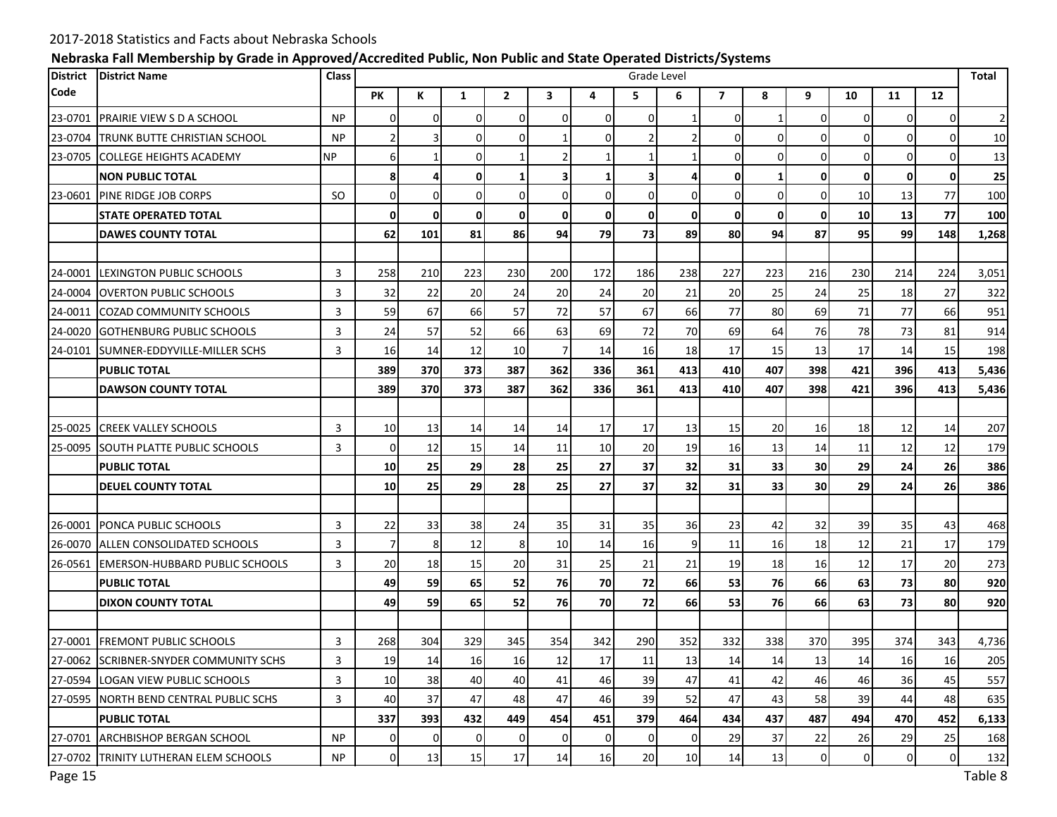2017-2018 Statistics and Facts about Nebraska Schools

## Nebraska Fall Membership by Grade in Approved/Accredited Public, Non Public and State Operated Districts/Systems

| District Code | District Name | Class | Grade Level | | | | | | | | | | | | | | Total |
|---|---|---|---|---|---|---|---|---|---|---|---|---|---|---|---|---|---|
| | | | PK | K | 1 | 2 | 3 | 4 | 5 | 6 | 7 | 8 | 9 | 10 | 11 | 12 | |
| 23-0701 | PRAIRIE VIEW S D A SCHOOL | NP | 0 | 0 | 0 | 0 | 0 | 0 | 0 | 1 | 0 | 1 | 0 | 0 | 0 | 0 | 2 |
| 23-0704 | TRUNK BUTTE CHRISTIAN SCHOOL | NP | 2 | 3 | 0 | 0 | 1 | 0 | 2 | 2 | 0 | 0 | 0 | 0 | 0 | 0 | 10 |
| 23-0705 | COLLEGE HEIGHTS ACADEMY | NP | 6 | 1 | 0 | 1 | 2 | 1 | 1 | 1 | 0 | 0 | 0 | 0 | 0 | 0 | 13 |
| | **NON PUBLIC TOTAL** | | **8** | **4** | **0** | **1** | **3** | **1** | **3** | **4** | **0** | **1** | **0** | **0** | **0** | **0** | **25** |
| 23-0601 | PINE RIDGE JOB CORPS | SO | 0 | 0 | 0 | 0 | 0 | 0 | 0 | 0 | 0 | 0 | 0 | 10 | 13 | 77 | 100 |
| | **STATE OPERATED TOTAL** | | **0** | **0** | **0** | **0** | **0** | **0** | **0** | **0** | **0** | **0** | **0** | **10** | **13** | **77** | **100** |
| | **DAWES COUNTY TOTAL** | | **62** | **101** | **81** | **86** | **94** | **79** | **73** | **89** | **80** | **94** | **87** | **95** | **99** | **148** | **1,268** |
| | | | | | | | | | | | | | | | | | |
| 24-0001 | LEXINGTON PUBLIC SCHOOLS | 3 | 258 | 210 | 223 | 230 | 200 | 172 | 186 | 238 | 227 | 223 | 216 | 230 | 214 | 224 | 3,051 |
| 24-0004 | OVERTON PUBLIC SCHOOLS | 3 | 32 | 22 | 20 | 24 | 20 | 24 | 20 | 21 | 20 | 25 | 24 | 25 | 18 | 27 | 322 |
| 24-0011 | COZAD COMMUNITY SCHOOLS | 3 | 59 | 67 | 66 | 57 | 72 | 57 | 67 | 66 | 77 | 80 | 69 | 71 | 77 | 66 | 951 |
| 24-0020 | GOTHENBURG PUBLIC SCHOOLS | 3 | 24 | 57 | 52 | 66 | 63 | 69 | 72 | 70 | 69 | 64 | 76 | 78 | 73 | 81 | 914 |
| 24-0101 | SUMNER-EDDYVILLE-MILLER SCHS | 3 | 16 | 14 | 12 | 10 | 7 | 14 | 16 | 18 | 17 | 15 | 13 | 17 | 14 | 15 | 198 |
| | **PUBLIC TOTAL** | | **389** | **370** | **373** | **387** | **362** | **336** | **361** | **413** | **410** | **407** | **398** | **421** | **396** | **413** | **5,436** |
| | **DAWSON COUNTY TOTAL** | | **389** | **370** | **373** | **387** | **362** | **336** | **361** | **413** | **410** | **407** | **398** | **421** | **396** | **413** | **5,436** |
| | | | | | | | | | | | | | | | | | |
| 25-0025 | CREEK VALLEY SCHOOLS | 3 | 10 | 13 | 14 | 14 | 14 | 17 | 17 | 13 | 15 | 20 | 16 | 18 | 12 | 14 | 207 |
| 25-0095 | SOUTH PLATTE PUBLIC SCHOOLS | 3 | 0 | 12 | 15 | 14 | 11 | 10 | 20 | 19 | 16 | 13 | 14 | 11 | 12 | 12 | 179 |
| | **PUBLIC TOTAL** | | **10** | **25** | **29** | **28** | **25** | **27** | **37** | **32** | **31** | **33** | **30** | **29** | **24** | **26** | **386** |
| | **DEUEL COUNTY TOTAL** | | **10** | **25** | **29** | **28** | **25** | **27** | **37** | **32** | **31** | **33** | **30** | **29** | **24** | **26** | **386** |
| | | | | | | | | | | | | | | | | | |
| 26-0001 | PONCA PUBLIC SCHOOLS | 3 | 22 | 33 | 38 | 24 | 35 | 31 | 35 | 36 | 23 | 42 | 32 | 39 | 35 | 43 | 468 |
| 26-0070 | ALLEN CONSOLIDATED SCHOOLS | 3 | 7 | 8 | 12 | 8 | 10 | 14 | 16 | 9 | 11 | 16 | 18 | 12 | 21 | 17 | 179 |
| 26-0561 | EMERSON-HUBBARD PUBLIC SCHOOLS | 3 | 20 | 18 | 15 | 20 | 31 | 25 | 21 | 21 | 19 | 18 | 16 | 12 | 17 | 20 | 273 |
| | **PUBLIC TOTAL** | | **49** | **59** | **65** | **52** | **76** | **70** | **72** | **66** | **53** | **76** | **66** | **63** | **73** | **80** | **920** |
| | **DIXON COUNTY TOTAL** | | **49** | **59** | **65** | **52** | **76** | **70** | **72** | **66** | **53** | **76** | **66** | **63** | **73** | **80** | **920** |
| | | | | | | | | | | | | | | | | | |
| 27-0001 | FREMONT PUBLIC SCHOOLS | 3 | 268 | 304 | 329 | 345 | 354 | 342 | 290 | 352 | 332 | 338 | 370 | 395 | 374 | 343 | 4,736 |
| 27-0062 | SCRIBNER-SNYDER COMMUNITY SCHS | 3 | 19 | 14 | 16 | 16 | 12 | 17 | 11 | 13 | 14 | 14 | 13 | 14 | 16 | 16 | 205 |
| 27-0594 | LOGAN VIEW PUBLIC SCHOOLS | 3 | 10 | 38 | 40 | 40 | 41 | 46 | 39 | 47 | 41 | 42 | 46 | 46 | 36 | 45 | 557 |
| 27-0595 | NORTH BEND CENTRAL PUBLIC SCHS | 3 | 40 | 37 | 47 | 48 | 47 | 46 | 39 | 52 | 47 | 43 | 58 | 39 | 44 | 48 | 635 |
| | **PUBLIC TOTAL** | | **337** | **393** | **432** | **449** | **454** | **451** | **379** | **464** | **434** | **437** | **487** | **494** | **470** | **452** | **6,133** |
| 27-0701 | ARCHBISHOP BERGAN SCHOOL | NP | 0 | 0 | 0 | 0 | 0 | 0 | 0 | 0 | 29 | 37 | 22 | 26 | 29 | 25 | 168 |
| 27-0702 | TRINITY LUTHERAN ELEM SCHOOLS | NP | 0 | 13 | 15 | 17 | 14 | 16 | 20 | 10 | 14 | 13 | 0 | 0 | 0 | 0 | 132 |

Table 8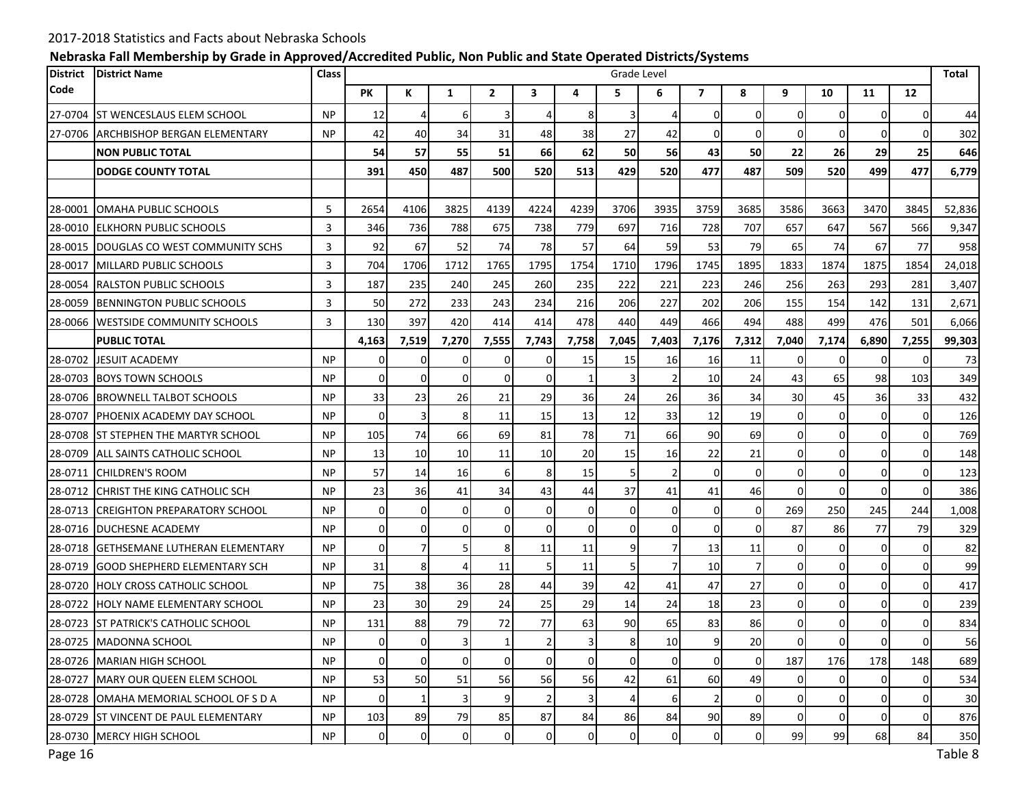2017-2018 Statistics and Facts about Nebraska Schools

**Nebraska Fall Membership by Grade in Approved/Accredited Public, Non Public and State Operated Districts/Systems**

| District Code | District Name | Class | Grade Level | | | | | | | | | | | | | | Total |
|---|---|---|---|---|---|---|---|---|---|---|---|---|---|---|---|---|---|
| | | | PK | K | 1 | 2 | 3 | 4 | 5 | 6 | 7 | 8 | 9 | 10 | 11 | 12 | |
| 27-0704 | ST WENCESLAUS ELEM SCHOOL | NP | 12 | 4 | 6 | 3 | 4 | 8 | 3 | 4 | 0 | 0 | 0 | 0 | 0 | 0 | 44 |
| 27-0706 | ARCHBISHOP BERGAN ELEMENTARY | NP | 42 | 40 | 34 | 31 | 48 | 38 | 27 | 42 | 0 | 0 | 0 | 0 | 0 | 0 | 302 |
| | **NON PUBLIC TOTAL** | | **54** | **57** | **55** | **51** | **66** | **62** | **50** | **56** | **43** | **50** | **22** | **26** | **29** | **25** | **646** |
| | **DODGE COUNTY TOTAL** | | **391** | **450** | **487** | **500** | **520** | **513** | **429** | **520** | **477** | **487** | **509** | **520** | **499** | **477** | **6,779** |
| | | | | | | | | | | | | | | | | | |
| 28-0001 | OMAHA PUBLIC SCHOOLS | 5 | 2654 | 4106 | 3825 | 4139 | 4224 | 4239 | 3706 | 3935 | 3759 | 3685 | 3586 | 3663 | 3470 | 3845 | 52,836 |
| 28-0010 | ELKHORN PUBLIC SCHOOLS | 3 | 346 | 736 | 788 | 675 | 738 | 779 | 697 | 716 | 728 | 707 | 657 | 647 | 567 | 566 | 9,347 |
| 28-0015 | DOUGLAS CO WEST COMMUNITY SCHS | 3 | 92 | 67 | 52 | 74 | 78 | 57 | 64 | 59 | 53 | 79 | 65 | 74 | 67 | 77 | 958 |
| 28-0017 | MILLARD PUBLIC SCHOOLS | 3 | 704 | 1706 | 1712 | 1765 | 1795 | 1754 | 1710 | 1796 | 1745 | 1895 | 1833 | 1874 | 1875 | 1854 | 24,018 |
| 28-0054 | RALSTON PUBLIC SCHOOLS | 3 | 187 | 235 | 240 | 245 | 260 | 235 | 222 | 221 | 223 | 246 | 256 | 263 | 293 | 281 | 3,407 |
| 28-0059 | BENNINGTON PUBLIC SCHOOLS | 3 | 50 | 272 | 233 | 243 | 234 | 216 | 206 | 227 | 202 | 206 | 155 | 154 | 142 | 131 | 2,671 |
| 28-0066 | WESTSIDE COMMUNITY SCHOOLS | 3 | 130 | 397 | 420 | 414 | 414 | 478 | 440 | 449 | 466 | 494 | 488 | 499 | 476 | 501 | 6,066 |
| | **PUBLIC TOTAL** | | **4,163** | **7,519** | **7,270** | **7,555** | **7,743** | **7,758** | **7,045** | **7,403** | **7,176** | **7,312** | **7,040** | **7,174** | **6,890** | **7,255** | **99,303** |
| 28-0702 | JESUIT ACADEMY | NP | 0 | 0 | 0 | 0 | 0 | 15 | 15 | 16 | 16 | 11 | 0 | 0 | 0 | 0 | 73 |
| 28-0703 | BOYS TOWN SCHOOLS | NP | 0 | 0 | 0 | 0 | 0 | 1 | 3 | 2 | 10 | 24 | 43 | 65 | 98 | 103 | 349 |
| 28-0706 | BROWNELL TALBOT SCHOOLS | NP | 33 | 23 | 26 | 21 | 29 | 36 | 24 | 26 | 36 | 34 | 30 | 45 | 36 | 33 | 432 |
| 28-0707 | PHOENIX ACADEMY DAY SCHOOL | NP | 0 | 3 | 8 | 11 | 15 | 13 | 12 | 33 | 12 | 19 | 0 | 0 | 0 | 0 | 126 |
| 28-0708 | ST STEPHEN THE MARTYR SCHOOL | NP | 105 | 74 | 66 | 69 | 81 | 78 | 71 | 66 | 90 | 69 | 0 | 0 | 0 | 0 | 769 |
| 28-0709 | ALL SAINTS CATHOLIC SCHOOL | NP | 13 | 10 | 10 | 11 | 10 | 20 | 15 | 16 | 22 | 21 | 0 | 0 | 0 | 0 | 148 |
| 28-0711 | CHILDREN'S ROOM | NP | 57 | 14 | 16 | 6 | 8 | 15 | 5 | 2 | 0 | 0 | 0 | 0 | 0 | 0 | 123 |
| 28-0712 | CHRIST THE KING CATHOLIC SCH | NP | 23 | 36 | 41 | 34 | 43 | 44 | 37 | 41 | 41 | 46 | 0 | 0 | 0 | 0 | 386 |
| 28-0713 | CREIGHTON PREPARATORY SCHOOL | NP | 0 | 0 | 0 | 0 | 0 | 0 | 0 | 0 | 0 | 0 | 269 | 250 | 245 | 244 | 1,008 |
| 28-0716 | DUCHESNE ACADEMY | NP | 0 | 0 | 0 | 0 | 0 | 0 | 0 | 0 | 0 | 0 | 87 | 86 | 77 | 79 | 329 |
| 28-0718 | GETHSEMANE LUTHERAN ELEMENTARY | NP | 0 | 7 | 5 | 8 | 11 | 11 | 9 | 7 | 13 | 11 | 0 | 0 | 0 | 0 | 82 |
| 28-0719 | GOOD SHEPHERD ELEMENTARY SCH | NP | 31 | 8 | 4 | 11 | 5 | 11 | 5 | 7 | 10 | 7 | 0 | 0 | 0 | 0 | 99 |
| 28-0720 | HOLY CROSS CATHOLIC SCHOOL | NP | 75 | 38 | 36 | 28 | 44 | 39 | 42 | 41 | 47 | 27 | 0 | 0 | 0 | 0 | 417 |
| 28-0722 | HOLY NAME ELEMENTARY SCHOOL | NP | 23 | 30 | 29 | 24 | 25 | 29 | 14 | 24 | 18 | 23 | 0 | 0 | 0 | 0 | 239 |
| 28-0723 | ST PATRICK'S CATHOLIC SCHOOL | NP | 131 | 88 | 79 | 72 | 77 | 63 | 90 | 65 | 83 | 86 | 0 | 0 | 0 | 0 | 834 |
| 28-0725 | MADONNA SCHOOL | NP | 0 | 0 | 3 | 1 | 2 | 3 | 8 | 10 | 9 | 20 | 0 | 0 | 0 | 0 | 56 |
| 28-0726 | MARIAN HIGH SCHOOL | NP | 0 | 0 | 0 | 0 | 0 | 0 | 0 | 0 | 0 | 0 | 187 | 176 | 178 | 148 | 689 |
| 28-0727 | MARY OUR QUEEN ELEM SCHOOL | NP | 53 | 50 | 51 | 56 | 56 | 56 | 42 | 61 | 60 | 49 | 0 | 0 | 0 | 0 | 534 |
| 28-0728 | OMAHA MEMORIAL SCHOOL OF S D A | NP | 0 | 1 | 3 | 9 | 2 | 3 | 4 | 6 | 2 | 0 | 0 | 0 | 0 | 0 | 30 |
| 28-0729 | ST VINCENT DE PAUL ELEMENTARY | NP | 103 | 89 | 79 | 85 | 87 | 84 | 86 | 84 | 90 | 89 | 0 | 0 | 0 | 0 | 876 |
| 28-0730 | MERCY HIGH SCHOOL | NP | 0 | 0 | 0 | 0 | 0 | 0 | 0 | 0 | 0 | 0 | 99 | 99 | 68 | 84 | 350 |

Table 8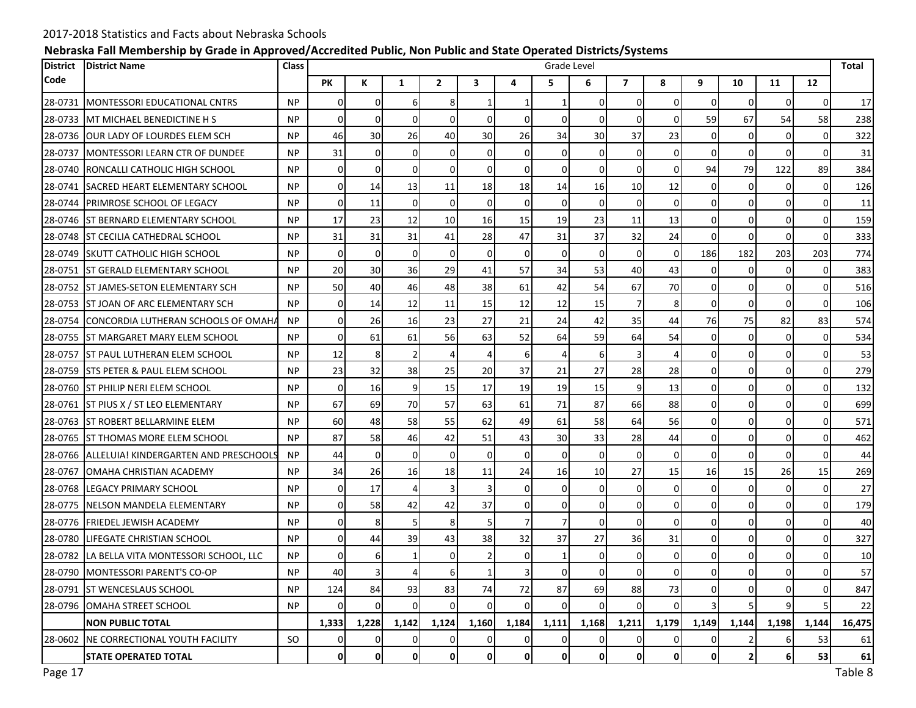2017-2018 Statistics and Facts about Nebraska Schools

**Nebraska Fall Membership by Grade in Approved/Accredited Public, Non Public and State Operated Districts/Systems**

| District Code | District Name | Class | PK | K | 1 | 2 | 3 | 4 | 5 | 6 | 7 | 8 | 9 | 10 | 11 | 12 | Total |
|---|---|---|---|---|---|---|---|---|---|---|---|---|---|---|---|---|---|
| 28-0731 | MONTESSORI EDUCATIONAL CNTRS | NP | 0 | 0 | 6 | 8 | 1 | 1 | 1 | 0 | 0 | 0 | 0 | 0 | 0 | 0 | 17 |
| 28-0733 | MT MICHAEL BENEDICTINE H S | NP | 0 | 0 | 0 | 0 | 0 | 0 | 0 | 0 | 0 | 0 | 59 | 67 | 54 | 58 | 238 |
| 28-0736 | OUR LADY OF LOURDES ELEM SCH | NP | 46 | 30 | 26 | 40 | 30 | 26 | 34 | 30 | 37 | 23 | 0 | 0 | 0 | 0 | 322 |
| 28-0737 | MONTESSORI LEARN CTR OF DUNDEE | NP | 31 | 0 | 0 | 0 | 0 | 0 | 0 | 0 | 0 | 0 | 0 | 0 | 0 | 0 | 31 |
| 28-0740 | RONCALLI CATHOLIC HIGH SCHOOL | NP | 0 | 0 | 0 | 0 | 0 | 0 | 0 | 0 | 0 | 0 | 94 | 79 | 122 | 89 | 384 |
| 28-0741 | SACRED HEART ELEMENTARY SCHOOL | NP | 0 | 14 | 13 | 11 | 18 | 18 | 14 | 16 | 10 | 12 | 0 | 0 | 0 | 0 | 126 |
| 28-0744 | PRIMROSE SCHOOL OF LEGACY | NP | 0 | 11 | 0 | 0 | 0 | 0 | 0 | 0 | 0 | 0 | 0 | 0 | 0 | 0 | 11 |
| 28-0746 | ST BERNARD ELEMENTARY SCHOOL | NP | 17 | 23 | 12 | 10 | 16 | 15 | 19 | 23 | 11 | 13 | 0 | 0 | 0 | 0 | 159 |
| 28-0748 | ST CECILIA CATHEDRAL SCHOOL | NP | 31 | 31 | 31 | 41 | 28 | 47 | 31 | 37 | 32 | 24 | 0 | 0 | 0 | 0 | 333 |
| 28-0749 | SKUTT CATHOLIC HIGH SCHOOL | NP | 0 | 0 | 0 | 0 | 0 | 0 | 0 | 0 | 0 | 0 | 186 | 182 | 203 | 203 | 774 |
| 28-0751 | ST GERALD ELEMENTARY SCHOOL | NP | 20 | 30 | 36 | 29 | 41 | 57 | 34 | 53 | 40 | 43 | 0 | 0 | 0 | 0 | 383 |
| 28-0752 | ST JAMES-SETON ELEMENTARY SCH | NP | 50 | 40 | 46 | 48 | 38 | 61 | 42 | 54 | 67 | 70 | 0 | 0 | 0 | 0 | 516 |
| 28-0753 | ST JOAN OF ARC ELEMENTARY SCH | NP | 0 | 14 | 12 | 11 | 15 | 12 | 12 | 15 | 7 | 8 | 0 | 0 | 0 | 0 | 106 |
| 28-0754 | CONCORDIA LUTHERAN SCHOOLS OF OMAHA | NP | 0 | 26 | 16 | 23 | 27 | 21 | 24 | 42 | 35 | 44 | 76 | 75 | 82 | 83 | 574 |
| 28-0755 | ST MARGARET MARY ELEM SCHOOL | NP | 0 | 61 | 61 | 56 | 63 | 52 | 64 | 59 | 64 | 54 | 0 | 0 | 0 | 0 | 534 |
| 28-0757 | ST PAUL LUTHERAN ELEM SCHOOL | NP | 12 | 8 | 2 | 4 | 4 | 6 | 4 | 6 | 3 | 4 | 0 | 0 | 0 | 0 | 53 |
| 28-0759 | STS PETER & PAUL ELEM SCHOOL | NP | 23 | 32 | 38 | 25 | 20 | 37 | 21 | 27 | 28 | 28 | 0 | 0 | 0 | 0 | 279 |
| 28-0760 | ST PHILIP NERI ELEM SCHOOL | NP | 0 | 16 | 9 | 15 | 17 | 19 | 19 | 15 | 9 | 13 | 0 | 0 | 0 | 0 | 132 |
| 28-0761 | ST PIUS X / ST LEO ELEMENTARY | NP | 67 | 69 | 70 | 57 | 63 | 61 | 71 | 87 | 66 | 88 | 0 | 0 | 0 | 0 | 699 |
| 28-0763 | ST ROBERT BELLARMINE ELEM | NP | 60 | 48 | 58 | 55 | 62 | 49 | 61 | 58 | 64 | 56 | 0 | 0 | 0 | 0 | 571 |
| 28-0765 | ST THOMAS MORE ELEM SCHOOL | NP | 87 | 58 | 46 | 42 | 51 | 43 | 30 | 33 | 28 | 44 | 0 | 0 | 0 | 0 | 462 |
| 28-0766 | ALLELUIA! KINDERGARTEN AND PRESCHOOLS | NP | 44 | 0 | 0 | 0 | 0 | 0 | 0 | 0 | 0 | 0 | 0 | 0 | 0 | 0 | 44 |
| 28-0767 | OMAHA CHRISTIAN ACADEMY | NP | 34 | 26 | 16 | 18 | 11 | 24 | 16 | 10 | 27 | 15 | 16 | 15 | 26 | 15 | 269 |
| 28-0768 | LEGACY PRIMARY SCHOOL | NP | 0 | 17 | 4 | 3 | 3 | 0 | 0 | 0 | 0 | 0 | 0 | 0 | 0 | 0 | 27 |
| 28-0775 | NELSON MANDELA ELEMENTARY | NP | 0 | 58 | 42 | 42 | 37 | 0 | 0 | 0 | 0 | 0 | 0 | 0 | 0 | 0 | 179 |
| 28-0776 | FRIEDEL JEWISH ACADEMY | NP | 0 | 8 | 5 | 8 | 5 | 7 | 7 | 0 | 0 | 0 | 0 | 0 | 0 | 0 | 40 |
| 28-0780 | LIFEGATE CHRISTIAN SCHOOL | NP | 0 | 44 | 39 | 43 | 38 | 32 | 37 | 27 | 36 | 31 | 0 | 0 | 0 | 0 | 327 |
| 28-0782 | LA BELLA VITA MONTESSORI SCHOOL, LLC | NP | 0 | 6 | 1 | 0 | 2 | 0 | 1 | 0 | 0 | 0 | 0 | 0 | 0 | 0 | 10 |
| 28-0790 | MONTESSORI PARENT'S CO-OP | NP | 40 | 3 | 4 | 6 | 1 | 3 | 0 | 0 | 0 | 0 | 0 | 0 | 0 | 0 | 57 |
| 28-0791 | ST WENCESLAUS SCHOOL | NP | 124 | 84 | 93 | 83 | 74 | 72 | 87 | 69 | 88 | 73 | 0 | 0 | 0 | 0 | 847 |
| 28-0796 | OMAHA STREET SCHOOL | NP | 0 | 0 | 0 | 0 | 0 | 0 | 0 | 0 | 0 | 0 | 3 | 5 | 9 | 5 | 22 |
| | **NON PUBLIC TOTAL** | | **1,333** | **1,228** | **1,142** | **1,124** | **1,160** | **1,184** | **1,111** | **1,168** | **1,211** | **1,179** | **1,149** | **1,144** | **1,198** | **1,144** | **16,475** |
| 28-0602 | NE CORRECTIONAL YOUTH FACILITY | SO | 0 | 0 | 0 | 0 | 0 | 0 | 0 | 0 | 0 | 0 | 0 | 2 | 6 | 53 | 61 |
| | **STATE OPERATED TOTAL** | | **0** | **0** | **0** | **0** | **0** | **0** | **0** | **0** | **0** | **0** | **0** | **2** | **6** | **53** | **61** |

Table 8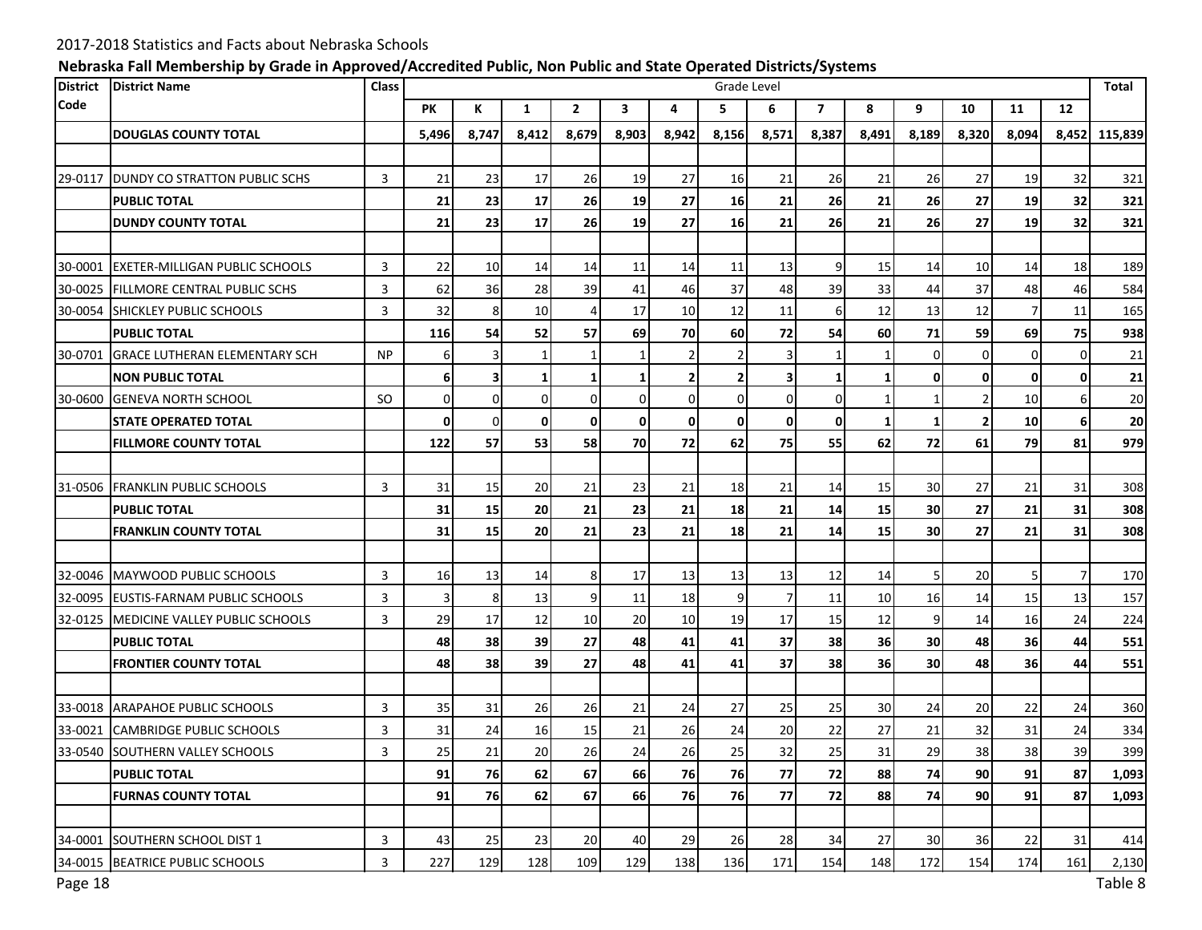2017-2018 Statistics and Facts about Nebraska Schools

**Nebraska Fall Membership by Grade in Approved/Accredited Public, Non Public and State Operated Districts/Systems**

| District Code | District Name | Class | Grade Level | | | | | | | | | | | | | | Total |
|---|---|---|---|---|---|---|---|---|---|---|---|---|---|---|---|---|---|
| | | | PK | K | 1 | 2 | 3 | 4 | 5 | 6 | 7 | 8 | 9 | 10 | 11 | 12 | |
| | **DOUGLAS COUNTY TOTAL** | | **5,496** | **8,747** | **8,412** | **8,679** | **8,903** | **8,942** | **8,156** | **8,571** | **8,387** | **8,491** | **8,189** | **8,320** | **8,094** | **8,452** | **115,839** |
| | | | | | | | | | | | | | | | | | |
| 29-0117 | DUNDY CO STRATTON PUBLIC SCHS | 3 | 21 | 23 | 17 | 26 | 19 | 27 | 16 | 21 | 26 | 21 | 26 | 27 | 19 | 32 | 321 |
| | **PUBLIC TOTAL** | | **21** | **23** | **17** | **26** | **19** | **27** | **16** | **21** | **26** | **21** | **26** | **27** | **19** | **32** | **321** |
| | **DUNDY COUNTY TOTAL** | | **21** | **23** | **17** | **26** | **19** | **27** | **16** | **21** | **26** | **21** | **26** | **27** | **19** | **32** | **321** |
| | | | | | | | | | | | | | | | | | |
| 30-0001 | EXETER-MILLIGAN PUBLIC SCHOOLS | 3 | 22 | 10 | 14 | 14 | 11 | 14 | 11 | 13 | 9 | 15 | 14 | 10 | 14 | 18 | 189 |
| 30-0025 | FILLMORE CENTRAL PUBLIC SCHS | 3 | 62 | 36 | 28 | 39 | 41 | 46 | 37 | 48 | 39 | 33 | 44 | 37 | 48 | 46 | 584 |
| 30-0054 | SHICKLEY PUBLIC SCHOOLS | 3 | 32 | 8 | 10 | 4 | 17 | 10 | 12 | 11 | 6 | 12 | 13 | 12 | 7 | 11 | 165 |
| | **PUBLIC TOTAL** | | **116** | **54** | **52** | **57** | **69** | **70** | **60** | **72** | **54** | **60** | **71** | **59** | **69** | **75** | **938** |
| 30-0701 | GRACE LUTHERAN ELEMENTARY SCH | NP | 6 | 3 | 1 | 1 | 1 | 2 | 2 | 3 | 1 | 1 | 0 | 0 | 0 | 0 | 21 |
| | **NON PUBLIC TOTAL** | | **6** | **3** | **1** | **1** | **1** | **2** | **2** | **3** | **1** | **1** | **0** | **0** | **0** | **0** | **21** |
| 30-0600 | GENEVA NORTH SCHOOL | SO | 0 | 0 | 0 | 0 | 0 | 0 | 0 | 0 | 0 | 1 | 1 | 2 | 10 | 6 | 20 |
| | **STATE OPERATED TOTAL** | | **0** | 0 | **0** | **0** | **0** | **0** | **0** | **0** | **0** | **1** | **1** | **2** | **10** | **6** | **20** |
| | **FILLMORE COUNTY TOTAL** | | **122** | **57** | **53** | **58** | **70** | **72** | **62** | **75** | **55** | **62** | **72** | **61** | **79** | **81** | **979** |
| | | | | | | | | | | | | | | | | | |
| 31-0506 | FRANKLIN PUBLIC SCHOOLS | 3 | 31 | 15 | 20 | 21 | 23 | 21 | 18 | 21 | 14 | 15 | 30 | 27 | 21 | 31 | 308 |
| | **PUBLIC TOTAL** | | **31** | **15** | **20** | **21** | **23** | **21** | **18** | **21** | **14** | **15** | **30** | **27** | **21** | **31** | **308** |
| | **FRANKLIN COUNTY TOTAL** | | **31** | **15** | **20** | **21** | **23** | **21** | **18** | **21** | **14** | **15** | **30** | **27** | **21** | **31** | **308** |
| | | | | | | | | | | | | | | | | | |
| 32-0046 | MAYWOOD PUBLIC SCHOOLS | 3 | 16 | 13 | 14 | 8 | 17 | 13 | 13 | 13 | 12 | 14 | 5 | 20 | 5 | 7 | 170 |
| 32-0095 | EUSTIS-FARNAM PUBLIC SCHOOLS | 3 | 3 | 8 | 13 | 9 | 11 | 18 | 9 | 7 | 11 | 10 | 16 | 14 | 15 | 13 | 157 |
| 32-0125 | MEDICINE VALLEY PUBLIC SCHOOLS | 3 | 29 | 17 | 12 | 10 | 20 | 10 | 19 | 17 | 15 | 12 | 9 | 14 | 16 | 24 | 224 |
| | **PUBLIC TOTAL** | | **48** | **38** | **39** | **27** | **48** | **41** | **41** | **37** | **38** | **36** | **30** | **48** | **36** | **44** | **551** |
| | **FRONTIER COUNTY TOTAL** | | **48** | **38** | **39** | **27** | **48** | **41** | **41** | **37** | **38** | **36** | **30** | **48** | **36** | **44** | **551** |
| | | | | | | | | | | | | | | | | | |
| 33-0018 | ARAPAHOE PUBLIC SCHOOLS | 3 | 35 | 31 | 26 | 26 | 21 | 24 | 27 | 25 | 25 | 30 | 24 | 20 | 22 | 24 | 360 |
| 33-0021 | CAMBRIDGE PUBLIC SCHOOLS | 3 | 31 | 24 | 16 | 15 | 21 | 26 | 24 | 20 | 22 | 27 | 21 | 32 | 31 | 24 | 334 |
| 33-0540 | SOUTHERN VALLEY SCHOOLS | 3 | 25 | 21 | 20 | 26 | 24 | 26 | 25 | 32 | 25 | 31 | 29 | 38 | 38 | 39 | 399 |
| | **PUBLIC TOTAL** | | **91** | **76** | **62** | **67** | **66** | **76** | **76** | **77** | **72** | **88** | **74** | **90** | **91** | **87** | **1,093** |
| | **FURNAS COUNTY TOTAL** | | **91** | **76** | **62** | **67** | **66** | **76** | **76** | **77** | **72** | **88** | **74** | **90** | **91** | **87** | **1,093** |
| | | | | | | | | | | | | | | | | | |
| 34-0001 | SOUTHERN SCHOOL DIST 1 | 3 | 43 | 25 | 23 | 20 | 40 | 29 | 26 | 28 | 34 | 27 | 30 | 36 | 22 | 31 | 414 |
| 34-0015 | BEATRICE PUBLIC SCHOOLS | 3 | 227 | 129 | 128 | 109 | 129 | 138 | 136 | 171 | 154 | 148 | 172 | 154 | 174 | 161 | 2,130 |

Table 8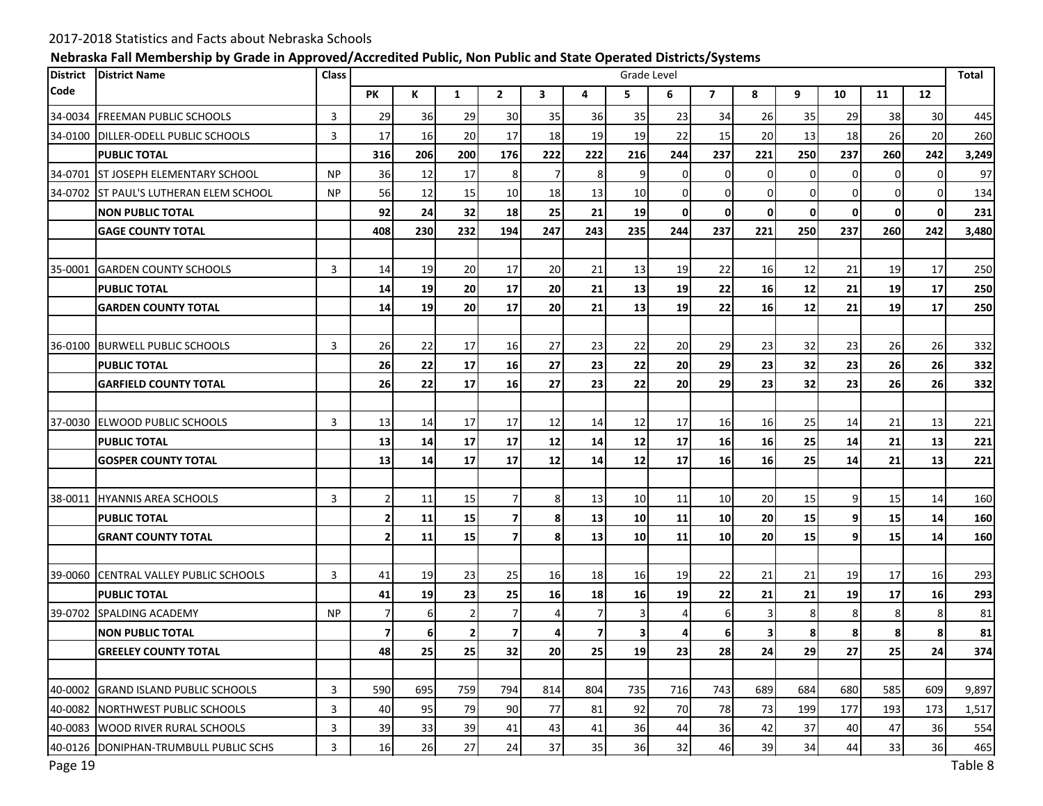2017-2018 Statistics and Facts about Nebraska Schools

**Nebraska Fall Membership by Grade in Approved/Accredited Public, Non Public and State Operated Districts/Systems**

| District Code | District Name | Class | Grade Level | | | | | | | | | | | | | | Total |
|---|---|---|---|---|---|---|---|---|---|---|---|---|---|---|---|---|---|
| | | | PK | K | 1 | 2 | 3 | 4 | 5 | 6 | 7 | 8 | 9 | 10 | 11 | 12 | |
| 34-0034 | FREEMAN PUBLIC SCHOOLS | 3 | 29 | 36 | 29 | 30 | 35 | 36 | 35 | 23 | 34 | 26 | 35 | 29 | 38 | 30 | 445 |
| 34-0100 | DILLER-ODELL PUBLIC SCHOOLS | 3 | 17 | 16 | 20 | 17 | 18 | 19 | 19 | 22 | 15 | 20 | 13 | 18 | 26 | 20 | 260 |
| | **PUBLIC TOTAL** | | **316** | **206** | **200** | **176** | **222** | **222** | **216** | **244** | **237** | **221** | **250** | **237** | **260** | **242** | **3,249** |
| 34-0701 | ST JOSEPH ELEMENTARY SCHOOL | NP | 36 | 12 | 17 | 8 | 7 | 8 | 9 | 0 | 0 | 0 | 0 | 0 | 0 | 0 | 97 |
| 34-0702 | ST PAUL'S LUTHERAN ELEM SCHOOL | NP | 56 | 12 | 15 | 10 | 18 | 13 | 10 | 0 | 0 | 0 | 0 | 0 | 0 | 0 | 134 |
| | **NON PUBLIC TOTAL** | | **92** | **24** | **32** | **18** | **25** | **21** | **19** | **0** | **0** | **0** | **0** | **0** | **0** | **0** | **231** |
| | **GAGE COUNTY TOTAL** | | **408** | **230** | **232** | **194** | **247** | **243** | **235** | **244** | **237** | **221** | **250** | **237** | **260** | **242** | **3,480** |
| | | | | | | | | | | | | | | | | | |
| 35-0001 | GARDEN COUNTY SCHOOLS | 3 | 14 | 19 | 20 | 17 | 20 | 21 | 13 | 19 | 22 | 16 | 12 | 21 | 19 | 17 | 250 |
| | **PUBLIC TOTAL** | | **14** | **19** | **20** | **17** | **20** | **21** | **13** | **19** | **22** | **16** | **12** | **21** | **19** | **17** | **250** |
| | **GARDEN COUNTY TOTAL** | | **14** | **19** | **20** | **17** | **20** | **21** | **13** | **19** | **22** | **16** | **12** | **21** | **19** | **17** | **250** |
| | | | | | | | | | | | | | | | | | |
| 36-0100 | BURWELL PUBLIC SCHOOLS | 3 | 26 | 22 | 17 | 16 | 27 | 23 | 22 | 20 | 29 | 23 | 32 | 23 | 26 | 26 | 332 |
| | **PUBLIC TOTAL** | | **26** | **22** | **17** | **16** | **27** | **23** | **22** | **20** | **29** | **23** | **32** | **23** | **26** | **26** | **332** |
| | **GARFIELD COUNTY TOTAL** | | **26** | **22** | **17** | **16** | **27** | **23** | **22** | **20** | **29** | **23** | **32** | **23** | **26** | **26** | **332** |
| | | | | | | | | | | | | | | | | | |
| 37-0030 | ELWOOD PUBLIC SCHOOLS | 3 | 13 | 14 | 17 | 17 | 12 | 14 | 12 | 17 | 16 | 16 | 25 | 14 | 21 | 13 | 221 |
| | **PUBLIC TOTAL** | | **13** | **14** | **17** | **17** | **12** | **14** | **12** | **17** | **16** | **16** | **25** | **14** | **21** | **13** | **221** |
| | **GOSPER COUNTY TOTAL** | | **13** | **14** | **17** | **17** | **12** | **14** | **12** | **17** | **16** | **16** | **25** | **14** | **21** | **13** | **221** |
| | | | | | | | | | | | | | | | | | |
| 38-0011 | HYANNIS AREA SCHOOLS | 3 | 2 | 11 | 15 | 7 | 8 | 13 | 10 | 11 | 10 | 20 | 15 | 9 | 15 | 14 | 160 |
| | **PUBLIC TOTAL** | | **2** | **11** | **15** | **7** | **8** | **13** | **10** | **11** | **10** | **20** | **15** | **9** | **15** | **14** | **160** |
| | **GRANT COUNTY TOTAL** | | **2** | **11** | **15** | **7** | **8** | **13** | **10** | **11** | **10** | **20** | **15** | **9** | **15** | **14** | **160** |
| | | | | | | | | | | | | | | | | | |
| 39-0060 | CENTRAL VALLEY PUBLIC SCHOOLS | 3 | 41 | 19 | 23 | 25 | 16 | 18 | 16 | 19 | 22 | 21 | 21 | 19 | 17 | 16 | 293 |
| | **PUBLIC TOTAL** | | **41** | **19** | **23** | **25** | **16** | **18** | **16** | **19** | **22** | **21** | **21** | **19** | **17** | **16** | **293** |
| 39-0702 | SPALDING ACADEMY | NP | 7 | 6 | 2 | 7 | 4 | 7 | 3 | 4 | 6 | 3 | 8 | 8 | 8 | 8 | 81 |
| | **NON PUBLIC TOTAL** | | **7** | **6** | **2** | **7** | **4** | **7** | **3** | **4** | **6** | **3** | **8** | **8** | **8** | **8** | **81** |
| | **GREELEY COUNTY TOTAL** | | **48** | **25** | **25** | **32** | **20** | **25** | **19** | **23** | **28** | **24** | **29** | **27** | **25** | **24** | **374** |
| | | | | | | | | | | | | | | | | | |
| 40-0002 | GRAND ISLAND PUBLIC SCHOOLS | 3 | 590 | 695 | 759 | 794 | 814 | 804 | 735 | 716 | 743 | 689 | 684 | 680 | 585 | 609 | 9,897 |
| 40-0082 | NORTHWEST PUBLIC SCHOOLS | 3 | 40 | 95 | 79 | 90 | 77 | 81 | 92 | 70 | 78 | 73 | 199 | 177 | 193 | 173 | 1,517 |
| 40-0083 | WOOD RIVER RURAL SCHOOLS | 3 | 39 | 33 | 39 | 41 | 43 | 41 | 36 | 44 | 36 | 42 | 37 | 40 | 47 | 36 | 554 |
| 40-0126 | DONIPHAN-TRUMBULL PUBLIC SCHS | 3 | 16 | 26 | 27 | 24 | 37 | 35 | 36 | 32 | 46 | 39 | 34 | 44 | 33 | 36 | 465 |

Table 8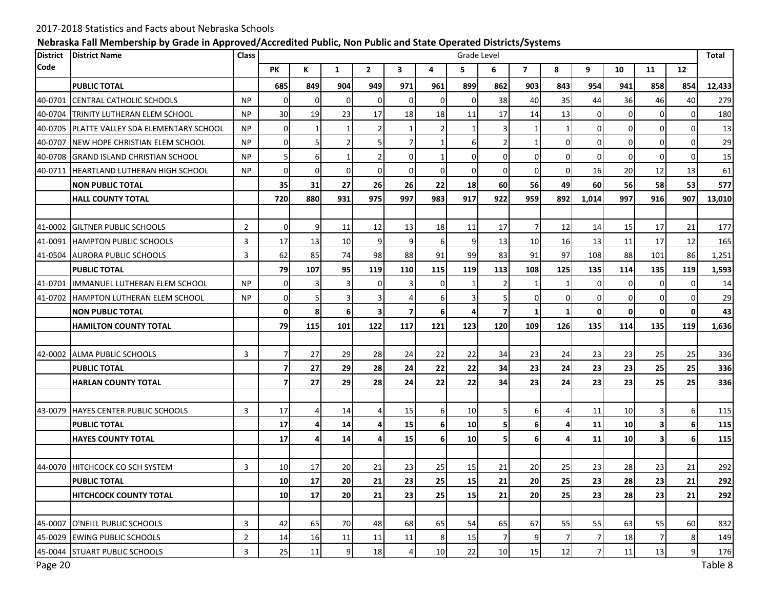2017-2018 Statistics and Facts about Nebraska Schools

## Nebraska Fall Membership by Grade in Approved/Accredited Public, Non Public and State Operated Districts/Systems

| District Code | District Name | Class | Grade Level | | | | | | | | | | | | | | Total |
|---|---|---|---|---|---|---|---|---|---|---|---|---|---|---|---|---|---|
| | | | PK | K | 1 | 2 | 3 | 4 | 5 | 6 | 7 | 8 | 9 | 10 | 11 | 12 | |
| | **PUBLIC TOTAL** | | **685** | **849** | **904** | **949** | **971** | **961** | **899** | **862** | **903** | **843** | **954** | **941** | **858** | **854** | **12,433** |
| 40-0701 | CENTRAL CATHOLIC SCHOOLS | NP | 0 | 0 | 0 | 0 | 0 | 0 | 0 | 38 | 40 | 35 | 44 | 36 | 46 | 40 | 279 |
| 40-0704 | TRINITY LUTHERAN ELEM SCHOOL | NP | 30 | 19 | 23 | 17 | 18 | 18 | 11 | 17 | 14 | 13 | 0 | 0 | 0 | 0 | 180 |
| 40-0705 | PLATTE VALLEY SDA ELEMENTARY SCHOOL | NP | 0 | 1 | 1 | 2 | 1 | 2 | 1 | 3 | 1 | 1 | 0 | 0 | 0 | 0 | 13 |
| 40-0707 | NEW HOPE CHRISTIAN ELEM SCHOOL | NP | 0 | 5 | 2 | 5 | 7 | 1 | 6 | 2 | 1 | 0 | 0 | 0 | 0 | 0 | 29 |
| 40-0708 | GRAND ISLAND CHRISTIAN SCHOOL | NP | 5 | 6 | 1 | 2 | 0 | 1 | 0 | 0 | 0 | 0 | 0 | 0 | 0 | 0 | 15 |
| 40-0711 | HEARTLAND LUTHERAN HIGH SCHOOL | NP | 0 | 0 | 0 | 0 | 0 | 0 | 0 | 0 | 0 | 0 | 16 | 20 | 12 | 13 | 61 |
| | **NON PUBLIC TOTAL** | | **35** | **31** | **27** | **26** | **26** | **22** | **18** | **60** | **56** | **49** | **60** | **56** | **58** | **53** | **577** |
| | **HALL COUNTY TOTAL** | | **720** | **880** | **931** | **975** | **997** | **983** | **917** | **922** | **959** | **892** | **1,014** | **997** | **916** | **907** | **13,010** |
| | | | | | | | | | | | | | | | | | |
| 41-0002 | GILTNER PUBLIC SCHOOLS | 2 | 0 | 9 | 11 | 12 | 13 | 18 | 11 | 17 | 7 | 12 | 14 | 15 | 17 | 21 | 177 |
| 41-0091 | HAMPTON PUBLIC SCHOOLS | 3 | 17 | 13 | 10 | 9 | 9 | 6 | 9 | 13 | 10 | 16 | 13 | 11 | 17 | 12 | 165 |
| 41-0504 | AURORA PUBLIC SCHOOLS | 3 | 62 | 85 | 74 | 98 | 88 | 91 | 99 | 83 | 91 | 97 | 108 | 88 | 101 | 86 | 1,251 |
| | **PUBLIC TOTAL** | | **79** | **107** | **95** | **119** | **110** | **115** | **119** | **113** | **108** | **125** | **135** | **114** | **135** | **119** | **1,593** |
| 41-0701 | IMMANUEL LUTHERAN ELEM SCHOOL | NP | 0 | 3 | 3 | 0 | 3 | 0 | 1 | 2 | 1 | 1 | 0 | 0 | 0 | 0 | 14 |
| 41-0702 | HAMPTON LUTHERAN ELEM SCHOOL | NP | 0 | 5 | 3 | 3 | 4 | 6 | 3 | 5 | 0 | 0 | 0 | 0 | 0 | 0 | 29 |
| | **NON PUBLIC TOTAL** | | **0** | **8** | **6** | **3** | **7** | **6** | **4** | **7** | **1** | **1** | **0** | **0** | **0** | **0** | **43** |
| | **HAMILTON COUNTY TOTAL** | | **79** | **115** | **101** | **122** | **117** | **121** | **123** | **120** | **109** | **126** | **135** | **114** | **135** | **119** | **1,636** |
| | | | | | | | | | | | | | | | | | |
| 42-0002 | ALMA PUBLIC SCHOOLS | 3 | 7 | 27 | 29 | 28 | 24 | 22 | 22 | 34 | 23 | 24 | 23 | 23 | 25 | 25 | 336 |
| | **PUBLIC TOTAL** | | **7** | **27** | **29** | **28** | **24** | **22** | **22** | **34** | **23** | **24** | **23** | **23** | **25** | **25** | **336** |
| | **HARLAN COUNTY TOTAL** | | **7** | **27** | **29** | **28** | **24** | **22** | **22** | **34** | **23** | **24** | **23** | **23** | **25** | **25** | **336** |
| | | | | | | | | | | | | | | | | | |
| 43-0079 | HAYES CENTER PUBLIC SCHOOLS | 3 | 17 | 4 | 14 | 4 | 15 | 6 | 10 | 5 | 6 | 4 | 11 | 10 | 3 | 6 | 115 |
| | **PUBLIC TOTAL** | | **17** | **4** | **14** | **4** | **15** | **6** | **10** | **5** | **6** | **4** | **11** | **10** | **3** | **6** | **115** |
| | **HAYES COUNTY TOTAL** | | **17** | **4** | **14** | **4** | **15** | **6** | **10** | **5** | **6** | **4** | **11** | **10** | **3** | **6** | **115** |
| | | | | | | | | | | | | | | | | | |
| 44-0070 | HITCHCOCK CO SCH SYSTEM | 3 | 10 | 17 | 20 | 21 | 23 | 25 | 15 | 21 | 20 | 25 | 23 | 28 | 23 | 21 | 292 |
| | **PUBLIC TOTAL** | | **10** | **17** | **20** | **21** | **23** | **25** | **15** | **21** | **20** | **25** | **23** | **28** | **23** | **21** | **292** |
| | **HITCHCOCK COUNTY TOTAL** | | **10** | **17** | **20** | **21** | **23** | **25** | **15** | **21** | **20** | **25** | **23** | **28** | **23** | **21** | **292** |
| | | | | | | | | | | | | | | | | | |
| 45-0007 | O'NEILL PUBLIC SCHOOLS | 3 | 42 | 65 | 70 | 48 | 68 | 65 | 54 | 65 | 67 | 55 | 55 | 63 | 55 | 60 | 832 |
| 45-0029 | EWING PUBLIC SCHOOLS | 2 | 14 | 16 | 11 | 11 | 11 | 8 | 15 | 7 | 9 | 7 | 7 | 18 | 7 | 8 | 149 |
| 45-0044 | STUART PUBLIC SCHOOLS | 3 | 25 | 11 | 9 | 18 | 4 | 10 | 22 | 10 | 15 | 12 | 7 | 11 | 13 | 9 | 176 |

Table 8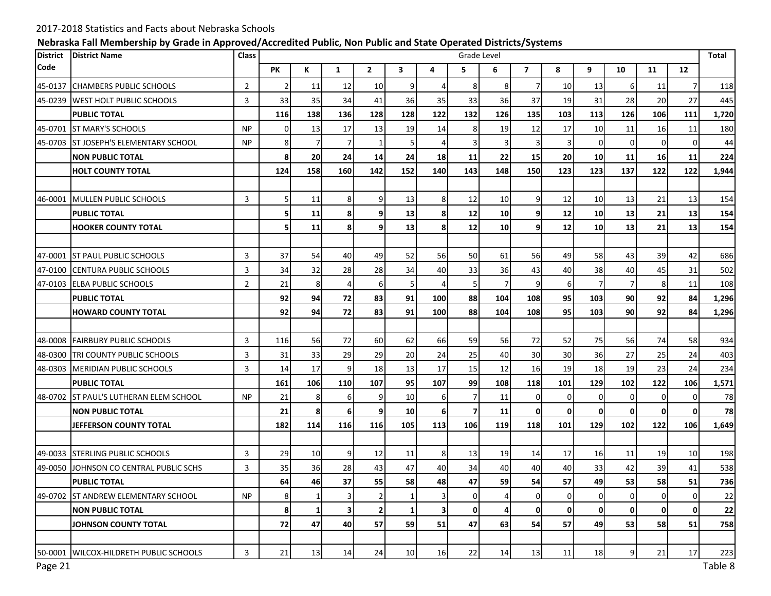2017-2018 Statistics and Facts about Nebraska Schools

**Nebraska Fall Membership by Grade in Approved/Accredited Public, Non Public and State Operated Districts/Systems**

| District Code | District Name | Class | Grade Level | | | | | | | | | | | | | | Total |
|---|---|---|---|---|---|---|---|---|---|---|---|---|---|---|---|---|---|
| | | | PK | K | 1 | 2 | 3 | 4 | 5 | 6 | 7 | 8 | 9 | 10 | 11 | 12 | |
| 45-0137 | CHAMBERS PUBLIC SCHOOLS | 2 | 2 | 11 | 12 | 10 | 9 | 4 | 8 | 8 | 7 | 10 | 13 | 6 | 11 | 7 | 118 |
| 45-0239 | WEST HOLT PUBLIC SCHOOLS | 3 | 33 | 35 | 34 | 41 | 36 | 35 | 33 | 36 | 37 | 19 | 31 | 28 | 20 | 27 | 445 |
| | **PUBLIC TOTAL** | | **116** | **138** | **136** | **128** | **128** | **122** | **132** | **126** | **135** | **103** | **113** | **126** | **106** | **111** | **1,720** |
| 45-0701 | ST MARY'S SCHOOLS | NP | 0 | 13 | 17 | 13 | 19 | 14 | 8 | 19 | 12 | 17 | 10 | 11 | 16 | 11 | 180 |
| 45-0703 | ST JOSEPH'S ELEMENTARY SCHOOL | NP | 8 | 7 | 7 | 1 | 5 | 4 | 3 | 3 | 3 | 3 | 0 | 0 | 0 | 0 | 44 |
| | **NON PUBLIC TOTAL** | | **8** | **20** | **24** | **14** | **24** | **18** | **11** | **22** | **15** | **20** | **10** | **11** | **16** | **11** | **224** |
| | **HOLT COUNTY TOTAL** | | **124** | **158** | **160** | **142** | **152** | **140** | **143** | **148** | **150** | **123** | **123** | **137** | **122** | **122** | **1,944** |
| | | | | | | | | | | | | | | | | | |
| 46-0001 | MULLEN PUBLIC SCHOOLS | 3 | 5 | 11 | 8 | 9 | 13 | 8 | 12 | 10 | 9 | 12 | 10 | 13 | 21 | 13 | 154 |
| | **PUBLIC TOTAL** | | **5** | **11** | **8** | **9** | **13** | **8** | **12** | **10** | **9** | **12** | **10** | **13** | **21** | **13** | **154** |
| | **HOOKER COUNTY TOTAL** | | **5** | **11** | **8** | **9** | **13** | **8** | **12** | **10** | **9** | **12** | **10** | **13** | **21** | **13** | **154** |
| | | | | | | | | | | | | | | | | | |
| 47-0001 | ST PAUL PUBLIC SCHOOLS | 3 | 37 | 54 | 40 | 49 | 52 | 56 | 50 | 61 | 56 | 49 | 58 | 43 | 39 | 42 | 686 |
| 47-0100 | CENTURA PUBLIC SCHOOLS | 3 | 34 | 32 | 28 | 28 | 34 | 40 | 33 | 36 | 43 | 40 | 38 | 40 | 45 | 31 | 502 |
| 47-0103 | ELBA PUBLIC SCHOOLS | 2 | 21 | 8 | 4 | 6 | 5 | 4 | 5 | 7 | 9 | 6 | 7 | 7 | 8 | 11 | 108 |
| | **PUBLIC TOTAL** | | **92** | **94** | **72** | **83** | **91** | **100** | **88** | **104** | **108** | **95** | **103** | **90** | **92** | **84** | **1,296** |
| | **HOWARD COUNTY TOTAL** | | **92** | **94** | **72** | **83** | **91** | **100** | **88** | **104** | **108** | **95** | **103** | **90** | **92** | **84** | **1,296** |
| | | | | | | | | | | | | | | | | | |
| 48-0008 | FAIRBURY PUBLIC SCHOOLS | 3 | 116 | 56 | 72 | 60 | 62 | 66 | 59 | 56 | 72 | 52 | 75 | 56 | 74 | 58 | 934 |
| 48-0300 | TRI COUNTY PUBLIC SCHOOLS | 3 | 31 | 33 | 29 | 29 | 20 | 24 | 25 | 40 | 30 | 30 | 36 | 27 | 25 | 24 | 403 |
| 48-0303 | MERIDIAN PUBLIC SCHOOLS | 3 | 14 | 17 | 9 | 18 | 13 | 17 | 15 | 12 | 16 | 19 | 18 | 19 | 23 | 24 | 234 |
| | **PUBLIC TOTAL** | | **161** | **106** | **110** | **107** | **95** | **107** | **99** | **108** | **118** | **101** | **129** | **102** | **122** | **106** | **1,571** |
| 48-0702 | ST PAUL'S LUTHERAN ELEM SCHOOL | NP | 21 | 8 | 6 | 9 | 10 | 6 | 7 | 11 | 0 | 0 | 0 | 0 | 0 | 0 | 78 |
| | **NON PUBLIC TOTAL** | | **21** | **8** | **6** | **9** | **10** | **6** | **7** | **11** | **0** | **0** | **0** | **0** | **0** | **0** | **78** |
| | **JEFFERSON COUNTY TOTAL** | | **182** | **114** | **116** | **116** | **105** | **113** | **106** | **119** | **118** | **101** | **129** | **102** | **122** | **106** | **1,649** |
| | | | | | | | | | | | | | | | | | |
| 49-0033 | STERLING PUBLIC SCHOOLS | 3 | 29 | 10 | 9 | 12 | 11 | 8 | 13 | 19 | 14 | 17 | 16 | 11 | 19 | 10 | 198 |
| 49-0050 | JOHNSON CO CENTRAL PUBLIC SCHS | 3 | 35 | 36 | 28 | 43 | 47 | 40 | 34 | 40 | 40 | 40 | 33 | 42 | 39 | 41 | 538 |
| | **PUBLIC TOTAL** | | **64** | **46** | **37** | **55** | **58** | **48** | **47** | **59** | **54** | **57** | **49** | **53** | **58** | **51** | **736** |
| 49-0702 | ST ANDREW ELEMENTARY SCHOOL | NP | 8 | 1 | 3 | 2 | 1 | 3 | 0 | 4 | 0 | 0 | 0 | 0 | 0 | 0 | 22 |
| | **NON PUBLIC TOTAL** | | **8** | **1** | **3** | **2** | **1** | **3** | **0** | **4** | **0** | **0** | **0** | **0** | **0** | **0** | **22** |
| | **JOHNSON COUNTY TOTAL** | | **72** | **47** | **40** | **57** | **59** | **51** | **47** | **63** | **54** | **57** | **49** | **53** | **58** | **51** | **758** |
| | | | | | | | | | | | | | | | | | |
| 50-0001 | WILCOX-HILDRETH PUBLIC SCHOOLS | 3 | 21 | 13 | 14 | 24 | 10 | 16 | 22 | 14 | 13 | 11 | 18 | 9 | 21 | 17 | 223 |

Table 8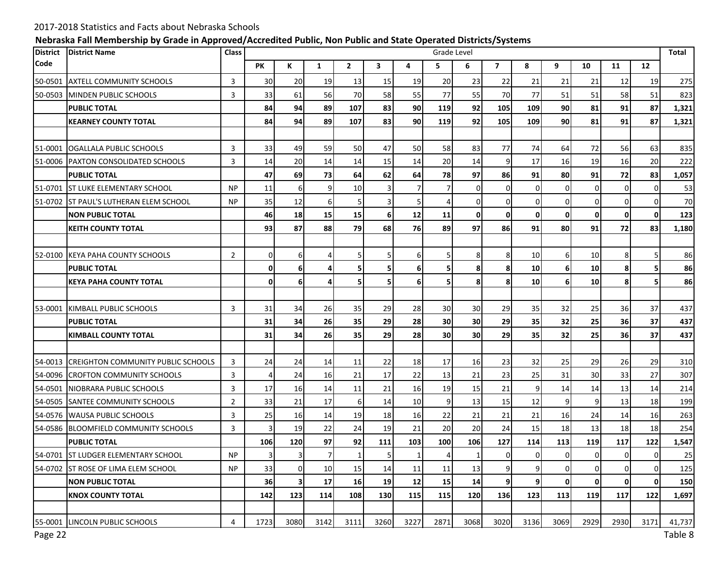2017-2018 Statistics and Facts about Nebraska Schools

**Nebraska Fall Membership by Grade in Approved/Accredited Public, Non Public and State Operated Districts/Systems**

| District Code | District Name | Class | Grade Level | | | | | | | | | | | | | | Total |
|---|---|---|---|---|---|---|---|---|---|---|---|---|---|---|---|---|---|
| | | | PK | K | 1 | 2 | 3 | 4 | 5 | 6 | 7 | 8 | 9 | 10 | 11 | 12 | |
| 50-0501 | AXTELL COMMUNITY SCHOOLS | 3 | 30 | 20 | 19 | 13 | 15 | 19 | 20 | 23 | 22 | 21 | 21 | 21 | 12 | 19 | 275 |
| 50-0503 | MINDEN PUBLIC SCHOOLS | 3 | 33 | 61 | 56 | 70 | 58 | 55 | 77 | 55 | 70 | 77 | 51 | 51 | 58 | 51 | 823 |
| | **PUBLIC TOTAL** | | **84** | **94** | **89** | **107** | **83** | **90** | **119** | **92** | **105** | **109** | **90** | **81** | **91** | **87** | **1,321** |
| | **KEARNEY COUNTY TOTAL** | | **84** | **94** | **89** | **107** | **83** | **90** | **119** | **92** | **105** | **109** | **90** | **81** | **91** | **87** | **1,321** |
| | | | | | | | | | | | | | | | | | |
| 51-0001 | OGALLALA PUBLIC SCHOOLS | 3 | 33 | 49 | 59 | 50 | 47 | 50 | 58 | 83 | 77 | 74 | 64 | 72 | 56 | 63 | 835 |
| 51-0006 | PAXTON CONSOLIDATED SCHOOLS | 3 | 14 | 20 | 14 | 14 | 15 | 14 | 20 | 14 | 9 | 17 | 16 | 19 | 16 | 20 | 222 |
| | **PUBLIC TOTAL** | | **47** | **69** | **73** | **64** | **62** | **64** | **78** | **97** | **86** | **91** | **80** | **91** | **72** | **83** | **1,057** |
| 51-0701 | ST LUKE ELEMENTARY SCHOOL | NP | 11 | 6 | 9 | 10 | 3 | 7 | 7 | 0 | 0 | 0 | 0 | 0 | 0 | 0 | 53 |
| 51-0702 | ST PAUL'S LUTHERAN ELEM SCHOOL | NP | 35 | 12 | 6 | 5 | 3 | 5 | 4 | 0 | 0 | 0 | 0 | 0 | 0 | 0 | 70 |
| | **NON PUBLIC TOTAL** | | **46** | **18** | **15** | **15** | **6** | **12** | **11** | **0** | **0** | **0** | **0** | **0** | **0** | **0** | **123** |
| | **KEITH COUNTY TOTAL** | | **93** | **87** | **88** | **79** | **68** | **76** | **89** | **97** | **86** | **91** | **80** | **91** | **72** | **83** | **1,180** |
| | | | | | | | | | | | | | | | | | |
| 52-0100 | KEYA PAHA COUNTY SCHOOLS | 2 | 0 | 6 | 4 | 5 | 5 | 6 | 5 | 8 | 8 | 10 | 6 | 10 | 8 | 5 | 86 |
| | **PUBLIC TOTAL** | | **0** | **6** | **4** | **5** | **5** | **6** | **5** | **8** | **8** | **10** | **6** | **10** | **8** | **5** | **86** |
| | **KEYA PAHA COUNTY TOTAL** | | **0** | **6** | **4** | **5** | **5** | **6** | **5** | **8** | **8** | **10** | **6** | **10** | **8** | **5** | **86** |
| | | | | | | | | | | | | | | | | | |
| 53-0001 | KIMBALL PUBLIC SCHOOLS | 3 | 31 | 34 | 26 | 35 | 29 | 28 | 30 | 30 | 29 | 35 | 32 | 25 | 36 | 37 | 437 |
| | **PUBLIC TOTAL** | | **31** | **34** | **26** | **35** | **29** | **28** | **30** | **30** | **29** | **35** | **32** | **25** | **36** | **37** | **437** |
| | **KIMBALL COUNTY TOTAL** | | **31** | **34** | **26** | **35** | **29** | **28** | **30** | **30** | **29** | **35** | **32** | **25** | **36** | **37** | **437** |
| | | | | | | | | | | | | | | | | | |
| 54-0013 | CREIGHTON COMMUNITY PUBLIC SCHOOLS | 3 | 24 | 24 | 14 | 11 | 22 | 18 | 17 | 16 | 23 | 32 | 25 | 29 | 26 | 29 | 310 |
| 54-0096 | CROFTON COMMUNITY SCHOOLS | 3 | 4 | 24 | 16 | 21 | 17 | 22 | 13 | 21 | 23 | 25 | 31 | 30 | 33 | 27 | 307 |
| 54-0501 | NIOBRARA PUBLIC SCHOOLS | 3 | 17 | 16 | 14 | 11 | 21 | 16 | 19 | 15 | 21 | 9 | 14 | 14 | 13 | 14 | 214 |
| 54-0505 | SANTEE COMMUNITY SCHOOLS | 2 | 33 | 21 | 17 | 6 | 14 | 10 | 9 | 13 | 15 | 12 | 9 | 9 | 13 | 18 | 199 |
| 54-0576 | WAUSA PUBLIC SCHOOLS | 3 | 25 | 16 | 14 | 19 | 18 | 16 | 22 | 21 | 21 | 21 | 16 | 24 | 14 | 16 | 263 |
| 54-0586 | BLOOMFIELD COMMUNITY SCHOOLS | 3 | 3 | 19 | 22 | 24 | 19 | 21 | 20 | 20 | 24 | 15 | 18 | 13 | 18 | 18 | 254 |
| | **PUBLIC TOTAL** | | **106** | **120** | **97** | **92** | **111** | **103** | **100** | **106** | **127** | **114** | **113** | **119** | **117** | **122** | **1,547** |
| 54-0701 | ST LUDGER ELEMENTARY SCHOOL | NP | 3 | 3 | 7 | 1 | 5 | 1 | 4 | 1 | 0 | 0 | 0 | 0 | 0 | 0 | 25 |
| 54-0702 | ST ROSE OF LIMA ELEM SCHOOL | NP | 33 | 0 | 10 | 15 | 14 | 11 | 11 | 13 | 9 | 9 | 0 | 0 | 0 | 0 | 125 |
| | **NON PUBLIC TOTAL** | | **36** | **3** | **17** | **16** | **19** | **12** | **15** | **14** | **9** | **9** | **0** | **0** | **0** | **0** | **150** |
| | **KNOX COUNTY TOTAL** | | **142** | **123** | **114** | **108** | **130** | **115** | **115** | **120** | **136** | **123** | **113** | **119** | **117** | **122** | **1,697** |
| | | | | | | | | | | | | | | | | | |
| 55-0001 | LINCOLN PUBLIC SCHOOLS | 4 | 1723 | 3080 | 3142 | 3111 | 3260 | 3227 | 2871 | 3068 | 3020 | 3136 | 3069 | 2929 | 2930 | 3171 | 41,737 |

Table 8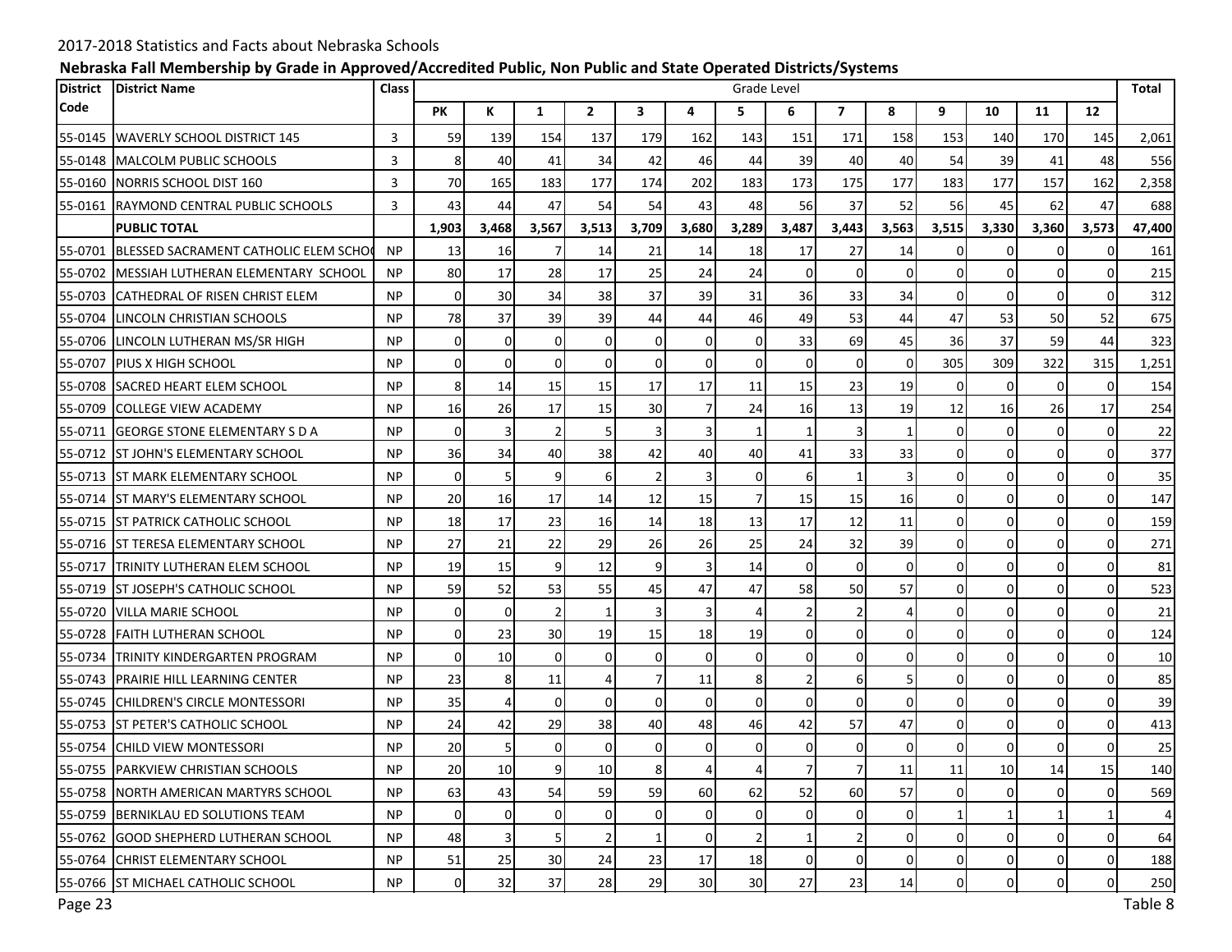2017-2018 Statistics and Facts about Nebraska Schools

**Nebraska Fall Membership by Grade in Approved/Accredited Public, Non Public and State Operated Districts/Systems**

| District Code | District Name | Class | Grade Level | | | | | | | | | | | | | | Total |
|---|---|---|---|---|---|---|---|---|---|---|---|---|---|---|---|---|---|
| | | | PK | K | 1 | 2 | 3 | 4 | 5 | 6 | 7 | 8 | 9 | 10 | 11 | 12 | |
| 55-0145 | WAVERLY SCHOOL DISTRICT 145 | 3 | 59 | 139 | 154 | 137 | 179 | 162 | 143 | 151 | 171 | 158 | 153 | 140 | 170 | 145 | 2,061 |
| 55-0148 | MALCOLM PUBLIC SCHOOLS | 3 | 8 | 40 | 41 | 34 | 42 | 46 | 44 | 39 | 40 | 40 | 54 | 39 | 41 | 48 | 556 |
| 55-0160 | NORRIS SCHOOL DIST 160 | 3 | 70 | 165 | 183 | 177 | 174 | 202 | 183 | 173 | 175 | 177 | 183 | 177 | 157 | 162 | 2,358 |
| 55-0161 | RAYMOND CENTRAL PUBLIC SCHOOLS | 3 | 43 | 44 | 47 | 54 | 54 | 43 | 48 | 56 | 37 | 52 | 56 | 45 | 62 | 47 | 688 |
| | **PUBLIC TOTAL** | | **1,903** | **3,468** | **3,567** | **3,513** | **3,709** | **3,680** | **3,289** | **3,487** | **3,443** | **3,563** | **3,515** | **3,330** | **3,360** | **3,573** | **47,400** |
| 55-0701 | BLESSED SACRAMENT CATHOLIC ELEM SCHO | NP | 13 | 16 | 7 | 14 | 21 | 14 | 18 | 17 | 27 | 14 | 0 | 0 | 0 | 0 | 161 |
| 55-0702 | MESSIAH LUTHERAN ELEMENTARY SCHOOL | NP | 80 | 17 | 28 | 17 | 25 | 24 | 24 | 0 | 0 | 0 | 0 | 0 | 0 | 0 | 215 |
| 55-0703 | CATHEDRAL OF RISEN CHRIST ELEM | NP | 0 | 30 | 34 | 38 | 37 | 39 | 31 | 36 | 33 | 34 | 0 | 0 | 0 | 0 | 312 |
| 55-0704 | LINCOLN CHRISTIAN SCHOOLS | NP | 78 | 37 | 39 | 39 | 44 | 44 | 46 | 49 | 53 | 44 | 47 | 53 | 50 | 52 | 675 |
| 55-0706 | LINCOLN LUTHERAN MS/SR HIGH | NP | 0 | 0 | 0 | 0 | 0 | 0 | 0 | 33 | 69 | 45 | 36 | 37 | 59 | 44 | 323 |
| 55-0707 | PIUS X HIGH SCHOOL | NP | 0 | 0 | 0 | 0 | 0 | 0 | 0 | 0 | 0 | 0 | 305 | 309 | 322 | 315 | 1,251 |
| 55-0708 | SACRED HEART ELEM SCHOOL | NP | 8 | 14 | 15 | 15 | 17 | 17 | 11 | 15 | 23 | 19 | 0 | 0 | 0 | 0 | 154 |
| 55-0709 | COLLEGE VIEW ACADEMY | NP | 16 | 26 | 17 | 15 | 30 | 7 | 24 | 16 | 13 | 19 | 12 | 16 | 26 | 17 | 254 |
| 55-0711 | GEORGE STONE ELEMENTARY S D A | NP | 0 | 3 | 2 | 5 | 3 | 3 | 1 | 1 | 3 | 1 | 0 | 0 | 0 | 0 | 22 |
| 55-0712 | ST JOHN'S ELEMENTARY SCHOOL | NP | 36 | 34 | 40 | 38 | 42 | 40 | 40 | 41 | 33 | 33 | 0 | 0 | 0 | 0 | 377 |
| 55-0713 | ST MARK ELEMENTARY SCHOOL | NP | 0 | 5 | 9 | 6 | 2 | 3 | 0 | 6 | 1 | 3 | 0 | 0 | 0 | 0 | 35 |
| 55-0714 | ST MARY'S ELEMENTARY SCHOOL | NP | 20 | 16 | 17 | 14 | 12 | 15 | 7 | 15 | 15 | 16 | 0 | 0 | 0 | 0 | 147 |
| 55-0715 | ST PATRICK CATHOLIC SCHOOL | NP | 18 | 17 | 23 | 16 | 14 | 18 | 13 | 17 | 12 | 11 | 0 | 0 | 0 | 0 | 159 |
| 55-0716 | ST TERESA ELEMENTARY SCHOOL | NP | 27 | 21 | 22 | 29 | 26 | 26 | 25 | 24 | 32 | 39 | 0 | 0 | 0 | 0 | 271 |
| 55-0717 | TRINITY LUTHERAN ELEM SCHOOL | NP | 19 | 15 | 9 | 12 | 9 | 3 | 14 | 0 | 0 | 0 | 0 | 0 | 0 | 0 | 81 |
| 55-0719 | ST JOSEPH'S CATHOLIC SCHOOL | NP | 59 | 52 | 53 | 55 | 45 | 47 | 47 | 58 | 50 | 57 | 0 | 0 | 0 | 0 | 523 |
| 55-0720 | VILLA MARIE SCHOOL | NP | 0 | 0 | 2 | 1 | 3 | 3 | 4 | 2 | 2 | 4 | 0 | 0 | 0 | 0 | 21 |
| 55-0728 | FAITH LUTHERAN SCHOOL | NP | 0 | 23 | 30 | 19 | 15 | 18 | 19 | 0 | 0 | 0 | 0 | 0 | 0 | 0 | 124 |
| 55-0734 | TRINITY KINDERGARTEN PROGRAM | NP | 0 | 10 | 0 | 0 | 0 | 0 | 0 | 0 | 0 | 0 | 0 | 0 | 0 | 0 | 10 |
| 55-0743 | PRAIRIE HILL LEARNING CENTER | NP | 23 | 8 | 11 | 4 | 7 | 11 | 8 | 2 | 6 | 5 | 0 | 0 | 0 | 0 | 85 |
| 55-0745 | CHILDREN'S CIRCLE MONTESSORI | NP | 35 | 4 | 0 | 0 | 0 | 0 | 0 | 0 | 0 | 0 | 0 | 0 | 0 | 0 | 39 |
| 55-0753 | ST PETER'S CATHOLIC SCHOOL | NP | 24 | 42 | 29 | 38 | 40 | 48 | 46 | 42 | 57 | 47 | 0 | 0 | 0 | 0 | 413 |
| 55-0754 | CHILD VIEW MONTESSORI | NP | 20 | 5 | 0 | 0 | 0 | 0 | 0 | 0 | 0 | 0 | 0 | 0 | 0 | 0 | 25 |
| 55-0755 | PARKVIEW CHRISTIAN SCHOOLS | NP | 20 | 10 | 9 | 10 | 8 | 4 | 4 | 7 | 7 | 11 | 11 | 10 | 14 | 15 | 140 |
| 55-0758 | NORTH AMERICAN MARTYRS SCHOOL | NP | 63 | 43 | 54 | 59 | 59 | 60 | 62 | 52 | 60 | 57 | 0 | 0 | 0 | 0 | 569 |
| 55-0759 | BERNIKLAU ED SOLUTIONS TEAM | NP | 0 | 0 | 0 | 0 | 0 | 0 | 0 | 0 | 0 | 0 | 1 | 1 | 1 | 1 | 4 |
| 55-0762 | GOOD SHEPHERD LUTHERAN SCHOOL | NP | 48 | 3 | 5 | 2 | 1 | 0 | 2 | 1 | 2 | 0 | 0 | 0 | 0 | 0 | 64 |
| 55-0764 | CHRIST ELEMENTARY SCHOOL | NP | 51 | 25 | 30 | 24 | 23 | 17 | 18 | 0 | 0 | 0 | 0 | 0 | 0 | 0 | 188 |
| 55-0766 | ST MICHAEL CATHOLIC SCHOOL | NP | 0 | 32 | 37 | 28 | 29 | 30 | 30 | 27 | 23 | 14 | 0 | 0 | 0 | 0 | 250 |

Table 8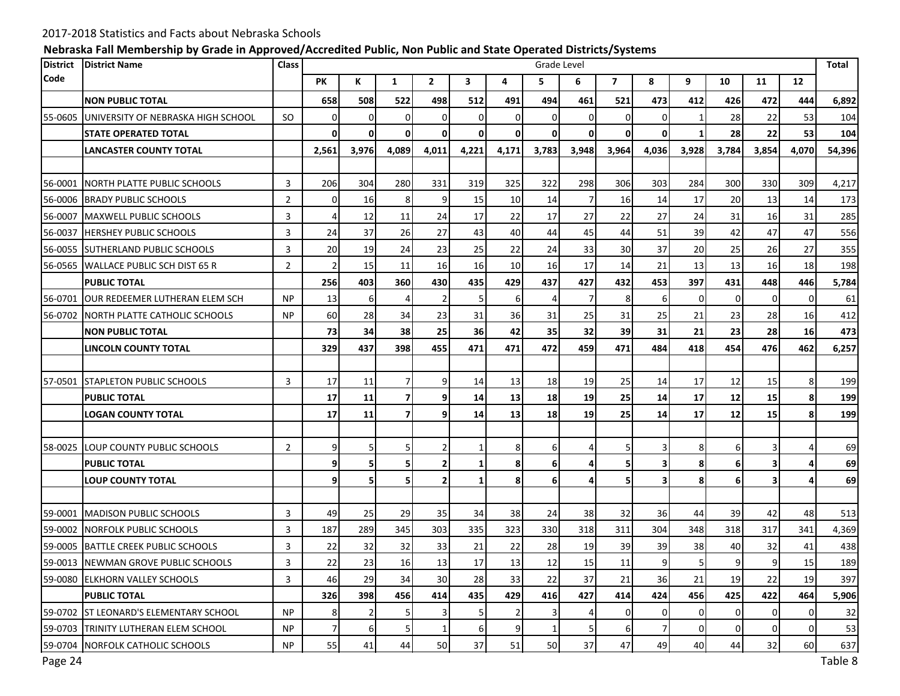2017-2018 Statistics and Facts about Nebraska Schools

**Nebraska Fall Membership by Grade in Approved/Accredited Public, Non Public and State Operated Districts/Systems**

| District Code | District Name | Class | Grade Level | | | | | | | | | | | | | | Total |
|---|---|---|---|---|---|---|---|---|---|---|---|---|---|---|---|---|---|
| | | | PK | K | 1 | 2 | 3 | 4 | 5 | 6 | 7 | 8 | 9 | 10 | 11 | 12 | |
| | **NON PUBLIC TOTAL** | | **658** | **508** | **522** | **498** | **512** | **491** | **494** | **461** | **521** | **473** | **412** | **426** | **472** | **444** | **6,892** |
| 55-0605 | UNIVERSITY OF NEBRASKA HIGH SCHOOL | SO | 0 | 0 | 0 | 0 | 0 | 0 | 0 | 0 | 0 | 0 | 1 | 28 | 22 | 53 | 104 |
| | **STATE OPERATED TOTAL** | | **0** | **0** | **0** | **0** | **0** | **0** | **0** | **0** | **0** | **0** | **1** | **28** | **22** | **53** | **104** |
| | **LANCASTER COUNTY TOTAL** | | **2,561** | **3,976** | **4,089** | **4,011** | **4,221** | **4,171** | **3,783** | **3,948** | **3,964** | **4,036** | **3,928** | **3,784** | **3,854** | **4,070** | **54,396** |
| | | | | | | | | | | | | | | | | | |
| 56-0001 | NORTH PLATTE PUBLIC SCHOOLS | 3 | 206 | 304 | 280 | 331 | 319 | 325 | 322 | 298 | 306 | 303 | 284 | 300 | 330 | 309 | 4,217 |
| 56-0006 | BRADY PUBLIC SCHOOLS | 2 | 0 | 16 | 8 | 9 | 15 | 10 | 14 | 7 | 16 | 14 | 17 | 20 | 13 | 14 | 173 |
| 56-0007 | MAXWELL PUBLIC SCHOOLS | 3 | 4 | 12 | 11 | 24 | 17 | 22 | 17 | 27 | 22 | 27 | 24 | 31 | 16 | 31 | 285 |
| 56-0037 | HERSHEY PUBLIC SCHOOLS | 3 | 24 | 37 | 26 | 27 | 43 | 40 | 44 | 45 | 44 | 51 | 39 | 42 | 47 | 47 | 556 |
| 56-0055 | SUTHERLAND PUBLIC SCHOOLS | 3 | 20 | 19 | 24 | 23 | 25 | 22 | 24 | 33 | 30 | 37 | 20 | 25 | 26 | 27 | 355 |
| 56-0565 | WALLACE PUBLIC SCH DIST 65 R | 2 | 2 | 15 | 11 | 16 | 16 | 10 | 16 | 17 | 14 | 21 | 13 | 13 | 16 | 18 | 198 |
| | **PUBLIC TOTAL** | | **256** | **403** | **360** | **430** | **435** | **429** | **437** | **427** | **432** | **453** | **397** | **431** | **448** | **446** | **5,784** |
| 56-0701 | OUR REDEEMER LUTHERAN ELEM SCH | NP | 13 | 6 | 4 | 2 | 5 | 6 | 4 | 7 | 8 | 6 | 0 | 0 | 0 | 0 | 61 |
| 56-0702 | NORTH PLATTE CATHOLIC SCHOOLS | NP | 60 | 28 | 34 | 23 | 31 | 36 | 31 | 25 | 31 | 25 | 21 | 23 | 28 | 16 | 412 |
| | **NON PUBLIC TOTAL** | | **73** | **34** | **38** | **25** | **36** | **42** | **35** | **32** | **39** | **31** | **21** | **23** | **28** | **16** | **473** |
| | **LINCOLN COUNTY TOTAL** | | **329** | **437** | **398** | **455** | **471** | **471** | **472** | **459** | **471** | **484** | **418** | **454** | **476** | **462** | **6,257** |
| | | | | | | | | | | | | | | | | | |
| 57-0501 | STAPLETON PUBLIC SCHOOLS | 3 | 17 | 11 | 7 | 9 | 14 | 13 | 18 | 19 | 25 | 14 | 17 | 12 | 15 | 8 | 199 |
| | **PUBLIC TOTAL** | | **17** | **11** | **7** | **9** | **14** | **13** | **18** | **19** | **25** | **14** | **17** | **12** | **15** | **8** | **199** |
| | **LOGAN COUNTY TOTAL** | | **17** | **11** | **7** | **9** | **14** | **13** | **18** | **19** | **25** | **14** | **17** | **12** | **15** | **8** | **199** |
| | | | | | | | | | | | | | | | | | |
| 58-0025 | LOUP COUNTY PUBLIC SCHOOLS | 2 | 9 | 5 | 5 | 2 | 1 | 8 | 6 | 4 | 5 | 3 | 8 | 6 | 3 | 4 | 69 |
| | **PUBLIC TOTAL** | | **9** | **5** | **5** | **2** | **1** | **8** | **6** | **4** | **5** | **3** | **8** | **6** | **3** | **4** | **69** |
| | **LOUP COUNTY TOTAL** | | **9** | **5** | **5** | **2** | **1** | **8** | **6** | **4** | **5** | **3** | **8** | **6** | **3** | **4** | **69** |
| | | | | | | | | | | | | | | | | | |
| 59-0001 | MADISON PUBLIC SCHOOLS | 3 | 49 | 25 | 29 | 35 | 34 | 38 | 24 | 38 | 32 | 36 | 44 | 39 | 42 | 48 | 513 |
| 59-0002 | NORFOLK PUBLIC SCHOOLS | 3 | 187 | 289 | 345 | 303 | 335 | 323 | 330 | 318 | 311 | 304 | 348 | 318 | 317 | 341 | 4,369 |
| 59-0005 | BATTLE CREEK PUBLIC SCHOOLS | 3 | 22 | 32 | 32 | 33 | 21 | 22 | 28 | 19 | 39 | 39 | 38 | 40 | 32 | 41 | 438 |
| 59-0013 | NEWMAN GROVE PUBLIC SCHOOLS | 3 | 22 | 23 | 16 | 13 | 17 | 13 | 12 | 15 | 11 | 9 | 5 | 9 | 9 | 15 | 189 |
| 59-0080 | ELKHORN VALLEY SCHOOLS | 3 | 46 | 29 | 34 | 30 | 28 | 33 | 22 | 37 | 21 | 36 | 21 | 19 | 22 | 19 | 397 |
| | **PUBLIC TOTAL** | | **326** | **398** | **456** | **414** | **435** | **429** | **416** | **427** | **414** | **424** | **456** | **425** | **422** | **464** | **5,906** |
| 59-0702 | ST LEONARD'S ELEMENTARY SCHOOL | NP | 8 | 2 | 5 | 3 | 5 | 2 | 3 | 4 | 0 | 0 | 0 | 0 | 0 | 0 | 32 |
| 59-0703 | TRINITY LUTHERAN ELEM SCHOOL | NP | 7 | 6 | 5 | 1 | 6 | 9 | 1 | 5 | 6 | 7 | 0 | 0 | 0 | 0 | 53 |
| 59-0704 | NORFOLK CATHOLIC SCHOOLS | NP | 55 | 41 | 44 | 50 | 37 | 51 | 50 | 37 | 47 | 49 | 40 | 44 | 32 | 60 | 637 |

Table 8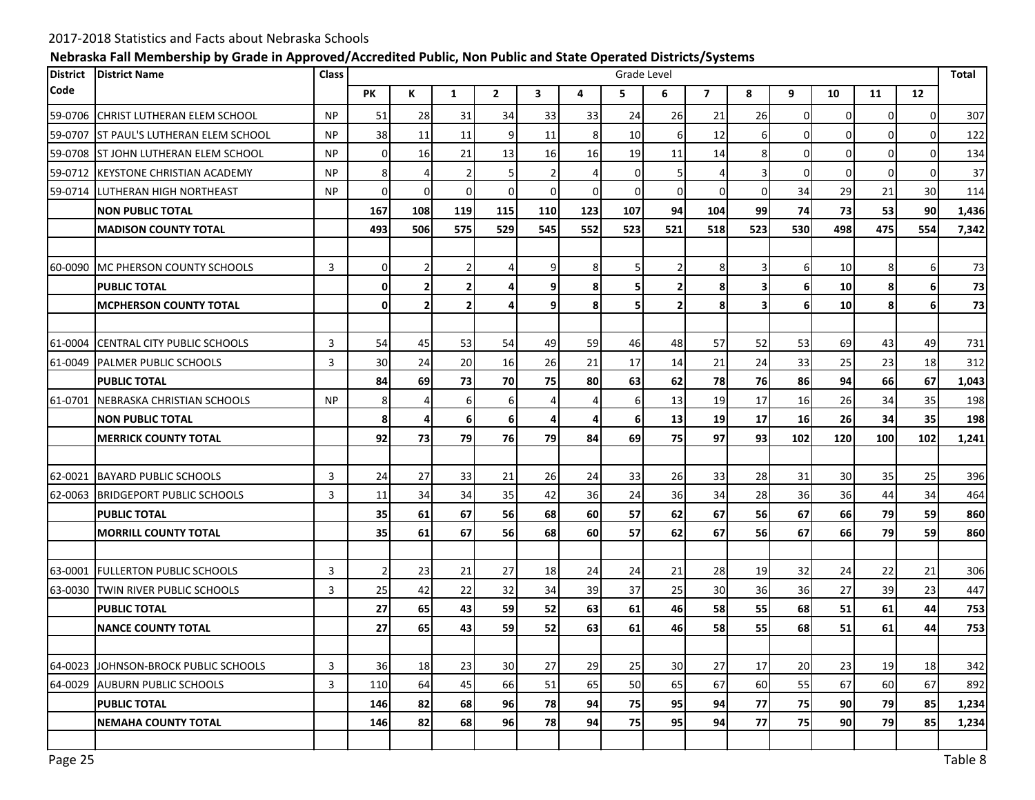2017-2018 Statistics and Facts about Nebraska Schools

**Nebraska Fall Membership by Grade in Approved/Accredited Public, Non Public and State Operated Districts/Systems**

| District Code | District Name | Class | Grade Level | | | | | | | | | | | | | | Total |
|---|---|---|---|---|---|---|---|---|---|---|---|---|---|---|---|---|---|
| | | | PK | K | 1 | 2 | 3 | 4 | 5 | 6 | 7 | 8 | 9 | 10 | 11 | 12 | |
| 59-0706 | CHRIST LUTHERAN ELEM SCHOOL | NP | 51 | 28 | 31 | 34 | 33 | 33 | 24 | 26 | 21 | 26 | 0 | 0 | 0 | 0 | 307 |
| 59-0707 | ST PAUL'S LUTHERAN ELEM SCHOOL | NP | 38 | 11 | 11 | 9 | 11 | 8 | 10 | 6 | 12 | 6 | 0 | 0 | 0 | 0 | 122 |
| 59-0708 | ST JOHN LUTHERAN ELEM SCHOOL | NP | 0 | 16 | 21 | 13 | 16 | 16 | 19 | 11 | 14 | 8 | 0 | 0 | 0 | 0 | 134 |
| 59-0712 | KEYSTONE CHRISTIAN ACADEMY | NP | 8 | 4 | 2 | 5 | 2 | 4 | 0 | 5 | 4 | 3 | 0 | 0 | 0 | 0 | 37 |
| 59-0714 | LUTHERAN HIGH NORTHEAST | NP | 0 | 0 | 0 | 0 | 0 | 0 | 0 | 0 | 0 | 0 | 34 | 29 | 21 | 30 | 114 |
| | **NON PUBLIC TOTAL** | | **167** | **108** | **119** | **115** | **110** | **123** | **107** | **94** | **104** | **99** | **74** | **73** | **53** | **90** | **1,436** |
| | **MADISON COUNTY TOTAL** | | **493** | **506** | **575** | **529** | **545** | **552** | **523** | **521** | **518** | **523** | **530** | **498** | **475** | **554** | **7,342** |
| | | | | | | | | | | | | | | | | | |
| 60-0090 | MC PHERSON COUNTY SCHOOLS | 3 | 0 | 2 | 2 | 4 | 9 | 8 | 5 | 2 | 8 | 3 | 6 | 10 | 8 | 6 | 73 |
| | **PUBLIC TOTAL** | | **0** | **2** | **2** | **4** | **9** | **8** | **5** | **2** | **8** | **3** | **6** | **10** | **8** | **6** | **73** |
| | **MCPHERSON COUNTY TOTAL** | | **0** | **2** | **2** | **4** | **9** | **8** | **5** | **2** | **8** | **3** | **6** | **10** | **8** | **6** | **73** |
| | | | | | | | | | | | | | | | | | |
| 61-0004 | CENTRAL CITY PUBLIC SCHOOLS | 3 | 54 | 45 | 53 | 54 | 49 | 59 | 46 | 48 | 57 | 52 | 53 | 69 | 43 | 49 | 731 |
| 61-0049 | PALMER PUBLIC SCHOOLS | 3 | 30 | 24 | 20 | 16 | 26 | 21 | 17 | 14 | 21 | 24 | 33 | 25 | 23 | 18 | 312 |
| | **PUBLIC TOTAL** | | **84** | **69** | **73** | **70** | **75** | **80** | **63** | **62** | **78** | **76** | **86** | **94** | **66** | **67** | **1,043** |
| 61-0701 | NEBRASKA CHRISTIAN SCHOOLS | NP | 8 | 4 | 6 | 6 | 4 | 4 | 6 | 13 | 19 | 17 | 16 | 26 | 34 | 35 | 198 |
| | **NON PUBLIC TOTAL** | | **8** | **4** | **6** | **6** | **4** | **4** | **6** | **13** | **19** | **17** | **16** | **26** | **34** | **35** | **198** |
| | **MERRICK COUNTY TOTAL** | | **92** | **73** | **79** | **76** | **79** | **84** | **69** | **75** | **97** | **93** | **102** | **120** | **100** | **102** | **1,241** |
| | | | | | | | | | | | | | | | | | |
| 62-0021 | BAYARD PUBLIC SCHOOLS | 3 | 24 | 27 | 33 | 21 | 26 | 24 | 33 | 26 | 33 | 28 | 31 | 30 | 35 | 25 | 396 |
| 62-0063 | BRIDGEPORT PUBLIC SCHOOLS | 3 | 11 | 34 | 34 | 35 | 42 | 36 | 24 | 36 | 34 | 28 | 36 | 36 | 44 | 34 | 464 |
| | **PUBLIC TOTAL** | | **35** | **61** | **67** | **56** | **68** | **60** | **57** | **62** | **67** | **56** | **67** | **66** | **79** | **59** | **860** |
| | **MORRILL COUNTY TOTAL** | | **35** | **61** | **67** | **56** | **68** | **60** | **57** | **62** | **67** | **56** | **67** | **66** | **79** | **59** | **860** |
| | | | | | | | | | | | | | | | | | |
| 63-0001 | FULLERTON PUBLIC SCHOOLS | 3 | 2 | 23 | 21 | 27 | 18 | 24 | 24 | 21 | 28 | 19 | 32 | 24 | 22 | 21 | 306 |
| 63-0030 | TWIN RIVER PUBLIC SCHOOLS | 3 | 25 | 42 | 22 | 32 | 34 | 39 | 37 | 25 | 30 | 36 | 36 | 27 | 39 | 23 | 447 |
| | **PUBLIC TOTAL** | | **27** | **65** | **43** | **59** | **52** | **63** | **61** | **46** | **58** | **55** | **68** | **51** | **61** | **44** | **753** |
| | **NANCE COUNTY TOTAL** | | **27** | **65** | **43** | **59** | **52** | **63** | **61** | **46** | **58** | **55** | **68** | **51** | **61** | **44** | **753** |
| | | | | | | | | | | | | | | | | | |
| 64-0023 | JOHNSON-BROCK PUBLIC SCHOOLS | 3 | 36 | 18 | 23 | 30 | 27 | 29 | 25 | 30 | 27 | 17 | 20 | 23 | 19 | 18 | 342 |
| 64-0029 | AUBURN PUBLIC SCHOOLS | 3 | 110 | 64 | 45 | 66 | 51 | 65 | 50 | 65 | 67 | 60 | 55 | 67 | 60 | 67 | 892 |
| | **PUBLIC TOTAL** | | **146** | **82** | **68** | **96** | **78** | **94** | **75** | **95** | **94** | **77** | **75** | **90** | **79** | **85** | **1,234** |
| | **NEMAHA COUNTY TOTAL** | | **146** | **82** | **68** | **96** | **78** | **94** | **75** | **95** | **94** | **77** | **75** | **90** | **79** | **85** | **1,234** |

Table 8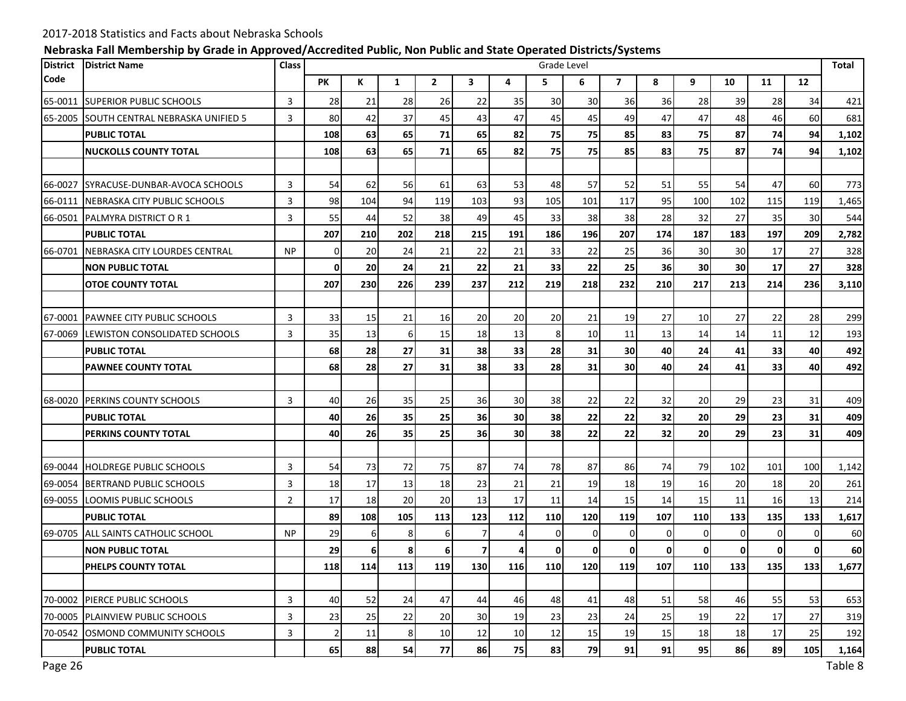2017-2018 Statistics and Facts about Nebraska Schools

**Nebraska Fall Membership by Grade in Approved/Accredited Public, Non Public and State Operated Districts/Systems**

| District Code | District Name | Class | Grade Level | | | | | | | | | | | | | | Total |
|---|---|---|---|---|---|---|---|---|---|---|---|---|---|---|---|---|---|
| | | | PK | K | 1 | 2 | 3 | 4 | 5 | 6 | 7 | 8 | 9 | 10 | 11 | 12 | |
| 65-0011 | SUPERIOR PUBLIC SCHOOLS | 3 | 28 | 21 | 28 | 26 | 22 | 35 | 30 | 30 | 36 | 36 | 28 | 39 | 28 | 34 | 421 |
| 65-2005 | SOUTH CENTRAL NEBRASKA UNIFIED 5 | 3 | 80 | 42 | 37 | 45 | 43 | 47 | 45 | 45 | 49 | 47 | 47 | 48 | 46 | 60 | 681 |
| | **PUBLIC TOTAL** | | **108** | **63** | **65** | **71** | **65** | **82** | **75** | **75** | **85** | **83** | **75** | **87** | **74** | **94** | **1,102** |
| | **NUCKOLLS COUNTY TOTAL** | | **108** | **63** | **65** | **71** | **65** | **82** | **75** | **75** | **85** | **83** | **75** | **87** | **74** | **94** | **1,102** |
| | | | | | | | | | | | | | | | | | |
| 66-0027 | SYRACUSE-DUNBAR-AVOCA SCHOOLS | 3 | 54 | 62 | 56 | 61 | 63 | 53 | 48 | 57 | 52 | 51 | 55 | 54 | 47 | 60 | 773 |
| 66-0111 | NEBRASKA CITY PUBLIC SCHOOLS | 3 | 98 | 104 | 94 | 119 | 103 | 93 | 105 | 101 | 117 | 95 | 100 | 102 | 115 | 119 | 1,465 |
| 66-0501 | PALMYRA DISTRICT O R 1 | 3 | 55 | 44 | 52 | 38 | 49 | 45 | 33 | 38 | 38 | 28 | 32 | 27 | 35 | 30 | 544 |
| | **PUBLIC TOTAL** | | **207** | **210** | **202** | **218** | **215** | **191** | **186** | **196** | **207** | **174** | **187** | **183** | **197** | **209** | **2,782** |
| 66-0701 | NEBRASKA CITY LOURDES CENTRAL | NP | 0 | 20 | 24 | 21 | 22 | 21 | 33 | 22 | 25 | 36 | 30 | 30 | 17 | 27 | 328 |
| | **NON PUBLIC TOTAL** | | **0** | **20** | **24** | **21** | **22** | **21** | **33** | **22** | **25** | **36** | **30** | **30** | **17** | **27** | **328** |
| | **OTOE COUNTY TOTAL** | | **207** | **230** | **226** | **239** | **237** | **212** | **219** | **218** | **232** | **210** | **217** | **213** | **214** | **236** | **3,110** |
| | | | | | | | | | | | | | | | | | |
| 67-0001 | PAWNEE CITY PUBLIC SCHOOLS | 3 | 33 | 15 | 21 | 16 | 20 | 20 | 20 | 21 | 19 | 27 | 10 | 27 | 22 | 28 | 299 |
| 67-0069 | LEWISTON CONSOLIDATED SCHOOLS | 3 | 35 | 13 | 6 | 15 | 18 | 13 | 8 | 10 | 11 | 13 | 14 | 14 | 11 | 12 | 193 |
| | **PUBLIC TOTAL** | | **68** | **28** | **27** | **31** | **38** | **33** | **28** | **31** | **30** | **40** | **24** | **41** | **33** | **40** | **492** |
| | **PAWNEE COUNTY TOTAL** | | **68** | **28** | **27** | **31** | **38** | **33** | **28** | **31** | **30** | **40** | **24** | **41** | **33** | **40** | **492** |
| | | | | | | | | | | | | | | | | | |
| 68-0020 | PERKINS COUNTY SCHOOLS | 3 | 40 | 26 | 35 | 25 | 36 | 30 | 38 | 22 | 22 | 32 | 20 | 29 | 23 | 31 | 409 |
| | **PUBLIC TOTAL** | | **40** | **26** | **35** | **25** | **36** | **30** | **38** | **22** | **22** | **32** | **20** | **29** | **23** | **31** | **409** |
| | **PERKINS COUNTY TOTAL** | | **40** | **26** | **35** | **25** | **36** | **30** | **38** | **22** | **22** | **32** | **20** | **29** | **23** | **31** | **409** |
| | | | | | | | | | | | | | | | | | |
| 69-0044 | HOLDREGE PUBLIC SCHOOLS | 3 | 54 | 73 | 72 | 75 | 87 | 74 | 78 | 87 | 86 | 74 | 79 | 102 | 101 | 100 | 1,142 |
| 69-0054 | BERTRAND PUBLIC SCHOOLS | 3 | 18 | 17 | 13 | 18 | 23 | 21 | 21 | 19 | 18 | 19 | 16 | 20 | 18 | 20 | 261 |
| 69-0055 | LOOMIS PUBLIC SCHOOLS | 2 | 17 | 18 | 20 | 20 | 13 | 17 | 11 | 14 | 15 | 14 | 15 | 11 | 16 | 13 | 214 |
| | **PUBLIC TOTAL** | | **89** | **108** | **105** | **113** | **123** | **112** | **110** | **120** | **119** | **107** | **110** | **133** | **135** | **133** | **1,617** |
| 69-0705 | ALL SAINTS CATHOLIC SCHOOL | NP | 29 | 6 | 8 | 6 | 7 | 4 | 0 | 0 | 0 | 0 | 0 | 0 | 0 | 0 | 60 |
| | **NON PUBLIC TOTAL** | | **29** | **6** | **8** | **6** | **7** | **4** | **0** | **0** | **0** | **0** | **0** | **0** | **0** | **0** | **60** |
| | **PHELPS COUNTY TOTAL** | | **118** | **114** | **113** | **119** | **130** | **116** | **110** | **120** | **119** | **107** | **110** | **133** | **135** | **133** | **1,677** |
| | | | | | | | | | | | | | | | | | |
| 70-0002 | PIERCE PUBLIC SCHOOLS | 3 | 40 | 52 | 24 | 47 | 44 | 46 | 48 | 41 | 48 | 51 | 58 | 46 | 55 | 53 | 653 |
| 70-0005 | PLAINVIEW PUBLIC SCHOOLS | 3 | 23 | 25 | 22 | 20 | 30 | 19 | 23 | 23 | 24 | 25 | 19 | 22 | 17 | 27 | 319 |
| 70-0542 | OSMOND COMMUNITY SCHOOLS | 3 | 2 | 11 | 8 | 10 | 12 | 10 | 12 | 15 | 19 | 15 | 18 | 18 | 17 | 25 | 192 |
| | **PUBLIC TOTAL** | | **65** | **88** | **54** | **77** | **86** | **75** | **83** | **79** | **91** | **91** | **95** | **86** | **89** | **105** | **1,164** |

Table 8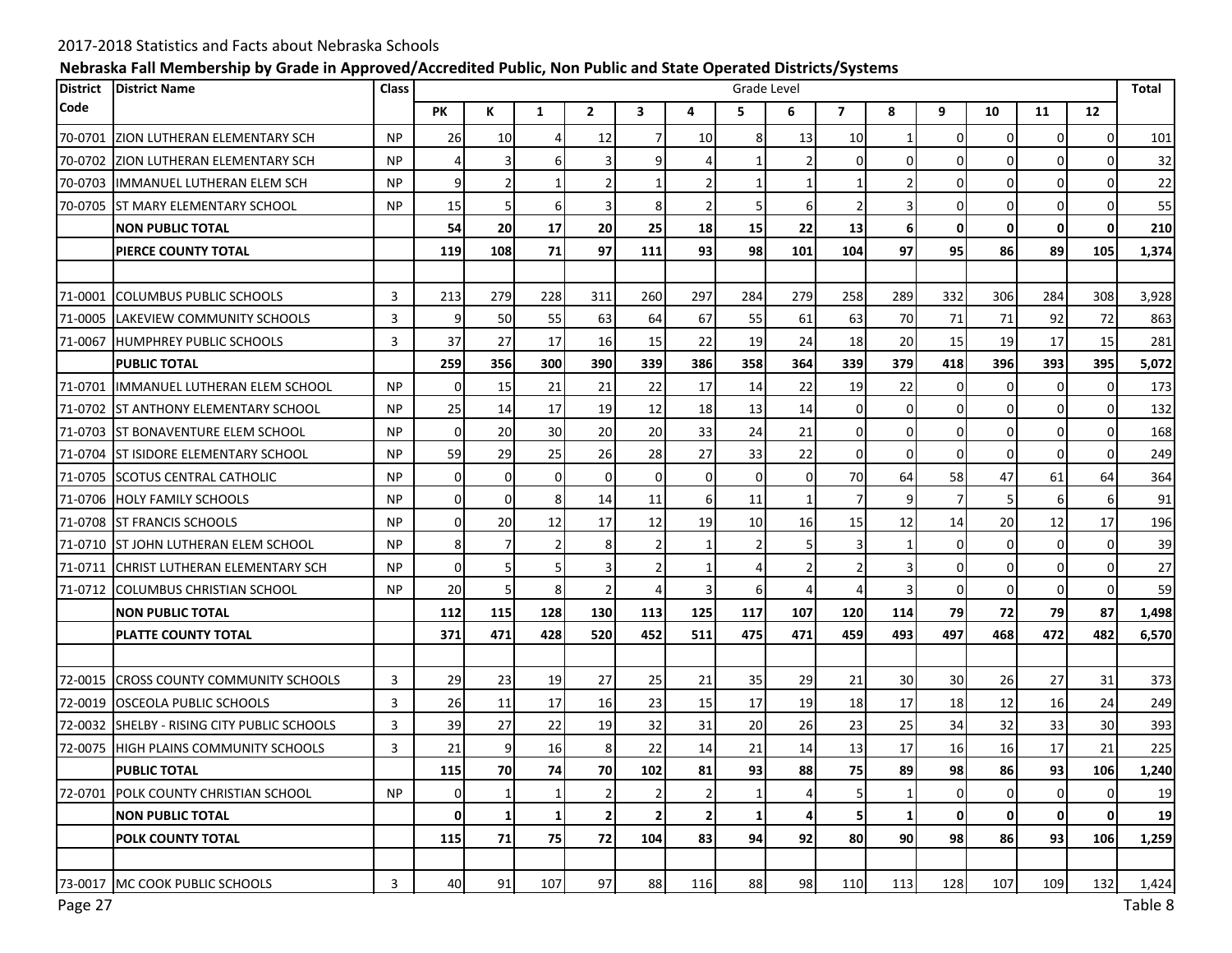2017-2018 Statistics and Facts about Nebraska Schools

**Nebraska Fall Membership by Grade in Approved/Accredited Public, Non Public and State Operated Districts/Systems**

| District Code | District Name | Class | Grade Level | | | | | | | | | | | | | | Total |
|---|---|---|---|---|---|---|---|---|---|---|---|---|---|---|---|---|---|
| | | | PK | K | 1 | 2 | 3 | 4 | 5 | 6 | 7 | 8 | 9 | 10 | 11 | 12 | |
| 70-0701 | ZION LUTHERAN ELEMENTARY SCH | NP | 26 | 10 | 4 | 12 | 7 | 10 | 8 | 13 | 10 | 1 | 0 | 0 | 0 | 0 | 101 |
| 70-0702 | ZION LUTHERAN ELEMENTARY SCH | NP | 4 | 3 | 6 | 3 | 9 | 4 | 1 | 2 | 0 | 0 | 0 | 0 | 0 | 0 | 32 |
| 70-0703 | IMMANUEL LUTHERAN ELEM SCH | NP | 9 | 2 | 1 | 2 | 1 | 2 | 1 | 1 | 1 | 2 | 0 | 0 | 0 | 0 | 22 |
| 70-0705 | ST MARY ELEMENTARY SCHOOL | NP | 15 | 5 | 6 | 3 | 8 | 2 | 5 | 6 | 2 | 3 | 0 | 0 | 0 | 0 | 55 |
| | **NON PUBLIC TOTAL** | | **54** | **20** | **17** | **20** | **25** | **18** | **15** | **22** | **13** | **6** | **0** | **0** | **0** | **0** | **210** |
| | **PIERCE COUNTY TOTAL** | | **119** | **108** | **71** | **97** | **111** | **93** | **98** | **101** | **104** | **97** | **95** | **86** | **89** | **105** | **1,374** |
| | | | | | | | | | | | | | | | | | |
| 71-0001 | COLUMBUS PUBLIC SCHOOLS | 3 | 213 | 279 | 228 | 311 | 260 | 297 | 284 | 279 | 258 | 289 | 332 | 306 | 284 | 308 | 3,928 |
| 71-0005 | LAKEVIEW COMMUNITY SCHOOLS | 3 | 9 | 50 | 55 | 63 | 64 | 67 | 55 | 61 | 63 | 70 | 71 | 71 | 92 | 72 | 863 |
| 71-0067 | HUMPHREY PUBLIC SCHOOLS | 3 | 37 | 27 | 17 | 16 | 15 | 22 | 19 | 24 | 18 | 20 | 15 | 19 | 17 | 15 | 281 |
| | **PUBLIC TOTAL** | | **259** | **356** | **300** | **390** | **339** | **386** | **358** | **364** | **339** | **379** | **418** | **396** | **393** | **395** | **5,072** |
| 71-0701 | IMMANUEL LUTHERAN ELEM SCHOOL | NP | 0 | 15 | 21 | 21 | 22 | 17 | 14 | 22 | 19 | 22 | 0 | 0 | 0 | 0 | 173 |
| 71-0702 | ST ANTHONY ELEMENTARY SCHOOL | NP | 25 | 14 | 17 | 19 | 12 | 18 | 13 | 14 | 0 | 0 | 0 | 0 | 0 | 0 | 132 |
| 71-0703 | ST BONAVENTURE ELEM SCHOOL | NP | 0 | 20 | 30 | 20 | 20 | 33 | 24 | 21 | 0 | 0 | 0 | 0 | 0 | 0 | 168 |
| 71-0704 | ST ISIDORE ELEMENTARY SCHOOL | NP | 59 | 29 | 25 | 26 | 28 | 27 | 33 | 22 | 0 | 0 | 0 | 0 | 0 | 0 | 249 |
| 71-0705 | SCOTUS CENTRAL CATHOLIC | NP | 0 | 0 | 0 | 0 | 0 | 0 | 0 | 0 | 70 | 64 | 58 | 47 | 61 | 64 | 364 |
| 71-0706 | HOLY FAMILY SCHOOLS | NP | 0 | 0 | 8 | 14 | 11 | 6 | 11 | 1 | 7 | 9 | 7 | 5 | 6 | 6 | 91 |
| 71-0708 | ST FRANCIS SCHOOLS | NP | 0 | 20 | 12 | 17 | 12 | 19 | 10 | 16 | 15 | 12 | 14 | 20 | 12 | 17 | 196 |
| 71-0710 | ST JOHN LUTHERAN ELEM SCHOOL | NP | 8 | 7 | 2 | 8 | 2 | 1 | 2 | 5 | 3 | 1 | 0 | 0 | 0 | 0 | 39 |
| 71-0711 | CHRIST LUTHERAN ELEMENTARY SCH | NP | 0 | 5 | 5 | 3 | 2 | 1 | 4 | 2 | 2 | 3 | 0 | 0 | 0 | 0 | 27 |
| 71-0712 | COLUMBUS CHRISTIAN SCHOOL | NP | 20 | 5 | 8 | 2 | 4 | 3 | 6 | 4 | 4 | 3 | 0 | 0 | 0 | 0 | 59 |
| | **NON PUBLIC TOTAL** | | **112** | **115** | **128** | **130** | **113** | **125** | **117** | **107** | **120** | **114** | **79** | **72** | **79** | **87** | **1,498** |
| | **PLATTE COUNTY TOTAL** | | **371** | **471** | **428** | **520** | **452** | **511** | **475** | **471** | **459** | **493** | **497** | **468** | **472** | **482** | **6,570** |
| | | | | | | | | | | | | | | | | | |
| 72-0015 | CROSS COUNTY COMMUNITY SCHOOLS | 3 | 29 | 23 | 19 | 27 | 25 | 21 | 35 | 29 | 21 | 30 | 30 | 26 | 27 | 31 | 373 |
| 72-0019 | OSCEOLA PUBLIC SCHOOLS | 3 | 26 | 11 | 17 | 16 | 23 | 15 | 17 | 19 | 18 | 17 | 18 | 12 | 16 | 24 | 249 |
| 72-0032 | SHELBY - RISING CITY PUBLIC SCHOOLS | 3 | 39 | 27 | 22 | 19 | 32 | 31 | 20 | 26 | 23 | 25 | 34 | 32 | 33 | 30 | 393 |
| 72-0075 | HIGH PLAINS COMMUNITY SCHOOLS | 3 | 21 | 9 | 16 | 8 | 22 | 14 | 21 | 14 | 13 | 17 | 16 | 16 | 17 | 21 | 225 |
| | **PUBLIC TOTAL** | | **115** | **70** | **74** | **70** | **102** | **81** | **93** | **88** | **75** | **89** | **98** | **86** | **93** | **106** | **1,240** |
| 72-0701 | POLK COUNTY CHRISTIAN SCHOOL | NP | 0 | 1 | 1 | 2 | 2 | 2 | 1 | 4 | 5 | 1 | 0 | 0 | 0 | 0 | 19 |
| | **NON PUBLIC TOTAL** | | **0** | **1** | **1** | **2** | **2** | **2** | **1** | **4** | **5** | **1** | **0** | **0** | **0** | **0** | **19** |
| | **POLK COUNTY TOTAL** | | **115** | **71** | **75** | **72** | **104** | **83** | **94** | **92** | **80** | **90** | **98** | **86** | **93** | **106** | **1,259** |
| | | | | | | | | | | | | | | | | | |
| 73-0017 | MC COOK PUBLIC SCHOOLS | 3 | 40 | 91 | 107 | 97 | 88 | 116 | 88 | 98 | 110 | 113 | 128 | 107 | 109 | 132 | 1,424 |

Table 8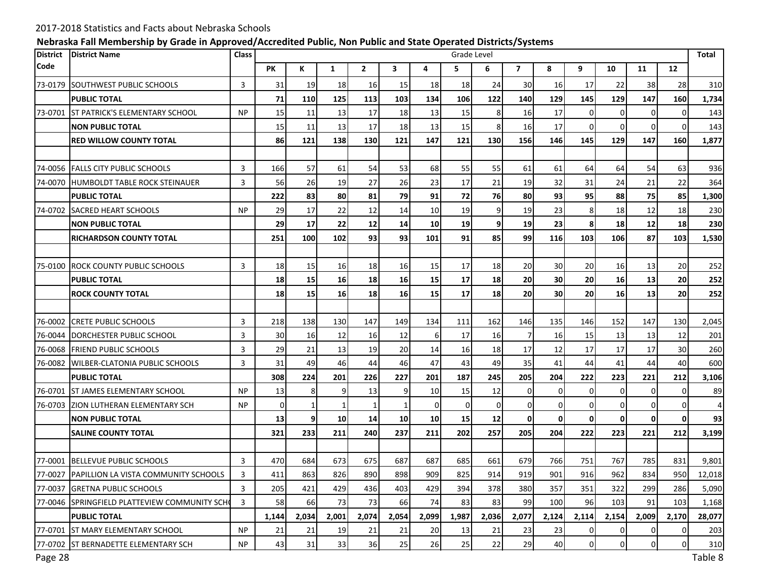2017-2018 Statistics and Facts about Nebraska Schools

## Nebraska Fall Membership by Grade in Approved/Accredited Public, Non Public and State Operated Districts/Systems

| District Code | District Name | Class | Grade Level | | | | | | | | | | | | | | Total |
|---|---|---|---|---|---|---|---|---|---|---|---|---|---|---|---|---|---|
| | | | PK | K | 1 | 2 | 3 | 4 | 5 | 6 | 7 | 8 | 9 | 10 | 11 | 12 | |
| 73-0179 | SOUTHWEST PUBLIC SCHOOLS | 3 | 31 | 19 | 18 | 16 | 15 | 18 | 18 | 24 | 30 | 16 | 17 | 22 | 38 | 28 | 310 |
| | **PUBLIC TOTAL** | | **71** | **110** | **125** | **113** | **103** | **134** | **106** | **122** | **140** | **129** | **145** | **129** | **147** | **160** | **1,734** |
| 73-0701 | ST PATRICK'S ELEMENTARY SCHOOL | NP | 15 | 11 | 13 | 17 | 18 | 13 | 15 | 8 | 16 | 17 | 0 | 0 | 0 | 0 | 143 |
| | **NON PUBLIC TOTAL** | | 15 | 11 | 13 | 17 | 18 | 13 | 15 | 8 | 16 | 17 | 0 | 0 | 0 | 0 | 143 |
| | **RED WILLOW COUNTY TOTAL** | | **86** | **121** | **138** | **130** | **121** | **147** | **121** | **130** | **156** | **146** | **145** | **129** | **147** | **160** | **1,877** |
| | | | | | | | | | | | | | | | | | |
| 74-0056 | FALLS CITY PUBLIC SCHOOLS | 3 | 166 | 57 | 61 | 54 | 53 | 68 | 55 | 55 | 61 | 61 | 64 | 64 | 54 | 63 | 936 |
| 74-0070 | HUMBOLDT TABLE ROCK STEINAUER | 3 | 56 | 26 | 19 | 27 | 26 | 23 | 17 | 21 | 19 | 32 | 31 | 24 | 21 | 22 | 364 |
| | **PUBLIC TOTAL** | | **222** | **83** | **80** | **81** | **79** | **91** | **72** | **76** | **80** | **93** | **95** | **88** | **75** | **85** | **1,300** |
| 74-0702 | SACRED HEART SCHOOLS | NP | 29 | 17 | 22 | 12 | 14 | 10 | 19 | 9 | 19 | 23 | 8 | 18 | 12 | 18 | 230 |
| | **NON PUBLIC TOTAL** | | **29** | **17** | **22** | **12** | **14** | **10** | **19** | **9** | **19** | **23** | **8** | **18** | **12** | **18** | **230** |
| | **RICHARDSON COUNTY TOTAL** | | **251** | **100** | **102** | **93** | **93** | **101** | **91** | **85** | **99** | **116** | **103** | **106** | **87** | **103** | **1,530** |
| | | | | | | | | | | | | | | | | | |
| 75-0100 | ROCK COUNTY PUBLIC SCHOOLS | 3 | 18 | 15 | 16 | 18 | 16 | 15 | 17 | 18 | 20 | 30 | 20 | 16 | 13 | 20 | 252 |
| | **PUBLIC TOTAL** | | **18** | **15** | **16** | **18** | **16** | **15** | **17** | **18** | **20** | **30** | **20** | **16** | **13** | **20** | **252** |
| | **ROCK COUNTY TOTAL** | | **18** | **15** | **16** | **18** | **16** | **15** | **17** | **18** | **20** | **30** | **20** | **16** | **13** | **20** | **252** |
| | | | | | | | | | | | | | | | | | |
| 76-0002 | CRETE PUBLIC SCHOOLS | 3 | 218 | 138 | 130 | 147 | 149 | 134 | 111 | 162 | 146 | 135 | 146 | 152 | 147 | 130 | 2,045 |
| 76-0044 | DORCHESTER PUBLIC SCHOOL | 3 | 30 | 16 | 12 | 16 | 12 | 6 | 17 | 16 | 7 | 16 | 15 | 13 | 13 | 12 | 201 |
| 76-0068 | FRIEND PUBLIC SCHOOLS | 3 | 29 | 21 | 13 | 19 | 20 | 14 | 16 | 18 | 17 | 12 | 17 | 17 | 17 | 30 | 260 |
| 76-0082 | WILBER-CLATONIA PUBLIC SCHOOLS | 3 | 31 | 49 | 46 | 44 | 46 | 47 | 43 | 49 | 35 | 41 | 44 | 41 | 44 | 40 | 600 |
| | **PUBLIC TOTAL** | | **308** | **224** | **201** | **226** | **227** | **201** | **187** | **245** | **205** | **204** | **222** | **223** | **221** | **212** | **3,106** |
| 76-0701 | ST JAMES ELEMENTARY SCHOOL | NP | 13 | 8 | 9 | 13 | 9 | 10 | 15 | 12 | 0 | 0 | 0 | 0 | 0 | 0 | 89 |
| 76-0703 | ZION LUTHERAN ELEMENTARY SCH | NP | 0 | 1 | 1 | 1 | 1 | 0 | 0 | 0 | 0 | 0 | 0 | 0 | 0 | 0 | 4 |
| | **NON PUBLIC TOTAL** | | **13** | **9** | **10** | **14** | **10** | **10** | **15** | **12** | **0** | **0** | **0** | **0** | **0** | **0** | **93** |
| | **SALINE COUNTY TOTAL** | | **321** | **233** | **211** | **240** | **237** | **211** | **202** | **257** | **205** | **204** | **222** | **223** | **221** | **212** | **3,199** |
| | | | | | | | | | | | | | | | | | |
| 77-0001 | BELLEVUE PUBLIC SCHOOLS | 3 | 470 | 684 | 673 | 675 | 687 | 687 | 685 | 661 | 679 | 766 | 751 | 767 | 785 | 831 | 9,801 |
| 77-0027 | PAPILLION LA VISTA COMMUNITY SCHOOLS | 3 | 411 | 863 | 826 | 890 | 898 | 909 | 825 | 914 | 919 | 901 | 916 | 962 | 834 | 950 | 12,018 |
| 77-0037 | GRETNA PUBLIC SCHOOLS | 3 | 205 | 421 | 429 | 436 | 403 | 429 | 394 | 378 | 380 | 357 | 351 | 322 | 299 | 286 | 5,090 |
| 77-0046 | SPRINGFIELD PLATTEVIEW COMMUNITY SCH | 3 | 58 | 66 | 73 | 73 | 66 | 74 | 83 | 83 | 99 | 100 | 96 | 103 | 91 | 103 | 1,168 |
| | **PUBLIC TOTAL** | | **1,144** | **2,034** | **2,001** | **2,074** | **2,054** | **2,099** | **1,987** | **2,036** | **2,077** | **2,124** | **2,114** | **2,154** | **2,009** | **2,170** | **28,077** |
| 77-0701 | ST MARY ELEMENTARY SCHOOL | NP | 21 | 21 | 19 | 21 | 21 | 20 | 13 | 21 | 23 | 23 | 0 | 0 | 0 | 0 | 203 |
| 77-0702 | ST BERNADETTE ELEMENTARY SCH | NP | 43 | 31 | 33 | 36 | 25 | 26 | 25 | 22 | 29 | 40 | 0 | 0 | 0 | 0 | 310 |

Table 8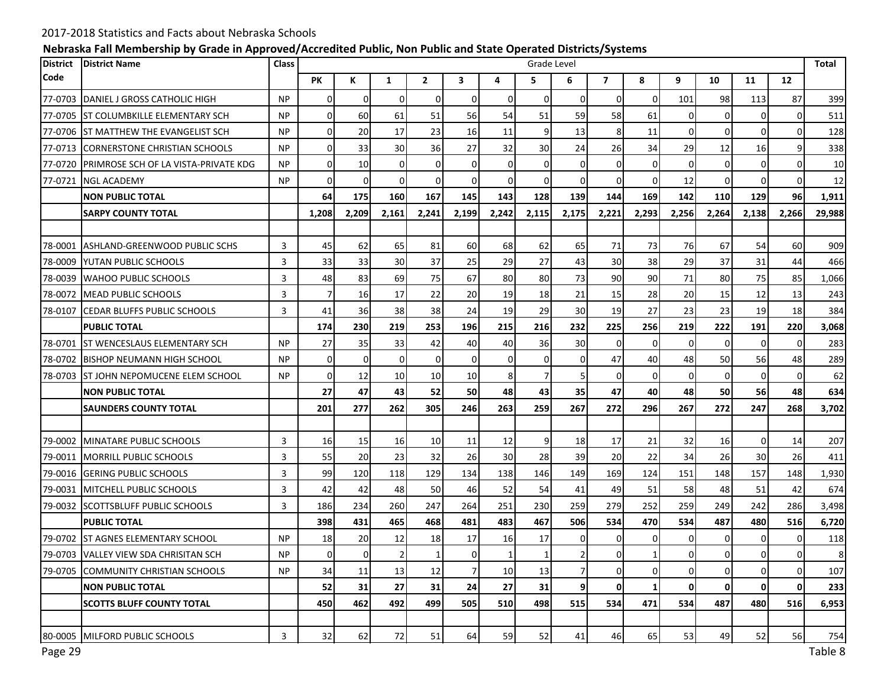2017-2018 Statistics and Facts about Nebraska Schools

**Nebraska Fall Membership by Grade in Approved/Accredited Public, Non Public and State Operated Districts/Systems**

| District Code | District Name | Class | Grade Level | | | | | | | | | | | | | | Total |
|---|---|---|---|---|---|---|---|---|---|---|---|---|---|---|---|---|---|
| | | | PK | K | 1 | 2 | 3 | 4 | 5 | 6 | 7 | 8 | 9 | 10 | 11 | 12 | |
| 77-0703 | DANIEL J GROSS CATHOLIC HIGH | NP | 0 | 0 | 0 | 0 | 0 | 0 | 0 | 0 | 0 | 0 | 101 | 98 | 113 | 87 | 399 |
| 77-0705 | ST COLUMBKILLE ELEMENTARY SCH | NP | 0 | 60 | 61 | 51 | 56 | 54 | 51 | 59 | 58 | 61 | 0 | 0 | 0 | 0 | 511 |
| 77-0706 | ST MATTHEW THE EVANGELIST SCH | NP | 0 | 20 | 17 | 23 | 16 | 11 | 9 | 13 | 8 | 11 | 0 | 0 | 0 | 0 | 128 |
| 77-0713 | CORNERSTONE CHRISTIAN SCHOOLS | NP | 0 | 33 | 30 | 36 | 27 | 32 | 30 | 24 | 26 | 34 | 29 | 12 | 16 | 9 | 338 |
| 77-0720 | PRIMROSE SCH OF LA VISTA-PRIVATE KDG | NP | 0 | 10 | 0 | 0 | 0 | 0 | 0 | 0 | 0 | 0 | 0 | 0 | 0 | 0 | 10 |
| 77-0721 | NGL ACADEMY | NP | 0 | 0 | 0 | 0 | 0 | 0 | 0 | 0 | 0 | 0 | 12 | 0 | 0 | 0 | 12 |
| | **NON PUBLIC TOTAL** | | **64** | **175** | **160** | **167** | **145** | **143** | **128** | **139** | **144** | **169** | **142** | **110** | **129** | **96** | **1,911** |
| | **SARPY COUNTY TOTAL** | | **1,208** | **2,209** | **2,161** | **2,241** | **2,199** | **2,242** | **2,115** | **2,175** | **2,221** | **2,293** | **2,256** | **2,264** | **2,138** | **2,266** | **29,988** |
| | | | | | | | | | | | | | | | | | |
| 78-0001 | ASHLAND-GREENWOOD PUBLIC SCHS | 3 | 45 | 62 | 65 | 81 | 60 | 68 | 62 | 65 | 71 | 73 | 76 | 67 | 54 | 60 | 909 |
| 78-0009 | YUTAN PUBLIC SCHOOLS | 3 | 33 | 33 | 30 | 37 | 25 | 29 | 27 | 43 | 30 | 38 | 29 | 37 | 31 | 44 | 466 |
| 78-0039 | WAHOO PUBLIC SCHOOLS | 3 | 48 | 83 | 69 | 75 | 67 | 80 | 80 | 73 | 90 | 90 | 71 | 80 | 75 | 85 | 1,066 |
| 78-0072 | MEAD PUBLIC SCHOOLS | 3 | 7 | 16 | 17 | 22 | 20 | 19 | 18 | 21 | 15 | 28 | 20 | 15 | 12 | 13 | 243 |
| 78-0107 | CEDAR BLUFFS PUBLIC SCHOOLS | 3 | 41 | 36 | 38 | 38 | 24 | 19 | 29 | 30 | 19 | 27 | 23 | 23 | 19 | 18 | 384 |
| | **PUBLIC TOTAL** | | **174** | **230** | **219** | **253** | **196** | **215** | **216** | **232** | **225** | **256** | **219** | **222** | **191** | **220** | **3,068** |
| 78-0701 | ST WENCESLAUS ELEMENTARY SCH | NP | 27 | 35 | 33 | 42 | 40 | 40 | 36 | 30 | 0 | 0 | 0 | 0 | 0 | 0 | 283 |
| 78-0702 | BISHOP NEUMANN HIGH SCHOOL | NP | 0 | 0 | 0 | 0 | 0 | 0 | 0 | 0 | 47 | 40 | 48 | 50 | 56 | 48 | 289 |
| 78-0703 | ST JOHN NEPOMUCENE ELEM SCHOOL | NP | 0 | 12 | 10 | 10 | 10 | 8 | 7 | 5 | 0 | 0 | 0 | 0 | 0 | 0 | 62 |
| | **NON PUBLIC TOTAL** | | **27** | **47** | **43** | **52** | **50** | **48** | **43** | **35** | **47** | **40** | **48** | **50** | **56** | **48** | **634** |
| | **SAUNDERS COUNTY TOTAL** | | **201** | **277** | **262** | **305** | **246** | **263** | **259** | **267** | **272** | **296** | **267** | **272** | **247** | **268** | **3,702** |
| | | | | | | | | | | | | | | | | | |
| 79-0002 | MINATARE PUBLIC SCHOOLS | 3 | 16 | 15 | 16 | 10 | 11 | 12 | 9 | 18 | 17 | 21 | 32 | 16 | 0 | 14 | 207 |
| 79-0011 | MORRILL PUBLIC SCHOOLS | 3 | 55 | 20 | 23 | 32 | 26 | 30 | 28 | 39 | 20 | 22 | 34 | 26 | 30 | 26 | 411 |
| 79-0016 | GERING PUBLIC SCHOOLS | 3 | 99 | 120 | 118 | 129 | 134 | 138 | 146 | 149 | 169 | 124 | 151 | 148 | 157 | 148 | 1,930 |
| 79-0031 | MITCHELL PUBLIC SCHOOLS | 3 | 42 | 42 | 48 | 50 | 46 | 52 | 54 | 41 | 49 | 51 | 58 | 48 | 51 | 42 | 674 |
| 79-0032 | SCOTTSBLUFF PUBLIC SCHOOLS | 3 | 186 | 234 | 260 | 247 | 264 | 251 | 230 | 259 | 279 | 252 | 259 | 249 | 242 | 286 | 3,498 |
| | **PUBLIC TOTAL** | | **398** | **431** | **465** | **468** | **481** | **483** | **467** | **506** | **534** | **470** | **534** | **487** | **480** | **516** | **6,720** |
| 79-0702 | ST AGNES ELEMENTARY SCHOOL | NP | 18 | 20 | 12 | 18 | 17 | 16 | 17 | 0 | 0 | 0 | 0 | 0 | 0 | 0 | 118 |
| 79-0703 | VALLEY VIEW SDA CHRISITAN SCH | NP | 0 | 0 | 2 | 1 | 0 | 1 | 1 | 2 | 0 | 1 | 0 | 0 | 0 | 0 | 8 |
| 79-0705 | COMMUNITY CHRISTIAN SCHOOLS | NP | 34 | 11 | 13 | 12 | 7 | 10 | 13 | 7 | 0 | 0 | 0 | 0 | 0 | 0 | 107 |
| | **NON PUBLIC TOTAL** | | **52** | **31** | **27** | **31** | **24** | **27** | **31** | **9** | **0** | **1** | **0** | **0** | **0** | **0** | **233** |
| | **SCOTTS BLUFF COUNTY TOTAL** | | **450** | **462** | **492** | **499** | **505** | **510** | **498** | **515** | **534** | **471** | **534** | **487** | **480** | **516** | **6,953** |
| | | | | | | | | | | | | | | | | | |
| 80-0005 | MILFORD PUBLIC SCHOOLS | 3 | 32 | 62 | 72 | 51 | 64 | 59 | 52 | 41 | 46 | 65 | 53 | 49 | 52 | 56 | 754 |

Table 8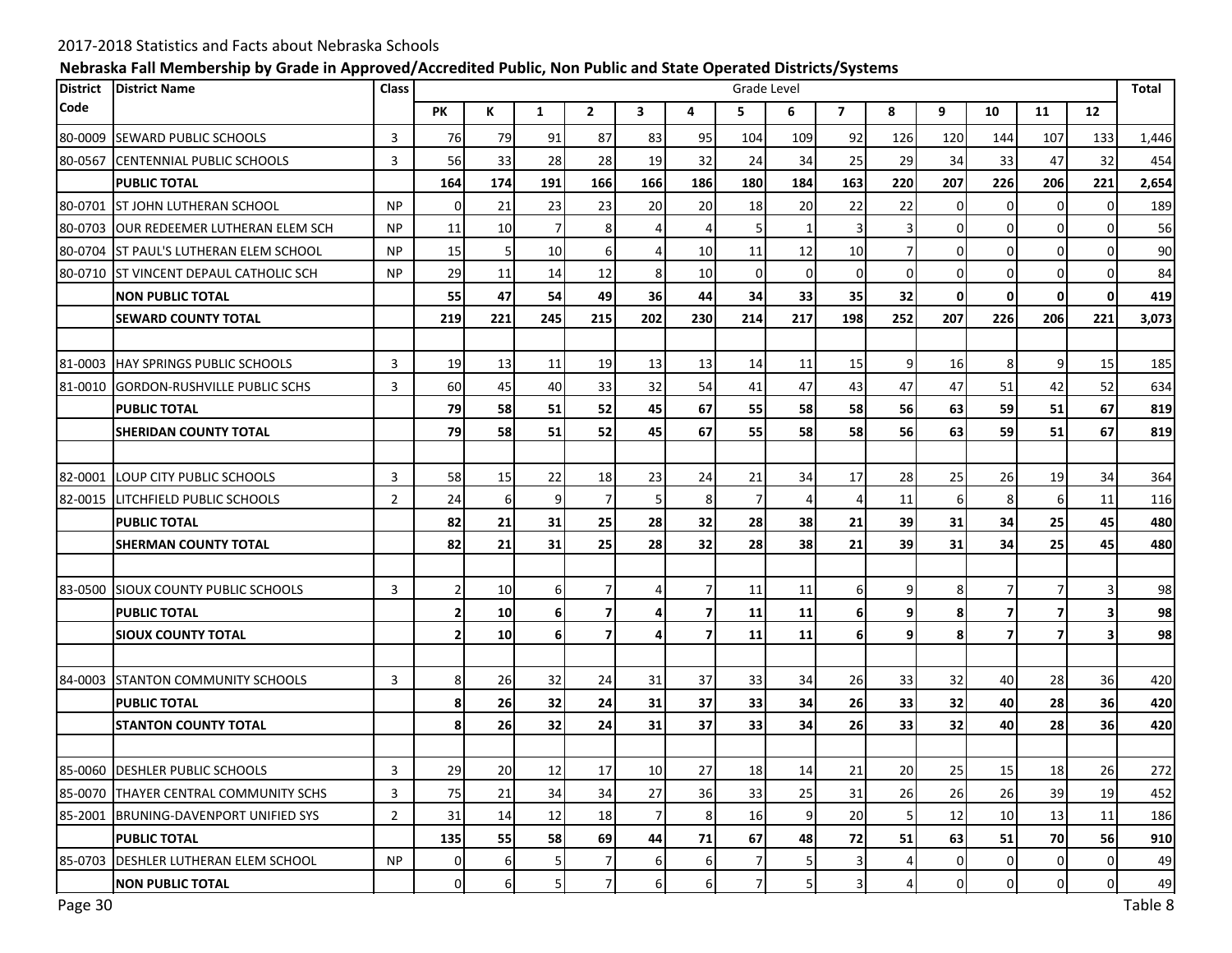2017-2018 Statistics and Facts about Nebraska Schools

**Nebraska Fall Membership by Grade in Approved/Accredited Public, Non Public and State Operated Districts/Systems**

| District Code | District Name | Class | Grade Level | | | | | | | | | | | | | | Total |
|---|---|---|---|---|---|---|---|---|---|---|---|---|---|---|---|---|---|
| | | | PK | K | 1 | 2 | 3 | 4 | 5 | 6 | 7 | 8 | 9 | 10 | 11 | 12 | |
| 80-0009 | SEWARD PUBLIC SCHOOLS | 3 | 76 | 79 | 91 | 87 | 83 | 95 | 104 | 109 | 92 | 126 | 120 | 144 | 107 | 133 | 1,446 |
| 80-0567 | CENTENNIAL PUBLIC SCHOOLS | 3 | 56 | 33 | 28 | 28 | 19 | 32 | 24 | 34 | 25 | 29 | 34 | 33 | 47 | 32 | 454 |
| | **PUBLIC TOTAL** | | **164** | **174** | **191** | **166** | **166** | **186** | **180** | **184** | **163** | **220** | **207** | **226** | **206** | **221** | **2,654** |
| 80-0701 | ST JOHN LUTHERAN SCHOOL | NP | 0 | 21 | 23 | 23 | 20 | 20 | 18 | 20 | 22 | 22 | 0 | 0 | 0 | 0 | 189 |
| 80-0703 | OUR REDEEMER LUTHERAN ELEM SCH | NP | 11 | 10 | 7 | 8 | 4 | 4 | 5 | 1 | 3 | 3 | 0 | 0 | 0 | 0 | 56 |
| 80-0704 | ST PAUL'S LUTHERAN ELEM SCHOOL | NP | 15 | 5 | 10 | 6 | 4 | 10 | 11 | 12 | 10 | 7 | 0 | 0 | 0 | 0 | 90 |
| 80-0710 | ST VINCENT DEPAUL CATHOLIC SCH | NP | 29 | 11 | 14 | 12 | 8 | 10 | 0 | 0 | 0 | 0 | 0 | 0 | 0 | 0 | 84 |
| | **NON PUBLIC TOTAL** | | **55** | **47** | **54** | **49** | **36** | **44** | **34** | **33** | **35** | **32** | **0** | **0** | **0** | **0** | **419** |
| | **SEWARD COUNTY TOTAL** | | **219** | **221** | **245** | **215** | **202** | **230** | **214** | **217** | **198** | **252** | **207** | **226** | **206** | **221** | **3,073** |
| | | | | | | | | | | | | | | | | | |
| 81-0003 | HAY SPRINGS PUBLIC SCHOOLS | 3 | 19 | 13 | 11 | 19 | 13 | 13 | 14 | 11 | 15 | 9 | 16 | 8 | 9 | 15 | 185 |
| 81-0010 | GORDON-RUSHVILLE PUBLIC SCHS | 3 | 60 | 45 | 40 | 33 | 32 | 54 | 41 | 47 | 43 | 47 | 47 | 51 | 42 | 52 | 634 |
| | **PUBLIC TOTAL** | | **79** | **58** | **51** | **52** | **45** | **67** | **55** | **58** | **58** | **56** | **63** | **59** | **51** | **67** | **819** |
| | **SHERIDAN COUNTY TOTAL** | | **79** | **58** | **51** | **52** | **45** | **67** | **55** | **58** | **58** | **56** | **63** | **59** | **51** | **67** | **819** |
| | | | | | | | | | | | | | | | | | |
| 82-0001 | LOUP CITY PUBLIC SCHOOLS | 3 | 58 | 15 | 22 | 18 | 23 | 24 | 21 | 34 | 17 | 28 | 25 | 26 | 19 | 34 | 364 |
| 82-0015 | LITCHFIELD PUBLIC SCHOOLS | 2 | 24 | 6 | 9 | 7 | 5 | 8 | 7 | 4 | 4 | 11 | 6 | 8 | 6 | 11 | 116 |
| | **PUBLIC TOTAL** | | **82** | **21** | **31** | **25** | **28** | **32** | **28** | **38** | **21** | **39** | **31** | **34** | **25** | **45** | **480** |
| | **SHERMAN COUNTY TOTAL** | | **82** | **21** | **31** | **25** | **28** | **32** | **28** | **38** | **21** | **39** | **31** | **34** | **25** | **45** | **480** |
| | | | | | | | | | | | | | | | | | |
| 83-0500 | SIOUX COUNTY PUBLIC SCHOOLS | 3 | 2 | 10 | 6 | 7 | 4 | 7 | 11 | 11 | 6 | 9 | 8 | 7 | 7 | 3 | 98 |
| | **PUBLIC TOTAL** | | **2** | **10** | **6** | **7** | **4** | **7** | **11** | **11** | **6** | **9** | **8** | **7** | **7** | **3** | **98** |
| | **SIOUX COUNTY TOTAL** | | **2** | **10** | **6** | **7** | **4** | **7** | **11** | **11** | **6** | **9** | **8** | **7** | **7** | **3** | **98** |
| | | | | | | | | | | | | | | | | | |
| 84-0003 | STANTON COMMUNITY SCHOOLS | 3 | 8 | 26 | 32 | 24 | 31 | 37 | 33 | 34 | 26 | 33 | 32 | 40 | 28 | 36 | 420 |
| | **PUBLIC TOTAL** | | **8** | **26** | **32** | **24** | **31** | **37** | **33** | **34** | **26** | **33** | **32** | **40** | **28** | **36** | **420** |
| | **STANTON COUNTY TOTAL** | | **8** | **26** | **32** | **24** | **31** | **37** | **33** | **34** | **26** | **33** | **32** | **40** | **28** | **36** | **420** |
| | | | | | | | | | | | | | | | | | |
| 85-0060 | DESHLER PUBLIC SCHOOLS | 3 | 29 | 20 | 12 | 17 | 10 | 27 | 18 | 14 | 21 | 20 | 25 | 15 | 18 | 26 | 272 |
| 85-0070 | THAYER CENTRAL COMMUNITY SCHS | 3 | 75 | 21 | 34 | 34 | 27 | 36 | 33 | 25 | 31 | 26 | 26 | 26 | 39 | 19 | 452 |
| 85-2001 | BRUNING-DAVENPORT UNIFIED SYS | 2 | 31 | 14 | 12 | 18 | 7 | 8 | 16 | 9 | 20 | 5 | 12 | 10 | 13 | 11 | 186 |
| | **PUBLIC TOTAL** | | **135** | **55** | **58** | **69** | **44** | **71** | **67** | **48** | **72** | **51** | **63** | **51** | **70** | **56** | **910** |
| 85-0703 | DESHLER LUTHERAN ELEM SCHOOL | NP | 0 | 6 | 5 | 7 | 6 | 6 | 7 | 5 | 3 | 4 | 0 | 0 | 0 | 0 | 49 |
| | **NON PUBLIC TOTAL** | | 0 | 6 | 5 | 7 | 6 | 6 | 7 | 5 | 3 | 4 | 0 | 0 | 0 | 0 | 49 |

Table 8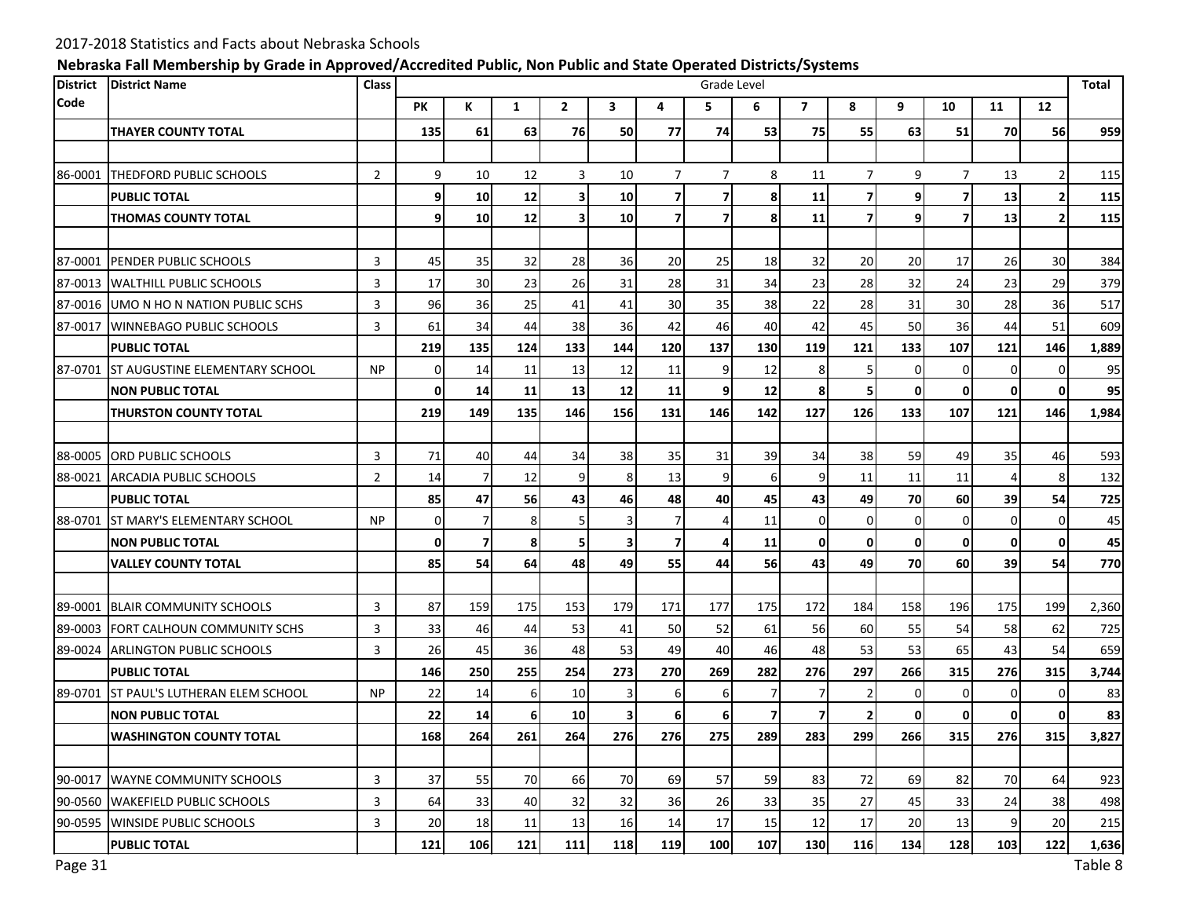2017-2018 Statistics and Facts about Nebraska Schools

**Nebraska Fall Membership by Grade in Approved/Accredited Public, Non Public and State Operated Districts/Systems**

| District Code | District Name | Class | PK | K | 1 | 2 | 3 | 4 | 5 | 6 | 7 | 8 | 9 | 10 | 11 | 12 | Total |
|---|---|---|---|---|---|---|---|---|---|---|---|---|---|---|---|---|---|
| | **THAYER COUNTY TOTAL** | | **135** | **61** | **63** | **76** | **50** | **77** | **74** | **53** | **75** | **55** | **63** | **51** | **70** | **56** | **959** |
| | | | | | | | | | | | | | | | | | |
| 86-0001 | THEDFORD PUBLIC SCHOOLS | 2 | 9 | 10 | 12 | 3 | 10 | 7 | 7 | 8 | 11 | 7 | 9 | 7 | 13 | 2 | 115 |
| | **PUBLIC TOTAL** | | **9** | **10** | **12** | **3** | **10** | **7** | **7** | **8** | **11** | **7** | **9** | **7** | **13** | **2** | **115** |
| | **THOMAS COUNTY TOTAL** | | **9** | **10** | **12** | **3** | **10** | **7** | **7** | **8** | **11** | **7** | **9** | **7** | **13** | **2** | **115** |
| | | | | | | | | | | | | | | | | | |
| 87-0001 | PENDER PUBLIC SCHOOLS | 3 | 45 | 35 | 32 | 28 | 36 | 20 | 25 | 18 | 32 | 20 | 20 | 17 | 26 | 30 | 384 |
| 87-0013 | WALTHILL PUBLIC SCHOOLS | 3 | 17 | 30 | 23 | 26 | 31 | 28 | 31 | 34 | 23 | 28 | 32 | 24 | 23 | 29 | 379 |
| 87-0016 | UMO N HO N NATION PUBLIC SCHS | 3 | 96 | 36 | 25 | 41 | 41 | 30 | 35 | 38 | 22 | 28 | 31 | 30 | 28 | 36 | 517 |
| 87-0017 | WINNEBAGO PUBLIC SCHOOLS | 3 | 61 | 34 | 44 | 38 | 36 | 42 | 46 | 40 | 42 | 45 | 50 | 36 | 44 | 51 | 609 |
| | **PUBLIC TOTAL** | | **219** | **135** | **124** | **133** | **144** | **120** | **137** | **130** | **119** | **121** | **133** | **107** | **121** | **146** | **1,889** |
| 87-0701 | ST AUGUSTINE ELEMENTARY SCHOOL | NP | 0 | 14 | 11 | 13 | 12 | 11 | 9 | 12 | 8 | 5 | 0 | 0 | 0 | 0 | 95 |
| | **NON PUBLIC TOTAL** | | **0** | **14** | **11** | **13** | **12** | **11** | **9** | **12** | **8** | **5** | **0** | **0** | **0** | **0** | **95** |
| | **THURSTON COUNTY TOTAL** | | **219** | **149** | **135** | **146** | **156** | **131** | **146** | **142** | **127** | **126** | **133** | **107** | **121** | **146** | **1,984** |
| | | | | | | | | | | | | | | | | | |
| 88-0005 | ORD PUBLIC SCHOOLS | 3 | 71 | 40 | 44 | 34 | 38 | 35 | 31 | 39 | 34 | 38 | 59 | 49 | 35 | 46 | 593 |
| 88-0021 | ARCADIA PUBLIC SCHOOLS | 2 | 14 | 7 | 12 | 9 | 8 | 13 | 9 | 6 | 9 | 11 | 11 | 11 | 4 | 8 | 132 |
| | **PUBLIC TOTAL** | | **85** | **47** | **56** | **43** | **46** | **48** | **40** | **45** | **43** | **49** | **70** | **60** | **39** | **54** | **725** |
| 88-0701 | ST MARY'S ELEMENTARY SCHOOL | NP | 0 | 7 | 8 | 5 | 3 | 7 | 4 | 11 | 0 | 0 | 0 | 0 | 0 | 0 | 45 |
| | **NON PUBLIC TOTAL** | | **0** | **7** | **8** | **5** | **3** | **7** | **4** | **11** | **0** | **0** | **0** | **0** | **0** | **0** | **45** |
| | **VALLEY COUNTY TOTAL** | | **85** | **54** | **64** | **48** | **49** | **55** | **44** | **56** | **43** | **49** | **70** | **60** | **39** | **54** | **770** |
| | | | | | | | | | | | | | | | | | |
| 89-0001 | BLAIR COMMUNITY SCHOOLS | 3 | 87 | 159 | 175 | 153 | 179 | 171 | 177 | 175 | 172 | 184 | 158 | 196 | 175 | 199 | 2,360 |
| 89-0003 | FORT CALHOUN COMMUNITY SCHS | 3 | 33 | 46 | 44 | 53 | 41 | 50 | 52 | 61 | 56 | 60 | 55 | 54 | 58 | 62 | 725 |
| 89-0024 | ARLINGTON PUBLIC SCHOOLS | 3 | 26 | 45 | 36 | 48 | 53 | 49 | 40 | 46 | 48 | 53 | 53 | 65 | 43 | 54 | 659 |
| | **PUBLIC TOTAL** | | **146** | **250** | **255** | **254** | **273** | **270** | **269** | **282** | **276** | **297** | **266** | **315** | **276** | **315** | **3,744** |
| 89-0701 | ST PAUL'S LUTHERAN ELEM SCHOOL | NP | 22 | 14 | 6 | 10 | 3 | 6 | 6 | 7 | 7 | 2 | 0 | 0 | 0 | 0 | 83 |
| | **NON PUBLIC TOTAL** | | **22** | **14** | **6** | **10** | **3** | **6** | **6** | **7** | **7** | **2** | **0** | **0** | **0** | **0** | **83** |
| | **WASHINGTON COUNTY TOTAL** | | **168** | **264** | **261** | **264** | **276** | **276** | **275** | **289** | **283** | **299** | **266** | **315** | **276** | **315** | **3,827** |
| | | | | | | | | | | | | | | | | | |
| 90-0017 | WAYNE COMMUNITY SCHOOLS | 3 | 37 | 55 | 70 | 66 | 70 | 69 | 57 | 59 | 83 | 72 | 69 | 82 | 70 | 64 | 923 |
| 90-0560 | WAKEFIELD PUBLIC SCHOOLS | 3 | 64 | 33 | 40 | 32 | 32 | 36 | 26 | 33 | 35 | 27 | 45 | 33 | 24 | 38 | 498 |
| 90-0595 | WINSIDE PUBLIC SCHOOLS | 3 | 20 | 18 | 11 | 13 | 16 | 14 | 17 | 15 | 12 | 17 | 20 | 13 | 9 | 20 | 215 |
| | **PUBLIC TOTAL** | | **121** | **106** | **121** | **111** | **118** | **119** | **100** | **107** | **130** | **116** | **134** | **128** | **103** | **122** | **1,636** |

Table 8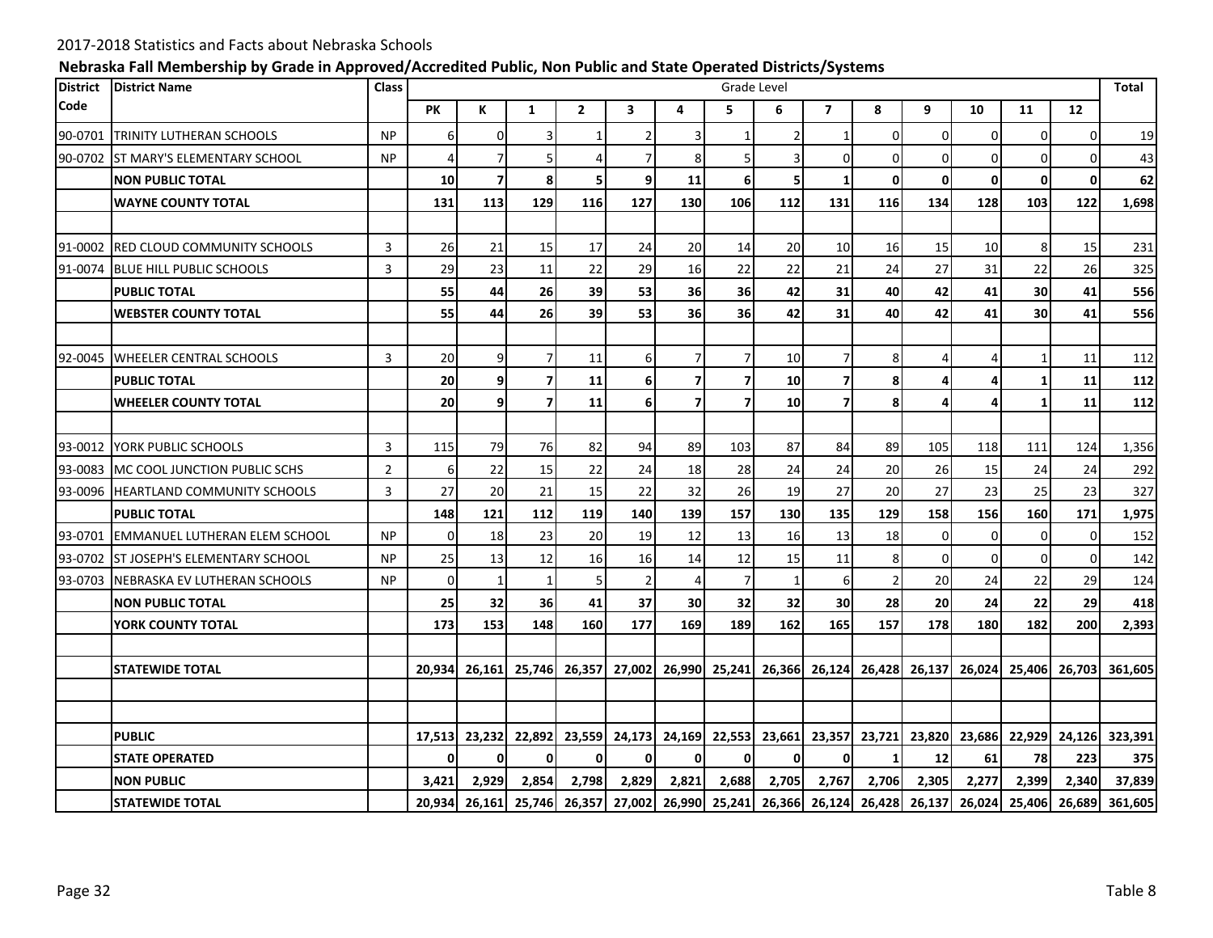2017-2018 Statistics and Facts about Nebraska Schools

## Nebraska Fall Membership by Grade in Approved/Accredited Public, Non Public and State Operated Districts/Systems

| District Code | District Name | Class | Grade Level | | | | | | | | | | | | | | Total |
|---|---|---|---|---|---|---|---|---|---|---|---|---|---|---|---|---|---|
| | | | PK | K | 1 | 2 | 3 | 4 | 5 | 6 | 7 | 8 | 9 | 10 | 11 | 12 | |
| 90-0701 | TRINITY LUTHERAN SCHOOLS | NP | 6 | 0 | 3 | 1 | 2 | 3 | 1 | 2 | 1 | 0 | 0 | 0 | 0 | 0 | 19 |
| 90-0702 | ST MARY'S ELEMENTARY SCHOOL | NP | 4 | 7 | 5 | 4 | 7 | 8 | 5 | 3 | 0 | 0 | 0 | 0 | 0 | 0 | 43 |
| | **NON PUBLIC TOTAL** | | **10** | **7** | **8** | **5** | **9** | **11** | **6** | **5** | **1** | **0** | **0** | **0** | **0** | **0** | **62** |
| | **WAYNE COUNTY TOTAL** | | **131** | **113** | **129** | **116** | **127** | **130** | **106** | **112** | **131** | **116** | **134** | **128** | **103** | **122** | **1,698** |
| | | | | | | | | | | | | | | | | | |
| 91-0002 | RED CLOUD COMMUNITY SCHOOLS | 3 | 26 | 21 | 15 | 17 | 24 | 20 | 14 | 20 | 10 | 16 | 15 | 10 | 8 | 15 | 231 |
| 91-0074 | BLUE HILL PUBLIC SCHOOLS | 3 | 29 | 23 | 11 | 22 | 29 | 16 | 22 | 22 | 21 | 24 | 27 | 31 | 22 | 26 | 325 |
| | **PUBLIC TOTAL** | | **55** | **44** | **26** | **39** | **53** | **36** | **36** | **42** | **31** | **40** | **42** | **41** | **30** | **41** | **556** |
| | **WEBSTER COUNTY TOTAL** | | **55** | **44** | **26** | **39** | **53** | **36** | **36** | **42** | **31** | **40** | **42** | **41** | **30** | **41** | **556** |
| | | | | | | | | | | | | | | | | | |
| 92-0045 | WHEELER CENTRAL SCHOOLS | 3 | 20 | 9 | 7 | 11 | 6 | 7 | 7 | 10 | 7 | 8 | 4 | 4 | 1 | 11 | 112 |
| | **PUBLIC TOTAL** | | **20** | **9** | **7** | **11** | **6** | **7** | **7** | **10** | **7** | **8** | **4** | **4** | **1** | **11** | **112** |
| | **WHEELER COUNTY TOTAL** | | **20** | **9** | **7** | **11** | **6** | **7** | **7** | **10** | **7** | **8** | **4** | **4** | **1** | **11** | **112** |
| | | | | | | | | | | | | | | | | | |
| 93-0012 | YORK PUBLIC SCHOOLS | 3 | 115 | 79 | 76 | 82 | 94 | 89 | 103 | 87 | 84 | 89 | 105 | 118 | 111 | 124 | 1,356 |
| 93-0083 | MC COOL JUNCTION PUBLIC SCHS | 2 | 6 | 22 | 15 | 22 | 24 | 18 | 28 | 24 | 24 | 20 | 26 | 15 | 24 | 24 | 292 |
| 93-0096 | HEARTLAND COMMUNITY SCHOOLS | 3 | 27 | 20 | 21 | 15 | 22 | 32 | 26 | 19 | 27 | 20 | 27 | 23 | 25 | 23 | 327 |
| | **PUBLIC TOTAL** | | **148** | **121** | **112** | **119** | **140** | **139** | **157** | **130** | **135** | **129** | **158** | **156** | **160** | **171** | **1,975** |
| 93-0701 | EMMANUEL LUTHERAN ELEM SCHOOL | NP | 0 | 18 | 23 | 20 | 19 | 12 | 13 | 16 | 13 | 18 | 0 | 0 | 0 | 0 | 152 |
| 93-0702 | ST JOSEPH'S ELEMENTARY SCHOOL | NP | 25 | 13 | 12 | 16 | 16 | 14 | 12 | 15 | 11 | 8 | 0 | 0 | 0 | 0 | 142 |
| 93-0703 | NEBRASKA EV LUTHERAN SCHOOLS | NP | 0 | 1 | 1 | 5 | 2 | 4 | 7 | 1 | 6 | 2 | 20 | 24 | 22 | 29 | 124 |
| | **NON PUBLIC TOTAL** | | **25** | **32** | **36** | **41** | **37** | **30** | **32** | **32** | **30** | **28** | **20** | **24** | **22** | **29** | **418** |
| | **YORK COUNTY TOTAL** | | **173** | **153** | **148** | **160** | **177** | **169** | **189** | **162** | **165** | **157** | **178** | **180** | **182** | **200** | **2,393** |
| | | | | | | | | | | | | | | | | | |
| | **STATEWIDE TOTAL** | | **20,934** | **26,161** | **25,746** | **26,357** | **27,002** | **26,990** | **25,241** | **26,366** | **26,124** | **26,428** | **26,137** | **26,024** | **25,406** | **26,703** | **361,605** |
| | | | | | | | | | | | | | | | | | |
| | | | | | | | | | | | | | | | | | |
| | **PUBLIC** | | **17,513** | **23,232** | **22,892** | **23,559** | **24,173** | **24,169** | **22,553** | **23,661** | **23,357** | **23,721** | **23,820** | **23,686** | **22,929** | **24,126** | **323,391** |
| | **STATE OPERATED** | | **0** | **0** | **0** | **0** | **0** | **0** | **0** | **0** | **0** | **1** | **12** | **61** | **78** | **223** | **375** |
| | **NON PUBLIC** | | **3,421** | **2,929** | **2,854** | **2,798** | **2,829** | **2,821** | **2,688** | **2,705** | **2,767** | **2,706** | **2,305** | **2,277** | **2,399** | **2,340** | **37,839** |
| | **STATEWIDE TOTAL** | | **20,934** | **26,161** | **25,746** | **26,357** | **27,002** | **26,990** | **25,241** | **26,366** | **26,124** | **26,428** | **26,137** | **26,024** | **25,406** | **26,689** | **361,605** |

Table 8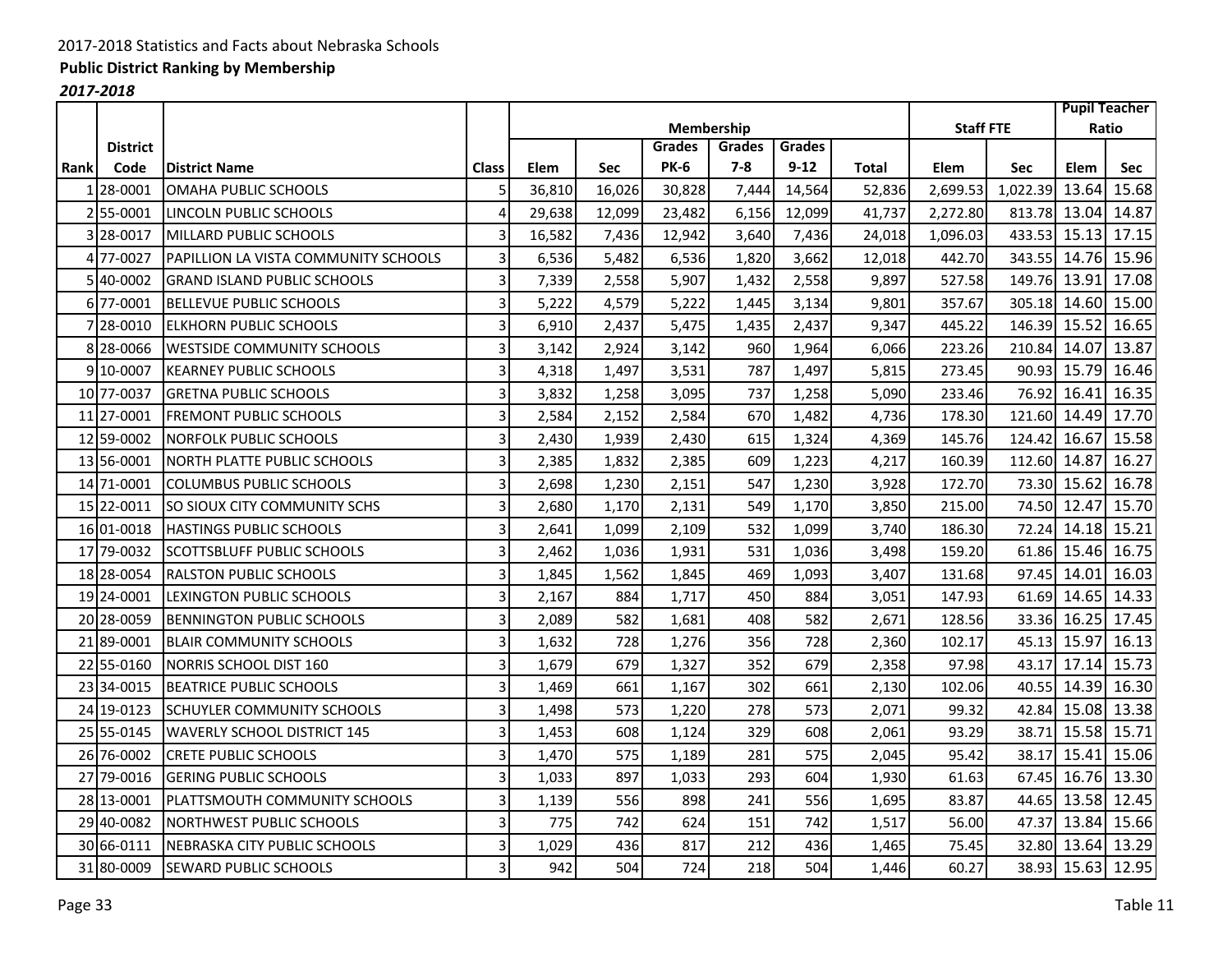2017-2018 Statistics and Facts about Nebraska Schools

**Public District Ranking by Membership**

***2017-2018***

| Rank | District Code | District Name | Class | Membership | | | | | | Staff FTE | | Pupil Teacher Ratio | |
|---|---|---|---|---|---|---|---|---|---|---|---|---|---|
| | | | | Elem | Sec | Grades PK-6 | Grades 7-8 | Grades 9-12 | Total | Elem | Sec | Elem | Sec |
| 1 | 28-0001 | OMAHA PUBLIC SCHOOLS | 5 | 36,810 | 16,026 | 30,828 | 7,444 | 14,564 | 52,836 | 2,699.53 | 1,022.39 | 13.64 | 15.68 |
| 2 | 55-0001 | LINCOLN PUBLIC SCHOOLS | 4 | 29,638 | 12,099 | 23,482 | 6,156 | 12,099 | 41,737 | 2,272.80 | 813.78 | 13.04 | 14.87 |
| 3 | 28-0017 | MILLARD PUBLIC SCHOOLS | 3 | 16,582 | 7,436 | 12,942 | 3,640 | 7,436 | 24,018 | 1,096.03 | 433.53 | 15.13 | 17.15 |
| 4 | 77-0027 | PAPILLION LA VISTA COMMUNITY SCHOOLS | 3 | 6,536 | 5,482 | 6,536 | 1,820 | 3,662 | 12,018 | 442.70 | 343.55 | 14.76 | 15.96 |
| 5 | 40-0002 | GRAND ISLAND PUBLIC SCHOOLS | 3 | 7,339 | 2,558 | 5,907 | 1,432 | 2,558 | 9,897 | 527.58 | 149.76 | 13.91 | 17.08 |
| 6 | 77-0001 | BELLEVUE PUBLIC SCHOOLS | 3 | 5,222 | 4,579 | 5,222 | 1,445 | 3,134 | 9,801 | 357.67 | 305.18 | 14.60 | 15.00 |
| 7 | 28-0010 | ELKHORN PUBLIC SCHOOLS | 3 | 6,910 | 2,437 | 5,475 | 1,435 | 2,437 | 9,347 | 445.22 | 146.39 | 15.52 | 16.65 |
| 8 | 28-0066 | WESTSIDE COMMUNITY SCHOOLS | 3 | 3,142 | 2,924 | 3,142 | 960 | 1,964 | 6,066 | 223.26 | 210.84 | 14.07 | 13.87 |
| 9 | 10-0007 | KEARNEY PUBLIC SCHOOLS | 3 | 4,318 | 1,497 | 3,531 | 787 | 1,497 | 5,815 | 273.45 | 90.93 | 15.79 | 16.46 |
| 10 | 77-0037 | GRETNA PUBLIC SCHOOLS | 3 | 3,832 | 1,258 | 3,095 | 737 | 1,258 | 5,090 | 233.46 | 76.92 | 16.41 | 16.35 |
| 11 | 27-0001 | FREMONT PUBLIC SCHOOLS | 3 | 2,584 | 2,152 | 2,584 | 670 | 1,482 | 4,736 | 178.30 | 121.60 | 14.49 | 17.70 |
| 12 | 59-0002 | NORFOLK PUBLIC SCHOOLS | 3 | 2,430 | 1,939 | 2,430 | 615 | 1,324 | 4,369 | 145.76 | 124.42 | 16.67 | 15.58 |
| 13 | 56-0001 | NORTH PLATTE PUBLIC SCHOOLS | 3 | 2,385 | 1,832 | 2,385 | 609 | 1,223 | 4,217 | 160.39 | 112.60 | 14.87 | 16.27 |
| 14 | 71-0001 | COLUMBUS PUBLIC SCHOOLS | 3 | 2,698 | 1,230 | 2,151 | 547 | 1,230 | 3,928 | 172.70 | 73.30 | 15.62 | 16.78 |
| 15 | 22-0011 | SO SIOUX CITY COMMUNITY SCHS | 3 | 2,680 | 1,170 | 2,131 | 549 | 1,170 | 3,850 | 215.00 | 74.50 | 12.47 | 15.70 |
| 16 | 01-0018 | HASTINGS PUBLIC SCHOOLS | 3 | 2,641 | 1,099 | 2,109 | 532 | 1,099 | 3,740 | 186.30 | 72.24 | 14.18 | 15.21 |
| 17 | 79-0032 | SCOTTSBLUFF PUBLIC SCHOOLS | 3 | 2,462 | 1,036 | 1,931 | 531 | 1,036 | 3,498 | 159.20 | 61.86 | 15.46 | 16.75 |
| 18 | 28-0054 | RALSTON PUBLIC SCHOOLS | 3 | 1,845 | 1,562 | 1,845 | 469 | 1,093 | 3,407 | 131.68 | 97.45 | 14.01 | 16.03 |
| 19 | 24-0001 | LEXINGTON PUBLIC SCHOOLS | 3 | 2,167 | 884 | 1,717 | 450 | 884 | 3,051 | 147.93 | 61.69 | 14.65 | 14.33 |
| 20 | 28-0059 | BENNINGTON PUBLIC SCHOOLS | 3 | 2,089 | 582 | 1,681 | 408 | 582 | 2,671 | 128.56 | 33.36 | 16.25 | 17.45 |
| 21 | 89-0001 | BLAIR COMMUNITY SCHOOLS | 3 | 1,632 | 728 | 1,276 | 356 | 728 | 2,360 | 102.17 | 45.13 | 15.97 | 16.13 |
| 22 | 55-0160 | NORRIS SCHOOL DIST 160 | 3 | 1,679 | 679 | 1,327 | 352 | 679 | 2,358 | 97.98 | 43.17 | 17.14 | 15.73 |
| 23 | 34-0015 | BEATRICE PUBLIC SCHOOLS | 3 | 1,469 | 661 | 1,167 | 302 | 661 | 2,130 | 102.06 | 40.55 | 14.39 | 16.30 |
| 24 | 19-0123 | SCHUYLER COMMUNITY SCHOOLS | 3 | 1,498 | 573 | 1,220 | 278 | 573 | 2,071 | 99.32 | 42.84 | 15.08 | 13.38 |
| 25 | 55-0145 | WAVERLY SCHOOL DISTRICT 145 | 3 | 1,453 | 608 | 1,124 | 329 | 608 | 2,061 | 93.29 | 38.71 | 15.58 | 15.71 |
| 26 | 76-0002 | CRETE PUBLIC SCHOOLS | 3 | 1,470 | 575 | 1,189 | 281 | 575 | 2,045 | 95.42 | 38.17 | 15.41 | 15.06 |
| 27 | 79-0016 | GERING PUBLIC SCHOOLS | 3 | 1,033 | 897 | 1,033 | 293 | 604 | 1,930 | 61.63 | 67.45 | 16.76 | 13.30 |
| 28 | 13-0001 | PLATTSMOUTH COMMUNITY SCHOOLS | 3 | 1,139 | 556 | 898 | 241 | 556 | 1,695 | 83.87 | 44.65 | 13.58 | 12.45 |
| 29 | 40-0082 | NORTHWEST PUBLIC SCHOOLS | 3 | 775 | 742 | 624 | 151 | 742 | 1,517 | 56.00 | 47.37 | 13.84 | 15.66 |
| 30 | 66-0111 | NEBRASKA CITY PUBLIC SCHOOLS | 3 | 1,029 | 436 | 817 | 212 | 436 | 1,465 | 75.45 | 32.80 | 13.64 | 13.29 |
| 31 | 80-0009 | SEWARD PUBLIC SCHOOLS | 3 | 942 | 504 | 724 | 218 | 504 | 1,446 | 60.27 | 38.93 | 15.63 | 12.95 |

Table 11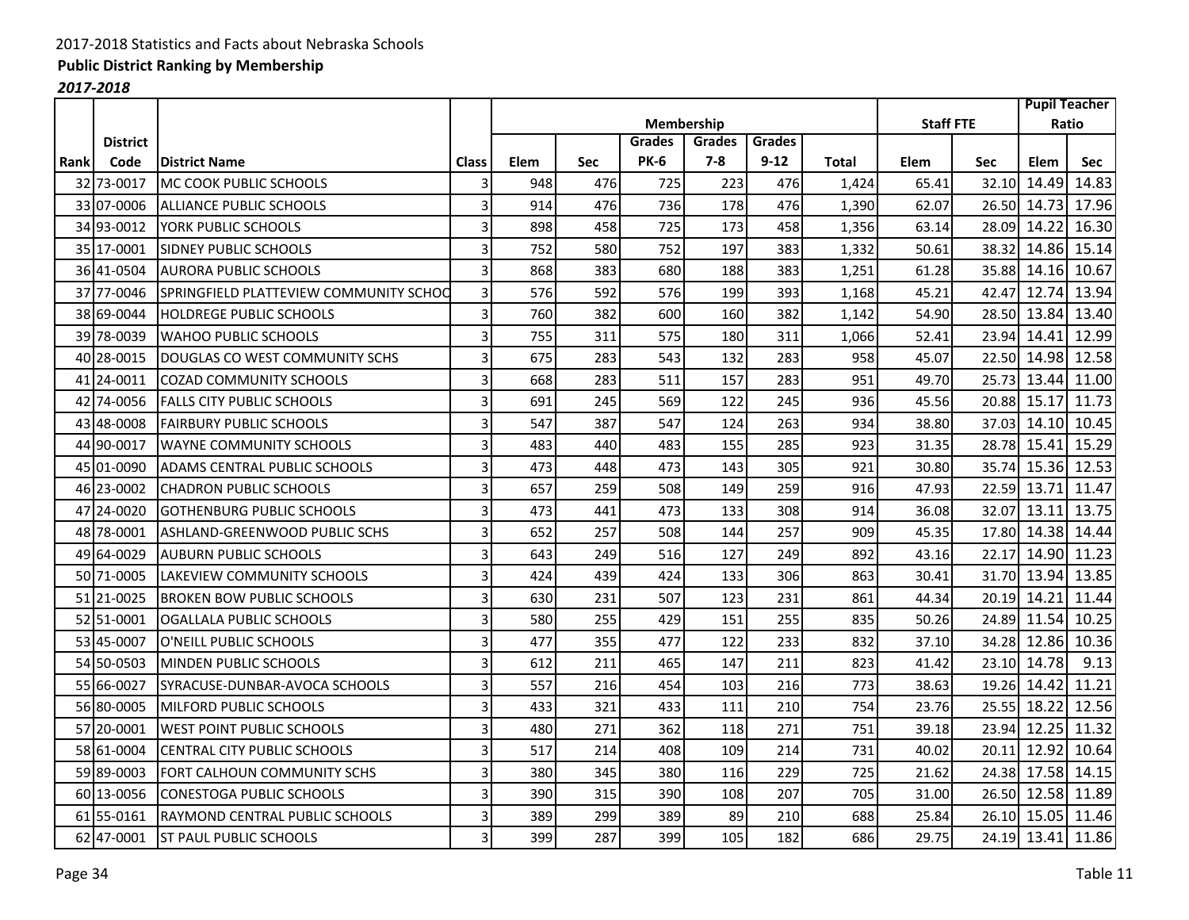2017-2018 Statistics and Facts about Nebraska Schools

**Public District Ranking by Membership**

***2017-2018***

| Rank | District Code | District Name | Class | Membership | | | | | | Staff FTE | | Pupil Teacher Ratio | |
|---|---|---|---|---|---|---|---|---|---|---|---|---|---|
| | | | | Elem | Sec | Grades PK-6 | Grades 7-8 | Grades 9-12 | Total | Elem | Sec | Elem | Sec |
| 32 | 73-0017 | MC COOK PUBLIC SCHOOLS | 3 | 948 | 476 | 725 | 223 | 476 | 1,424 | 65.41 | 32.10 | 14.49 | 14.83 |
| 33 | 07-0006 | ALLIANCE PUBLIC SCHOOLS | 3 | 914 | 476 | 736 | 178 | 476 | 1,390 | 62.07 | 26.50 | 14.73 | 17.96 |
| 34 | 93-0012 | YORK PUBLIC SCHOOLS | 3 | 898 | 458 | 725 | 173 | 458 | 1,356 | 63.14 | 28.09 | 14.22 | 16.30 |
| 35 | 17-0001 | SIDNEY PUBLIC SCHOOLS | 3 | 752 | 580 | 752 | 197 | 383 | 1,332 | 50.61 | 38.32 | 14.86 | 15.14 |
| 36 | 41-0504 | AURORA PUBLIC SCHOOLS | 3 | 868 | 383 | 680 | 188 | 383 | 1,251 | 61.28 | 35.88 | 14.16 | 10.67 |
| 37 | 77-0046 | SPRINGFIELD PLATTEVIEW COMMUNITY SCHOO | 3 | 576 | 592 | 576 | 199 | 393 | 1,168 | 45.21 | 42.47 | 12.74 | 13.94 |
| 38 | 69-0044 | HOLDREGE PUBLIC SCHOOLS | 3 | 760 | 382 | 600 | 160 | 382 | 1,142 | 54.90 | 28.50 | 13.84 | 13.40 |
| 39 | 78-0039 | WAHOO PUBLIC SCHOOLS | 3 | 755 | 311 | 575 | 180 | 311 | 1,066 | 52.41 | 23.94 | 14.41 | 12.99 |
| 40 | 28-0015 | DOUGLAS CO WEST COMMUNITY SCHS | 3 | 675 | 283 | 543 | 132 | 283 | 958 | 45.07 | 22.50 | 14.98 | 12.58 |
| 41 | 24-0011 | COZAD COMMUNITY SCHOOLS | 3 | 668 | 283 | 511 | 157 | 283 | 951 | 49.70 | 25.73 | 13.44 | 11.00 |
| 42 | 74-0056 | FALLS CITY PUBLIC SCHOOLS | 3 | 691 | 245 | 569 | 122 | 245 | 936 | 45.56 | 20.88 | 15.17 | 11.73 |
| 43 | 48-0008 | FAIRBURY PUBLIC SCHOOLS | 3 | 547 | 387 | 547 | 124 | 263 | 934 | 38.80 | 37.03 | 14.10 | 10.45 |
| 44 | 90-0017 | WAYNE COMMUNITY SCHOOLS | 3 | 483 | 440 | 483 | 155 | 285 | 923 | 31.35 | 28.78 | 15.41 | 15.29 |
| 45 | 01-0090 | ADAMS CENTRAL PUBLIC SCHOOLS | 3 | 473 | 448 | 473 | 143 | 305 | 921 | 30.80 | 35.74 | 15.36 | 12.53 |
| 46 | 23-0002 | CHADRON PUBLIC SCHOOLS | 3 | 657 | 259 | 508 | 149 | 259 | 916 | 47.93 | 22.59 | 13.71 | 11.47 |
| 47 | 24-0020 | GOTHENBURG PUBLIC SCHOOLS | 3 | 473 | 441 | 473 | 133 | 308 | 914 | 36.08 | 32.07 | 13.11 | 13.75 |
| 48 | 78-0001 | ASHLAND-GREENWOOD PUBLIC SCHS | 3 | 652 | 257 | 508 | 144 | 257 | 909 | 45.35 | 17.80 | 14.38 | 14.44 |
| 49 | 64-0029 | AUBURN PUBLIC SCHOOLS | 3 | 643 | 249 | 516 | 127 | 249 | 892 | 43.16 | 22.17 | 14.90 | 11.23 |
| 50 | 71-0005 | LAKEVIEW COMMUNITY SCHOOLS | 3 | 424 | 439 | 424 | 133 | 306 | 863 | 30.41 | 31.70 | 13.94 | 13.85 |
| 51 | 21-0025 | BROKEN BOW PUBLIC SCHOOLS | 3 | 630 | 231 | 507 | 123 | 231 | 861 | 44.34 | 20.19 | 14.21 | 11.44 |
| 52 | 51-0001 | OGALLALA PUBLIC SCHOOLS | 3 | 580 | 255 | 429 | 151 | 255 | 835 | 50.26 | 24.89 | 11.54 | 10.25 |
| 53 | 45-0007 | O'NEILL PUBLIC SCHOOLS | 3 | 477 | 355 | 477 | 122 | 233 | 832 | 37.10 | 34.28 | 12.86 | 10.36 |
| 54 | 50-0503 | MINDEN PUBLIC SCHOOLS | 3 | 612 | 211 | 465 | 147 | 211 | 823 | 41.42 | 23.10 | 14.78 | 9.13 |
| 55 | 66-0027 | SYRACUSE-DUNBAR-AVOCA SCHOOLS | 3 | 557 | 216 | 454 | 103 | 216 | 773 | 38.63 | 19.26 | 14.42 | 11.21 |
| 56 | 80-0005 | MILFORD PUBLIC SCHOOLS | 3 | 433 | 321 | 433 | 111 | 210 | 754 | 23.76 | 25.55 | 18.22 | 12.56 |
| 57 | 20-0001 | WEST POINT PUBLIC SCHOOLS | 3 | 480 | 271 | 362 | 118 | 271 | 751 | 39.18 | 23.94 | 12.25 | 11.32 |
| 58 | 61-0004 | CENTRAL CITY PUBLIC SCHOOLS | 3 | 517 | 214 | 408 | 109 | 214 | 731 | 40.02 | 20.11 | 12.92 | 10.64 |
| 59 | 89-0003 | FORT CALHOUN COMMUNITY SCHS | 3 | 380 | 345 | 380 | 116 | 229 | 725 | 21.62 | 24.38 | 17.58 | 14.15 |
| 60 | 13-0056 | CONESTOGA PUBLIC SCHOOLS | 3 | 390 | 315 | 390 | 108 | 207 | 705 | 31.00 | 26.50 | 12.58 | 11.89 |
| 61 | 55-0161 | RAYMOND CENTRAL PUBLIC SCHOOLS | 3 | 389 | 299 | 389 | 89 | 210 | 688 | 25.84 | 26.10 | 15.05 | 11.46 |
| 62 | 47-0001 | ST PAUL PUBLIC SCHOOLS | 3 | 399 | 287 | 399 | 105 | 182 | 686 | 29.75 | 24.19 | 13.41 | 11.86 |

Table 11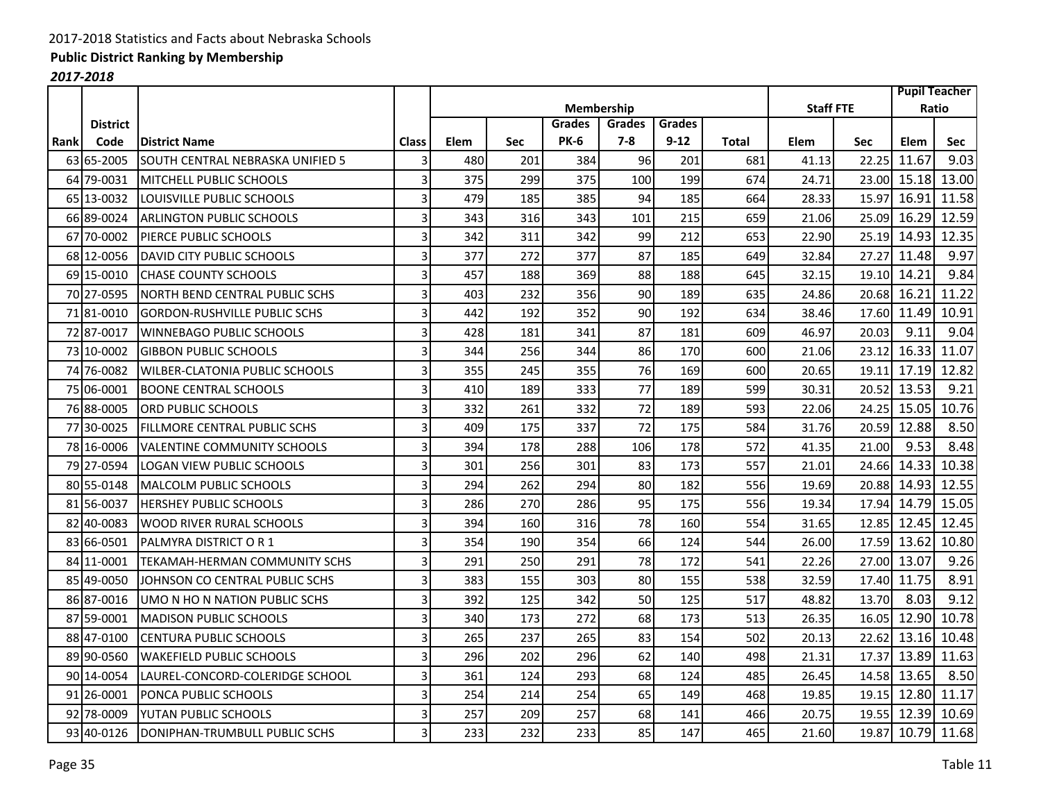2017-2018 Statistics and Facts about Nebraska Schools

**Public District Ranking by Membership**

***2017-2018***

| Rank | District Code | District Name | Class | Membership | | | | | | Staff FTE | | Pupil Teacher Ratio | |
|---|---|---|---|---|---|---|---|---|---|---|---|---|---|
| | | | | Elem | Sec | Grades PK-6 | Grades 7-8 | Grades 9-12 | Total | Elem | Sec | Elem | Sec |
| 63 | 65-2005 | SOUTH CENTRAL NEBRASKA UNIFIED 5 | 3 | 480 | 201 | 384 | 96 | 201 | 681 | 41.13 | 22.25 | 11.67 | 9.03 |
| 64 | 79-0031 | MITCHELL PUBLIC SCHOOLS | 3 | 375 | 299 | 375 | 100 | 199 | 674 | 24.71 | 23.00 | 15.18 | 13.00 |
| 65 | 13-0032 | LOUISVILLE PUBLIC SCHOOLS | 3 | 479 | 185 | 385 | 94 | 185 | 664 | 28.33 | 15.97 | 16.91 | 11.58 |
| 66 | 89-0024 | ARLINGTON PUBLIC SCHOOLS | 3 | 343 | 316 | 343 | 101 | 215 | 659 | 21.06 | 25.09 | 16.29 | 12.59 |
| 67 | 70-0002 | PIERCE PUBLIC SCHOOLS | 3 | 342 | 311 | 342 | 99 | 212 | 653 | 22.90 | 25.19 | 14.93 | 12.35 |
| 68 | 12-0056 | DAVID CITY PUBLIC SCHOOLS | 3 | 377 | 272 | 377 | 87 | 185 | 649 | 32.84 | 27.27 | 11.48 | 9.97 |
| 69 | 15-0010 | CHASE COUNTY SCHOOLS | 3 | 457 | 188 | 369 | 88 | 188 | 645 | 32.15 | 19.10 | 14.21 | 9.84 |
| 70 | 27-0595 | NORTH BEND CENTRAL PUBLIC SCHS | 3 | 403 | 232 | 356 | 90 | 189 | 635 | 24.86 | 20.68 | 16.21 | 11.22 |
| 71 | 81-0010 | GORDON-RUSHVILLE PUBLIC SCHS | 3 | 442 | 192 | 352 | 90 | 192 | 634 | 38.46 | 17.60 | 11.49 | 10.91 |
| 72 | 87-0017 | WINNEBAGO PUBLIC SCHOOLS | 3 | 428 | 181 | 341 | 87 | 181 | 609 | 46.97 | 20.03 | 9.11 | 9.04 |
| 73 | 10-0002 | GIBBON PUBLIC SCHOOLS | 3 | 344 | 256 | 344 | 86 | 170 | 600 | 21.06 | 23.12 | 16.33 | 11.07 |
| 74 | 76-0082 | WILBER-CLATONIA PUBLIC SCHOOLS | 3 | 355 | 245 | 355 | 76 | 169 | 600 | 20.65 | 19.11 | 17.19 | 12.82 |
| 75 | 06-0001 | BOONE CENTRAL SCHOOLS | 3 | 410 | 189 | 333 | 77 | 189 | 599 | 30.31 | 20.52 | 13.53 | 9.21 |
| 76 | 88-0005 | ORD PUBLIC SCHOOLS | 3 | 332 | 261 | 332 | 72 | 189 | 593 | 22.06 | 24.25 | 15.05 | 10.76 |
| 77 | 30-0025 | FILLMORE CENTRAL PUBLIC SCHS | 3 | 409 | 175 | 337 | 72 | 175 | 584 | 31.76 | 20.59 | 12.88 | 8.50 |
| 78 | 16-0006 | VALENTINE COMMUNITY SCHOOLS | 3 | 394 | 178 | 288 | 106 | 178 | 572 | 41.35 | 21.00 | 9.53 | 8.48 |
| 79 | 27-0594 | LOGAN VIEW PUBLIC SCHOOLS | 3 | 301 | 256 | 301 | 83 | 173 | 557 | 21.01 | 24.66 | 14.33 | 10.38 |
| 80 | 55-0148 | MALCOLM PUBLIC SCHOOLS | 3 | 294 | 262 | 294 | 80 | 182 | 556 | 19.69 | 20.88 | 14.93 | 12.55 |
| 81 | 56-0037 | HERSHEY PUBLIC SCHOOLS | 3 | 286 | 270 | 286 | 95 | 175 | 556 | 19.34 | 17.94 | 14.79 | 15.05 |
| 82 | 40-0083 | WOOD RIVER RURAL SCHOOLS | 3 | 394 | 160 | 316 | 78 | 160 | 554 | 31.65 | 12.85 | 12.45 | 12.45 |
| 83 | 66-0501 | PALMYRA DISTRICT O R 1 | 3 | 354 | 190 | 354 | 66 | 124 | 544 | 26.00 | 17.59 | 13.62 | 10.80 |
| 84 | 11-0001 | TEKAMAH-HERMAN COMMUNITY SCHS | 3 | 291 | 250 | 291 | 78 | 172 | 541 | 22.26 | 27.00 | 13.07 | 9.26 |
| 85 | 49-0050 | JOHNSON CO CENTRAL PUBLIC SCHS | 3 | 383 | 155 | 303 | 80 | 155 | 538 | 32.59 | 17.40 | 11.75 | 8.91 |
| 86 | 87-0016 | UMO N HO N NATION PUBLIC SCHS | 3 | 392 | 125 | 342 | 50 | 125 | 517 | 48.82 | 13.70 | 8.03 | 9.12 |
| 87 | 59-0001 | MADISON PUBLIC SCHOOLS | 3 | 340 | 173 | 272 | 68 | 173 | 513 | 26.35 | 16.05 | 12.90 | 10.78 |
| 88 | 47-0100 | CENTURA PUBLIC SCHOOLS | 3 | 265 | 237 | 265 | 83 | 154 | 502 | 20.13 | 22.62 | 13.16 | 10.48 |
| 89 | 90-0560 | WAKEFIELD PUBLIC SCHOOLS | 3 | 296 | 202 | 296 | 62 | 140 | 498 | 21.31 | 17.37 | 13.89 | 11.63 |
| 90 | 14-0054 | LAUREL-CONCORD-COLERIDGE SCHOOL | 3 | 361 | 124 | 293 | 68 | 124 | 485 | 26.45 | 14.58 | 13.65 | 8.50 |
| 91 | 26-0001 | PONCA PUBLIC SCHOOLS | 3 | 254 | 214 | 254 | 65 | 149 | 468 | 19.85 | 19.15 | 12.80 | 11.17 |
| 92 | 78-0009 | YUTAN PUBLIC SCHOOLS | 3 | 257 | 209 | 257 | 68 | 141 | 466 | 20.75 | 19.55 | 12.39 | 10.69 |
| 93 | 40-0126 | DONIPHAN-TRUMBULL PUBLIC SCHS | 3 | 233 | 232 | 233 | 85 | 147 | 465 | 21.60 | 19.87 | 10.79 | 11.68 |

Table 11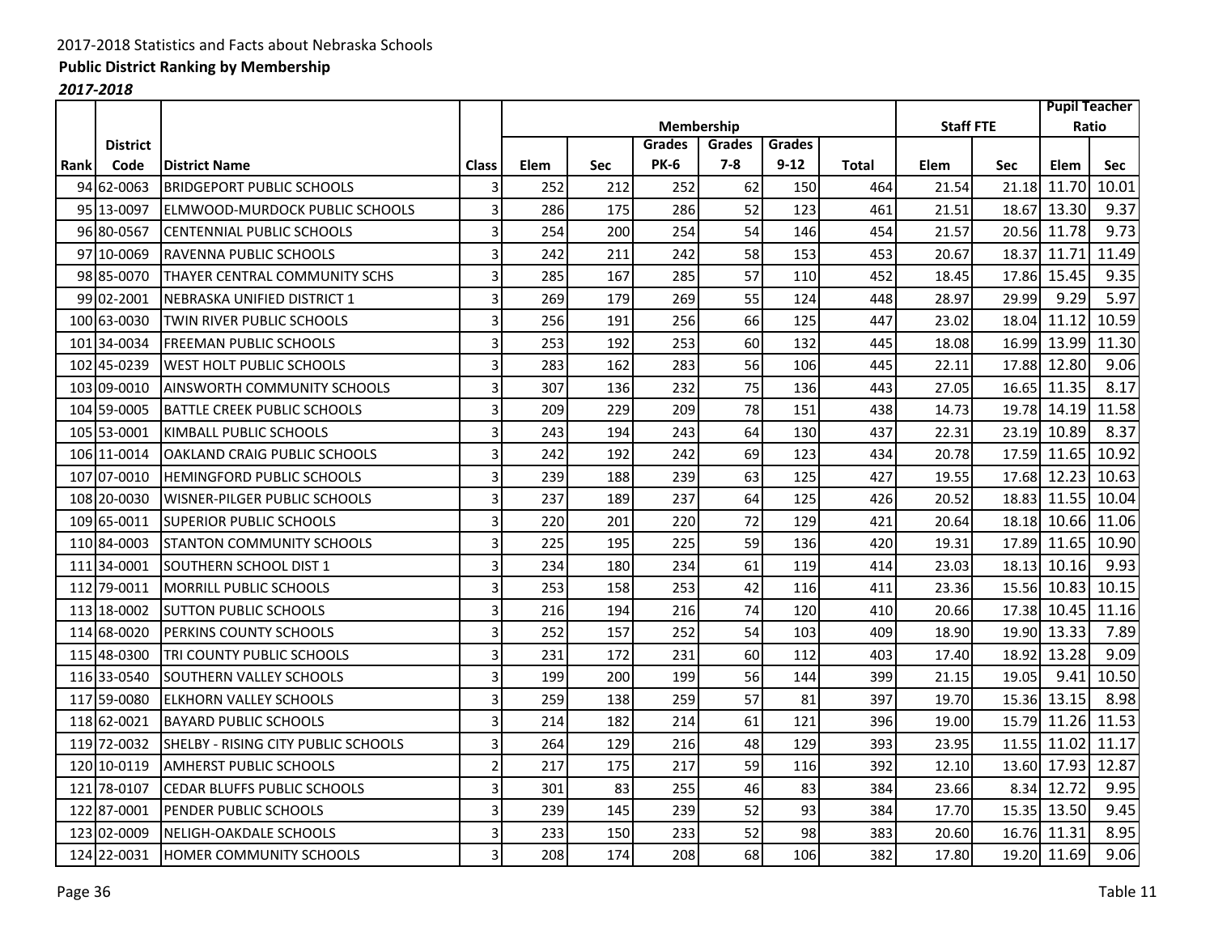2017-2018 Statistics and Facts about Nebraska Schools

**Public District Ranking by Membership**

***2017-2018***

| | | | | Membership | | | | | | Staff FTE | | Pupil Teacher Ratio | |
|---|---|---|---|---|---|---|---|---|---|---|---|---|---|
| **Rank** | **District Code** | **District Name** | **Class** | **Elem** | **Sec** | **Grades PK-6** | **Grades 7-8** | **Grades 9-12** | **Total** | **Elem** | **Sec** | **Elem** | **Sec** |
| 94 | 62-0063 | BRIDGEPORT PUBLIC SCHOOLS | 3 | 252 | 212 | 252 | 62 | 150 | 464 | 21.54 | 21.18 | 11.70 | 10.01 |
| 95 | 13-0097 | ELMWOOD-MURDOCK PUBLIC SCHOOLS | 3 | 286 | 175 | 286 | 52 | 123 | 461 | 21.51 | 18.67 | 13.30 | 9.37 |
| 96 | 80-0567 | CENTENNIAL PUBLIC SCHOOLS | 3 | 254 | 200 | 254 | 54 | 146 | 454 | 21.57 | 20.56 | 11.78 | 9.73 |
| 97 | 10-0069 | RAVENNA PUBLIC SCHOOLS | 3 | 242 | 211 | 242 | 58 | 153 | 453 | 20.67 | 18.37 | 11.71 | 11.49 |
| 98 | 85-0070 | THAYER CENTRAL COMMUNITY SCHS | 3 | 285 | 167 | 285 | 57 | 110 | 452 | 18.45 | 17.86 | 15.45 | 9.35 |
| 99 | 02-2001 | NEBRASKA UNIFIED DISTRICT 1 | 3 | 269 | 179 | 269 | 55 | 124 | 448 | 28.97 | 29.99 | 9.29 | 5.97 |
| 100 | 63-0030 | TWIN RIVER PUBLIC SCHOOLS | 3 | 256 | 191 | 256 | 66 | 125 | 447 | 23.02 | 18.04 | 11.12 | 10.59 |
| 101 | 34-0034 | FREEMAN PUBLIC SCHOOLS | 3 | 253 | 192 | 253 | 60 | 132 | 445 | 18.08 | 16.99 | 13.99 | 11.30 |
| 102 | 45-0239 | WEST HOLT PUBLIC SCHOOLS | 3 | 283 | 162 | 283 | 56 | 106 | 445 | 22.11 | 17.88 | 12.80 | 9.06 |
| 103 | 09-0010 | AINSWORTH COMMUNITY SCHOOLS | 3 | 307 | 136 | 232 | 75 | 136 | 443 | 27.05 | 16.65 | 11.35 | 8.17 |
| 104 | 59-0005 | BATTLE CREEK PUBLIC SCHOOLS | 3 | 209 | 229 | 209 | 78 | 151 | 438 | 14.73 | 19.78 | 14.19 | 11.58 |
| 105 | 53-0001 | KIMBALL PUBLIC SCHOOLS | 3 | 243 | 194 | 243 | 64 | 130 | 437 | 22.31 | 23.19 | 10.89 | 8.37 |
| 106 | 11-0014 | OAKLAND CRAIG PUBLIC SCHOOLS | 3 | 242 | 192 | 242 | 69 | 123 | 434 | 20.78 | 17.59 | 11.65 | 10.92 |
| 107 | 07-0010 | HEMINGFORD PUBLIC SCHOOLS | 3 | 239 | 188 | 239 | 63 | 125 | 427 | 19.55 | 17.68 | 12.23 | 10.63 |
| 108 | 20-0030 | WISNER-PILGER PUBLIC SCHOOLS | 3 | 237 | 189 | 237 | 64 | 125 | 426 | 20.52 | 18.83 | 11.55 | 10.04 |
| 109 | 65-0011 | SUPERIOR PUBLIC SCHOOLS | 3 | 220 | 201 | 220 | 72 | 129 | 421 | 20.64 | 18.18 | 10.66 | 11.06 |
| 110 | 84-0003 | STANTON COMMUNITY SCHOOLS | 3 | 225 | 195 | 225 | 59 | 136 | 420 | 19.31 | 17.89 | 11.65 | 10.90 |
| 111 | 34-0001 | SOUTHERN SCHOOL DIST 1 | 3 | 234 | 180 | 234 | 61 | 119 | 414 | 23.03 | 18.13 | 10.16 | 9.93 |
| 112 | 79-0011 | MORRILL PUBLIC SCHOOLS | 3 | 253 | 158 | 253 | 42 | 116 | 411 | 23.36 | 15.56 | 10.83 | 10.15 |
| 113 | 18-0002 | SUTTON PUBLIC SCHOOLS | 3 | 216 | 194 | 216 | 74 | 120 | 410 | 20.66 | 17.38 | 10.45 | 11.16 |
| 114 | 68-0020 | PERKINS COUNTY SCHOOLS | 3 | 252 | 157 | 252 | 54 | 103 | 409 | 18.90 | 19.90 | 13.33 | 7.89 |
| 115 | 48-0300 | TRI COUNTY PUBLIC SCHOOLS | 3 | 231 | 172 | 231 | 60 | 112 | 403 | 17.40 | 18.92 | 13.28 | 9.09 |
| 116 | 33-0540 | SOUTHERN VALLEY SCHOOLS | 3 | 199 | 200 | 199 | 56 | 144 | 399 | 21.15 | 19.05 | 9.41 | 10.50 |
| 117 | 59-0080 | ELKHORN VALLEY SCHOOLS | 3 | 259 | 138 | 259 | 57 | 81 | 397 | 19.70 | 15.36 | 13.15 | 8.98 |
| 118 | 62-0021 | BAYARD PUBLIC SCHOOLS | 3 | 214 | 182 | 214 | 61 | 121 | 396 | 19.00 | 15.79 | 11.26 | 11.53 |
| 119 | 72-0032 | SHELBY - RISING CITY PUBLIC SCHOOLS | 3 | 264 | 129 | 216 | 48 | 129 | 393 | 23.95 | 11.55 | 11.02 | 11.17 |
| 120 | 10-0119 | AMHERST PUBLIC SCHOOLS | 2 | 217 | 175 | 217 | 59 | 116 | 392 | 12.10 | 13.60 | 17.93 | 12.87 |
| 121 | 78-0107 | CEDAR BLUFFS PUBLIC SCHOOLS | 3 | 301 | 83 | 255 | 46 | 83 | 384 | 23.66 | 8.34 | 12.72 | 9.95 |
| 122 | 87-0001 | PENDER PUBLIC SCHOOLS | 3 | 239 | 145 | 239 | 52 | 93 | 384 | 17.70 | 15.35 | 13.50 | 9.45 |
| 123 | 02-0009 | NELIGH-OAKDALE SCHOOLS | 3 | 233 | 150 | 233 | 52 | 98 | 383 | 20.60 | 16.76 | 11.31 | 8.95 |
| 124 | 22-0031 | HOMER COMMUNITY SCHOOLS | 3 | 208 | 174 | 208 | 68 | 106 | 382 | 17.80 | 19.20 | 11.69 | 9.06 |

Table 11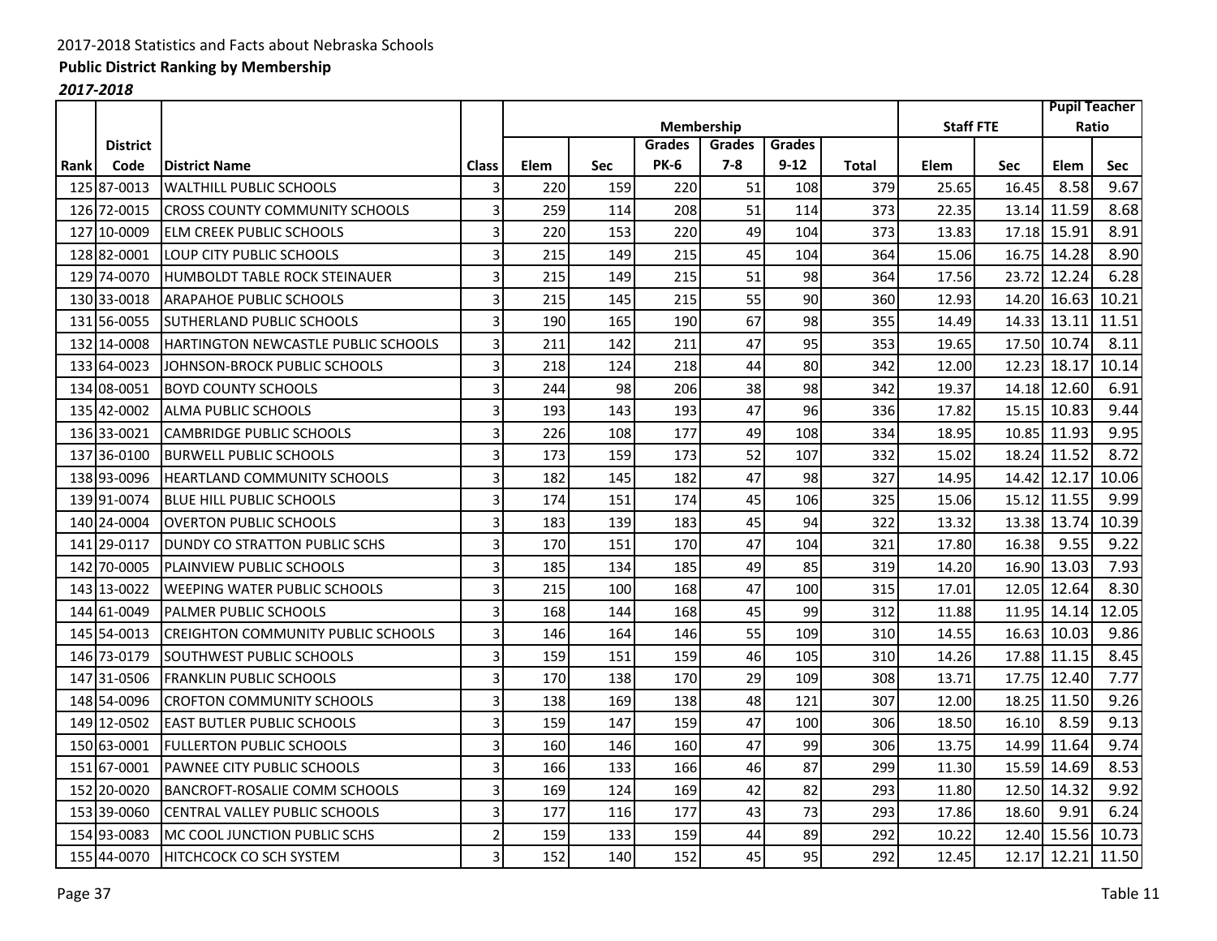2017-2018 Statistics and Facts about Nebraska Schools

**Public District Ranking by Membership**

***2017-2018***

| | | | | Membership | | | | | | Staff FTE | | Pupil Teacher Ratio | |
|---|---|---|---|---|---|---|---|---|---|---|---|---|---|
| Rank | District Code | District Name | Class | Elem | Sec | Grades PK-6 | Grades 7-8 | Grades 9-12 | Total | Elem | Sec | Elem | Sec |
| 125 | 87-0013 | WALTHILL PUBLIC SCHOOLS | 3 | 220 | 159 | 220 | 51 | 108 | 379 | 25.65 | 16.45 | 8.58 | 9.67 |
| 126 | 72-0015 | CROSS COUNTY COMMUNITY SCHOOLS | 3 | 259 | 114 | 208 | 51 | 114 | 373 | 22.35 | 13.14 | 11.59 | 8.68 |
| 127 | 10-0009 | ELM CREEK PUBLIC SCHOOLS | 3 | 220 | 153 | 220 | 49 | 104 | 373 | 13.83 | 17.18 | 15.91 | 8.91 |
| 128 | 82-0001 | LOUP CITY PUBLIC SCHOOLS | 3 | 215 | 149 | 215 | 45 | 104 | 364 | 15.06 | 16.75 | 14.28 | 8.90 |
| 129 | 74-0070 | HUMBOLDT TABLE ROCK STEINAUER | 3 | 215 | 149 | 215 | 51 | 98 | 364 | 17.56 | 23.72 | 12.24 | 6.28 |
| 130 | 33-0018 | ARAPAHOE PUBLIC SCHOOLS | 3 | 215 | 145 | 215 | 55 | 90 | 360 | 12.93 | 14.20 | 16.63 | 10.21 |
| 131 | 56-0055 | SUTHERLAND PUBLIC SCHOOLS | 3 | 190 | 165 | 190 | 67 | 98 | 355 | 14.49 | 14.33 | 13.11 | 11.51 |
| 132 | 14-0008 | HARTINGTON NEWCASTLE PUBLIC SCHOOLS | 3 | 211 | 142 | 211 | 47 | 95 | 353 | 19.65 | 17.50 | 10.74 | 8.11 |
| 133 | 64-0023 | JOHNSON-BROCK PUBLIC SCHOOLS | 3 | 218 | 124 | 218 | 44 | 80 | 342 | 12.00 | 12.23 | 18.17 | 10.14 |
| 134 | 08-0051 | BOYD COUNTY SCHOOLS | 3 | 244 | 98 | 206 | 38 | 98 | 342 | 19.37 | 14.18 | 12.60 | 6.91 |
| 135 | 42-0002 | ALMA PUBLIC SCHOOLS | 3 | 193 | 143 | 193 | 47 | 96 | 336 | 17.82 | 15.15 | 10.83 | 9.44 |
| 136 | 33-0021 | CAMBRIDGE PUBLIC SCHOOLS | 3 | 226 | 108 | 177 | 49 | 108 | 334 | 18.95 | 10.85 | 11.93 | 9.95 |
| 137 | 36-0100 | BURWELL PUBLIC SCHOOLS | 3 | 173 | 159 | 173 | 52 | 107 | 332 | 15.02 | 18.24 | 11.52 | 8.72 |
| 138 | 93-0096 | HEARTLAND COMMUNITY SCHOOLS | 3 | 182 | 145 | 182 | 47 | 98 | 327 | 14.95 | 14.42 | 12.17 | 10.06 |
| 139 | 91-0074 | BLUE HILL PUBLIC SCHOOLS | 3 | 174 | 151 | 174 | 45 | 106 | 325 | 15.06 | 15.12 | 11.55 | 9.99 |
| 140 | 24-0004 | OVERTON PUBLIC SCHOOLS | 3 | 183 | 139 | 183 | 45 | 94 | 322 | 13.32 | 13.38 | 13.74 | 10.39 |
| 141 | 29-0117 | DUNDY CO STRATTON PUBLIC SCHS | 3 | 170 | 151 | 170 | 47 | 104 | 321 | 17.80 | 16.38 | 9.55 | 9.22 |
| 142 | 70-0005 | PLAINVIEW PUBLIC SCHOOLS | 3 | 185 | 134 | 185 | 49 | 85 | 319 | 14.20 | 16.90 | 13.03 | 7.93 |
| 143 | 13-0022 | WEEPING WATER PUBLIC SCHOOLS | 3 | 215 | 100 | 168 | 47 | 100 | 315 | 17.01 | 12.05 | 12.64 | 8.30 |
| 144 | 61-0049 | PALMER PUBLIC SCHOOLS | 3 | 168 | 144 | 168 | 45 | 99 | 312 | 11.88 | 11.95 | 14.14 | 12.05 |
| 145 | 54-0013 | CREIGHTON COMMUNITY PUBLIC SCHOOLS | 3 | 146 | 164 | 146 | 55 | 109 | 310 | 14.55 | 16.63 | 10.03 | 9.86 |
| 146 | 73-0179 | SOUTHWEST PUBLIC SCHOOLS | 3 | 159 | 151 | 159 | 46 | 105 | 310 | 14.26 | 17.88 | 11.15 | 8.45 |
| 147 | 31-0506 | FRANKLIN PUBLIC SCHOOLS | 3 | 170 | 138 | 170 | 29 | 109 | 308 | 13.71 | 17.75 | 12.40 | 7.77 |
| 148 | 54-0096 | CROFTON COMMUNITY SCHOOLS | 3 | 138 | 169 | 138 | 48 | 121 | 307 | 12.00 | 18.25 | 11.50 | 9.26 |
| 149 | 12-0502 | EAST BUTLER PUBLIC SCHOOLS | 3 | 159 | 147 | 159 | 47 | 100 | 306 | 18.50 | 16.10 | 8.59 | 9.13 |
| 150 | 63-0001 | FULLERTON PUBLIC SCHOOLS | 3 | 160 | 146 | 160 | 47 | 99 | 306 | 13.75 | 14.99 | 11.64 | 9.74 |
| 151 | 67-0001 | PAWNEE CITY PUBLIC SCHOOLS | 3 | 166 | 133 | 166 | 46 | 87 | 299 | 11.30 | 15.59 | 14.69 | 8.53 |
| 152 | 20-0020 | BANCROFT-ROSALIE COMM SCHOOLS | 3 | 169 | 124 | 169 | 42 | 82 | 293 | 11.80 | 12.50 | 14.32 | 9.92 |
| 153 | 39-0060 | CENTRAL VALLEY PUBLIC SCHOOLS | 3 | 177 | 116 | 177 | 43 | 73 | 293 | 17.86 | 18.60 | 9.91 | 6.24 |
| 154 | 93-0083 | MC COOL JUNCTION PUBLIC SCHS | 2 | 159 | 133 | 159 | 44 | 89 | 292 | 10.22 | 12.40 | 15.56 | 10.73 |
| 155 | 44-0070 | HITCHCOCK CO SCH SYSTEM | 3 | 152 | 140 | 152 | 45 | 95 | 292 | 12.45 | 12.17 | 12.21 | 11.50 |

Table 11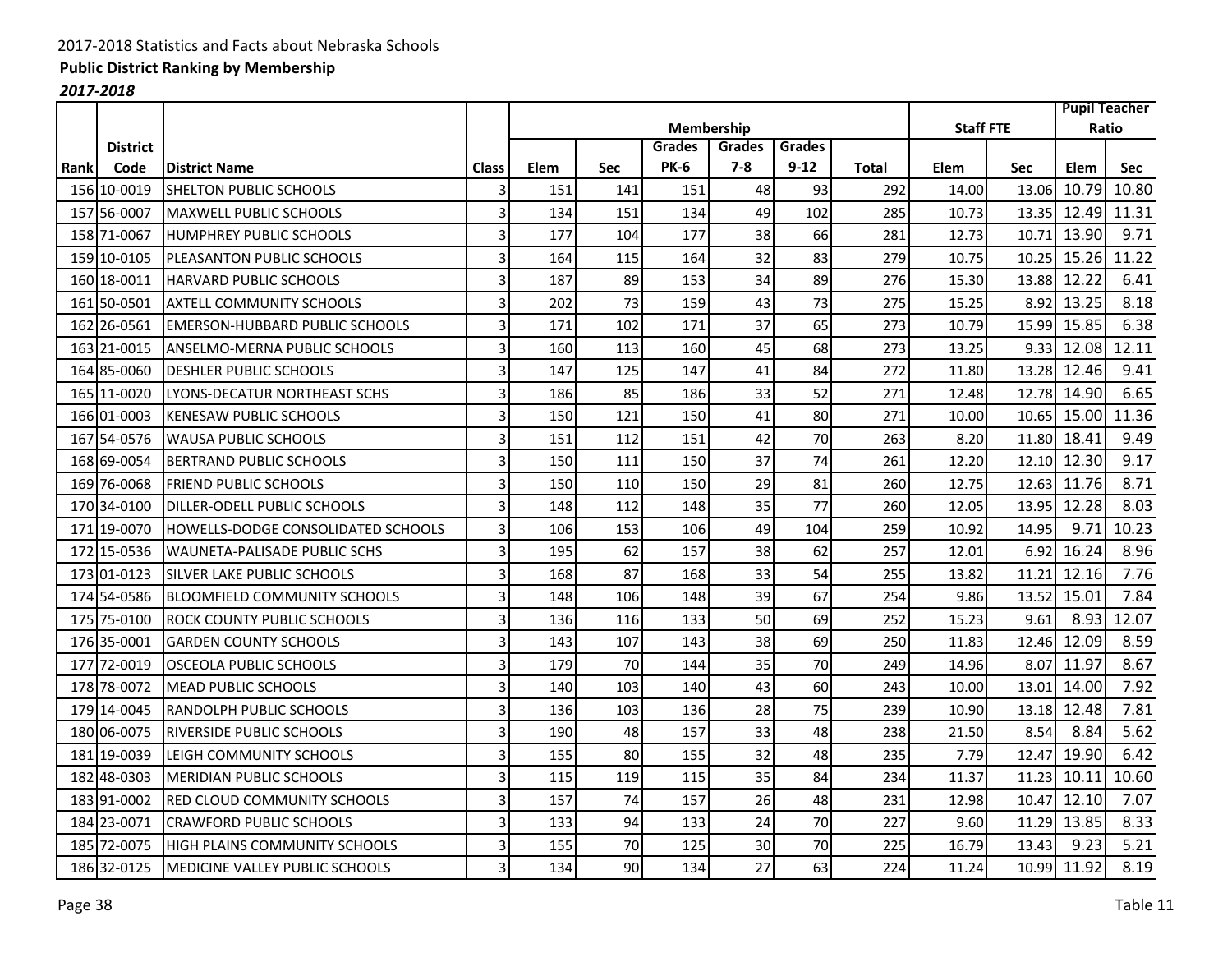2017-2018 Statistics and Facts about Nebraska Schools

**Public District Ranking by Membership**

***2017-2018***

| Rank | District Code | District Name | Class | Membership | | | | | | Staff FTE | | Pupil Teacher Ratio | |
|---|---|---|---|---|---|---|---|---|---|---|---|---|---|
| | | | | Elem | Sec | Grades PK-6 | Grades 7-8 | Grades 9-12 | Total | Elem | Sec | Elem | Sec |
| 156 | 10-0019 | SHELTON PUBLIC SCHOOLS | 3 | 151 | 141 | 151 | 48 | 93 | 292 | 14.00 | 13.06 | 10.79 | 10.80 |
| 157 | 56-0007 | MAXWELL PUBLIC SCHOOLS | 3 | 134 | 151 | 134 | 49 | 102 | 285 | 10.73 | 13.35 | 12.49 | 11.31 |
| 158 | 71-0067 | HUMPHREY PUBLIC SCHOOLS | 3 | 177 | 104 | 177 | 38 | 66 | 281 | 12.73 | 10.71 | 13.90 | 9.71 |
| 159 | 10-0105 | PLEASANTON PUBLIC SCHOOLS | 3 | 164 | 115 | 164 | 32 | 83 | 279 | 10.75 | 10.25 | 15.26 | 11.22 |
| 160 | 18-0011 | HARVARD PUBLIC SCHOOLS | 3 | 187 | 89 | 153 | 34 | 89 | 276 | 15.30 | 13.88 | 12.22 | 6.41 |
| 161 | 50-0501 | AXTELL COMMUNITY SCHOOLS | 3 | 202 | 73 | 159 | 43 | 73 | 275 | 15.25 | 8.92 | 13.25 | 8.18 |
| 162 | 26-0561 | EMERSON-HUBBARD PUBLIC SCHOOLS | 3 | 171 | 102 | 171 | 37 | 65 | 273 | 10.79 | 15.99 | 15.85 | 6.38 |
| 163 | 21-0015 | ANSELMO-MERNA PUBLIC SCHOOLS | 3 | 160 | 113 | 160 | 45 | 68 | 273 | 13.25 | 9.33 | 12.08 | 12.11 |
| 164 | 85-0060 | DESHLER PUBLIC SCHOOLS | 3 | 147 | 125 | 147 | 41 | 84 | 272 | 11.80 | 13.28 | 12.46 | 9.41 |
| 165 | 11-0020 | LYONS-DECATUR NORTHEAST SCHS | 3 | 186 | 85 | 186 | 33 | 52 | 271 | 12.48 | 12.78 | 14.90 | 6.65 |
| 166 | 01-0003 | KENESAW PUBLIC SCHOOLS | 3 | 150 | 121 | 150 | 41 | 80 | 271 | 10.00 | 10.65 | 15.00 | 11.36 |
| 167 | 54-0576 | WAUSA PUBLIC SCHOOLS | 3 | 151 | 112 | 151 | 42 | 70 | 263 | 8.20 | 11.80 | 18.41 | 9.49 |
| 168 | 69-0054 | BERTRAND PUBLIC SCHOOLS | 3 | 150 | 111 | 150 | 37 | 74 | 261 | 12.20 | 12.10 | 12.30 | 9.17 |
| 169 | 76-0068 | FRIEND PUBLIC SCHOOLS | 3 | 150 | 110 | 150 | 29 | 81 | 260 | 12.75 | 12.63 | 11.76 | 8.71 |
| 170 | 34-0100 | DILLER-ODELL PUBLIC SCHOOLS | 3 | 148 | 112 | 148 | 35 | 77 | 260 | 12.05 | 13.95 | 12.28 | 8.03 |
| 171 | 19-0070 | HOWELLS-DODGE CONSOLIDATED SCHOOLS | 3 | 106 | 153 | 106 | 49 | 104 | 259 | 10.92 | 14.95 | 9.71 | 10.23 |
| 172 | 15-0536 | WAUNETA-PALISADE PUBLIC SCHS | 3 | 195 | 62 | 157 | 38 | 62 | 257 | 12.01 | 6.92 | 16.24 | 8.96 |
| 173 | 01-0123 | SILVER LAKE PUBLIC SCHOOLS | 3 | 168 | 87 | 168 | 33 | 54 | 255 | 13.82 | 11.21 | 12.16 | 7.76 |
| 174 | 54-0586 | BLOOMFIELD COMMUNITY SCHOOLS | 3 | 148 | 106 | 148 | 39 | 67 | 254 | 9.86 | 13.52 | 15.01 | 7.84 |
| 175 | 75-0100 | ROCK COUNTY PUBLIC SCHOOLS | 3 | 136 | 116 | 133 | 50 | 69 | 252 | 15.23 | 9.61 | 8.93 | 12.07 |
| 176 | 35-0001 | GARDEN COUNTY SCHOOLS | 3 | 143 | 107 | 143 | 38 | 69 | 250 | 11.83 | 12.46 | 12.09 | 8.59 |
| 177 | 72-0019 | OSCEOLA PUBLIC SCHOOLS | 3 | 179 | 70 | 144 | 35 | 70 | 249 | 14.96 | 8.07 | 11.97 | 8.67 |
| 178 | 78-0072 | MEAD PUBLIC SCHOOLS | 3 | 140 | 103 | 140 | 43 | 60 | 243 | 10.00 | 13.01 | 14.00 | 7.92 |
| 179 | 14-0045 | RANDOLPH PUBLIC SCHOOLS | 3 | 136 | 103 | 136 | 28 | 75 | 239 | 10.90 | 13.18 | 12.48 | 7.81 |
| 180 | 06-0075 | RIVERSIDE PUBLIC SCHOOLS | 3 | 190 | 48 | 157 | 33 | 48 | 238 | 21.50 | 8.54 | 8.84 | 5.62 |
| 181 | 19-0039 | LEIGH COMMUNITY SCHOOLS | 3 | 155 | 80 | 155 | 32 | 48 | 235 | 7.79 | 12.47 | 19.90 | 6.42 |
| 182 | 48-0303 | MERIDIAN PUBLIC SCHOOLS | 3 | 115 | 119 | 115 | 35 | 84 | 234 | 11.37 | 11.23 | 10.11 | 10.60 |
| 183 | 91-0002 | RED CLOUD COMMUNITY SCHOOLS | 3 | 157 | 74 | 157 | 26 | 48 | 231 | 12.98 | 10.47 | 12.10 | 7.07 |
| 184 | 23-0071 | CRAWFORD PUBLIC SCHOOLS | 3 | 133 | 94 | 133 | 24 | 70 | 227 | 9.60 | 11.29 | 13.85 | 8.33 |
| 185 | 72-0075 | HIGH PLAINS COMMUNITY SCHOOLS | 3 | 155 | 70 | 125 | 30 | 70 | 225 | 16.79 | 13.43 | 9.23 | 5.21 |
| 186 | 32-0125 | MEDICINE VALLEY PUBLIC SCHOOLS | 3 | 134 | 90 | 134 | 27 | 63 | 224 | 11.24 | 10.99 | 11.92 | 8.19 |

Table 11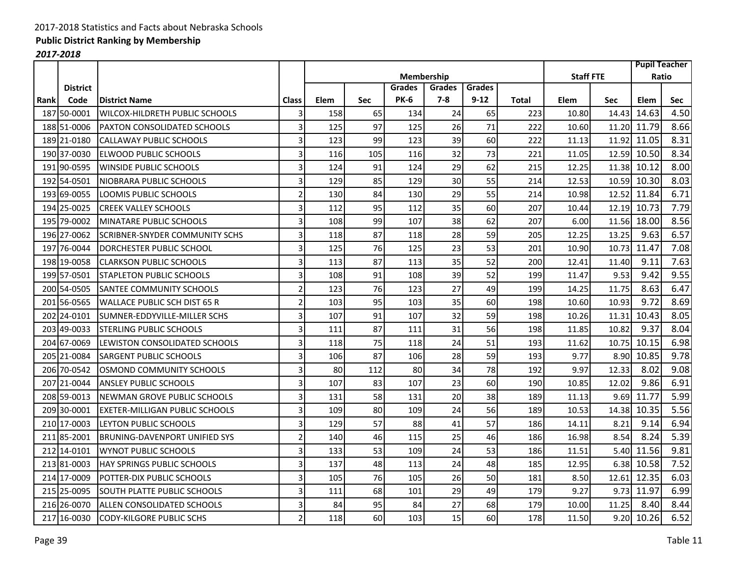2017-2018 Statistics and Facts about Nebraska Schools

**Public District Ranking by Membership**

***2017-2018***

| | | | | Membership | | | | | | Staff FTE | | Pupil Teacher Ratio | |
|---|---|---|---|---|---|---|---|---|---|---|---|---|---|
| Rank | District Code | District Name | Class | Elem | Sec | Grades PK-6 | Grades 7-8 | Grades 9-12 | Total | Elem | Sec | Elem | Sec |
| 187 | 50-0001 | WILCOX-HILDRETH PUBLIC SCHOOLS | 3 | 158 | 65 | 134 | 24 | 65 | 223 | 10.80 | 14.43 | 14.63 | 4.50 |
| 188 | 51-0006 | PAXTON CONSOLIDATED SCHOOLS | 3 | 125 | 97 | 125 | 26 | 71 | 222 | 10.60 | 11.20 | 11.79 | 8.66 |
| 189 | 21-0180 | CALLAWAY PUBLIC SCHOOLS | 3 | 123 | 99 | 123 | 39 | 60 | 222 | 11.13 | 11.92 | 11.05 | 8.31 |
| 190 | 37-0030 | ELWOOD PUBLIC SCHOOLS | 3 | 116 | 105 | 116 | 32 | 73 | 221 | 11.05 | 12.59 | 10.50 | 8.34 |
| 191 | 90-0595 | WINSIDE PUBLIC SCHOOLS | 3 | 124 | 91 | 124 | 29 | 62 | 215 | 12.25 | 11.38 | 10.12 | 8.00 |
| 192 | 54-0501 | NIOBRARA PUBLIC SCHOOLS | 3 | 129 | 85 | 129 | 30 | 55 | 214 | 12.53 | 10.59 | 10.30 | 8.03 |
| 193 | 69-0055 | LOOMIS PUBLIC SCHOOLS | 2 | 130 | 84 | 130 | 29 | 55 | 214 | 10.98 | 12.52 | 11.84 | 6.71 |
| 194 | 25-0025 | CREEK VALLEY SCHOOLS | 3 | 112 | 95 | 112 | 35 | 60 | 207 | 10.44 | 12.19 | 10.73 | 7.79 |
| 195 | 79-0002 | MINATARE PUBLIC SCHOOLS | 3 | 108 | 99 | 107 | 38 | 62 | 207 | 6.00 | 11.56 | 18.00 | 8.56 |
| 196 | 27-0062 | SCRIBNER-SNYDER COMMUNITY SCHS | 3 | 118 | 87 | 118 | 28 | 59 | 205 | 12.25 | 13.25 | 9.63 | 6.57 |
| 197 | 76-0044 | DORCHESTER PUBLIC SCHOOL | 3 | 125 | 76 | 125 | 23 | 53 | 201 | 10.90 | 10.73 | 11.47 | 7.08 |
| 198 | 19-0058 | CLARKSON PUBLIC SCHOOLS | 3 | 113 | 87 | 113 | 35 | 52 | 200 | 12.41 | 11.40 | 9.11 | 7.63 |
| 199 | 57-0501 | STAPLETON PUBLIC SCHOOLS | 3 | 108 | 91 | 108 | 39 | 52 | 199 | 11.47 | 9.53 | 9.42 | 9.55 |
| 200 | 54-0505 | SANTEE COMMUNITY SCHOOLS | 2 | 123 | 76 | 123 | 27 | 49 | 199 | 14.25 | 11.75 | 8.63 | 6.47 |
| 201 | 56-0565 | WALLACE PUBLIC SCH DIST 65 R | 2 | 103 | 95 | 103 | 35 | 60 | 198 | 10.60 | 10.93 | 9.72 | 8.69 |
| 202 | 24-0101 | SUMNER-EDDYVILLE-MILLER SCHS | 3 | 107 | 91 | 107 | 32 | 59 | 198 | 10.26 | 11.31 | 10.43 | 8.05 |
| 203 | 49-0033 | STERLING PUBLIC SCHOOLS | 3 | 111 | 87 | 111 | 31 | 56 | 198 | 11.85 | 10.82 | 9.37 | 8.04 |
| 204 | 67-0069 | LEWISTON CONSOLIDATED SCHOOLS | 3 | 118 | 75 | 118 | 24 | 51 | 193 | 11.62 | 10.75 | 10.15 | 6.98 |
| 205 | 21-0084 | SARGENT PUBLIC SCHOOLS | 3 | 106 | 87 | 106 | 28 | 59 | 193 | 9.77 | 8.90 | 10.85 | 9.78 |
| 206 | 70-0542 | OSMOND COMMUNITY SCHOOLS | 3 | 80 | 112 | 80 | 34 | 78 | 192 | 9.97 | 12.33 | 8.02 | 9.08 |
| 207 | 21-0044 | ANSLEY PUBLIC SCHOOLS | 3 | 107 | 83 | 107 | 23 | 60 | 190 | 10.85 | 12.02 | 9.86 | 6.91 |
| 208 | 59-0013 | NEWMAN GROVE PUBLIC SCHOOLS | 3 | 131 | 58 | 131 | 20 | 38 | 189 | 11.13 | 9.69 | 11.77 | 5.99 |
| 209 | 30-0001 | EXETER-MILLIGAN PUBLIC SCHOOLS | 3 | 109 | 80 | 109 | 24 | 56 | 189 | 10.53 | 14.38 | 10.35 | 5.56 |
| 210 | 17-0003 | LEYTON PUBLIC SCHOOLS | 3 | 129 | 57 | 88 | 41 | 57 | 186 | 14.11 | 8.21 | 9.14 | 6.94 |
| 211 | 85-2001 | BRUNING-DAVENPORT UNIFIED SYS | 2 | 140 | 46 | 115 | 25 | 46 | 186 | 16.98 | 8.54 | 8.24 | 5.39 |
| 212 | 14-0101 | WYNOT PUBLIC SCHOOLS | 3 | 133 | 53 | 109 | 24 | 53 | 186 | 11.51 | 5.40 | 11.56 | 9.81 |
| 213 | 81-0003 | HAY SPRINGS PUBLIC SCHOOLS | 3 | 137 | 48 | 113 | 24 | 48 | 185 | 12.95 | 6.38 | 10.58 | 7.52 |
| 214 | 17-0009 | POTTER-DIX PUBLIC SCHOOLS | 3 | 105 | 76 | 105 | 26 | 50 | 181 | 8.50 | 12.61 | 12.35 | 6.03 |
| 215 | 25-0095 | SOUTH PLATTE PUBLIC SCHOOLS | 3 | 111 | 68 | 101 | 29 | 49 | 179 | 9.27 | 9.73 | 11.97 | 6.99 |
| 216 | 26-0070 | ALLEN CONSOLIDATED SCHOOLS | 3 | 84 | 95 | 84 | 27 | 68 | 179 | 10.00 | 11.25 | 8.40 | 8.44 |
| 217 | 16-0030 | CODY-KILGORE PUBLIC SCHS | 2 | 118 | 60 | 103 | 15 | 60 | 178 | 11.50 | 9.20 | 10.26 | 6.52 |

Table 11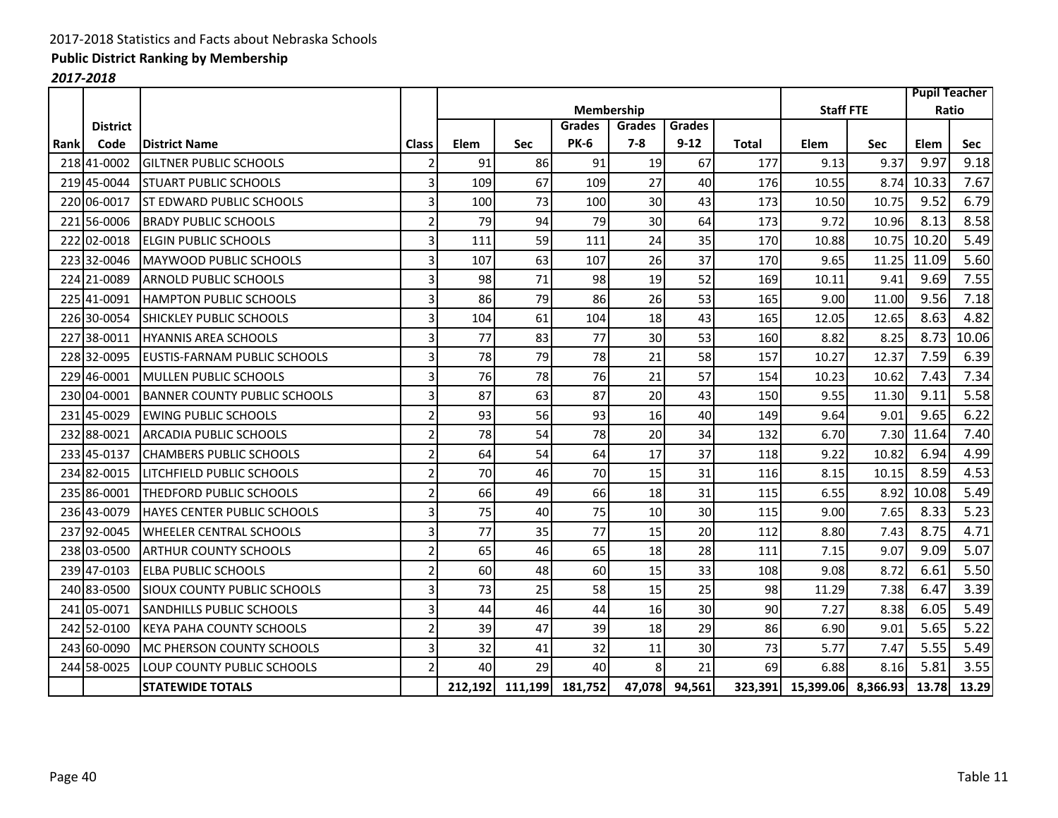2017-2018 Statistics and Facts about Nebraska Schools

**Public District Ranking by Membership**

***2017-2018***

| | | | | Membership | | | | | | Staff FTE | | Pupil Teacher Ratio | |
|---|---|---|---|---|---|---|---|---|---|---|---|---|---|
| **Rank** | **District Code** | **District Name** | **Class** | **Elem** | **Sec** | **Grades PK-6** | **Grades 7-8** | **Grades 9-12** | **Total** | **Elem** | **Sec** | **Elem** | **Sec** |
| 218 | 41-0002 | GILTNER PUBLIC SCHOOLS | 2 | 91 | 86 | 91 | 19 | 67 | 177 | 9.13 | 9.37 | 9.97 | 9.18 |
| 219 | 45-0044 | STUART PUBLIC SCHOOLS | 3 | 109 | 67 | 109 | 27 | 40 | 176 | 10.55 | 8.74 | 10.33 | 7.67 |
| 220 | 06-0017 | ST EDWARD PUBLIC SCHOOLS | 3 | 100 | 73 | 100 | 30 | 43 | 173 | 10.50 | 10.75 | 9.52 | 6.79 |
| 221 | 56-0006 | BRADY PUBLIC SCHOOLS | 2 | 79 | 94 | 79 | 30 | 64 | 173 | 9.72 | 10.96 | 8.13 | 8.58 |
| 222 | 02-0018 | ELGIN PUBLIC SCHOOLS | 3 | 111 | 59 | 111 | 24 | 35 | 170 | 10.88 | 10.75 | 10.20 | 5.49 |
| 223 | 32-0046 | MAYWOOD PUBLIC SCHOOLS | 3 | 107 | 63 | 107 | 26 | 37 | 170 | 9.65 | 11.25 | 11.09 | 5.60 |
| 224 | 21-0089 | ARNOLD PUBLIC SCHOOLS | 3 | 98 | 71 | 98 | 19 | 52 | 169 | 10.11 | 9.41 | 9.69 | 7.55 |
| 225 | 41-0091 | HAMPTON PUBLIC SCHOOLS | 3 | 86 | 79 | 86 | 26 | 53 | 165 | 9.00 | 11.00 | 9.56 | 7.18 |
| 226 | 30-0054 | SHICKLEY PUBLIC SCHOOLS | 3 | 104 | 61 | 104 | 18 | 43 | 165 | 12.05 | 12.65 | 8.63 | 4.82 |
| 227 | 38-0011 | HYANNIS AREA SCHOOLS | 3 | 77 | 83 | 77 | 30 | 53 | 160 | 8.82 | 8.25 | 8.73 | 10.06 |
| 228 | 32-0095 | EUSTIS-FARNAM PUBLIC SCHOOLS | 3 | 78 | 79 | 78 | 21 | 58 | 157 | 10.27 | 12.37 | 7.59 | 6.39 |
| 229 | 46-0001 | MULLEN PUBLIC SCHOOLS | 3 | 76 | 78 | 76 | 21 | 57 | 154 | 10.23 | 10.62 | 7.43 | 7.34 |
| 230 | 04-0001 | BANNER COUNTY PUBLIC SCHOOLS | 3 | 87 | 63 | 87 | 20 | 43 | 150 | 9.55 | 11.30 | 9.11 | 5.58 |
| 231 | 45-0029 | EWING PUBLIC SCHOOLS | 2 | 93 | 56 | 93 | 16 | 40 | 149 | 9.64 | 9.01 | 9.65 | 6.22 |
| 232 | 88-0021 | ARCADIA PUBLIC SCHOOLS | 2 | 78 | 54 | 78 | 20 | 34 | 132 | 6.70 | 7.30 | 11.64 | 7.40 |
| 233 | 45-0137 | CHAMBERS PUBLIC SCHOOLS | 2 | 64 | 54 | 64 | 17 | 37 | 118 | 9.22 | 10.82 | 6.94 | 4.99 |
| 234 | 82-0015 | LITCHFIELD PUBLIC SCHOOLS | 2 | 70 | 46 | 70 | 15 | 31 | 116 | 8.15 | 10.15 | 8.59 | 4.53 |
| 235 | 86-0001 | THEDFORD PUBLIC SCHOOLS | 2 | 66 | 49 | 66 | 18 | 31 | 115 | 6.55 | 8.92 | 10.08 | 5.49 |
| 236 | 43-0079 | HAYES CENTER PUBLIC SCHOOLS | 3 | 75 | 40 | 75 | 10 | 30 | 115 | 9.00 | 7.65 | 8.33 | 5.23 |
| 237 | 92-0045 | WHEELER CENTRAL SCHOOLS | 3 | 77 | 35 | 77 | 15 | 20 | 112 | 8.80 | 7.43 | 8.75 | 4.71 |
| 238 | 03-0500 | ARTHUR COUNTY SCHOOLS | 2 | 65 | 46 | 65 | 18 | 28 | 111 | 7.15 | 9.07 | 9.09 | 5.07 |
| 239 | 47-0103 | ELBA PUBLIC SCHOOLS | 2 | 60 | 48 | 60 | 15 | 33 | 108 | 9.08 | 8.72 | 6.61 | 5.50 |
| 240 | 83-0500 | SIOUX COUNTY PUBLIC SCHOOLS | 3 | 73 | 25 | 58 | 15 | 25 | 98 | 11.29 | 7.38 | 6.47 | 3.39 |
| 241 | 05-0071 | SANDHILLS PUBLIC SCHOOLS | 3 | 44 | 46 | 44 | 16 | 30 | 90 | 7.27 | 8.38 | 6.05 | 5.49 |
| 242 | 52-0100 | KEYA PAHA COUNTY SCHOOLS | 2 | 39 | 47 | 39 | 18 | 29 | 86 | 6.90 | 9.01 | 5.65 | 5.22 |
| 243 | 60-0090 | MC PHERSON COUNTY SCHOOLS | 3 | 32 | 41 | 32 | 11 | 30 | 73 | 5.77 | 7.47 | 5.55 | 5.49 |
| 244 | 58-0025 | LOUP COUNTY PUBLIC SCHOOLS | 2 | 40 | 29 | 40 | 8 | 21 | 69 | 6.88 | 8.16 | 5.81 | 3.55 |
| | | **STATEWIDE TOTALS** | | **212,192** | **111,199** | **181,752** | **47,078** | **94,561** | **323,391** | **15,399.06** | **8,366.93** | **13.78** | **13.29** |

Table 11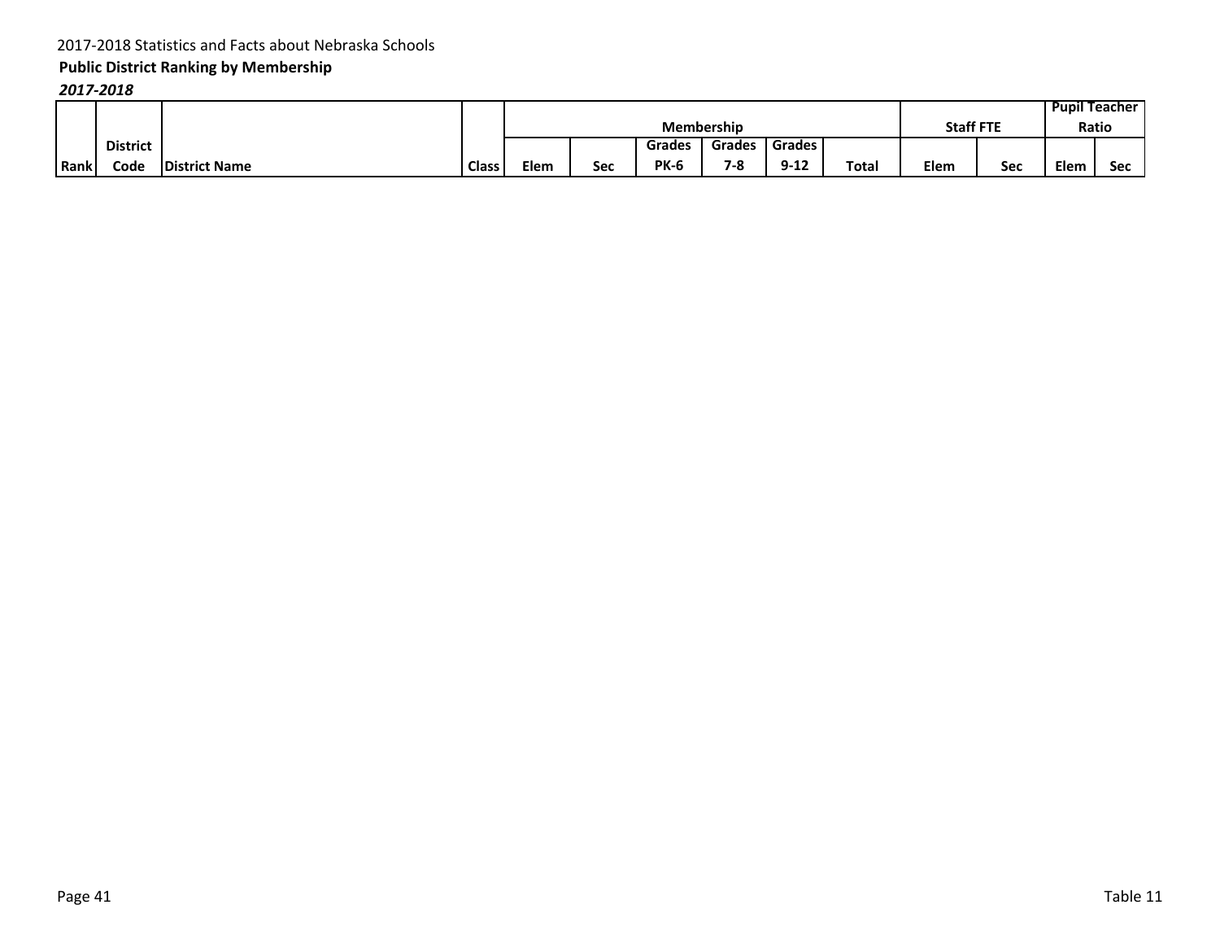2017-2018 Statistics and Facts about Nebraska Schools

**Public District Ranking by Membership**

***2017-2018***

| | | | | Membership | | | | | | Staff FTE | | Pupil Teacher Ratio | |
|---|---|---|---|---|---|---|---|---|---|---|---|---|---|
| Rank | District Code | District Name | Class | Elem | Sec | Grades PK-6 | Grades 7-8 | Grades 9-12 | Total | Elem | Sec | Elem | Sec |

Table 11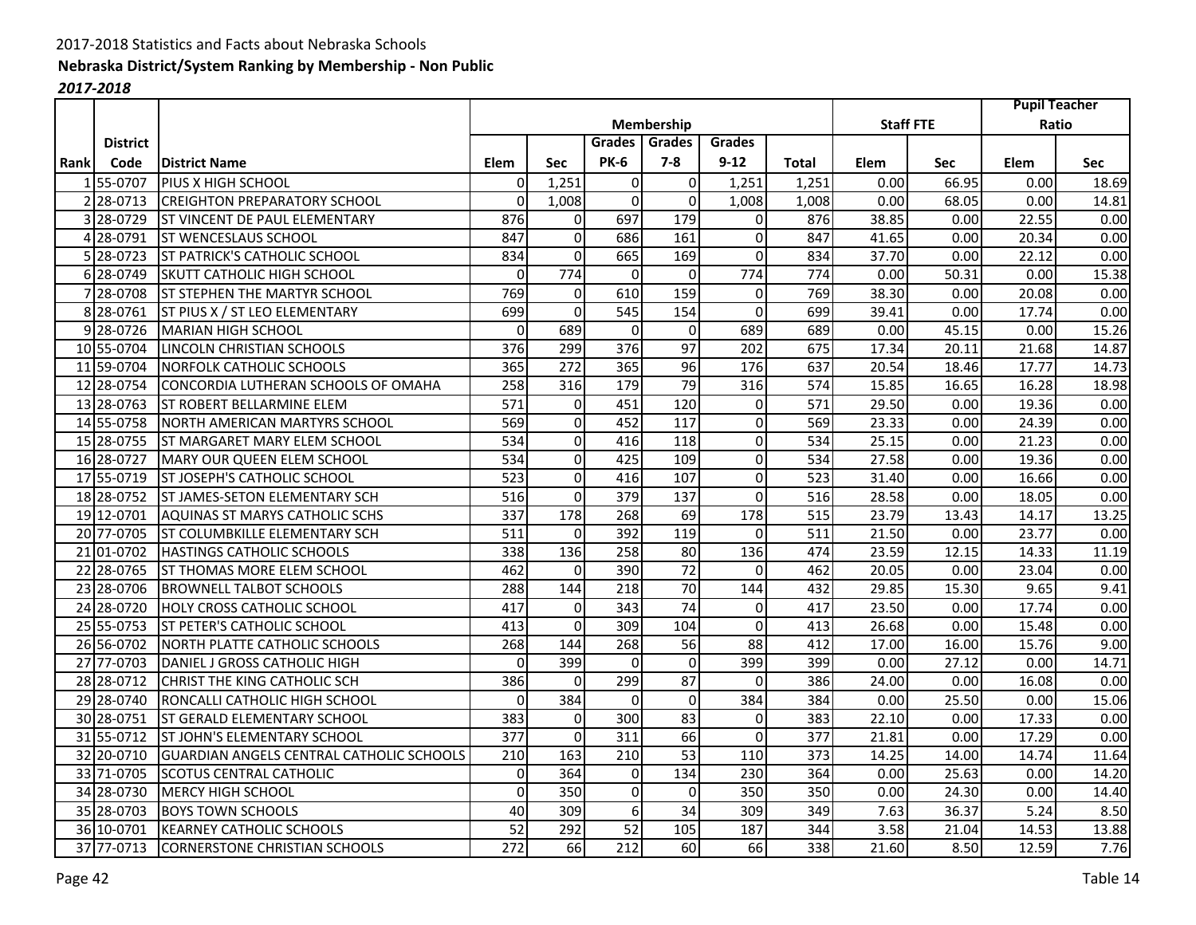2017-2018 Statistics and Facts about Nebraska Schools

**Nebraska District/System Ranking by Membership - Non Public**

***2017-2018***

| | | | Membership | | | | | | Staff FTE | | Pupil Teacher Ratio | |
|---|---|---|---|---|---|---|---|---|---|---|---|---|
| Rank | District Code | District Name | Elem | Sec | Grades PK-6 | Grades 7-8 | Grades 9-12 | Total | Elem | Sec | Elem | Sec |
| 1 | 55-0707 | PIUS X HIGH SCHOOL | 0 | 1,251 | 0 | 0 | 1,251 | 1,251 | 0.00 | 66.95 | 0.00 | 18.69 |
| 2 | 28-0713 | CREIGHTON PREPARATORY SCHOOL | 0 | 1,008 | 0 | 0 | 1,008 | 1,008 | 0.00 | 68.05 | 0.00 | 14.81 |
| 3 | 28-0729 | ST VINCENT DE PAUL ELEMENTARY | 876 | 0 | 697 | 179 | 0 | 876 | 38.85 | 0.00 | 22.55 | 0.00 |
| 4 | 28-0791 | ST WENCESLAUS SCHOOL | 847 | 0 | 686 | 161 | 0 | 847 | 41.65 | 0.00 | 20.34 | 0.00 |
| 5 | 28-0723 | ST PATRICK'S CATHOLIC SCHOOL | 834 | 0 | 665 | 169 | 0 | 834 | 37.70 | 0.00 | 22.12 | 0.00 |
| 6 | 28-0749 | SKUTT CATHOLIC HIGH SCHOOL | 0 | 774 | 0 | 0 | 774 | 774 | 0.00 | 50.31 | 0.00 | 15.38 |
| 7 | 28-0708 | ST STEPHEN THE MARTYR SCHOOL | 769 | 0 | 610 | 159 | 0 | 769 | 38.30 | 0.00 | 20.08 | 0.00 |
| 8 | 28-0761 | ST PIUS X / ST LEO ELEMENTARY | 699 | 0 | 545 | 154 | 0 | 699 | 39.41 | 0.00 | 17.74 | 0.00 |
| 9 | 28-0726 | MARIAN HIGH SCHOOL | 0 | 689 | 0 | 0 | 689 | 689 | 0.00 | 45.15 | 0.00 | 15.26 |
| 10 | 55-0704 | LINCOLN CHRISTIAN SCHOOLS | 376 | 299 | 376 | 97 | 202 | 675 | 17.34 | 20.11 | 21.68 | 14.87 |
| 11 | 59-0704 | NORFOLK CATHOLIC SCHOOLS | 365 | 272 | 365 | 96 | 176 | 637 | 20.54 | 18.46 | 17.77 | 14.73 |
| 12 | 28-0754 | CONCORDIA LUTHERAN SCHOOLS OF OMAHA | 258 | 316 | 179 | 79 | 316 | 574 | 15.85 | 16.65 | 16.28 | 18.98 |
| 13 | 28-0763 | ST ROBERT BELLARMINE ELEM | 571 | 0 | 451 | 120 | 0 | 571 | 29.50 | 0.00 | 19.36 | 0.00 |
| 14 | 55-0758 | NORTH AMERICAN MARTYRS SCHOOL | 569 | 0 | 452 | 117 | 0 | 569 | 23.33 | 0.00 | 24.39 | 0.00 |
| 15 | 28-0755 | ST MARGARET MARY ELEM SCHOOL | 534 | 0 | 416 | 118 | 0 | 534 | 25.15 | 0.00 | 21.23 | 0.00 |
| 16 | 28-0727 | MARY OUR QUEEN ELEM SCHOOL | 534 | 0 | 425 | 109 | 0 | 534 | 27.58 | 0.00 | 19.36 | 0.00 |
| 17 | 55-0719 | ST JOSEPH'S CATHOLIC SCHOOL | 523 | 0 | 416 | 107 | 0 | 523 | 31.40 | 0.00 | 16.66 | 0.00 |
| 18 | 28-0752 | ST JAMES-SETON ELEMENTARY SCH | 516 | 0 | 379 | 137 | 0 | 516 | 28.58 | 0.00 | 18.05 | 0.00 |
| 19 | 12-0701 | AQUINAS ST MARYS CATHOLIC SCHS | 337 | 178 | 268 | 69 | 178 | 515 | 23.79 | 13.43 | 14.17 | 13.25 |
| 20 | 77-0705 | ST COLUMBKILLE ELEMENTARY SCH | 511 | 0 | 392 | 119 | 0 | 511 | 21.50 | 0.00 | 23.77 | 0.00 |
| 21 | 01-0702 | HASTINGS CATHOLIC SCHOOLS | 338 | 136 | 258 | 80 | 136 | 474 | 23.59 | 12.15 | 14.33 | 11.19 |
| 22 | 28-0765 | ST THOMAS MORE ELEM SCHOOL | 462 | 0 | 390 | 72 | 0 | 462 | 20.05 | 0.00 | 23.04 | 0.00 |
| 23 | 28-0706 | BROWNELL TALBOT SCHOOLS | 288 | 144 | 218 | 70 | 144 | 432 | 29.85 | 15.30 | 9.65 | 9.41 |
| 24 | 28-0720 | HOLY CROSS CATHOLIC SCHOOL | 417 | 0 | 343 | 74 | 0 | 417 | 23.50 | 0.00 | 17.74 | 0.00 |
| 25 | 55-0753 | ST PETER'S CATHOLIC SCHOOL | 413 | 0 | 309 | 104 | 0 | 413 | 26.68 | 0.00 | 15.48 | 0.00 |
| 26 | 56-0702 | NORTH PLATTE CATHOLIC SCHOOLS | 268 | 144 | 268 | 56 | 88 | 412 | 17.00 | 16.00 | 15.76 | 9.00 |
| 27 | 77-0703 | DANIEL J GROSS CATHOLIC HIGH | 0 | 399 | 0 | 0 | 399 | 399 | 0.00 | 27.12 | 0.00 | 14.71 |
| 28 | 28-0712 | CHRIST THE KING CATHOLIC SCH | 386 | 0 | 299 | 87 | 0 | 386 | 24.00 | 0.00 | 16.08 | 0.00 |
| 29 | 28-0740 | RONCALLI CATHOLIC HIGH SCHOOL | 0 | 384 | 0 | 0 | 384 | 384 | 0.00 | 25.50 | 0.00 | 15.06 |
| 30 | 28-0751 | ST GERALD ELEMENTARY SCHOOL | 383 | 0 | 300 | 83 | 0 | 383 | 22.10 | 0.00 | 17.33 | 0.00 |
| 31 | 55-0712 | ST JOHN'S ELEMENTARY SCHOOL | 377 | 0 | 311 | 66 | 0 | 377 | 21.81 | 0.00 | 17.29 | 0.00 |
| 32 | 20-0710 | GUARDIAN ANGELS CENTRAL CATHOLIC SCHOOLS | 210 | 163 | 210 | 53 | 110 | 373 | 14.25 | 14.00 | 14.74 | 11.64 |
| 33 | 71-0705 | SCOTUS CENTRAL CATHOLIC | 0 | 364 | 0 | 134 | 230 | 364 | 0.00 | 25.63 | 0.00 | 14.20 |
| 34 | 28-0730 | MERCY HIGH SCHOOL | 0 | 350 | 0 | 0 | 350 | 350 | 0.00 | 24.30 | 0.00 | 14.40 |
| 35 | 28-0703 | BOYS TOWN SCHOOLS | 40 | 309 | 6 | 34 | 309 | 349 | 7.63 | 36.37 | 5.24 | 8.50 |
| 36 | 10-0701 | KEARNEY CATHOLIC SCHOOLS | 52 | 292 | 52 | 105 | 187 | 344 | 3.58 | 21.04 | 14.53 | 13.88 |
| 37 | 77-0713 | CORNERSTONE CHRISTIAN SCHOOLS | 272 | 66 | 212 | 60 | 66 | 338 | 21.60 | 8.50 | 12.59 | 7.76 |

Table 14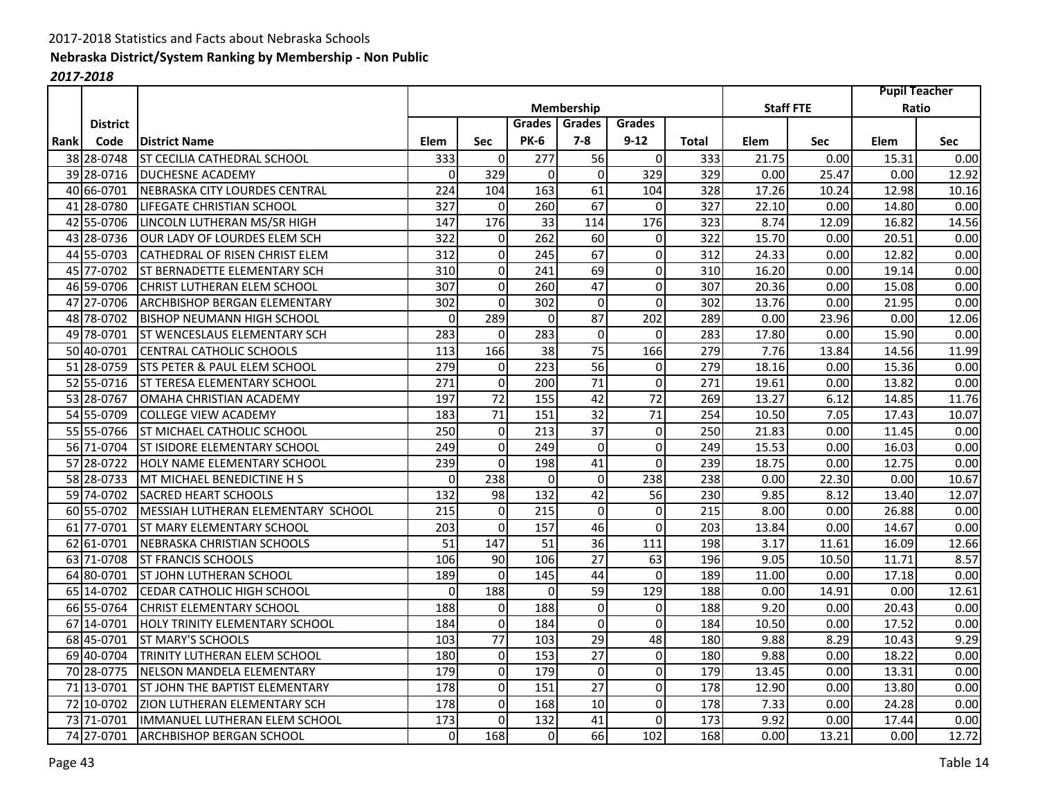2017-2018 Statistics and Facts about Nebraska Schools

**Nebraska District/System Ranking by Membership - Non Public**

***2017-2018***

| | | | Membership | | | | | | Staff FTE | | Pupil Teacher Ratio | |
|---|---|---|---|---|---|---|---|---|---|---|---|---|
| Rank | District Code | District Name | Elem | Sec | Grades PK-6 | Grades 7-8 | Grades 9-12 | Total | Elem | Sec | Elem | Sec |
| 38 | 28-0748 | ST CECILIA CATHEDRAL SCHOOL | 333 | 0 | 277 | 56 | 0 | 333 | 21.75 | 0.00 | 15.31 | 0.00 |
| 39 | 28-0716 | DUCHESNE ACADEMY | 0 | 329 | 0 | 0 | 329 | 329 | 0.00 | 25.47 | 0.00 | 12.92 |
| 40 | 66-0701 | NEBRASKA CITY LOURDES CENTRAL | 224 | 104 | 163 | 61 | 104 | 328 | 17.26 | 10.24 | 12.98 | 10.16 |
| 41 | 28-0780 | LIFEGATE CHRISTIAN SCHOOL | 327 | 0 | 260 | 67 | 0 | 327 | 22.10 | 0.00 | 14.80 | 0.00 |
| 42 | 55-0706 | LINCOLN LUTHERAN MS/SR HIGH | 147 | 176 | 33 | 114 | 176 | 323 | 8.74 | 12.09 | 16.82 | 14.56 |
| 43 | 28-0736 | OUR LADY OF LOURDES ELEM SCH | 322 | 0 | 262 | 60 | 0 | 322 | 15.70 | 0.00 | 20.51 | 0.00 |
| 44 | 55-0703 | CATHEDRAL OF RISEN CHRIST ELEM | 312 | 0 | 245 | 67 | 0 | 312 | 24.33 | 0.00 | 12.82 | 0.00 |
| 45 | 77-0702 | ST BERNADETTE ELEMENTARY SCH | 310 | 0 | 241 | 69 | 0 | 310 | 16.20 | 0.00 | 19.14 | 0.00 |
| 46 | 59-0706 | CHRIST LUTHERAN ELEM SCHOOL | 307 | 0 | 260 | 47 | 0 | 307 | 20.36 | 0.00 | 15.08 | 0.00 |
| 47 | 27-0706 | ARCHBISHOP BERGAN ELEMENTARY | 302 | 0 | 302 | 0 | 0 | 302 | 13.76 | 0.00 | 21.95 | 0.00 |
| 48 | 78-0702 | BISHOP NEUMANN HIGH SCHOOL | 0 | 289 | 0 | 87 | 202 | 289 | 0.00 | 23.96 | 0.00 | 12.06 |
| 49 | 78-0701 | ST WENCESLAUS ELEMENTARY SCH | 283 | 0 | 283 | 0 | 0 | 283 | 17.80 | 0.00 | 15.90 | 0.00 |
| 50 | 40-0701 | CENTRAL CATHOLIC SCHOOLS | 113 | 166 | 38 | 75 | 166 | 279 | 7.76 | 13.84 | 14.56 | 11.99 |
| 51 | 28-0759 | STS PETER & PAUL ELEM SCHOOL | 279 | 0 | 223 | 56 | 0 | 279 | 18.16 | 0.00 | 15.36 | 0.00 |
| 52 | 55-0716 | ST TERESA ELEMENTARY SCHOOL | 271 | 0 | 200 | 71 | 0 | 271 | 19.61 | 0.00 | 13.82 | 0.00 |
| 53 | 28-0767 | OMAHA CHRISTIAN ACADEMY | 197 | 72 | 155 | 42 | 72 | 269 | 13.27 | 6.12 | 14.85 | 11.76 |
| 54 | 55-0709 | COLLEGE VIEW ACADEMY | 183 | 71 | 151 | 32 | 71 | 254 | 10.50 | 7.05 | 17.43 | 10.07 |
| 55 | 55-0766 | ST MICHAEL CATHOLIC SCHOOL | 250 | 0 | 213 | 37 | 0 | 250 | 21.83 | 0.00 | 11.45 | 0.00 |
| 56 | 71-0704 | ST ISIDORE ELEMENTARY SCHOOL | 249 | 0 | 249 | 0 | 0 | 249 | 15.53 | 0.00 | 16.03 | 0.00 |
| 57 | 28-0722 | HOLY NAME ELEMENTARY SCHOOL | 239 | 0 | 198 | 41 | 0 | 239 | 18.75 | 0.00 | 12.75 | 0.00 |
| 58 | 28-0733 | MT MICHAEL BENEDICTINE H S | 0 | 238 | 0 | 0 | 238 | 238 | 0.00 | 22.30 | 0.00 | 10.67 |
| 59 | 74-0702 | SACRED HEART SCHOOLS | 132 | 98 | 132 | 42 | 56 | 230 | 9.85 | 8.12 | 13.40 | 12.07 |
| 60 | 55-0702 | MESSIAH LUTHERAN ELEMENTARY SCHOOL | 215 | 0 | 215 | 0 | 0 | 215 | 8.00 | 0.00 | 26.88 | 0.00 |
| 61 | 77-0701 | ST MARY ELEMENTARY SCHOOL | 203 | 0 | 157 | 46 | 0 | 203 | 13.84 | 0.00 | 14.67 | 0.00 |
| 62 | 61-0701 | NEBRASKA CHRISTIAN SCHOOLS | 51 | 147 | 51 | 36 | 111 | 198 | 3.17 | 11.61 | 16.09 | 12.66 |
| 63 | 71-0708 | ST FRANCIS SCHOOLS | 106 | 90 | 106 | 27 | 63 | 196 | 9.05 | 10.50 | 11.71 | 8.57 |
| 64 | 80-0701 | ST JOHN LUTHERAN SCHOOL | 189 | 0 | 145 | 44 | 0 | 189 | 11.00 | 0.00 | 17.18 | 0.00 |
| 65 | 14-0702 | CEDAR CATHOLIC HIGH SCHOOL | 0 | 188 | 0 | 59 | 129 | 188 | 0.00 | 14.91 | 0.00 | 12.61 |
| 66 | 55-0764 | CHRIST ELEMENTARY SCHOOL | 188 | 0 | 188 | 0 | 0 | 188 | 9.20 | 0.00 | 20.43 | 0.00 |
| 67 | 14-0701 | HOLY TRINITY ELEMENTARY SCHOOL | 184 | 0 | 184 | 0 | 0 | 184 | 10.50 | 0.00 | 17.52 | 0.00 |
| 68 | 45-0701 | ST MARY'S SCHOOLS | 103 | 77 | 103 | 29 | 48 | 180 | 9.88 | 8.29 | 10.43 | 9.29 |
| 69 | 40-0704 | TRINITY LUTHERAN ELEM SCHOOL | 180 | 0 | 153 | 27 | 0 | 180 | 9.88 | 0.00 | 18.22 | 0.00 |
| 70 | 28-0775 | NELSON MANDELA ELEMENTARY | 179 | 0 | 179 | 0 | 0 | 179 | 13.45 | 0.00 | 13.31 | 0.00 |
| 71 | 13-0701 | ST JOHN THE BAPTIST ELEMENTARY | 178 | 0 | 151 | 27 | 0 | 178 | 12.90 | 0.00 | 13.80 | 0.00 |
| 72 | 10-0702 | ZION LUTHERAN ELEMENTARY SCH | 178 | 0 | 168 | 10 | 0 | 178 | 7.33 | 0.00 | 24.28 | 0.00 |
| 73 | 71-0701 | IMMANUEL LUTHERAN ELEM SCHOOL | 173 | 0 | 132 | 41 | 0 | 173 | 9.92 | 0.00 | 17.44 | 0.00 |
| 74 | 27-0701 | ARCHBISHOP BERGAN SCHOOL | 0 | 168 | 0 | 66 | 102 | 168 | 0.00 | 13.21 | 0.00 | 12.72 |

Table 14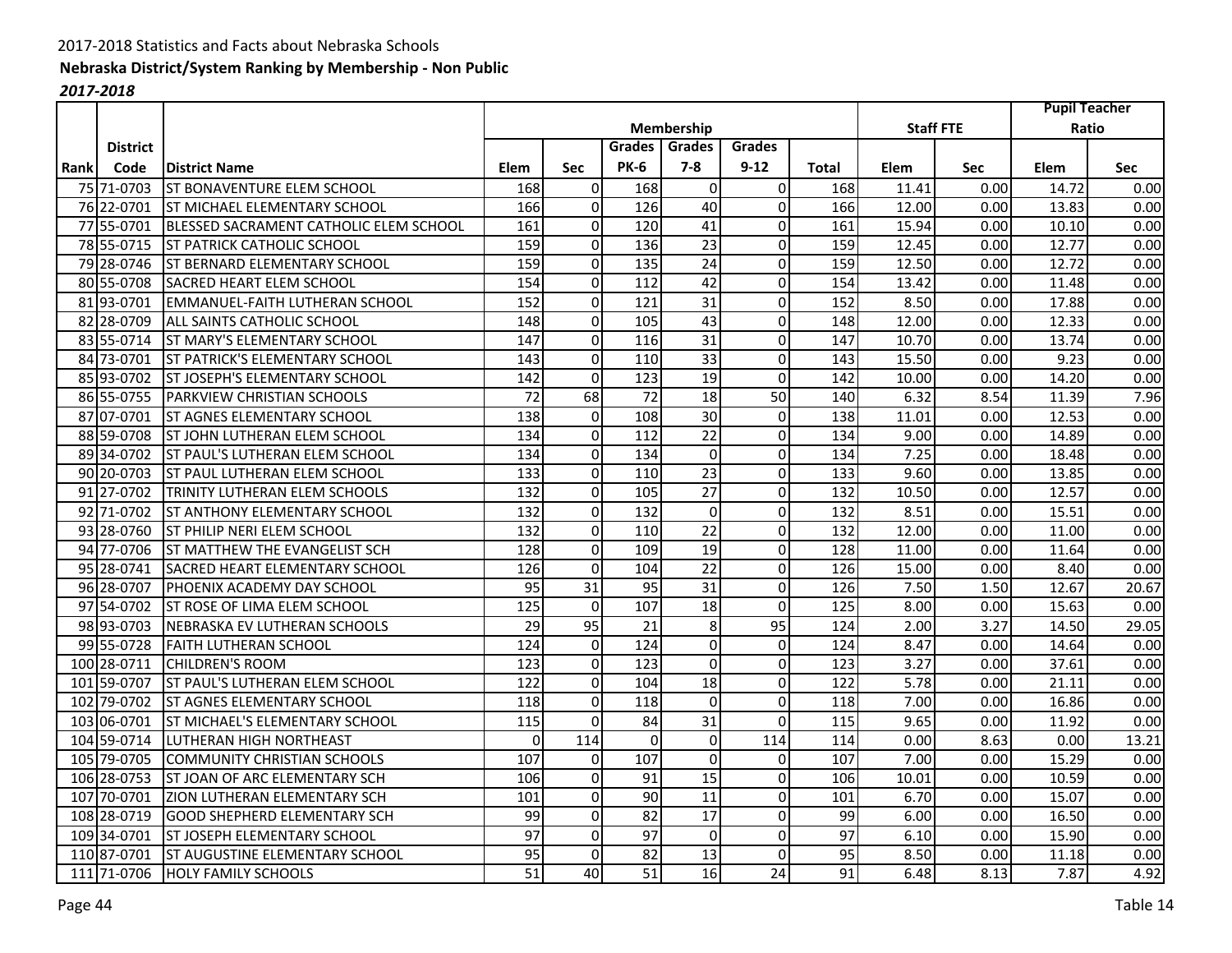2017-2018 Statistics and Facts about Nebraska Schools

**Nebraska District/System Ranking by Membership - Non Public**

***2017-2018***

| | | | Membership | | | | | | Staff FTE | | Pupil Teacher Ratio | |
|---|---|---|---|---|---|---|---|---|---|---|---|---|
| Rank | District Code | District Name | Elem | Sec | Grades PK-6 | Grades 7-8 | Grades 9-12 | Total | Elem | Sec | Elem | Sec |
| 75 | 71-0703 | ST BONAVENTURE ELEM SCHOOL | 168 | 0 | 168 | 0 | 0 | 168 | 11.41 | 0.00 | 14.72 | 0.00 |
| 76 | 22-0701 | ST MICHAEL ELEMENTARY SCHOOL | 166 | 0 | 126 | 40 | 0 | 166 | 12.00 | 0.00 | 13.83 | 0.00 |
| 77 | 55-0701 | BLESSED SACRAMENT CATHOLIC ELEM SCHOOL | 161 | 0 | 120 | 41 | 0 | 161 | 15.94 | 0.00 | 10.10 | 0.00 |
| 78 | 55-0715 | ST PATRICK CATHOLIC SCHOOL | 159 | 0 | 136 | 23 | 0 | 159 | 12.45 | 0.00 | 12.77 | 0.00 |
| 79 | 28-0746 | ST BERNARD ELEMENTARY SCHOOL | 159 | 0 | 135 | 24 | 0 | 159 | 12.50 | 0.00 | 12.72 | 0.00 |
| 80 | 55-0708 | SACRED HEART ELEM SCHOOL | 154 | 0 | 112 | 42 | 0 | 154 | 13.42 | 0.00 | 11.48 | 0.00 |
| 81 | 93-0701 | EMMANUEL-FAITH LUTHERAN SCHOOL | 152 | 0 | 121 | 31 | 0 | 152 | 8.50 | 0.00 | 17.88 | 0.00 |
| 82 | 28-0709 | ALL SAINTS CATHOLIC SCHOOL | 148 | 0 | 105 | 43 | 0 | 148 | 12.00 | 0.00 | 12.33 | 0.00 |
| 83 | 55-0714 | ST MARY'S ELEMENTARY SCHOOL | 147 | 0 | 116 | 31 | 0 | 147 | 10.70 | 0.00 | 13.74 | 0.00 |
| 84 | 73-0701 | ST PATRICK'S ELEMENTARY SCHOOL | 143 | 0 | 110 | 33 | 0 | 143 | 15.50 | 0.00 | 9.23 | 0.00 |
| 85 | 93-0702 | ST JOSEPH'S ELEMENTARY SCHOOL | 142 | 0 | 123 | 19 | 0 | 142 | 10.00 | 0.00 | 14.20 | 0.00 |
| 86 | 55-0755 | PARKVIEW CHRISTIAN SCHOOLS | 72 | 68 | 72 | 18 | 50 | 140 | 6.32 | 8.54 | 11.39 | 7.96 |
| 87 | 07-0701 | ST AGNES ELEMENTARY SCHOOL | 138 | 0 | 108 | 30 | 0 | 138 | 11.01 | 0.00 | 12.53 | 0.00 |
| 88 | 59-0708 | ST JOHN LUTHERAN ELEM SCHOOL | 134 | 0 | 112 | 22 | 0 | 134 | 9.00 | 0.00 | 14.89 | 0.00 |
| 89 | 34-0702 | ST PAUL'S LUTHERAN ELEM SCHOOL | 134 | 0 | 134 | 0 | 0 | 134 | 7.25 | 0.00 | 18.48 | 0.00 |
| 90 | 20-0703 | ST PAUL LUTHERAN ELEM SCHOOL | 133 | 0 | 110 | 23 | 0 | 133 | 9.60 | 0.00 | 13.85 | 0.00 |
| 91 | 27-0702 | TRINITY LUTHERAN ELEM SCHOOLS | 132 | 0 | 105 | 27 | 0 | 132 | 10.50 | 0.00 | 12.57 | 0.00 |
| 92 | 71-0702 | ST ANTHONY ELEMENTARY SCHOOL | 132 | 0 | 132 | 0 | 0 | 132 | 8.51 | 0.00 | 15.51 | 0.00 |
| 93 | 28-0760 | ST PHILIP NERI ELEM SCHOOL | 132 | 0 | 110 | 22 | 0 | 132 | 12.00 | 0.00 | 11.00 | 0.00 |
| 94 | 77-0706 | ST MATTHEW THE EVANGELIST SCH | 128 | 0 | 109 | 19 | 0 | 128 | 11.00 | 0.00 | 11.64 | 0.00 |
| 95 | 28-0741 | SACRED HEART ELEMENTARY SCHOOL | 126 | 0 | 104 | 22 | 0 | 126 | 15.00 | 0.00 | 8.40 | 0.00 |
| 96 | 28-0707 | PHOENIX ACADEMY DAY SCHOOL | 95 | 31 | 95 | 31 | 0 | 126 | 7.50 | 1.50 | 12.67 | 20.67 |
| 97 | 54-0702 | ST ROSE OF LIMA ELEM SCHOOL | 125 | 0 | 107 | 18 | 0 | 125 | 8.00 | 0.00 | 15.63 | 0.00 |
| 98 | 93-0703 | NEBRASKA EV LUTHERAN SCHOOLS | 29 | 95 | 21 | 8 | 95 | 124 | 2.00 | 3.27 | 14.50 | 29.05 |
| 99 | 55-0728 | FAITH LUTHERAN SCHOOL | 124 | 0 | 124 | 0 | 0 | 124 | 8.47 | 0.00 | 14.64 | 0.00 |
| 100 | 28-0711 | CHILDREN'S ROOM | 123 | 0 | 123 | 0 | 0 | 123 | 3.27 | 0.00 | 37.61 | 0.00 |
| 101 | 59-0707 | ST PAUL'S LUTHERAN ELEM SCHOOL | 122 | 0 | 104 | 18 | 0 | 122 | 5.78 | 0.00 | 21.11 | 0.00 |
| 102 | 79-0702 | ST AGNES ELEMENTARY SCHOOL | 118 | 0 | 118 | 0 | 0 | 118 | 7.00 | 0.00 | 16.86 | 0.00 |
| 103 | 06-0701 | ST MICHAEL'S ELEMENTARY SCHOOL | 115 | 0 | 84 | 31 | 0 | 115 | 9.65 | 0.00 | 11.92 | 0.00 |
| 104 | 59-0714 | LUTHERAN HIGH NORTHEAST | 0 | 114 | 0 | 0 | 114 | 114 | 0.00 | 8.63 | 0.00 | 13.21 |
| 105 | 79-0705 | COMMUNITY CHRISTIAN SCHOOLS | 107 | 0 | 107 | 0 | 0 | 107 | 7.00 | 0.00 | 15.29 | 0.00 |
| 106 | 28-0753 | ST JOAN OF ARC ELEMENTARY SCH | 106 | 0 | 91 | 15 | 0 | 106 | 10.01 | 0.00 | 10.59 | 0.00 |
| 107 | 70-0701 | ZION LUTHERAN ELEMENTARY SCH | 101 | 0 | 90 | 11 | 0 | 101 | 6.70 | 0.00 | 15.07 | 0.00 |
| 108 | 28-0719 | GOOD SHEPHERD ELEMENTARY SCH | 99 | 0 | 82 | 17 | 0 | 99 | 6.00 | 0.00 | 16.50 | 0.00 |
| 109 | 34-0701 | ST JOSEPH ELEMENTARY SCHOOL | 97 | 0 | 97 | 0 | 0 | 97 | 6.10 | 0.00 | 15.90 | 0.00 |
| 110 | 87-0701 | ST AUGUSTINE ELEMENTARY SCHOOL | 95 | 0 | 82 | 13 | 0 | 95 | 8.50 | 0.00 | 11.18 | 0.00 |
| 111 | 71-0706 | HOLY FAMILY SCHOOLS | 51 | 40 | 51 | 16 | 24 | 91 | 6.48 | 8.13 | 7.87 | 4.92 |

Table 14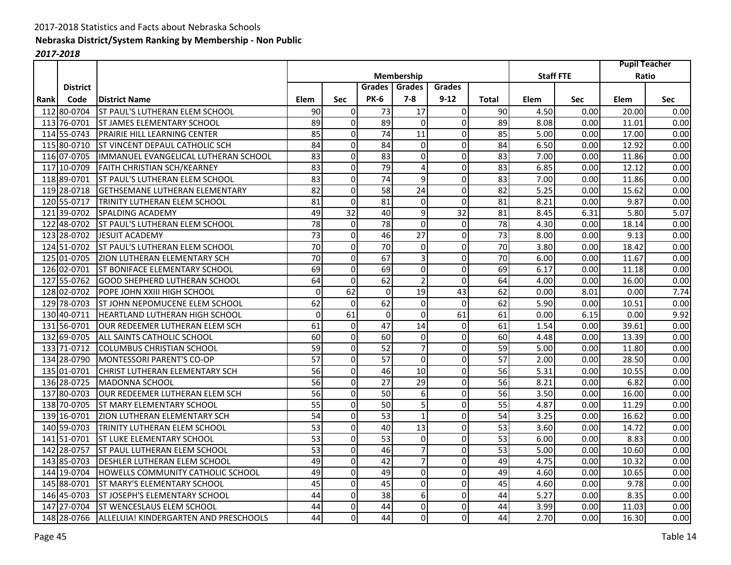2017-2018 Statistics and Facts about Nebraska Schools

**Nebraska District/System Ranking by Membership - Non Public**

***2017-2018***

| | | | Membership | | | | | | Staff FTE | | Pupil Teacher Ratio | |
|---|---|---|---|---|---|---|---|---|---|---|---|---|
| **Rank** | **District Code** | **District Name** | **Elem** | **Sec** | **Grades PK-6** | **Grades 7-8** | **Grades 9-12** | **Total** | **Elem** | **Sec** | **Elem** | **Sec** |
| 112 | 80-0704 | ST PAUL'S LUTHERAN ELEM SCHOOL | 90 | 0 | 73 | 17 | 0 | 90 | 4.50 | 0.00 | 20.00 | 0.00 |
| 113 | 76-0701 | ST JAMES ELEMENTARY SCHOOL | 89 | 0 | 89 | 0 | 0 | 89 | 8.08 | 0.00 | 11.01 | 0.00 |
| 114 | 55-0743 | PRAIRIE HILL LEARNING CENTER | 85 | 0 | 74 | 11 | 0 | 85 | 5.00 | 0.00 | 17.00 | 0.00 |
| 115 | 80-0710 | ST VINCENT DEPAUL CATHOLIC SCH | 84 | 0 | 84 | 0 | 0 | 84 | 6.50 | 0.00 | 12.92 | 0.00 |
| 116 | 07-0705 | IMMANUEL EVANGELICAL LUTHERAN SCHOOL | 83 | 0 | 83 | 0 | 0 | 83 | 7.00 | 0.00 | 11.86 | 0.00 |
| 117 | 10-0709 | FAITH CHRISTIAN SCH/KEARNEY | 83 | 0 | 79 | 4 | 0 | 83 | 6.85 | 0.00 | 12.12 | 0.00 |
| 118 | 89-0701 | ST PAUL'S LUTHERAN ELEM SCHOOL | 83 | 0 | 74 | 9 | 0 | 83 | 7.00 | 0.00 | 11.86 | 0.00 |
| 119 | 28-0718 | GETHSEMANE LUTHERAN ELEMENTARY | 82 | 0 | 58 | 24 | 0 | 82 | 5.25 | 0.00 | 15.62 | 0.00 |
| 120 | 55-0717 | TRINITY LUTHERAN ELEM SCHOOL | 81 | 0 | 81 | 0 | 0 | 81 | 8.21 | 0.00 | 9.87 | 0.00 |
| 121 | 39-0702 | SPALDING ACADEMY | 49 | 32 | 40 | 9 | 32 | 81 | 8.45 | 6.31 | 5.80 | 5.07 |
| 122 | 48-0702 | ST PAUL'S LUTHERAN ELEM SCHOOL | 78 | 0 | 78 | 0 | 0 | 78 | 4.30 | 0.00 | 18.14 | 0.00 |
| 123 | 28-0702 | JESUIT ACADEMY | 73 | 0 | 46 | 27 | 0 | 73 | 8.00 | 0.00 | 9.13 | 0.00 |
| 124 | 51-0702 | ST PAUL'S LUTHERAN ELEM SCHOOL | 70 | 0 | 70 | 0 | 0 | 70 | 3.80 | 0.00 | 18.42 | 0.00 |
| 125 | 01-0705 | ZION LUTHERAN ELEMENTARY SCH | 70 | 0 | 67 | 3 | 0 | 70 | 6.00 | 0.00 | 11.67 | 0.00 |
| 126 | 02-0701 | ST BONIFACE ELEMENTARY SCHOOL | 69 | 0 | 69 | 0 | 0 | 69 | 6.17 | 0.00 | 11.18 | 0.00 |
| 127 | 55-0762 | GOOD SHEPHERD LUTHERAN SCHOOL | 64 | 0 | 62 | 2 | 0 | 64 | 4.00 | 0.00 | 16.00 | 0.00 |
| 128 | 02-0702 | POPE JOHN XXIII HIGH SCHOOL | 0 | 62 | 0 | 19 | 43 | 62 | 0.00 | 8.01 | 0.00 | 7.74 |
| 129 | 78-0703 | ST JOHN NEPOMUCENE ELEM SCHOOL | 62 | 0 | 62 | 0 | 0 | 62 | 5.90 | 0.00 | 10.51 | 0.00 |
| 130 | 40-0711 | HEARTLAND LUTHERAN HIGH SCHOOL | 0 | 61 | 0 | 0 | 61 | 61 | 0.00 | 6.15 | 0.00 | 9.92 |
| 131 | 56-0701 | OUR REDEEMER LUTHERAN ELEM SCH | 61 | 0 | 47 | 14 | 0 | 61 | 1.54 | 0.00 | 39.61 | 0.00 |
| 132 | 69-0705 | ALL SAINTS CATHOLIC SCHOOL | 60 | 0 | 60 | 0 | 0 | 60 | 4.48 | 0.00 | 13.39 | 0.00 |
| 133 | 71-0712 | COLUMBUS CHRISTIAN SCHOOL | 59 | 0 | 52 | 7 | 0 | 59 | 5.00 | 0.00 | 11.80 | 0.00 |
| 134 | 28-0790 | MONTESSORI PARENT'S CO-OP | 57 | 0 | 57 | 0 | 0 | 57 | 2.00 | 0.00 | 28.50 | 0.00 |
| 135 | 01-0701 | CHRIST LUTHERAN ELEMENTARY SCH | 56 | 0 | 46 | 10 | 0 | 56 | 5.31 | 0.00 | 10.55 | 0.00 |
| 136 | 28-0725 | MADONNA SCHOOL | 56 | 0 | 27 | 29 | 0 | 56 | 8.21 | 0.00 | 6.82 | 0.00 |
| 137 | 80-0703 | OUR REDEEMER LUTHERAN ELEM SCH | 56 | 0 | 50 | 6 | 0 | 56 | 3.50 | 0.00 | 16.00 | 0.00 |
| 138 | 70-0705 | ST MARY ELEMENTARY SCHOOL | 55 | 0 | 50 | 5 | 0 | 55 | 4.87 | 0.00 | 11.29 | 0.00 |
| 139 | 16-0701 | ZION LUTHERAN ELEMENTARY SCH | 54 | 0 | 53 | 1 | 0 | 54 | 3.25 | 0.00 | 16.62 | 0.00 |
| 140 | 59-0703 | TRINITY LUTHERAN ELEM SCHOOL | 53 | 0 | 40 | 13 | 0 | 53 | 3.60 | 0.00 | 14.72 | 0.00 |
| 141 | 51-0701 | ST LUKE ELEMENTARY SCHOOL | 53 | 0 | 53 | 0 | 0 | 53 | 6.00 | 0.00 | 8.83 | 0.00 |
| 142 | 28-0757 | ST PAUL LUTHERAN ELEM SCHOOL | 53 | 0 | 46 | 7 | 0 | 53 | 5.00 | 0.00 | 10.60 | 0.00 |
| 143 | 85-0703 | DESHLER LUTHERAN ELEM SCHOOL | 49 | 0 | 42 | 7 | 0 | 49 | 4.75 | 0.00 | 10.32 | 0.00 |
| 144 | 19-0704 | HOWELLS COMMUNITY CATHOLIC SCHOOL | 49 | 0 | 49 | 0 | 0 | 49 | 4.60 | 0.00 | 10.65 | 0.00 |
| 145 | 88-0701 | ST MARY'S ELEMENTARY SCHOOL | 45 | 0 | 45 | 0 | 0 | 45 | 4.60 | 0.00 | 9.78 | 0.00 |
| 146 | 45-0703 | ST JOSEPH'S ELEMENTARY SCHOOL | 44 | 0 | 38 | 6 | 0 | 44 | 5.27 | 0.00 | 8.35 | 0.00 |
| 147 | 27-0704 | ST WENCESLAUS ELEM SCHOOL | 44 | 0 | 44 | 0 | 0 | 44 | 3.99 | 0.00 | 11.03 | 0.00 |
| 148 | 28-0766 | ALLELUIA! KINDERGARTEN AND PRESCHOOLS | 44 | 0 | 44 | 0 | 0 | 44 | 2.70 | 0.00 | 16.30 | 0.00 |

Table 14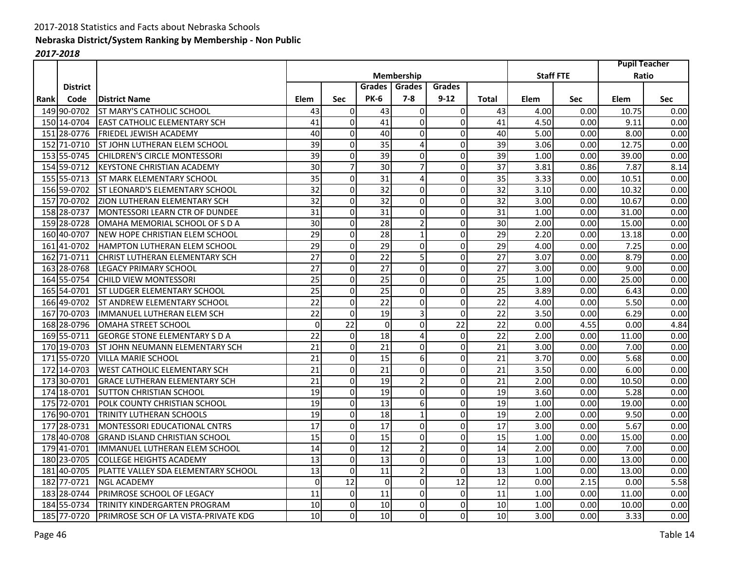2017-2018 Statistics and Facts about Nebraska Schools

**Nebraska District/System Ranking by Membership - Non Public**

***2017-2018***

| | | | Membership | | | | | | Staff FTE | | Pupil Teacher Ratio | |
|---|---|---|---|---|---|---|---|---|---|---|---|---|
| Rank | District Code | District Name | Elem | Sec | Grades PK-6 | Grades 7-8 | Grades 9-12 | Total | Elem | Sec | Elem | Sec |
| 149 | 90-0702 | ST MARY'S CATHOLIC SCHOOL | 43 | 0 | 43 | 0 | 0 | 43 | 4.00 | 0.00 | 10.75 | 0.00 |
| 150 | 14-0704 | EAST CATHOLIC ELEMENTARY SCH | 41 | 0 | 41 | 0 | 0 | 41 | 4.50 | 0.00 | 9.11 | 0.00 |
| 151 | 28-0776 | FRIEDEL JEWISH ACADEMY | 40 | 0 | 40 | 0 | 0 | 40 | 5.00 | 0.00 | 8.00 | 0.00 |
| 152 | 71-0710 | ST JOHN LUTHERAN ELEM SCHOOL | 39 | 0 | 35 | 4 | 0 | 39 | 3.06 | 0.00 | 12.75 | 0.00 |
| 153 | 55-0745 | CHILDREN'S CIRCLE MONTESSORI | 39 | 0 | 39 | 0 | 0 | 39 | 1.00 | 0.00 | 39.00 | 0.00 |
| 154 | 59-0712 | KEYSTONE CHRISTIAN ACADEMY | 30 | 7 | 30 | 7 | 0 | 37 | 3.81 | 0.86 | 7.87 | 8.14 |
| 155 | 55-0713 | ST MARK ELEMENTARY SCHOOL | 35 | 0 | 31 | 4 | 0 | 35 | 3.33 | 0.00 | 10.51 | 0.00 |
| 156 | 59-0702 | ST LEONARD'S ELEMENTARY SCHOOL | 32 | 0 | 32 | 0 | 0 | 32 | 3.10 | 0.00 | 10.32 | 0.00 |
| 157 | 70-0702 | ZION LUTHERAN ELEMENTARY SCH | 32 | 0 | 32 | 0 | 0 | 32 | 3.00 | 0.00 | 10.67 | 0.00 |
| 158 | 28-0737 | MONTESSORI LEARN CTR OF DUNDEE | 31 | 0 | 31 | 0 | 0 | 31 | 1.00 | 0.00 | 31.00 | 0.00 |
| 159 | 28-0728 | OMAHA MEMORIAL SCHOOL OF S D A | 30 | 0 | 28 | 2 | 0 | 30 | 2.00 | 0.00 | 15.00 | 0.00 |
| 160 | 40-0707 | NEW HOPE CHRISTIAN ELEM SCHOOL | 29 | 0 | 28 | 1 | 0 | 29 | 2.20 | 0.00 | 13.18 | 0.00 |
| 161 | 41-0702 | HAMPTON LUTHERAN ELEM SCHOOL | 29 | 0 | 29 | 0 | 0 | 29 | 4.00 | 0.00 | 7.25 | 0.00 |
| 162 | 71-0711 | CHRIST LUTHERAN ELEMENTARY SCH | 27 | 0 | 22 | 5 | 0 | 27 | 3.07 | 0.00 | 8.79 | 0.00 |
| 163 | 28-0768 | LEGACY PRIMARY SCHOOL | 27 | 0 | 27 | 0 | 0 | 27 | 3.00 | 0.00 | 9.00 | 0.00 |
| 164 | 55-0754 | CHILD VIEW MONTESSORI | 25 | 0 | 25 | 0 | 0 | 25 | 1.00 | 0.00 | 25.00 | 0.00 |
| 165 | 54-0701 | ST LUDGER ELEMENTARY SCHOOL | 25 | 0 | 25 | 0 | 0 | 25 | 3.89 | 0.00 | 6.43 | 0.00 |
| 166 | 49-0702 | ST ANDREW ELEMENTARY SCHOOL | 22 | 0 | 22 | 0 | 0 | 22 | 4.00 | 0.00 | 5.50 | 0.00 |
| 167 | 70-0703 | IMMANUEL LUTHERAN ELEM SCH | 22 | 0 | 19 | 3 | 0 | 22 | 3.50 | 0.00 | 6.29 | 0.00 |
| 168 | 28-0796 | OMAHA STREET SCHOOL | 0 | 22 | 0 | 0 | 22 | 22 | 0.00 | 4.55 | 0.00 | 4.84 |
| 169 | 55-0711 | GEORGE STONE ELEMENTARY S D A | 22 | 0 | 18 | 4 | 0 | 22 | 2.00 | 0.00 | 11.00 | 0.00 |
| 170 | 19-0703 | ST JOHN NEUMANN ELEMENTARY SCH | 21 | 0 | 21 | 0 | 0 | 21 | 3.00 | 0.00 | 7.00 | 0.00 |
| 171 | 55-0720 | VILLA MARIE SCHOOL | 21 | 0 | 15 | 6 | 0 | 21 | 3.70 | 0.00 | 5.68 | 0.00 |
| 172 | 14-0703 | WEST CATHOLIC ELEMENTARY SCH | 21 | 0 | 21 | 0 | 0 | 21 | 3.50 | 0.00 | 6.00 | 0.00 |
| 173 | 30-0701 | GRACE LUTHERAN ELEMENTARY SCH | 21 | 0 | 19 | 2 | 0 | 21 | 2.00 | 0.00 | 10.50 | 0.00 |
| 174 | 18-0701 | SUTTON CHRISTIAN SCHOOL | 19 | 0 | 19 | 0 | 0 | 19 | 3.60 | 0.00 | 5.28 | 0.00 |
| 175 | 72-0701 | POLK COUNTY CHRISTIAN SCHOOL | 19 | 0 | 13 | 6 | 0 | 19 | 1.00 | 0.00 | 19.00 | 0.00 |
| 176 | 90-0701 | TRINITY LUTHERAN SCHOOLS | 19 | 0 | 18 | 1 | 0 | 19 | 2.00 | 0.00 | 9.50 | 0.00 |
| 177 | 28-0731 | MONTESSORI EDUCATIONAL CNTRS | 17 | 0 | 17 | 0 | 0 | 17 | 3.00 | 0.00 | 5.67 | 0.00 |
| 178 | 40-0708 | GRAND ISLAND CHRISTIAN SCHOOL | 15 | 0 | 15 | 0 | 0 | 15 | 1.00 | 0.00 | 15.00 | 0.00 |
| 179 | 41-0701 | IMMANUEL LUTHERAN ELEM SCHOOL | 14 | 0 | 12 | 2 | 0 | 14 | 2.00 | 0.00 | 7.00 | 0.00 |
| 180 | 23-0705 | COLLEGE HEIGHTS ACADEMY | 13 | 0 | 13 | 0 | 0 | 13 | 1.00 | 0.00 | 13.00 | 0.00 |
| 181 | 40-0705 | PLATTE VALLEY SDA ELEMENTARY SCHOOL | 13 | 0 | 11 | 2 | 0 | 13 | 1.00 | 0.00 | 13.00 | 0.00 |
| 182 | 77-0721 | NGL ACADEMY | 0 | 12 | 0 | 0 | 12 | 12 | 0.00 | 2.15 | 0.00 | 5.58 |
| 183 | 28-0744 | PRIMROSE SCHOOL OF LEGACY | 11 | 0 | 11 | 0 | 0 | 11 | 1.00 | 0.00 | 11.00 | 0.00 |
| 184 | 55-0734 | TRINITY KINDERGARTEN PROGRAM | 10 | 0 | 10 | 0 | 0 | 10 | 1.00 | 0.00 | 10.00 | 0.00 |
| 185 | 77-0720 | PRIMROSE SCH OF LA VISTA-PRIVATE KDG | 10 | 0 | 10 | 0 | 0 | 10 | 3.00 | 0.00 | 3.33 | 0.00 |

Table 14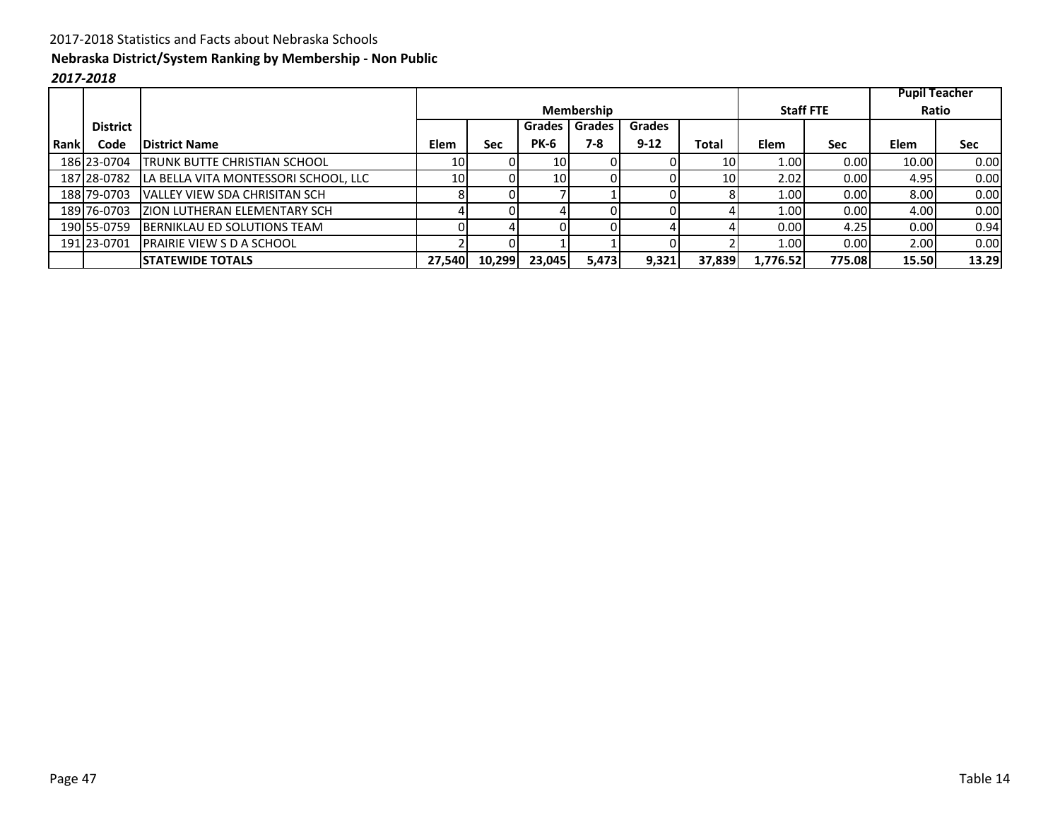2017-2018 Statistics and Facts about Nebraska Schools

**Nebraska District/System Ranking by Membership - Non Public**

***2017-2018***

| | | | Membership | | | | | | Staff FTE | | Pupil Teacher Ratio | |
|---|---|---|---|---|---|---|---|---|---|---|---|---|
| **Rank** | **District Code** | **District Name** | **Elem** | **Sec** | **Grades PK-6** | **Grades 7-8** | **Grades 9-12** | **Total** | **Elem** | **Sec** | **Elem** | **Sec** |
| 186 | 23-0704 | TRUNK BUTTE CHRISTIAN SCHOOL | 10 | 0 | 10 | 0 | 0 | 10 | 1.00 | 0.00 | 10.00 | 0.00 |
| 187 | 28-0782 | LA BELLA VITA MONTESSORI SCHOOL, LLC | 10 | 0 | 10 | 0 | 0 | 10 | 2.02 | 0.00 | 4.95 | 0.00 |
| 188 | 79-0703 | VALLEY VIEW SDA CHRISITAN SCH | 8 | 0 | 7 | 1 | 0 | 8 | 1.00 | 0.00 | 8.00 | 0.00 |
| 189 | 76-0703 | ZION LUTHERAN ELEMENTARY SCH | 4 | 0 | 4 | 0 | 0 | 4 | 1.00 | 0.00 | 4.00 | 0.00 |
| 190 | 55-0759 | BERNIKLAU ED SOLUTIONS TEAM | 0 | 4 | 0 | 0 | 4 | 4 | 0.00 | 4.25 | 0.00 | 0.94 |
| 191 | 23-0701 | PRAIRIE VIEW S D A SCHOOL | 2 | 0 | 1 | 1 | 0 | 2 | 1.00 | 0.00 | 2.00 | 0.00 |
| | | **STATEWIDE TOTALS** | **27,540** | **10,299** | **23,045** | **5,473** | **9,321** | **37,839** | **1,776.52** | **775.08** | **15.50** | **13.29** |

Table 14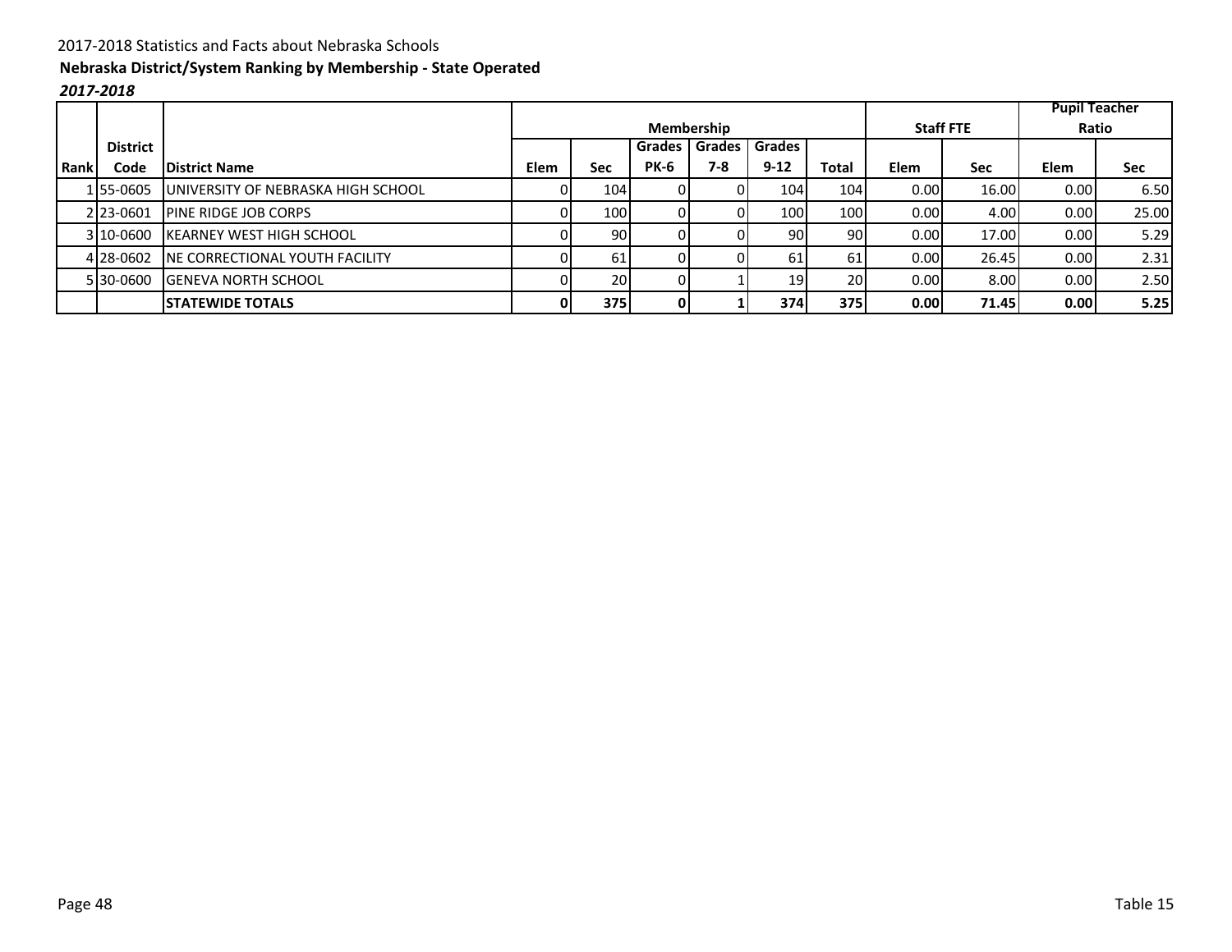2017-2018 Statistics and Facts about Nebraska Schools

**Nebraska District/System Ranking by Membership - State Operated**

***2017-2018***

| | | | Membership | | | | | | Staff FTE | | Pupil Teacher Ratio | |
|---|---|---|---|---|---|---|---|---|---|---|---|---|
| **Rank** | **District Code** | **District Name** | **Elem** | **Sec** | **Grades PK-6** | **Grades 7-8** | **Grades 9-12** | **Total** | **Elem** | **Sec** | **Elem** | **Sec** |
| 1 | 55-0605 | UNIVERSITY OF NEBRASKA HIGH SCHOOL | 0 | 104 | 0 | 0 | 104 | 104 | 0.00 | 16.00 | 0.00 | 6.50 |
| 2 | 23-0601 | PINE RIDGE JOB CORPS | 0 | 100 | 0 | 0 | 100 | 100 | 0.00 | 4.00 | 0.00 | 25.00 |
| 3 | 10-0600 | KEARNEY WEST HIGH SCHOOL | 0 | 90 | 0 | 0 | 90 | 90 | 0.00 | 17.00 | 0.00 | 5.29 |
| 4 | 28-0602 | NE CORRECTIONAL YOUTH FACILITY | 0 | 61 | 0 | 0 | 61 | 61 | 0.00 | 26.45 | 0.00 | 2.31 |
| 5 | 30-0600 | GENEVA NORTH SCHOOL | 0 | 20 | 0 | 1 | 19 | 20 | 0.00 | 8.00 | 0.00 | 2.50 |
| | | **STATEWIDE TOTALS** | **0** | **375** | **0** | **1** | **374** | **375** | **0.00** | **71.45** | **0.00** | **5.25** |

Table 15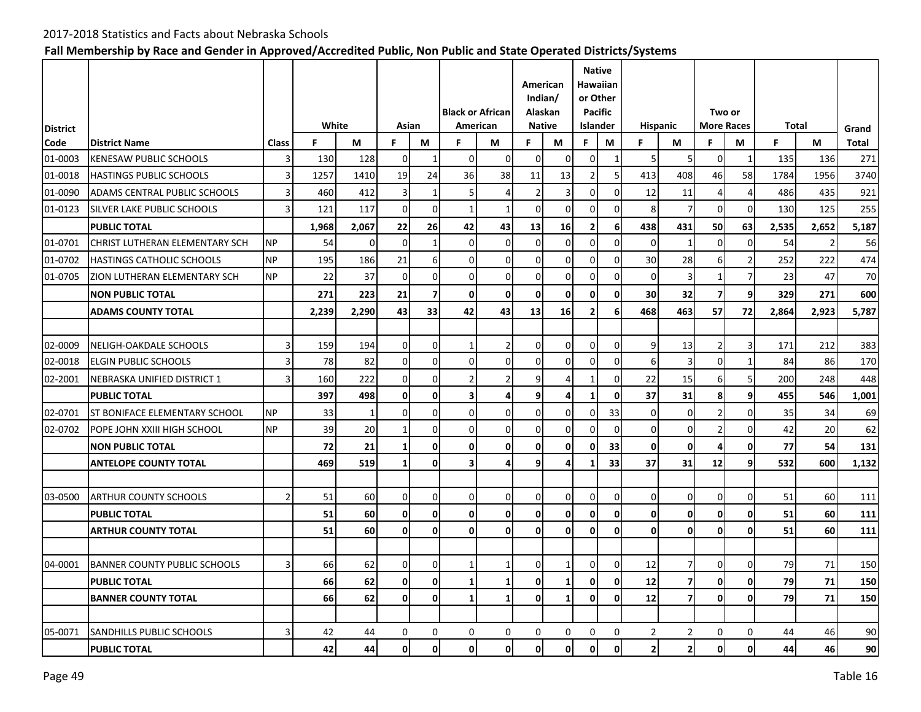2017-2018 Statistics and Facts about Nebraska Schools

## Fall Membership by Race and Gender in Approved/Accredited Public, Non Public and State Operated Districts/Systems

| District Code | District Name | Class | White | | Asian | | Black or African American | | American Indian/ Alaskan Native | | Native Hawaiian or Other Pacific Islander | | Hispanic | | Two or More Races | | Total | | Grand Total |
|---|---|---|---|---|---|---|---|---|---|---|---|---|---|---|---|---|---|---|---|
| | | | F | M | F | M | F | M | F | M | F | M | F | M | F | M | F | M | |
| 01-0003 | KENESAW PUBLIC SCHOOLS | 3 | 130 | 128 | 0 | 1 | 0 | 0 | 0 | 0 | 0 | 1 | 5 | 5 | 0 | 1 | 135 | 136 | 271 |
| 01-0018 | HASTINGS PUBLIC SCHOOLS | 3 | 1257 | 1410 | 19 | 24 | 36 | 38 | 11 | 13 | 2 | 5 | 413 | 408 | 46 | 58 | 1784 | 1956 | 3740 |
| 01-0090 | ADAMS CENTRAL PUBLIC SCHOOLS | 3 | 460 | 412 | 3 | 1 | 5 | 4 | 2 | 3 | 0 | 0 | 12 | 11 | 4 | 4 | 486 | 435 | 921 |
| 01-0123 | SILVER LAKE PUBLIC SCHOOLS | 3 | 121 | 117 | 0 | 0 | 1 | 1 | 0 | 0 | 0 | 0 | 8 | 7 | 0 | 0 | 130 | 125 | 255 |
| | **PUBLIC TOTAL** | | **1,968** | **2,067** | **22** | **26** | **42** | **43** | **13** | **16** | **2** | **6** | **438** | **431** | **50** | **63** | **2,535** | **2,652** | **5,187** |
| 01-0701 | CHRIST LUTHERAN ELEMENTARY SCH | NP | 54 | 0 | 0 | 1 | 0 | 0 | 0 | 0 | 0 | 0 | 0 | 1 | 0 | 0 | 54 | 2 | 56 |
| 01-0702 | HASTINGS CATHOLIC SCHOOLS | NP | 195 | 186 | 21 | 6 | 0 | 0 | 0 | 0 | 0 | 0 | 30 | 28 | 6 | 2 | 252 | 222 | 474 |
| 01-0705 | ZION LUTHERAN ELEMENTARY SCH | NP | 22 | 37 | 0 | 0 | 0 | 0 | 0 | 0 | 0 | 0 | 0 | 3 | 1 | 7 | 23 | 47 | 70 |
| | **NON PUBLIC TOTAL** | | **271** | **223** | **21** | **7** | **0** | **0** | **0** | **0** | **0** | **0** | **30** | **32** | **7** | **9** | **329** | **271** | **600** |
| | **ADAMS COUNTY TOTAL** | | **2,239** | **2,290** | **43** | **33** | **42** | **43** | **13** | **16** | **2** | **6** | **468** | **463** | **57** | **72** | **2,864** | **2,923** | **5,787** |
| | | | | | | | | | | | | | | | | | | | |
| 02-0009 | NELIGH-OAKDALE SCHOOLS | 3 | 159 | 194 | 0 | 0 | 1 | 2 | 0 | 0 | 0 | 0 | 9 | 13 | 2 | 3 | 171 | 212 | 383 |
| 02-0018 | ELGIN PUBLIC SCHOOLS | 3 | 78 | 82 | 0 | 0 | 0 | 0 | 0 | 0 | 0 | 0 | 6 | 3 | 0 | 1 | 84 | 86 | 170 |
| 02-2001 | NEBRASKA UNIFIED DISTRICT 1 | 3 | 160 | 222 | 0 | 0 | 2 | 2 | 9 | 4 | 1 | 0 | 22 | 15 | 6 | 5 | 200 | 248 | 448 |
| | **PUBLIC TOTAL** | | **397** | **498** | **0** | **0** | **3** | **4** | **9** | **4** | **1** | **0** | **37** | **31** | **8** | **9** | **455** | **546** | **1,001** |
| 02-0701 | ST BONIFACE ELEMENTARY SCHOOL | NP | 33 | 1 | 0 | 0 | 0 | 0 | 0 | 0 | 0 | 33 | 0 | 0 | 2 | 0 | 35 | 34 | 69 |
| 02-0702 | POPE JOHN XXIII HIGH SCHOOL | NP | 39 | 20 | 1 | 0 | 0 | 0 | 0 | 0 | 0 | 0 | 0 | 0 | 2 | 0 | 42 | 20 | 62 |
| | **NON PUBLIC TOTAL** | | **72** | **21** | **1** | **0** | **0** | **0** | **0** | **0** | **0** | **33** | **0** | **0** | **4** | **0** | **77** | **54** | **131** |
| | **ANTELOPE COUNTY TOTAL** | | **469** | **519** | **1** | **0** | **3** | **4** | **9** | **4** | **1** | **33** | **37** | **31** | **12** | **9** | **532** | **600** | **1,132** |
| | | | | | | | | | | | | | | | | | | | |
| 03-0500 | ARTHUR COUNTY SCHOOLS | 2 | 51 | 60 | 0 | 0 | 0 | 0 | 0 | 0 | 0 | 0 | 0 | 0 | 0 | 0 | 51 | 60 | 111 |
| | **PUBLIC TOTAL** | | **51** | **60** | **0** | **0** | **0** | **0** | **0** | **0** | **0** | **0** | **0** | **0** | **0** | **0** | **51** | **60** | **111** |
| | **ARTHUR COUNTY TOTAL** | | **51** | **60** | **0** | **0** | **0** | **0** | **0** | **0** | **0** | **0** | **0** | **0** | **0** | **0** | **51** | **60** | **111** |
| | | | | | | | | | | | | | | | | | | | |
| 04-0001 | BANNER COUNTY PUBLIC SCHOOLS | 3 | 66 | 62 | 0 | 0 | 1 | 1 | 0 | 1 | 0 | 0 | 12 | 7 | 0 | 0 | 79 | 71 | 150 |
| | **PUBLIC TOTAL** | | **66** | **62** | **0** | **0** | **1** | **1** | **0** | **1** | **0** | **0** | **12** | **7** | **0** | **0** | **79** | **71** | **150** |
| | **BANNER COUNTY TOTAL** | | **66** | **62** | **0** | **0** | **1** | **1** | **0** | **1** | **0** | **0** | **12** | **7** | **0** | **0** | **79** | **71** | **150** |
| | | | | | | | | | | | | | | | | | | | |
| 05-0071 | SANDHILLS PUBLIC SCHOOLS | 3 | 42 | 44 | 0 | 0 | 0 | 0 | 0 | 0 | 0 | 0 | 2 | 2 | 0 | 0 | 44 | 46 | 90 |
| | **PUBLIC TOTAL** | | **42** | **44** | **0** | **0** | **0** | **0** | **0** | **0** | **0** | **0** | **2** | **2** | **0** | **0** | **44** | **46** | **90** |

Table 16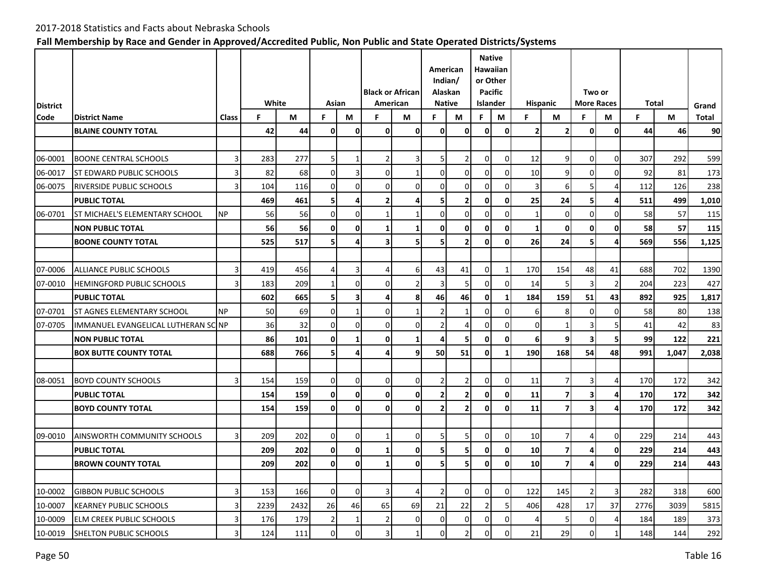2017-2018 Statistics and Facts about Nebraska Schools

**Fall Membership by Race and Gender in Approved/Accredited Public, Non Public and State Operated Districts/Systems**

| District | | | White | | Asian | | Black or African American | | American Indian/ Alaskan Native | | Native Hawaiian or Other Pacific Islander | | Hispanic | | Two or More Races | | Total | | Grand |
|---|---|---|---|---|---|---|---|---|---|---|---|---|---|---|---|---|---|---|---|
| Code | District Name | Class | F | M | F | M | F | M | F | M | F | M | F | M | F | M | F | M | Total |
| | **BLAINE COUNTY TOTAL** | | **42** | **44** | **0** | **0** | **0** | **0** | **0** | **0** | **0** | **0** | **2** | **2** | **0** | **0** | **44** | **46** | **90** |
| | | | | | | | | | | | | | | | | | | | |
| 06-0001 | BOONE CENTRAL SCHOOLS | 3 | 283 | 277 | 5 | 1 | 2 | 3 | 5 | 2 | 0 | 0 | 12 | 9 | 0 | 0 | 307 | 292 | 599 |
| 06-0017 | ST EDWARD PUBLIC SCHOOLS | 3 | 82 | 68 | 0 | 3 | 0 | 1 | 0 | 0 | 0 | 0 | 10 | 9 | 0 | 0 | 92 | 81 | 173 |
| 06-0075 | RIVERSIDE PUBLIC SCHOOLS | 3 | 104 | 116 | 0 | 0 | 0 | 0 | 0 | 0 | 0 | 0 | 3 | 6 | 5 | 4 | 112 | 126 | 238 |
| | **PUBLIC TOTAL** | | **469** | **461** | **5** | **4** | **2** | **4** | **5** | **2** | **0** | **0** | **25** | **24** | **5** | **4** | **511** | **499** | **1,010** |
| 06-0701 | ST MICHAEL'S ELEMENTARY SCHOOL | NP | 56 | 56 | 0 | 0 | 1 | 1 | 0 | 0 | 0 | 0 | 1 | 0 | 0 | 0 | 58 | 57 | 115 |
| | **NON PUBLIC TOTAL** | | **56** | **56** | **0** | **0** | **1** | **1** | **0** | **0** | **0** | **0** | **1** | **0** | **0** | **0** | **58** | **57** | **115** |
| | **BOONE COUNTY TOTAL** | | **525** | **517** | **5** | **4** | **3** | **5** | **5** | **2** | **0** | **0** | **26** | **24** | **5** | **4** | **569** | **556** | **1,125** |
| | | | | | | | | | | | | | | | | | | | |
| 07-0006 | ALLIANCE PUBLIC SCHOOLS | 3 | 419 | 456 | 4 | 3 | 4 | 6 | 43 | 41 | 0 | 1 | 170 | 154 | 48 | 41 | 688 | 702 | 1390 |
| 07-0010 | HEMINGFORD PUBLIC SCHOOLS | 3 | 183 | 209 | 1 | 0 | 0 | 2 | 3 | 5 | 0 | 0 | 14 | 5 | 3 | 2 | 204 | 223 | 427 |
| | **PUBLIC TOTAL** | | **602** | **665** | **5** | **3** | **4** | **8** | **46** | **46** | **0** | **1** | **184** | **159** | **51** | **43** | **892** | **925** | **1,817** |
| 07-0701 | ST AGNES ELEMENTARY SCHOOL | NP | 50 | 69 | 0 | 1 | 0 | 1 | 2 | 1 | 0 | 0 | 6 | 8 | 0 | 0 | 58 | 80 | 138 |
| 07-0705 | IMMANUEL EVANGELICAL LUTHERAN SC | NP | 36 | 32 | 0 | 0 | 0 | 0 | 2 | 4 | 0 | 0 | 0 | 1 | 3 | 5 | 41 | 42 | 83 |
| | **NON PUBLIC TOTAL** | | **86** | **101** | **0** | **1** | **0** | **1** | **4** | **5** | **0** | **0** | **6** | **9** | **3** | **5** | **99** | **122** | **221** |
| | **BOX BUTTE COUNTY TOTAL** | | **688** | **766** | **5** | **4** | **4** | **9** | **50** | **51** | **0** | **1** | **190** | **168** | **54** | **48** | **991** | **1,047** | **2,038** |
| | | | | | | | | | | | | | | | | | | | |
| 08-0051 | BOYD COUNTY SCHOOLS | 3 | 154 | 159 | 0 | 0 | 0 | 0 | 2 | 2 | 0 | 0 | 11 | 7 | 3 | 4 | 170 | 172 | 342 |
| | **PUBLIC TOTAL** | | **154** | **159** | **0** | **0** | **0** | **0** | **2** | **2** | **0** | **0** | **11** | **7** | **3** | **4** | **170** | **172** | **342** |
| | **BOYD COUNTY TOTAL** | | **154** | **159** | **0** | **0** | **0** | **0** | **2** | **2** | **0** | **0** | **11** | **7** | **3** | **4** | **170** | **172** | **342** |
| | | | | | | | | | | | | | | | | | | | |
| 09-0010 | AINSWORTH COMMUNITY SCHOOLS | 3 | 209 | 202 | 0 | 0 | 1 | 0 | 5 | 5 | 0 | 0 | 10 | 7 | 4 | 0 | 229 | 214 | 443 |
| | **PUBLIC TOTAL** | | **209** | **202** | **0** | **0** | **1** | **0** | **5** | **5** | **0** | **0** | **10** | **7** | **4** | **0** | **229** | **214** | **443** |
| | **BROWN COUNTY TOTAL** | | **209** | **202** | **0** | **0** | **1** | **0** | **5** | **5** | **0** | **0** | **10** | **7** | **4** | **0** | **229** | **214** | **443** |
| | | | | | | | | | | | | | | | | | | | |
| 10-0002 | GIBBON PUBLIC SCHOOLS | 3 | 153 | 166 | 0 | 0 | 3 | 4 | 2 | 0 | 0 | 0 | 122 | 145 | 2 | 3 | 282 | 318 | 600 |
| 10-0007 | KEARNEY PUBLIC SCHOOLS | 3 | 2239 | 2432 | 26 | 46 | 65 | 69 | 21 | 22 | 2 | 5 | 406 | 428 | 17 | 37 | 2776 | 3039 | 5815 |
| 10-0009 | ELM CREEK PUBLIC SCHOOLS | 3 | 176 | 179 | 2 | 1 | 2 | 0 | 0 | 0 | 0 | 0 | 4 | 5 | 0 | 4 | 184 | 189 | 373 |
| 10-0019 | SHELTON PUBLIC SCHOOLS | 3 | 124 | 111 | 0 | 0 | 3 | 1 | 0 | 2 | 0 | 0 | 21 | 29 | 0 | 1 | 148 | 144 | 292 |

Table 16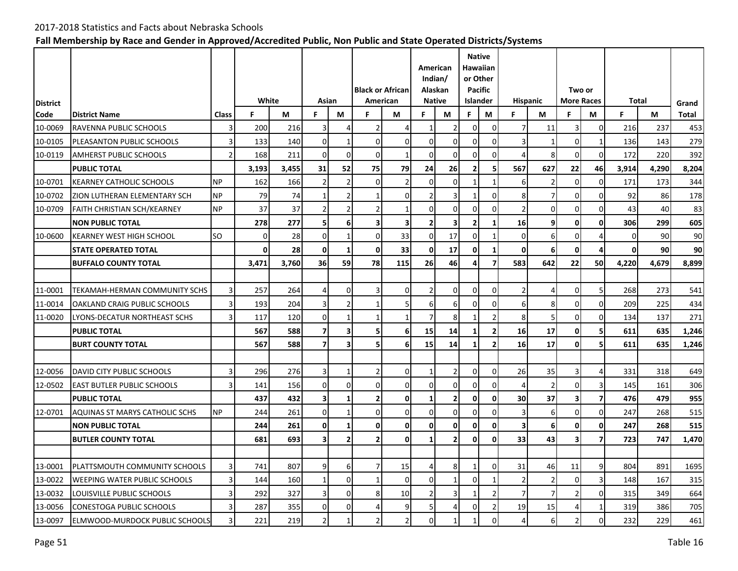2017-2018 Statistics and Facts about Nebraska Schools

**Fall Membership by Race and Gender in Approved/Accredited Public, Non Public and State Operated Districts/Systems**

| District | | | White | | Asian | | Black or African American | | American Indian/ Alaskan Native | | Native Hawaiian or Other Pacific Islander | | Hispanic | | Two or More Races | | Total | | Grand |
|---|---|---|---|---|---|---|---|---|---|---|---|---|---|---|---|---|---|---|---|
| Code | District Name | Class | F | M | F | M | F | M | F | M | F | M | F | M | F | M | F | M | Total |
| 10-0069 | RAVENNA PUBLIC SCHOOLS | 3 | 200 | 216 | 3 | 4 | 2 | 4 | 1 | 2 | 0 | 0 | 7 | 11 | 3 | 0 | 216 | 237 | 453 |
| 10-0105 | PLEASANTON PUBLIC SCHOOLS | 3 | 133 | 140 | 0 | 1 | 0 | 0 | 0 | 0 | 0 | 0 | 3 | 1 | 0 | 1 | 136 | 143 | 279 |
| 10-0119 | AMHERST PUBLIC SCHOOLS | 2 | 168 | 211 | 0 | 0 | 0 | 1 | 0 | 0 | 0 | 0 | 4 | 8 | 0 | 0 | 172 | 220 | 392 |
| | **PUBLIC TOTAL** | | **3,193** | **3,455** | **31** | **52** | **75** | **79** | **24** | **26** | **2** | **5** | **567** | **627** | **22** | **46** | **3,914** | **4,290** | **8,204** |
| 10-0701 | KEARNEY CATHOLIC SCHOOLS | NP | 162 | 166 | 2 | 2 | 0 | 2 | 0 | 0 | 1 | 1 | 6 | 2 | 0 | 0 | 171 | 173 | 344 |
| 10-0702 | ZION LUTHERAN ELEMENTARY SCH | NP | 79 | 74 | 1 | 2 | 1 | 0 | 2 | 3 | 1 | 0 | 8 | 7 | 0 | 0 | 92 | 86 | 178 |
| 10-0709 | FAITH CHRISTIAN SCH/KEARNEY | NP | 37 | 37 | 2 | 2 | 2 | 1 | 0 | 0 | 0 | 0 | 2 | 0 | 0 | 0 | 43 | 40 | 83 |
| | **NON PUBLIC TOTAL** | | **278** | **277** | **5** | **6** | **3** | **3** | **2** | **3** | **2** | **1** | **16** | **9** | **0** | **0** | **306** | **299** | **605** |
| 10-0600 | KEARNEY WEST HIGH SCHOOL | SO | 0 | 28 | 0 | 1 | 0 | 33 | 0 | 17 | 0 | 1 | 0 | 6 | 0 | 4 | 0 | 90 | 90 |
| | **STATE OPERATED TOTAL** | | **0** | **28** | **0** | **1** | **0** | **33** | **0** | **17** | **0** | **1** | **0** | **6** | **0** | **4** | **0** | **90** | **90** |
| | **BUFFALO COUNTY TOTAL** | | **3,471** | **3,760** | **36** | **59** | **78** | **115** | **26** | **46** | **4** | **7** | **583** | **642** | **22** | **50** | **4,220** | **4,679** | **8,899** |
| | | | | | | | | | | | | | | | | | | | |
| 11-0001 | TEKAMAH-HERMAN COMMUNITY SCHS | 3 | 257 | 264 | 4 | 0 | 3 | 0 | 2 | 0 | 0 | 0 | 2 | 4 | 0 | 5 | 268 | 273 | 541 |
| 11-0014 | OAKLAND CRAIG PUBLIC SCHOOLS | 3 | 193 | 204 | 3 | 2 | 1 | 5 | 6 | 6 | 0 | 0 | 6 | 8 | 0 | 0 | 209 | 225 | 434 |
| 11-0020 | LYONS-DECATUR NORTHEAST SCHS | 3 | 117 | 120 | 0 | 1 | 1 | 1 | 7 | 8 | 1 | 2 | 8 | 5 | 0 | 0 | 134 | 137 | 271 |
| | **PUBLIC TOTAL** | | **567** | **588** | **7** | **3** | **5** | **6** | **15** | **14** | **1** | **2** | **16** | **17** | **0** | **5** | **611** | **635** | **1,246** |
| | **BURT COUNTY TOTAL** | | **567** | **588** | **7** | **3** | **5** | **6** | **15** | **14** | **1** | **2** | **16** | **17** | **0** | **5** | **611** | **635** | **1,246** |
| | | | | | | | | | | | | | | | | | | | |
| 12-0056 | DAVID CITY PUBLIC SCHOOLS | 3 | 296 | 276 | 3 | 1 | 2 | 0 | 1 | 2 | 0 | 0 | 26 | 35 | 3 | 4 | 331 | 318 | 649 |
| 12-0502 | EAST BUTLER PUBLIC SCHOOLS | 3 | 141 | 156 | 0 | 0 | 0 | 0 | 0 | 0 | 0 | 0 | 4 | 2 | 0 | 3 | 145 | 161 | 306 |
| | **PUBLIC TOTAL** | | **437** | **432** | **3** | **1** | **2** | **0** | **1** | **2** | **0** | **0** | **30** | **37** | **3** | **7** | **476** | **479** | **955** |
| 12-0701 | AQUINAS ST MARYS CATHOLIC SCHS | NP | 244 | 261 | 0 | 1 | 0 | 0 | 0 | 0 | 0 | 0 | 3 | 6 | 0 | 0 | 247 | 268 | 515 |
| | **NON PUBLIC TOTAL** | | **244** | **261** | **0** | **1** | **0** | **0** | **0** | **0** | **0** | **0** | **3** | **6** | **0** | **0** | **247** | **268** | **515** |
| | **BUTLER COUNTY TOTAL** | | **681** | **693** | **3** | **2** | **2** | **0** | **1** | **2** | **0** | **0** | **33** | **43** | **3** | **7** | **723** | **747** | **1,470** |
| | | | | | | | | | | | | | | | | | | | |
| 13-0001 | PLATTSMOUTH COMMUNITY SCHOOLS | 3 | 741 | 807 | 9 | 6 | 7 | 15 | 4 | 8 | 1 | 0 | 31 | 46 | 11 | 9 | 804 | 891 | 1695 |
| 13-0022 | WEEPING WATER PUBLIC SCHOOLS | 3 | 144 | 160 | 1 | 0 | 1 | 0 | 0 | 1 | 0 | 1 | 2 | 2 | 0 | 3 | 148 | 167 | 315 |
| 13-0032 | LOUISVILLE PUBLIC SCHOOLS | 3 | 292 | 327 | 3 | 0 | 8 | 10 | 2 | 3 | 1 | 2 | 7 | 7 | 2 | 0 | 315 | 349 | 664 |
| 13-0056 | CONESTOGA PUBLIC SCHOOLS | 3 | 287 | 355 | 0 | 0 | 4 | 9 | 5 | 4 | 0 | 2 | 19 | 15 | 4 | 1 | 319 | 386 | 705 |
| 13-0097 | ELMWOOD-MURDOCK PUBLIC SCHOOLS | 3 | 221 | 219 | 2 | 1 | 2 | 2 | 0 | 1 | 1 | 0 | 4 | 6 | 2 | 0 | 232 | 229 | 461 |

Table 16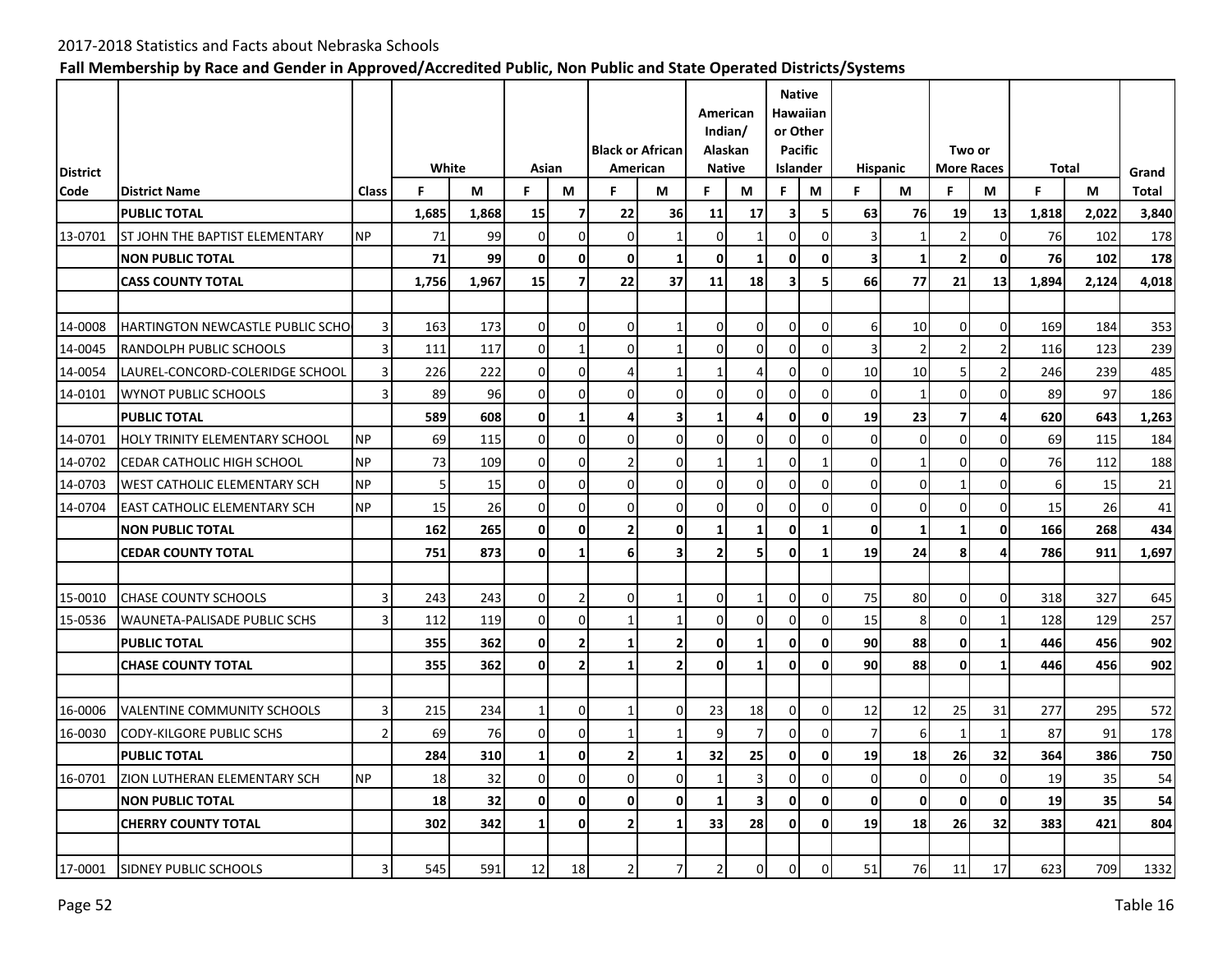2017-2018 Statistics and Facts about Nebraska Schools

**Fall Membership by Race and Gender in Approved/Accredited Public, Non Public and State Operated Districts/Systems**

| District | | | White | | Asian | | Black or African American | | American Indian/ Alaskan Native | | Native Hawaiian or Other Pacific Islander | | Hispanic | | Two or More Races | | Total | | Grand |
|---|---|---|---|---|---|---|---|---|---|---|---|---|---|---|---|---|---|---|---|
| Code | District Name | Class | F | M | F | M | F | M | F | M | F | M | F | M | F | M | F | M | Total |
| | **PUBLIC TOTAL** | | **1,685** | **1,868** | **15** | **7** | **22** | **36** | **11** | **17** | **3** | **5** | **63** | **76** | **19** | **13** | **1,818** | **2,022** | **3,840** |
| 13-0701 | ST JOHN THE BAPTIST ELEMENTARY | NP | 71 | 99 | 0 | 0 | 0 | 1 | 0 | 1 | 0 | 0 | 3 | 1 | 2 | 0 | 76 | 102 | 178 |
| | **NON PUBLIC TOTAL** | | **71** | **99** | **0** | **0** | **0** | **1** | **0** | **1** | **0** | **0** | **3** | **1** | **2** | **0** | **76** | **102** | **178** |
| | **CASS COUNTY TOTAL** | | **1,756** | **1,967** | **15** | **7** | **22** | **37** | **11** | **18** | **3** | **5** | **66** | **77** | **21** | **13** | **1,894** | **2,124** | **4,018** |
| | | | | | | | | | | | | | | | | | | | |
| 14-0008 | HARTINGTON NEWCASTLE PUBLIC SCHO | 3 | 163 | 173 | 0 | 0 | 0 | 1 | 0 | 0 | 0 | 0 | 6 | 10 | 0 | 0 | 169 | 184 | 353 |
| 14-0045 | RANDOLPH PUBLIC SCHOOLS | 3 | 111 | 117 | 0 | 1 | 0 | 1 | 0 | 0 | 0 | 0 | 3 | 2 | 2 | 2 | 116 | 123 | 239 |
| 14-0054 | LAUREL-CONCORD-COLERIDGE SCHOOL | 3 | 226 | 222 | 0 | 0 | 4 | 1 | 1 | 4 | 0 | 0 | 10 | 10 | 5 | 2 | 246 | 239 | 485 |
| 14-0101 | WYNOT PUBLIC SCHOOLS | 3 | 89 | 96 | 0 | 0 | 0 | 0 | 0 | 0 | 0 | 0 | 0 | 1 | 0 | 0 | 89 | 97 | 186 |
| | **PUBLIC TOTAL** | | **589** | **608** | **0** | **1** | **4** | **3** | **1** | **4** | **0** | **0** | **19** | **23** | **7** | **4** | **620** | **643** | **1,263** |
| 14-0701 | HOLY TRINITY ELEMENTARY SCHOOL | NP | 69 | 115 | 0 | 0 | 0 | 0 | 0 | 0 | 0 | 0 | 0 | 0 | 0 | 0 | 69 | 115 | 184 |
| 14-0702 | CEDAR CATHOLIC HIGH SCHOOL | NP | 73 | 109 | 0 | 0 | 2 | 0 | 1 | 1 | 0 | 1 | 0 | 1 | 0 | 0 | 76 | 112 | 188 |
| 14-0703 | WEST CATHOLIC ELEMENTARY SCH | NP | 5 | 15 | 0 | 0 | 0 | 0 | 0 | 0 | 0 | 0 | 0 | 0 | 1 | 0 | 6 | 15 | 21 |
| 14-0704 | EAST CATHOLIC ELEMENTARY SCH | NP | 15 | 26 | 0 | 0 | 0 | 0 | 0 | 0 | 0 | 0 | 0 | 0 | 0 | 0 | 15 | 26 | 41 |
| | **NON PUBLIC TOTAL** | | **162** | **265** | **0** | **0** | **2** | **0** | **1** | **1** | **0** | **1** | **0** | **1** | **1** | **0** | **166** | **268** | **434** |
| | **CEDAR COUNTY TOTAL** | | **751** | **873** | **0** | **1** | **6** | **3** | **2** | **5** | **0** | **1** | **19** | **24** | **8** | **4** | **786** | **911** | **1,697** |
| | | | | | | | | | | | | | | | | | | | |
| 15-0010 | CHASE COUNTY SCHOOLS | 3 | 243 | 243 | 0 | 2 | 0 | 1 | 0 | 1 | 0 | 0 | 75 | 80 | 0 | 0 | 318 | 327 | 645 |
| 15-0536 | WAUNETA-PALISADE PUBLIC SCHS | 3 | 112 | 119 | 0 | 0 | 1 | 1 | 0 | 0 | 0 | 0 | 15 | 8 | 0 | 1 | 128 | 129 | 257 |
| | **PUBLIC TOTAL** | | **355** | **362** | **0** | **2** | **1** | **2** | **0** | **1** | **0** | **0** | **90** | **88** | **0** | **1** | **446** | **456** | **902** |
| | **CHASE COUNTY TOTAL** | | **355** | **362** | **0** | **2** | **1** | **2** | **0** | **1** | **0** | **0** | **90** | **88** | **0** | **1** | **446** | **456** | **902** |
| | | | | | | | | | | | | | | | | | | | |
| 16-0006 | VALENTINE COMMUNITY SCHOOLS | 3 | 215 | 234 | 1 | 0 | 1 | 0 | 23 | 18 | 0 | 0 | 12 | 12 | 25 | 31 | 277 | 295 | 572 |
| 16-0030 | CODY-KILGORE PUBLIC SCHS | 2 | 69 | 76 | 0 | 0 | 1 | 1 | 9 | 7 | 0 | 0 | 7 | 6 | 1 | 1 | 87 | 91 | 178 |
| | **PUBLIC TOTAL** | | **284** | **310** | **1** | **0** | **2** | **1** | **32** | **25** | **0** | **0** | **19** | **18** | **26** | **32** | **364** | **386** | **750** |
| 16-0701 | ZION LUTHERAN ELEMENTARY SCH | NP | 18 | 32 | 0 | 0 | 0 | 0 | 1 | 3 | 0 | 0 | 0 | 0 | 0 | 0 | 19 | 35 | 54 |
| | **NON PUBLIC TOTAL** | | **18** | **32** | **0** | **0** | **0** | **0** | **1** | **3** | **0** | **0** | **0** | **0** | **0** | **0** | **19** | **35** | **54** |
| | **CHERRY COUNTY TOTAL** | | **302** | **342** | **1** | **0** | **2** | **1** | **33** | **28** | **0** | **0** | **19** | **18** | **26** | **32** | **383** | **421** | **804** |
| | | | | | | | | | | | | | | | | | | | |
| 17-0001 | SIDNEY PUBLIC SCHOOLS | 3 | 545 | 591 | 12 | 18 | 2 | 7 | 2 | 0 | 0 | 0 | 51 | 76 | 11 | 17 | 623 | 709 | 1332 |

Table 16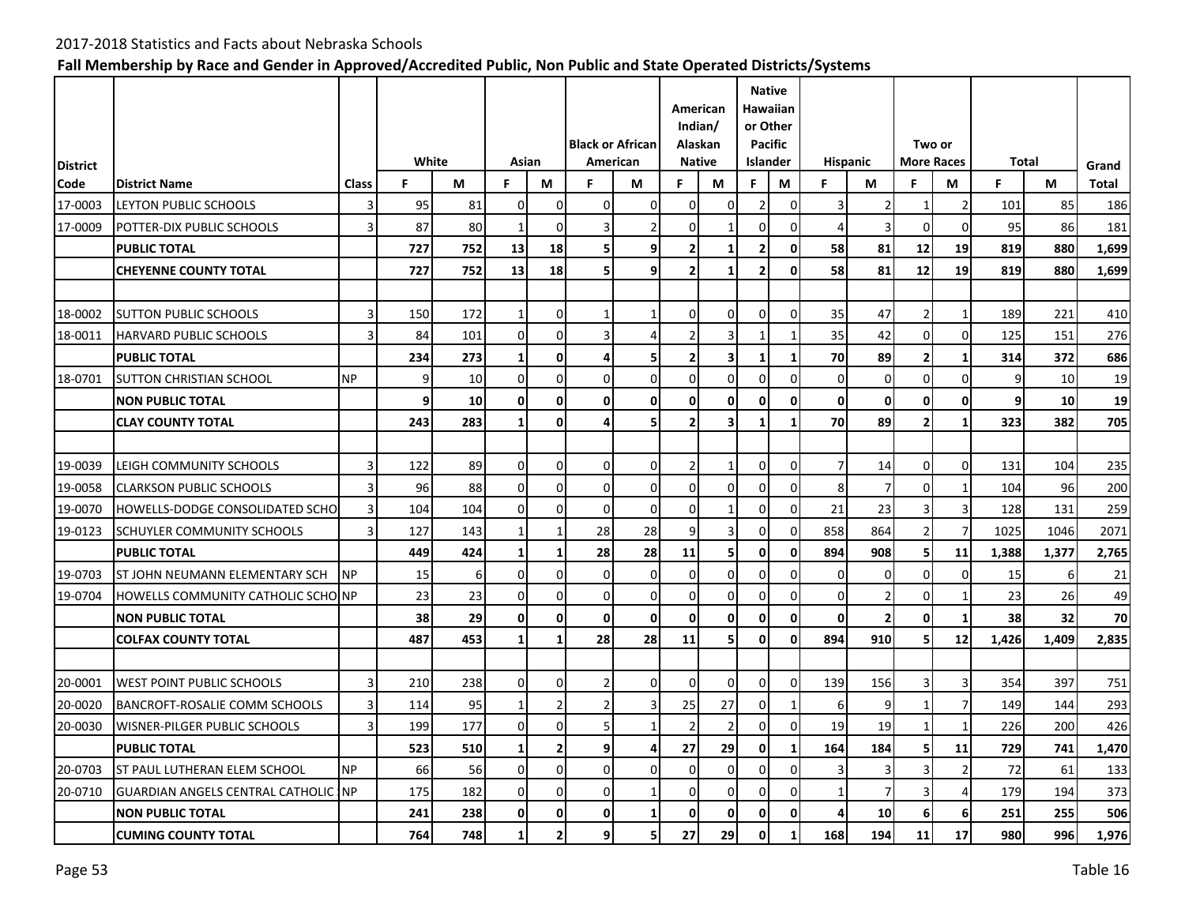2017-2018 Statistics and Facts about Nebraska Schools

**Fall Membership by Race and Gender in Approved/Accredited Public, Non Public and State Operated Districts/Systems**

| District | | | White | | Asian | | Black or African American | | American Indian/ Alaskan Native | | Native Hawaiian or Other Pacific Islander | | Hispanic | | Two or More Races | | Total | | Grand |
|---|---|---|---|---|---|---|---|---|---|---|---|---|---|---|---|---|---|---|---|
| Code | District Name | Class | F | M | F | M | F | M | F | M | F | M | F | M | F | M | F | M | Total |
| 17-0003 | LEYTON PUBLIC SCHOOLS | 3 | 95 | 81 | 0 | 0 | 0 | 0 | 0 | 0 | 2 | 0 | 3 | 2 | 1 | 2 | 101 | 85 | 186 |
| 17-0009 | POTTER-DIX PUBLIC SCHOOLS | 3 | 87 | 80 | 1 | 0 | 3 | 2 | 0 | 1 | 0 | 0 | 4 | 3 | 0 | 0 | 95 | 86 | 181 |
| | **PUBLIC TOTAL** | | **727** | **752** | **13** | **18** | **5** | **9** | **2** | **1** | **2** | **0** | **58** | **81** | **12** | **19** | **819** | **880** | **1,699** |
| | **CHEYENNE COUNTY TOTAL** | | **727** | **752** | **13** | **18** | **5** | **9** | **2** | **1** | **2** | **0** | **58** | **81** | **12** | **19** | **819** | **880** | **1,699** |
| | | | | | | | | | | | | | | | | | | | |
| 18-0002 | SUTTON PUBLIC SCHOOLS | 3 | 150 | 172 | 1 | 0 | 1 | 1 | 0 | 0 | 0 | 0 | 35 | 47 | 2 | 1 | 189 | 221 | 410 |
| 18-0011 | HARVARD PUBLIC SCHOOLS | 3 | 84 | 101 | 0 | 0 | 3 | 4 | 2 | 3 | 1 | 1 | 35 | 42 | 0 | 0 | 125 | 151 | 276 |
| | **PUBLIC TOTAL** | | **234** | **273** | **1** | **0** | **4** | **5** | **2** | **3** | **1** | **1** | **70** | **89** | **2** | **1** | **314** | **372** | **686** |
| 18-0701 | SUTTON CHRISTIAN SCHOOL | NP | 9 | 10 | 0 | 0 | 0 | 0 | 0 | 0 | 0 | 0 | 0 | 0 | 0 | 0 | 9 | 10 | 19 |
| | **NON PUBLIC TOTAL** | | **9** | **10** | **0** | **0** | **0** | **0** | **0** | **0** | **0** | **0** | **0** | **0** | **0** | **0** | **9** | **10** | **19** |
| | **CLAY COUNTY TOTAL** | | **243** | **283** | **1** | **0** | **4** | **5** | **2** | **3** | **1** | **1** | **70** | **89** | **2** | **1** | **323** | **382** | **705** |
| | | | | | | | | | | | | | | | | | | | |
| 19-0039 | LEIGH COMMUNITY SCHOOLS | 3 | 122 | 89 | 0 | 0 | 0 | 0 | 2 | 1 | 0 | 0 | 7 | 14 | 0 | 0 | 131 | 104 | 235 |
| 19-0058 | CLARKSON PUBLIC SCHOOLS | 3 | 96 | 88 | 0 | 0 | 0 | 0 | 0 | 0 | 0 | 0 | 8 | 7 | 0 | 1 | 104 | 96 | 200 |
| 19-0070 | HOWELLS-DODGE CONSOLIDATED SCHO | 3 | 104 | 104 | 0 | 0 | 0 | 0 | 0 | 1 | 0 | 0 | 21 | 23 | 3 | 3 | 128 | 131 | 259 |
| 19-0123 | SCHUYLER COMMUNITY SCHOOLS | 3 | 127 | 143 | 1 | 1 | 28 | 28 | 9 | 3 | 0 | 0 | 858 | 864 | 2 | 7 | 1025 | 1046 | 2071 |
| | **PUBLIC TOTAL** | | **449** | **424** | **1** | **1** | **28** | **28** | **11** | **5** | **0** | **0** | **894** | **908** | **5** | **11** | **1,388** | **1,377** | **2,765** |
| 19-0703 | ST JOHN NEUMANN ELEMENTARY SCH | NP | 15 | 6 | 0 | 0 | 0 | 0 | 0 | 0 | 0 | 0 | 0 | 0 | 0 | 0 | 15 | 6 | 21 |
| 19-0704 | HOWELLS COMMUNITY CATHOLIC SCHO | NP | 23 | 23 | 0 | 0 | 0 | 0 | 0 | 0 | 0 | 0 | 0 | 2 | 0 | 1 | 23 | 26 | 49 |
| | **NON PUBLIC TOTAL** | | **38** | **29** | **0** | **0** | **0** | **0** | **0** | **0** | **0** | **0** | **0** | **2** | **0** | **1** | **38** | **32** | **70** |
| | **COLFAX COUNTY TOTAL** | | **487** | **453** | **1** | **1** | **28** | **28** | **11** | **5** | **0** | **0** | **894** | **910** | **5** | **12** | **1,426** | **1,409** | **2,835** |
| | | | | | | | | | | | | | | | | | | | |
| 20-0001 | WEST POINT PUBLIC SCHOOLS | 3 | 210 | 238 | 0 | 0 | 2 | 0 | 0 | 0 | 0 | 0 | 139 | 156 | 3 | 3 | 354 | 397 | 751 |
| 20-0020 | BANCROFT-ROSALIE COMM SCHOOLS | 3 | 114 | 95 | 1 | 2 | 2 | 3 | 25 | 27 | 0 | 1 | 6 | 9 | 1 | 7 | 149 | 144 | 293 |
| 20-0030 | WISNER-PILGER PUBLIC SCHOOLS | 3 | 199 | 177 | 0 | 0 | 5 | 1 | 2 | 2 | 0 | 0 | 19 | 19 | 1 | 1 | 226 | 200 | 426 |
| | **PUBLIC TOTAL** | | **523** | **510** | **1** | **2** | **9** | **4** | **27** | **29** | **0** | **1** | **164** | **184** | **5** | **11** | **729** | **741** | **1,470** |
| 20-0703 | ST PAUL LUTHERAN ELEM SCHOOL | NP | 66 | 56 | 0 | 0 | 0 | 0 | 0 | 0 | 0 | 0 | 3 | 3 | 3 | 2 | 72 | 61 | 133 |
| 20-0710 | GUARDIAN ANGELS CENTRAL CATHOLIC | NP | 175 | 182 | 0 | 0 | 0 | 1 | 0 | 0 | 0 | 0 | 1 | 7 | 3 | 4 | 179 | 194 | 373 |
| | **NON PUBLIC TOTAL** | | **241** | **238** | **0** | **0** | **0** | **1** | **0** | **0** | **0** | **0** | **4** | **10** | **6** | **6** | **251** | **255** | **506** |
| | **CUMING COUNTY TOTAL** | | **764** | **748** | **1** | **2** | **9** | **5** | **27** | **29** | **0** | **1** | **168** | **194** | **11** | **17** | **980** | **996** | **1,976** |

Table 16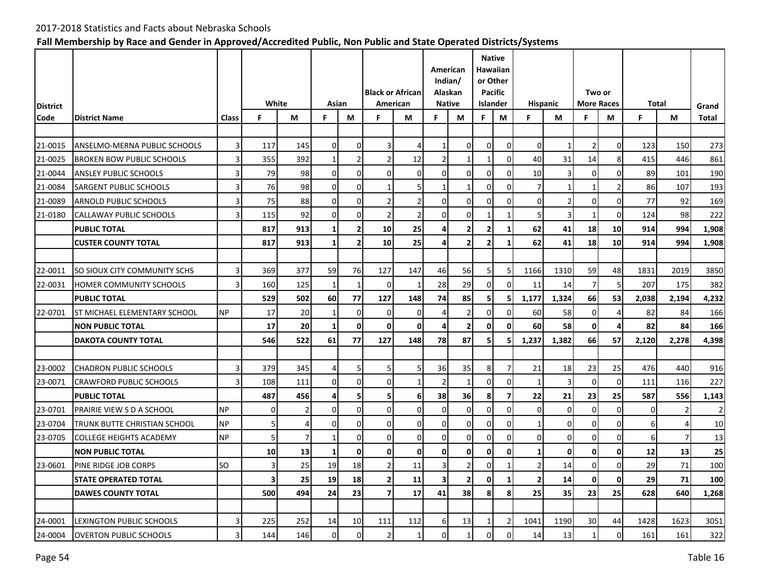2017-2018 Statistics and Facts about Nebraska Schools

**Fall Membership by Race and Gender in Approved/Accredited Public, Non Public and State Operated Districts/Systems**

| District | | | White | | Asian | | Black or African American | | American Indian/ Alaskan Native | | Native Hawaiian or Other Pacific Islander | | Hispanic | | Two or More Races | | Total | | Grand |
|---|---|---|---|---|---|---|---|---|---|---|---|---|---|---|---|---|---|---|---|
| Code | District Name | Class | F | M | F | M | F | M | F | M | F | M | F | M | F | M | F | M | Total |
| | | | | | | | | | | | | | | | | | | | |
| 21-0015 | ANSELMO-MERNA PUBLIC SCHOOLS | 3 | 117 | 145 | 0 | 0 | 3 | 4 | 1 | 0 | 0 | 0 | 0 | 1 | 2 | 0 | 123 | 150 | 273 |
| 21-0025 | BROKEN BOW PUBLIC SCHOOLS | 3 | 355 | 392 | 1 | 2 | 2 | 12 | 2 | 1 | 1 | 0 | 40 | 31 | 14 | 8 | 415 | 446 | 861 |
| 21-0044 | ANSLEY PUBLIC SCHOOLS | 3 | 79 | 98 | 0 | 0 | 0 | 0 | 0 | 0 | 0 | 0 | 10 | 3 | 0 | 0 | 89 | 101 | 190 |
| 21-0084 | SARGENT PUBLIC SCHOOLS | 3 | 76 | 98 | 0 | 0 | 1 | 5 | 1 | 1 | 0 | 0 | 7 | 1 | 1 | 2 | 86 | 107 | 193 |
| 21-0089 | ARNOLD PUBLIC SCHOOLS | 3 | 75 | 88 | 0 | 0 | 2 | 2 | 0 | 0 | 0 | 0 | 0 | 2 | 0 | 0 | 77 | 92 | 169 |
| 21-0180 | CALLAWAY PUBLIC SCHOOLS | 3 | 115 | 92 | 0 | 0 | 2 | 2 | 0 | 0 | 1 | 1 | 5 | 3 | 1 | 0 | 124 | 98 | 222 |
| | **PUBLIC TOTAL** | | **817** | **913** | **1** | **2** | **10** | **25** | **4** | **2** | **2** | **1** | **62** | **41** | **18** | **10** | **914** | **994** | **1,908** |
| | **CUSTER COUNTY TOTAL** | | **817** | **913** | **1** | **2** | **10** | **25** | **4** | **2** | **2** | **1** | **62** | **41** | **18** | **10** | **914** | **994** | **1,908** |
| | | | | | | | | | | | | | | | | | | | |
| 22-0011 | SO SIOUX CITY COMMUNITY SCHS | 3 | 369 | 377 | 59 | 76 | 127 | 147 | 46 | 56 | 5 | 5 | 1166 | 1310 | 59 | 48 | 1831 | 2019 | 3850 |
| 22-0031 | HOMER COMMUNITY SCHOOLS | 3 | 160 | 125 | 1 | 1 | 0 | 1 | 28 | 29 | 0 | 0 | 11 | 14 | 7 | 5 | 207 | 175 | 382 |
| | **PUBLIC TOTAL** | | **529** | **502** | **60** | **77** | **127** | **148** | **74** | **85** | **5** | **5** | **1,177** | **1,324** | **66** | **53** | **2,038** | **2,194** | **4,232** |
| 22-0701 | ST MICHAEL ELEMENTARY SCHOOL | NP | 17 | 20 | 1 | 0 | 0 | 0 | 4 | 2 | 0 | 0 | 60 | 58 | 0 | 4 | 82 | 84 | 166 |
| | **NON PUBLIC TOTAL** | | **17** | **20** | **1** | **0** | **0** | **0** | **4** | **2** | **0** | **0** | **60** | **58** | **0** | **4** | **82** | **84** | **166** |
| | **DAKOTA COUNTY TOTAL** | | **546** | **522** | **61** | **77** | **127** | **148** | **78** | **87** | **5** | **5** | **1,237** | **1,382** | **66** | **57** | **2,120** | **2,278** | **4,398** |
| | | | | | | | | | | | | | | | | | | | |
| 23-0002 | CHADRON PUBLIC SCHOOLS | 3 | 379 | 345 | 4 | 5 | 5 | 5 | 36 | 35 | 8 | 7 | 21 | 18 | 23 | 25 | 476 | 440 | 916 |
| 23-0071 | CRAWFORD PUBLIC SCHOOLS | 3 | 108 | 111 | 0 | 0 | 0 | 1 | 2 | 1 | 0 | 0 | 1 | 3 | 0 | 0 | 111 | 116 | 227 |
| | **PUBLIC TOTAL** | | **487** | **456** | **4** | **5** | **5** | **6** | **38** | **36** | **8** | **7** | **22** | **21** | **23** | **25** | **587** | **556** | **1,143** |
| 23-0701 | PRAIRIE VIEW S D A SCHOOL | NP | 0 | 2 | 0 | 0 | 0 | 0 | 0 | 0 | 0 | 0 | 0 | 0 | 0 | 0 | 0 | 2 | 2 |
| 23-0704 | TRUNK BUTTE CHRISTIAN SCHOOL | NP | 5 | 4 | 0 | 0 | 0 | 0 | 0 | 0 | 0 | 0 | 1 | 0 | 0 | 0 | 6 | 4 | 10 |
| 23-0705 | COLLEGE HEIGHTS ACADEMY | NP | 5 | 7 | 1 | 0 | 0 | 0 | 0 | 0 | 0 | 0 | 0 | 0 | 0 | 0 | 6 | 7 | 13 |
| | **NON PUBLIC TOTAL** | | **10** | **13** | **1** | **0** | **0** | **0** | **0** | **0** | **0** | **0** | **1** | **0** | **0** | **0** | **12** | **13** | **25** |
| 23-0601 | PINE RIDGE JOB CORPS | SO | 3 | 25 | 19 | 18 | 2 | 11 | 3 | 2 | 0 | 1 | 2 | 14 | 0 | 0 | 29 | 71 | 100 |
| | **STATE OPERATED TOTAL** | | **3** | **25** | **19** | **18** | **2** | **11** | **3** | **2** | **0** | **1** | **2** | **14** | **0** | **0** | **29** | **71** | **100** |
| | **DAWES COUNTY TOTAL** | | **500** | **494** | **24** | **23** | **7** | **17** | **41** | **38** | **8** | **8** | **25** | **35** | **23** | **25** | **628** | **640** | **1,268** |
| | | | | | | | | | | | | | | | | | | | |
| 24-0001 | LEXINGTON PUBLIC SCHOOLS | 3 | 225 | 252 | 14 | 10 | 111 | 112 | 6 | 13 | 1 | 2 | 1041 | 1190 | 30 | 44 | 1428 | 1623 | 3051 |
| 24-0004 | OVERTON PUBLIC SCHOOLS | 3 | 144 | 146 | 0 | 0 | 2 | 1 | 0 | 1 | 0 | 0 | 14 | 13 | 1 | 0 | 161 | 161 | 322 |

Table 16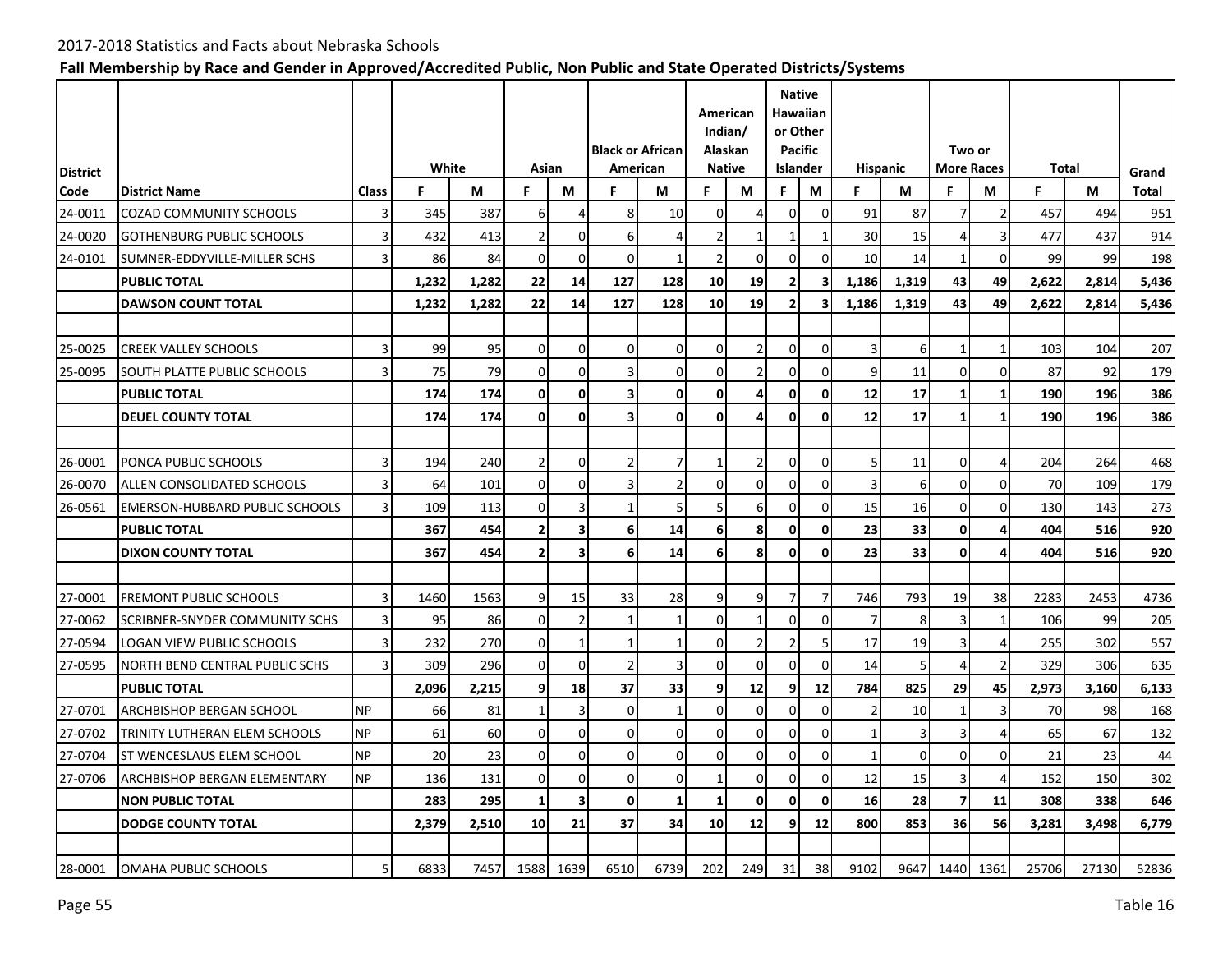2017-2018 Statistics and Facts about Nebraska Schools

**Fall Membership by Race and Gender in Approved/Accredited Public, Non Public and State Operated Districts/Systems**

| District | | | White | | Asian | | Black or African American | | American Indian/ Alaskan Native | | Native Hawaiian or Other Pacific Islander | | Hispanic | | Two or More Races | | Total | | Grand |
|---|---|---|---|---|---|---|---|---|---|---|---|---|---|---|---|---|---|---|---|
| Code | District Name | Class | F | M | F | M | F | M | F | M | F | M | F | M | F | M | F | M | Total |
| 24-0011 | COZAD COMMUNITY SCHOOLS | 3 | 345 | 387 | 6 | 4 | 8 | 10 | 0 | 4 | 0 | 0 | 91 | 87 | 7 | 2 | 457 | 494 | 951 |
| 24-0020 | GOTHENBURG PUBLIC SCHOOLS | 3 | 432 | 413 | 2 | 0 | 6 | 4 | 2 | 1 | 1 | 1 | 30 | 15 | 4 | 3 | 477 | 437 | 914 |
| 24-0101 | SUMNER-EDDYVILLE-MILLER SCHS | 3 | 86 | 84 | 0 | 0 | 0 | 1 | 2 | 0 | 0 | 0 | 10 | 14 | 1 | 0 | 99 | 99 | 198 |
| | **PUBLIC TOTAL** | | **1,232** | **1,282** | **22** | **14** | **127** | **128** | **10** | **19** | **2** | **3** | **1,186** | **1,319** | **43** | **49** | **2,622** | **2,814** | **5,436** |
| | **DAWSON COUNT TOTAL** | | **1,232** | **1,282** | **22** | **14** | **127** | **128** | **10** | **19** | **2** | **3** | **1,186** | **1,319** | **43** | **49** | **2,622** | **2,814** | **5,436** |
| | | | | | | | | | | | | | | | | | | | |
| 25-0025 | CREEK VALLEY SCHOOLS | 3 | 99 | 95 | 0 | 0 | 0 | 0 | 0 | 2 | 0 | 0 | 3 | 6 | 1 | 1 | 103 | 104 | 207 |
| 25-0095 | SOUTH PLATTE PUBLIC SCHOOLS | 3 | 75 | 79 | 0 | 0 | 3 | 0 | 0 | 2 | 0 | 0 | 9 | 11 | 0 | 0 | 87 | 92 | 179 |
| | **PUBLIC TOTAL** | | **174** | **174** | **0** | **0** | **3** | **0** | **0** | **4** | **0** | **0** | **12** | **17** | **1** | **1** | **190** | **196** | **386** |
| | **DEUEL COUNTY TOTAL** | | **174** | **174** | **0** | **0** | **3** | **0** | **0** | **4** | **0** | **0** | **12** | **17** | **1** | **1** | **190** | **196** | **386** |
| | | | | | | | | | | | | | | | | | | | |
| 26-0001 | PONCA PUBLIC SCHOOLS | 3 | 194 | 240 | 2 | 0 | 2 | 7 | 1 | 2 | 0 | 0 | 5 | 11 | 0 | 4 | 204 | 264 | 468 |
| 26-0070 | ALLEN CONSOLIDATED SCHOOLS | 3 | 64 | 101 | 0 | 0 | 3 | 2 | 0 | 0 | 0 | 0 | 3 | 6 | 0 | 0 | 70 | 109 | 179 |
| 26-0561 | EMERSON-HUBBARD PUBLIC SCHOOLS | 3 | 109 | 113 | 0 | 3 | 1 | 5 | 5 | 6 | 0 | 0 | 15 | 16 | 0 | 0 | 130 | 143 | 273 |
| | **PUBLIC TOTAL** | | **367** | **454** | **2** | **3** | **6** | **14** | **6** | **8** | **0** | **0** | **23** | **33** | **0** | **4** | **404** | **516** | **920** |
| | **DIXON COUNTY TOTAL** | | **367** | **454** | **2** | **3** | **6** | **14** | **6** | **8** | **0** | **0** | **23** | **33** | **0** | **4** | **404** | **516** | **920** |
| | | | | | | | | | | | | | | | | | | | |
| 27-0001 | FREMONT PUBLIC SCHOOLS | 3 | 1460 | 1563 | 9 | 15 | 33 | 28 | 9 | 9 | 7 | 7 | 746 | 793 | 19 | 38 | 2283 | 2453 | 4736 |
| 27-0062 | SCRIBNER-SNYDER COMMUNITY SCHS | 3 | 95 | 86 | 0 | 2 | 1 | 1 | 0 | 1 | 0 | 0 | 7 | 8 | 3 | 1 | 106 | 99 | 205 |
| 27-0594 | LOGAN VIEW PUBLIC SCHOOLS | 3 | 232 | 270 | 0 | 1 | 1 | 1 | 0 | 2 | 2 | 5 | 17 | 19 | 3 | 4 | 255 | 302 | 557 |
| 27-0595 | NORTH BEND CENTRAL PUBLIC SCHS | 3 | 309 | 296 | 0 | 0 | 2 | 3 | 0 | 0 | 0 | 0 | 14 | 5 | 4 | 2 | 329 | 306 | 635 |
| | **PUBLIC TOTAL** | | **2,096** | **2,215** | **9** | **18** | **37** | **33** | **9** | **12** | **9** | **12** | **784** | **825** | **29** | **45** | **2,973** | **3,160** | **6,133** |
| 27-0701 | ARCHBISHOP BERGAN SCHOOL | NP | 66 | 81 | 1 | 3 | 0 | 1 | 0 | 0 | 0 | 0 | 2 | 10 | 1 | 3 | 70 | 98 | 168 |
| 27-0702 | TRINITY LUTHERAN ELEM SCHOOLS | NP | 61 | 60 | 0 | 0 | 0 | 0 | 0 | 0 | 0 | 0 | 1 | 3 | 3 | 4 | 65 | 67 | 132 |
| 27-0704 | ST WENCESLAUS ELEM SCHOOL | NP | 20 | 23 | 0 | 0 | 0 | 0 | 0 | 0 | 0 | 0 | 1 | 0 | 0 | 0 | 21 | 23 | 44 |
| 27-0706 | ARCHBISHOP BERGAN ELEMENTARY | NP | 136 | 131 | 0 | 0 | 0 | 0 | 1 | 0 | 0 | 0 | 12 | 15 | 3 | 4 | 152 | 150 | 302 |
| | **NON PUBLIC TOTAL** | | **283** | **295** | **1** | **3** | **0** | **1** | **1** | **0** | **0** | **0** | **16** | **28** | **7** | **11** | **308** | **338** | **646** |
| | **DODGE COUNTY TOTAL** | | **2,379** | **2,510** | **10** | **21** | **37** | **34** | **10** | **12** | **9** | **12** | **800** | **853** | **36** | **56** | **3,281** | **3,498** | **6,779** |
| | | | | | | | | | | | | | | | | | | | |
| 28-0001 | OMAHA PUBLIC SCHOOLS | 5 | 6833 | 7457 | 1588 | 1639 | 6510 | 6739 | 202 | 249 | 31 | 38 | 9102 | 9647 | 1440 | 1361 | 25706 | 27130 | 52836 |

Table 16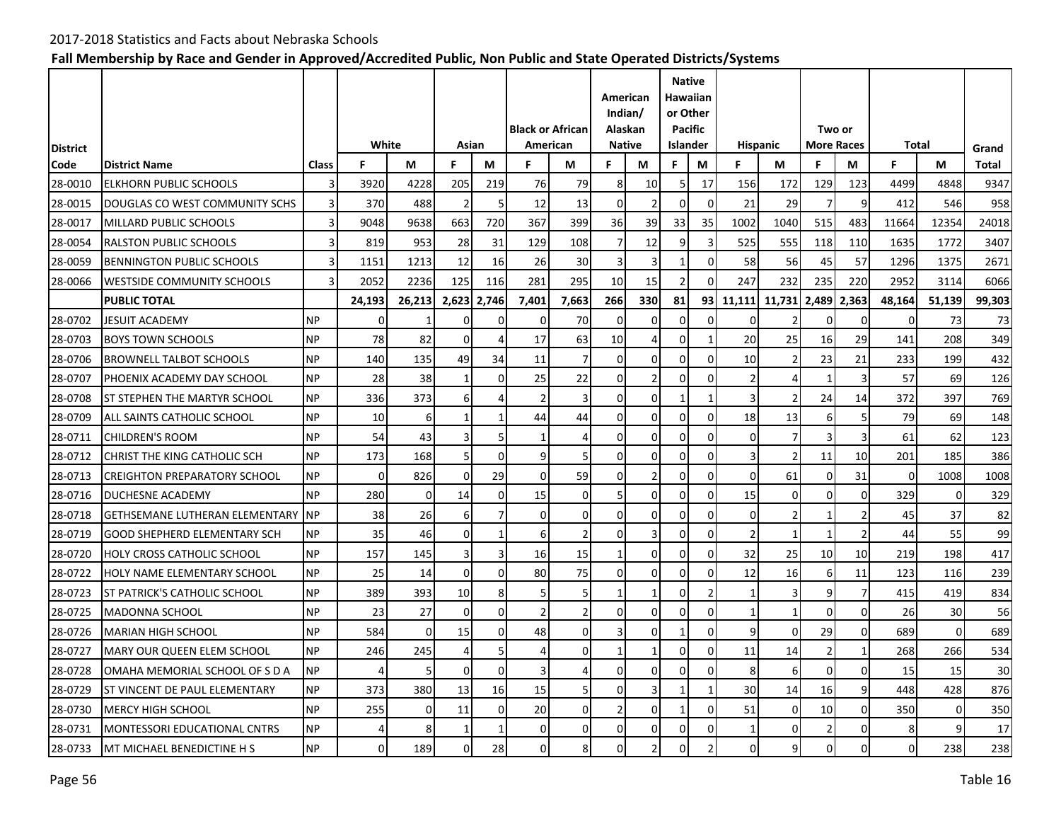2017-2018 Statistics and Facts about Nebraska Schools

**Fall Membership by Race and Gender in Approved/Accredited Public, Non Public and State Operated Districts/Systems**

| District | | | White | | Asian | | Black or African American | | American Indian/ Alaskan Native | | Native Hawaiian or Other Pacific Islander | | Hispanic | | Two or More Races | | Total | | Grand |
|---|---|---|---|---|---|---|---|---|---|---|---|---|---|---|---|---|---|---|---|
| Code | District Name | Class | F | M | F | M | F | M | F | M | F | M | F | M | F | M | F | M | Total |
| 28-0010 | ELKHORN PUBLIC SCHOOLS | 3 | 3920 | 4228 | 205 | 219 | 76 | 79 | 8 | 10 | 5 | 17 | 156 | 172 | 129 | 123 | 4499 | 4848 | 9347 |
| 28-0015 | DOUGLAS CO WEST COMMUNITY SCHS | 3 | 370 | 488 | 2 | 5 | 12 | 13 | 0 | 2 | 0 | 0 | 21 | 29 | 7 | 9 | 412 | 546 | 958 |
| 28-0017 | MILLARD PUBLIC SCHOOLS | 3 | 9048 | 9638 | 663 | 720 | 367 | 399 | 36 | 39 | 33 | 35 | 1002 | 1040 | 515 | 483 | 11664 | 12354 | 24018 |
| 28-0054 | RALSTON PUBLIC SCHOOLS | 3 | 819 | 953 | 28 | 31 | 129 | 108 | 7 | 12 | 9 | 3 | 525 | 555 | 118 | 110 | 1635 | 1772 | 3407 |
| 28-0059 | BENNINGTON PUBLIC SCHOOLS | 3 | 1151 | 1213 | 12 | 16 | 26 | 30 | 3 | 3 | 1 | 0 | 58 | 56 | 45 | 57 | 1296 | 1375 | 2671 |
| 28-0066 | WESTSIDE COMMUNITY SCHOOLS | 3 | 2052 | 2236 | 125 | 116 | 281 | 295 | 10 | 15 | 2 | 0 | 247 | 232 | 235 | 220 | 2952 | 3114 | 6066 |
| | **PUBLIC TOTAL** | | **24,193** | **26,213** | **2,623** | **2,746** | **7,401** | **7,663** | **266** | **330** | **81** | **93** | **11,111** | **11,731** | **2,489** | **2,363** | **48,164** | **51,139** | **99,303** |
| 28-0702 | JESUIT ACADEMY | NP | 0 | 1 | 0 | 0 | 0 | 70 | 0 | 0 | 0 | 0 | 0 | 2 | 0 | 0 | 0 | 73 | 73 |
| 28-0703 | BOYS TOWN SCHOOLS | NP | 78 | 82 | 0 | 4 | 17 | 63 | 10 | 4 | 0 | 1 | 20 | 25 | 16 | 29 | 141 | 208 | 349 |
| 28-0706 | BROWNELL TALBOT SCHOOLS | NP | 140 | 135 | 49 | 34 | 11 | 7 | 0 | 0 | 0 | 0 | 10 | 2 | 23 | 21 | 233 | 199 | 432 |
| 28-0707 | PHOENIX ACADEMY DAY SCHOOL | NP | 28 | 38 | 1 | 0 | 25 | 22 | 0 | 2 | 0 | 0 | 2 | 4 | 1 | 3 | 57 | 69 | 126 |
| 28-0708 | ST STEPHEN THE MARTYR SCHOOL | NP | 336 | 373 | 6 | 4 | 2 | 3 | 0 | 0 | 1 | 1 | 3 | 2 | 24 | 14 | 372 | 397 | 769 |
| 28-0709 | ALL SAINTS CATHOLIC SCHOOL | NP | 10 | 6 | 1 | 1 | 44 | 44 | 0 | 0 | 0 | 0 | 18 | 13 | 6 | 5 | 79 | 69 | 148 |
| 28-0711 | CHILDREN'S ROOM | NP | 54 | 43 | 3 | 5 | 1 | 4 | 0 | 0 | 0 | 0 | 0 | 7 | 3 | 3 | 61 | 62 | 123 |
| 28-0712 | CHRIST THE KING CATHOLIC SCH | NP | 173 | 168 | 5 | 0 | 9 | 5 | 0 | 0 | 0 | 0 | 3 | 2 | 11 | 10 | 201 | 185 | 386 |
| 28-0713 | CREIGHTON PREPARATORY SCHOOL | NP | 0 | 826 | 0 | 29 | 0 | 59 | 0 | 2 | 0 | 0 | 0 | 61 | 0 | 31 | 0 | 1008 | 1008 |
| 28-0716 | DUCHESNE ACADEMY | NP | 280 | 0 | 14 | 0 | 15 | 0 | 5 | 0 | 0 | 0 | 15 | 0 | 0 | 0 | 329 | 0 | 329 |
| 28-0718 | GETHSEMANE LUTHERAN ELEMENTARY | NP | 38 | 26 | 6 | 7 | 0 | 0 | 0 | 0 | 0 | 0 | 0 | 2 | 1 | 2 | 45 | 37 | 82 |
| 28-0719 | GOOD SHEPHERD ELEMENTARY SCH | NP | 35 | 46 | 0 | 1 | 6 | 2 | 0 | 3 | 0 | 0 | 2 | 1 | 1 | 2 | 44 | 55 | 99 |
| 28-0720 | HOLY CROSS CATHOLIC SCHOOL | NP | 157 | 145 | 3 | 3 | 16 | 15 | 1 | 0 | 0 | 0 | 32 | 25 | 10 | 10 | 219 | 198 | 417 |
| 28-0722 | HOLY NAME ELEMENTARY SCHOOL | NP | 25 | 14 | 0 | 0 | 80 | 75 | 0 | 0 | 0 | 0 | 12 | 16 | 6 | 11 | 123 | 116 | 239 |
| 28-0723 | ST PATRICK'S CATHOLIC SCHOOL | NP | 389 | 393 | 10 | 8 | 5 | 5 | 1 | 1 | 0 | 2 | 1 | 3 | 9 | 7 | 415 | 419 | 834 |
| 28-0725 | MADONNA SCHOOL | NP | 23 | 27 | 0 | 0 | 2 | 2 | 0 | 0 | 0 | 0 | 1 | 1 | 0 | 0 | 26 | 30 | 56 |
| 28-0726 | MARIAN HIGH SCHOOL | NP | 584 | 0 | 15 | 0 | 48 | 0 | 3 | 0 | 1 | 0 | 9 | 0 | 29 | 0 | 689 | 0 | 689 |
| 28-0727 | MARY OUR QUEEN ELEM SCHOOL | NP | 246 | 245 | 4 | 5 | 4 | 0 | 1 | 1 | 0 | 0 | 11 | 14 | 2 | 1 | 268 | 266 | 534 |
| 28-0728 | OMAHA MEMORIAL SCHOOL OF S D A | NP | 4 | 5 | 0 | 0 | 3 | 4 | 0 | 0 | 0 | 0 | 8 | 6 | 0 | 0 | 15 | 15 | 30 |
| 28-0729 | ST VINCENT DE PAUL ELEMENTARY | NP | 373 | 380 | 13 | 16 | 15 | 5 | 0 | 3 | 1 | 1 | 30 | 14 | 16 | 9 | 448 | 428 | 876 |
| 28-0730 | MERCY HIGH SCHOOL | NP | 255 | 0 | 11 | 0 | 20 | 0 | 2 | 0 | 1 | 0 | 51 | 0 | 10 | 0 | 350 | 0 | 350 |
| 28-0731 | MONTESSORI EDUCATIONAL CNTRS | NP | 4 | 8 | 1 | 1 | 0 | 0 | 0 | 0 | 0 | 0 | 1 | 0 | 2 | 0 | 8 | 9 | 17 |
| 28-0733 | MT MICHAEL BENEDICTINE H S | NP | 0 | 189 | 0 | 28 | 0 | 8 | 0 | 2 | 0 | 2 | 0 | 9 | 0 | 0 | 0 | 238 | 238 |

Table 16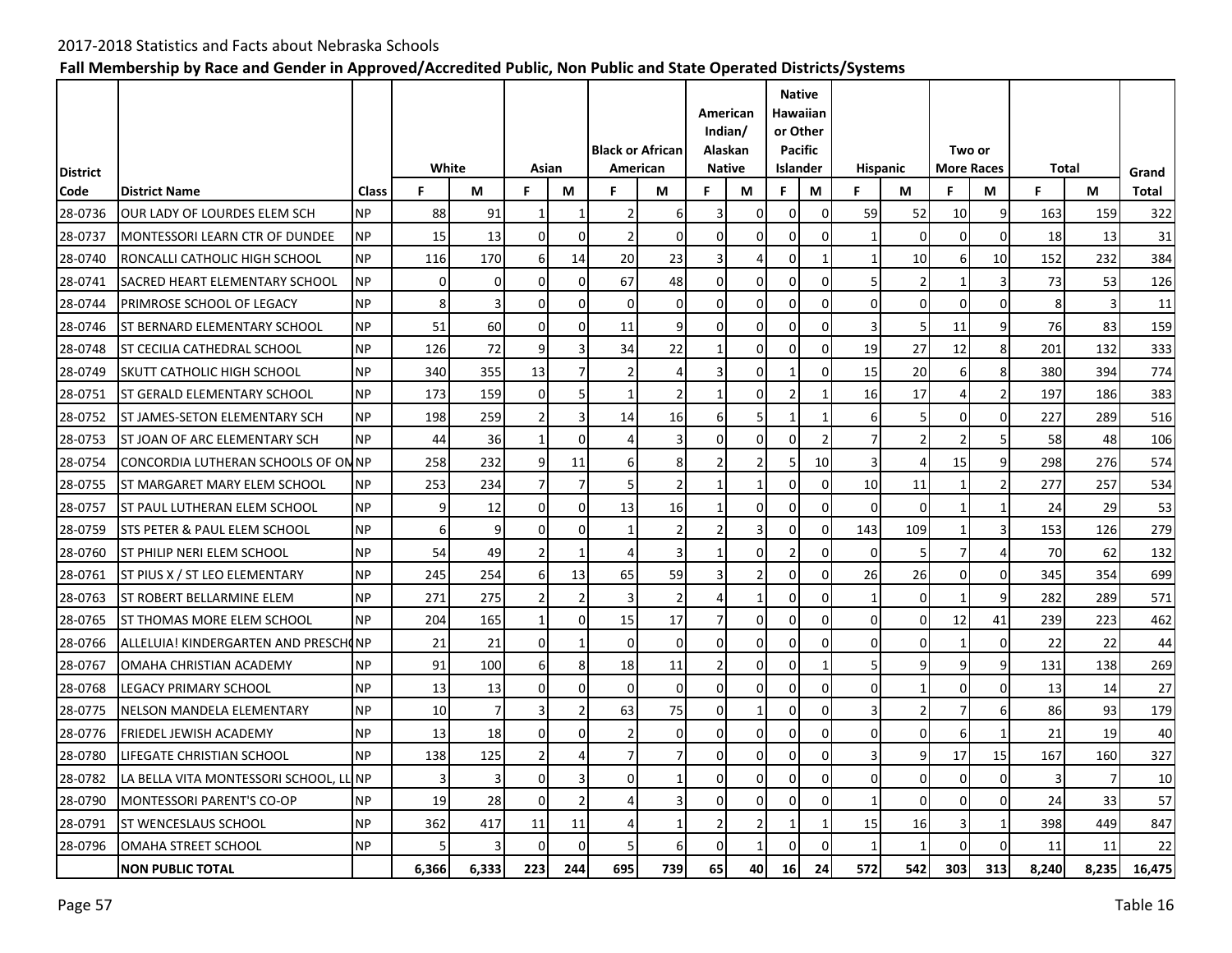2017-2018 Statistics and Facts about Nebraska Schools

**Fall Membership by Race and Gender in Approved/Accredited Public, Non Public and State Operated Districts/Systems**

| District Code | District Name | Class | White F | White M | Asian F | Asian M | Black or African American F | Black or African American M | American Indian/ Alaskan Native F | American Indian/ Alaskan Native M | Native Hawaiian or Other Pacific Islander F | Native Hawaiian or Other Pacific Islander M | Hispanic F | Hispanic M | Two or More Races F | Two or More Races M | Total F | Total M | Grand Total |
|---|---|---|---|---|---|---|---|---|---|---|---|---|---|---|---|---|---|---|---|
| 28-0736 | OUR LADY OF LOURDES ELEM SCH | NP | 88 | 91 | 1 | 1 | 2 | 6 | 3 | 0 | 0 | 0 | 59 | 52 | 10 | 9 | 163 | 159 | 322 |
| 28-0737 | MONTESSORI LEARN CTR OF DUNDEE | NP | 15 | 13 | 0 | 0 | 2 | 0 | 0 | 0 | 0 | 0 | 1 | 0 | 0 | 0 | 18 | 13 | 31 |
| 28-0740 | RONCALLI CATHOLIC HIGH SCHOOL | NP | 116 | 170 | 6 | 14 | 20 | 23 | 3 | 4 | 0 | 1 | 1 | 10 | 6 | 10 | 152 | 232 | 384 |
| 28-0741 | SACRED HEART ELEMENTARY SCHOOL | NP | 0 | 0 | 0 | 0 | 67 | 48 | 0 | 0 | 0 | 0 | 5 | 2 | 1 | 3 | 73 | 53 | 126 |
| 28-0744 | PRIMROSE SCHOOL OF LEGACY | NP | 8 | 3 | 0 | 0 | 0 | 0 | 0 | 0 | 0 | 0 | 0 | 0 | 0 | 0 | 8 | 3 | 11 |
| 28-0746 | ST BERNARD ELEMENTARY SCHOOL | NP | 51 | 60 | 0 | 0 | 11 | 9 | 0 | 0 | 0 | 0 | 3 | 5 | 11 | 9 | 76 | 83 | 159 |
| 28-0748 | ST CECILIA CATHEDRAL SCHOOL | NP | 126 | 72 | 9 | 3 | 34 | 22 | 1 | 0 | 0 | 0 | 19 | 27 | 12 | 8 | 201 | 132 | 333 |
| 28-0749 | SKUTT CATHOLIC HIGH SCHOOL | NP | 340 | 355 | 13 | 7 | 2 | 4 | 3 | 0 | 1 | 0 | 15 | 20 | 6 | 8 | 380 | 394 | 774 |
| 28-0751 | ST GERALD ELEMENTARY SCHOOL | NP | 173 | 159 | 0 | 5 | 1 | 2 | 1 | 0 | 2 | 1 | 16 | 17 | 4 | 2 | 197 | 186 | 383 |
| 28-0752 | ST JAMES-SETON ELEMENTARY SCH | NP | 198 | 259 | 2 | 3 | 14 | 16 | 6 | 5 | 1 | 1 | 6 | 5 | 0 | 0 | 227 | 289 | 516 |
| 28-0753 | ST JOAN OF ARC ELEMENTARY SCH | NP | 44 | 36 | 1 | 0 | 4 | 3 | 0 | 0 | 0 | 2 | 7 | 2 | 2 | 5 | 58 | 48 | 106 |
| 28-0754 | CONCORDIA LUTHERAN SCHOOLS OF OM | NP | 258 | 232 | 9 | 11 | 6 | 8 | 2 | 2 | 5 | 10 | 3 | 4 | 15 | 9 | 298 | 276 | 574 |
| 28-0755 | ST MARGARET MARY ELEM SCHOOL | NP | 253 | 234 | 7 | 7 | 5 | 2 | 1 | 1 | 0 | 0 | 10 | 11 | 1 | 2 | 277 | 257 | 534 |
| 28-0757 | ST PAUL LUTHERAN ELEM SCHOOL | NP | 9 | 12 | 0 | 0 | 13 | 16 | 1 | 0 | 0 | 0 | 0 | 0 | 1 | 1 | 24 | 29 | 53 |
| 28-0759 | STS PETER & PAUL ELEM SCHOOL | NP | 6 | 9 | 0 | 0 | 1 | 2 | 2 | 3 | 0 | 0 | 143 | 109 | 1 | 3 | 153 | 126 | 279 |
| 28-0760 | ST PHILIP NERI ELEM SCHOOL | NP | 54 | 49 | 2 | 1 | 4 | 3 | 1 | 0 | 2 | 0 | 0 | 5 | 7 | 4 | 70 | 62 | 132 |
| 28-0761 | ST PIUS X / ST LEO ELEMENTARY | NP | 245 | 254 | 6 | 13 | 65 | 59 | 3 | 2 | 0 | 0 | 26 | 26 | 0 | 0 | 345 | 354 | 699 |
| 28-0763 | ST ROBERT BELLARMINE ELEM | NP | 271 | 275 | 2 | 2 | 3 | 2 | 4 | 1 | 0 | 0 | 1 | 0 | 1 | 9 | 282 | 289 | 571 |
| 28-0765 | ST THOMAS MORE ELEM SCHOOL | NP | 204 | 165 | 1 | 0 | 15 | 17 | 7 | 0 | 0 | 0 | 0 | 0 | 12 | 41 | 239 | 223 | 462 |
| 28-0766 | ALLELUIA! KINDERGARTEN AND PRESCHO | NP | 21 | 21 | 0 | 1 | 0 | 0 | 0 | 0 | 0 | 0 | 0 | 0 | 1 | 0 | 22 | 22 | 44 |
| 28-0767 | OMAHA CHRISTIAN ACADEMY | NP | 91 | 100 | 6 | 8 | 18 | 11 | 2 | 0 | 0 | 1 | 5 | 9 | 9 | 9 | 131 | 138 | 269 |
| 28-0768 | LEGACY PRIMARY SCHOOL | NP | 13 | 13 | 0 | 0 | 0 | 0 | 0 | 0 | 0 | 0 | 0 | 1 | 0 | 0 | 13 | 14 | 27 |
| 28-0775 | NELSON MANDELA ELEMENTARY | NP | 10 | 7 | 3 | 2 | 63 | 75 | 0 | 1 | 0 | 0 | 3 | 2 | 7 | 6 | 86 | 93 | 179 |
| 28-0776 | FRIEDEL JEWISH ACADEMY | NP | 13 | 18 | 0 | 0 | 2 | 0 | 0 | 0 | 0 | 0 | 0 | 0 | 6 | 1 | 21 | 19 | 40 |
| 28-0780 | LIFEGATE CHRISTIAN SCHOOL | NP | 138 | 125 | 2 | 4 | 7 | 7 | 0 | 0 | 0 | 0 | 3 | 9 | 17 | 15 | 167 | 160 | 327 |
| 28-0782 | LA BELLA VITA MONTESSORI SCHOOL, LL | NP | 3 | 3 | 0 | 3 | 0 | 1 | 0 | 0 | 0 | 0 | 0 | 0 | 0 | 0 | 3 | 7 | 10 |
| 28-0790 | MONTESSORI PARENT'S CO-OP | NP | 19 | 28 | 0 | 2 | 4 | 3 | 0 | 0 | 0 | 0 | 1 | 0 | 0 | 0 | 24 | 33 | 57 |
| 28-0791 | ST WENCESLAUS SCHOOL | NP | 362 | 417 | 11 | 11 | 4 | 1 | 2 | 2 | 1 | 1 | 15 | 16 | 3 | 1 | 398 | 449 | 847 |
| 28-0796 | OMAHA STREET SCHOOL | NP | 5 | 3 | 0 | 0 | 5 | 6 | 0 | 1 | 0 | 0 | 1 | 1 | 0 | 0 | 11 | 11 | 22 |
| | **NON PUBLIC TOTAL** | | **6,366** | **6,333** | **223** | **244** | **695** | **739** | **65** | **40** | **16** | **24** | **572** | **542** | **303** | **313** | **8,240** | **8,235** | **16,475** |

Table 16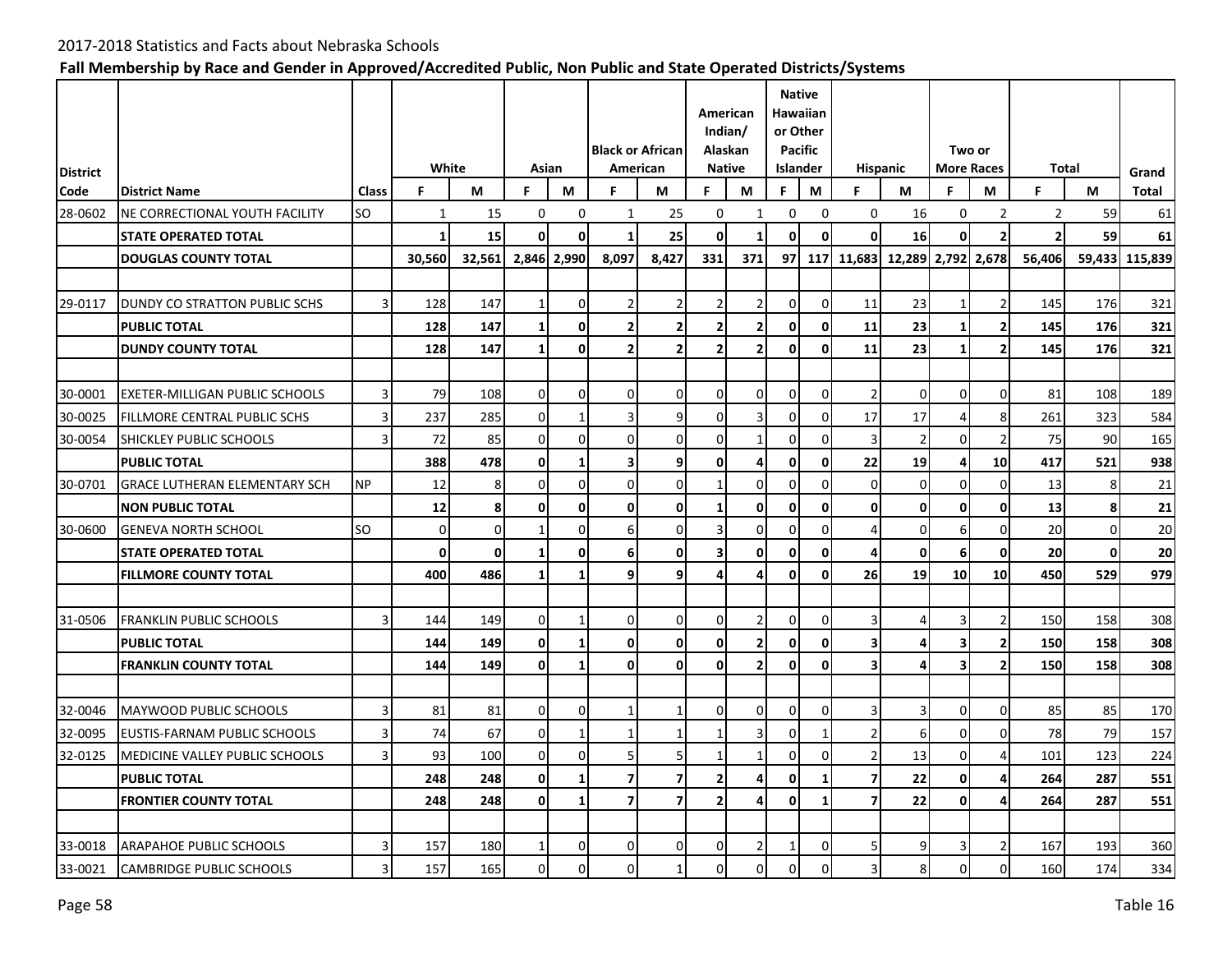2017-2018 Statistics and Facts about Nebraska Schools

**Fall Membership by Race and Gender in Approved/Accredited Public, Non Public and State Operated Districts/Systems**

| District | | | White | | Asian | | Black or African American | | American Indian/ Alaskan Native | | Native Hawaiian or Other Pacific Islander | | Hispanic | | Two or More Races | | Total | | Grand |
|---|---|---|---|---|---|---|---|---|---|---|---|---|---|---|---|---|---|---|---|
| Code | District Name | Class | F | M | F | M | F | M | F | M | F | M | F | M | F | M | F | M | Total |
| 28-0602 | NE CORRECTIONAL YOUTH FACILITY | SO | 1 | 15 | 0 | 0 | 1 | 25 | 0 | 1 | 0 | 0 | 0 | 16 | 0 | 2 | 2 | 59 | 61 |
| | **STATE OPERATED TOTAL** | | **1** | **15** | **0** | **0** | **1** | **25** | **0** | **1** | **0** | **0** | **0** | **16** | **0** | **2** | **2** | **59** | **61** |
| | **DOUGLAS COUNTY TOTAL** | | **30,560** | **32,561** | **2,846** | **2,990** | **8,097** | **8,427** | **331** | **371** | **97** | **117** | **11,683** | **12,289** | **2,792** | **2,678** | **56,406** | **59,433** | **115,839** |
| | | | | | | | | | | | | | | | | | | | |
| 29-0117 | DUNDY CO STRATTON PUBLIC SCHS | 3 | 128 | 147 | 1 | 0 | 2 | 2 | 2 | 2 | 0 | 0 | 11 | 23 | 1 | 2 | 145 | 176 | 321 |
| | **PUBLIC TOTAL** | | **128** | **147** | **1** | **0** | **2** | **2** | **2** | **2** | **0** | **0** | **11** | **23** | **1** | **2** | **145** | **176** | **321** |
| | **DUNDY COUNTY TOTAL** | | **128** | **147** | **1** | **0** | **2** | **2** | **2** | **2** | **0** | **0** | **11** | **23** | **1** | **2** | **145** | **176** | **321** |
| | | | | | | | | | | | | | | | | | | | |
| 30-0001 | EXETER-MILLIGAN PUBLIC SCHOOLS | 3 | 79 | 108 | 0 | 0 | 0 | 0 | 0 | 0 | 0 | 0 | 2 | 0 | 0 | 0 | 81 | 108 | 189 |
| 30-0025 | FILLMORE CENTRAL PUBLIC SCHS | 3 | 237 | 285 | 0 | 1 | 3 | 9 | 0 | 3 | 0 | 0 | 17 | 17 | 4 | 8 | 261 | 323 | 584 |
| 30-0054 | SHICKLEY PUBLIC SCHOOLS | 3 | 72 | 85 | 0 | 0 | 0 | 0 | 0 | 1 | 0 | 0 | 3 | 2 | 0 | 2 | 75 | 90 | 165 |
| | **PUBLIC TOTAL** | | **388** | **478** | **0** | **1** | **3** | **9** | **0** | **4** | **0** | **0** | **22** | **19** | **4** | **10** | **417** | **521** | **938** |
| 30-0701 | GRACE LUTHERAN ELEMENTARY SCH | NP | 12 | 8 | 0 | 0 | 0 | 0 | 1 | 0 | 0 | 0 | 0 | 0 | 0 | 0 | 13 | 8 | 21 |
| | **NON PUBLIC TOTAL** | | **12** | **8** | **0** | **0** | **0** | **0** | **1** | **0** | **0** | **0** | **0** | **0** | **0** | **0** | **13** | **8** | **21** |
| 30-0600 | GENEVA NORTH SCHOOL | SO | 0 | 0 | 1 | 0 | 6 | 0 | 3 | 0 | 0 | 0 | 4 | 0 | 6 | 0 | 20 | 0 | 20 |
| | **STATE OPERATED TOTAL** | | **0** | **0** | **1** | **0** | **6** | **0** | **3** | **0** | **0** | **0** | **4** | **0** | **6** | **0** | **20** | **0** | **20** |
| | **FILLMORE COUNTY TOTAL** | | **400** | **486** | **1** | **1** | **9** | **9** | **4** | **4** | **0** | **0** | **26** | **19** | **10** | **10** | **450** | **529** | **979** |
| | | | | | | | | | | | | | | | | | | | |
| 31-0506 | FRANKLIN PUBLIC SCHOOLS | 3 | 144 | 149 | 0 | 1 | 0 | 0 | 0 | 2 | 0 | 0 | 3 | 4 | 3 | 2 | 150 | 158 | 308 |
| | **PUBLIC TOTAL** | | **144** | **149** | **0** | **1** | **0** | **0** | **0** | **2** | **0** | **0** | **3** | **4** | **3** | **2** | **150** | **158** | **308** |
| | **FRANKLIN COUNTY TOTAL** | | **144** | **149** | **0** | **1** | **0** | **0** | **0** | **2** | **0** | **0** | **3** | **4** | **3** | **2** | **150** | **158** | **308** |
| | | | | | | | | | | | | | | | | | | | |
| 32-0046 | MAYWOOD PUBLIC SCHOOLS | 3 | 81 | 81 | 0 | 0 | 1 | 1 | 0 | 0 | 0 | 0 | 3 | 3 | 0 | 0 | 85 | 85 | 170 |
| 32-0095 | EUSTIS-FARNAM PUBLIC SCHOOLS | 3 | 74 | 67 | 0 | 1 | 1 | 1 | 1 | 3 | 0 | 1 | 2 | 6 | 0 | 0 | 78 | 79 | 157 |
| 32-0125 | MEDICINE VALLEY PUBLIC SCHOOLS | 3 | 93 | 100 | 0 | 0 | 5 | 5 | 1 | 1 | 0 | 0 | 2 | 13 | 0 | 4 | 101 | 123 | 224 |
| | **PUBLIC TOTAL** | | **248** | **248** | **0** | **1** | **7** | **7** | **2** | **4** | **0** | **1** | **7** | **22** | **0** | **4** | **264** | **287** | **551** |
| | **FRONTIER COUNTY TOTAL** | | **248** | **248** | **0** | **1** | **7** | **7** | **2** | **4** | **0** | **1** | **7** | **22** | **0** | **4** | **264** | **287** | **551** |
| | | | | | | | | | | | | | | | | | | | |
| 33-0018 | ARAPAHOE PUBLIC SCHOOLS | 3 | 157 | 180 | 1 | 0 | 0 | 0 | 0 | 2 | 1 | 0 | 5 | 9 | 3 | 2 | 167 | 193 | 360 |
| 33-0021 | CAMBRIDGE PUBLIC SCHOOLS | 3 | 157 | 165 | 0 | 0 | 0 | 1 | 0 | 0 | 0 | 0 | 3 | 8 | 0 | 0 | 160 | 174 | 334 |

Table 16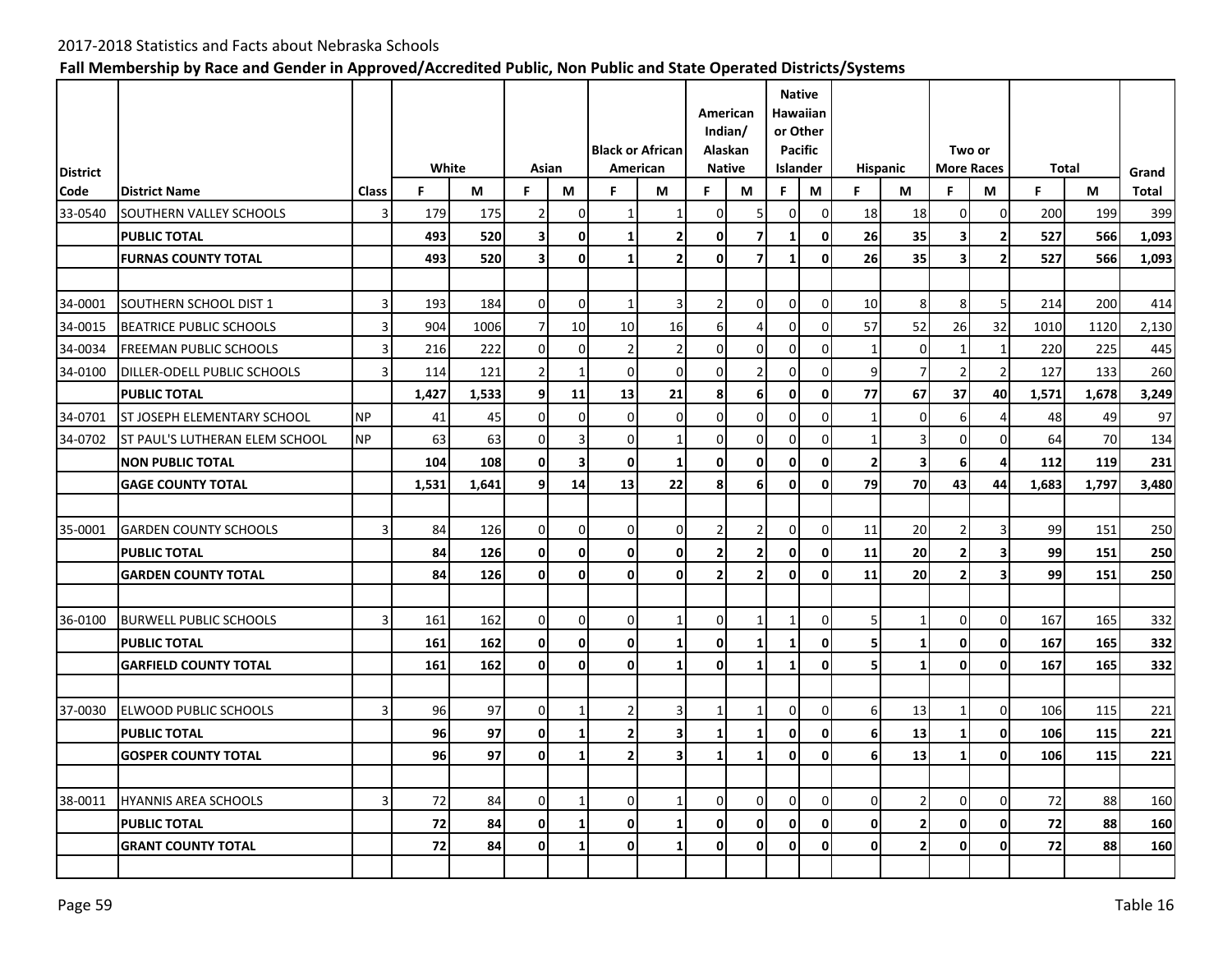2017-2018 Statistics and Facts about Nebraska Schools

**Fall Membership by Race and Gender in Approved/Accredited Public, Non Public and State Operated Districts/Systems**

| District Code | District Name | Class | White F | White M | Asian F | Asian M | Black or African American F | Black or African American M | American Indian/ Alaskan Native F | American Indian/ Alaskan Native M | Native Hawaiian or Other Pacific Islander F | Native Hawaiian or Other Pacific Islander M | Hispanic F | Hispanic M | Two or More Races F | Two or More Races M | Total F | Total M | Grand Total |
|---|---|---|---|---|---|---|---|---|---|---|---|---|---|---|---|---|---|---|---|
| 33-0540 | SOUTHERN VALLEY SCHOOLS | 3 | 179 | 175 | 2 | 0 | 1 | 1 | 0 | 5 | 0 | 0 | 18 | 18 | 0 | 0 | 200 | 199 | 399 |
| | **PUBLIC TOTAL** | | **493** | **520** | **3** | **0** | **1** | **2** | **0** | **7** | **1** | **0** | **26** | **35** | **3** | **2** | **527** | **566** | **1,093** |
| | **FURNAS COUNTY TOTAL** | | **493** | **520** | **3** | **0** | **1** | **2** | **0** | **7** | **1** | **0** | **26** | **35** | **3** | **2** | **527** | **566** | **1,093** |
| | | | | | | | | | | | | | | | | | | | |
| 34-0001 | SOUTHERN SCHOOL DIST 1 | 3 | 193 | 184 | 0 | 0 | 1 | 3 | 2 | 0 | 0 | 0 | 10 | 8 | 8 | 5 | 214 | 200 | 414 |
| 34-0015 | BEATRICE PUBLIC SCHOOLS | 3 | 904 | 1006 | 7 | 10 | 10 | 16 | 6 | 4 | 0 | 0 | 57 | 52 | 26 | 32 | 1010 | 1120 | 2,130 |
| 34-0034 | FREEMAN PUBLIC SCHOOLS | 3 | 216 | 222 | 0 | 0 | 2 | 2 | 0 | 0 | 0 | 0 | 1 | 0 | 1 | 1 | 220 | 225 | 445 |
| 34-0100 | DILLER-ODELL PUBLIC SCHOOLS | 3 | 114 | 121 | 2 | 1 | 0 | 0 | 0 | 2 | 0 | 0 | 9 | 7 | 2 | 2 | 127 | 133 | 260 |
| | **PUBLIC TOTAL** | | **1,427** | **1,533** | **9** | **11** | **13** | **21** | **8** | **6** | **0** | **0** | **77** | **67** | **37** | **40** | **1,571** | **1,678** | **3,249** |
| 34-0701 | ST JOSEPH ELEMENTARY SCHOOL | NP | 41 | 45 | 0 | 0 | 0 | 0 | 0 | 0 | 0 | 0 | 1 | 0 | 6 | 4 | 48 | 49 | 97 |
| 34-0702 | ST PAUL'S LUTHERAN ELEM SCHOOL | NP | 63 | 63 | 0 | 3 | 0 | 1 | 0 | 0 | 0 | 0 | 1 | 3 | 0 | 0 | 64 | 70 | 134 |
| | **NON PUBLIC TOTAL** | | **104** | **108** | **0** | **3** | **0** | **1** | **0** | **0** | **0** | **0** | **2** | **3** | **6** | **4** | **112** | **119** | **231** |
| | **GAGE COUNTY TOTAL** | | **1,531** | **1,641** | **9** | **14** | **13** | **22** | **8** | **6** | **0** | **0** | **79** | **70** | **43** | **44** | **1,683** | **1,797** | **3,480** |
| | | | | | | | | | | | | | | | | | | | |
| 35-0001 | GARDEN COUNTY SCHOOLS | 3 | 84 | 126 | 0 | 0 | 0 | 0 | 2 | 2 | 0 | 0 | 11 | 20 | 2 | 3 | 99 | 151 | 250 |
| | **PUBLIC TOTAL** | | **84** | **126** | **0** | **0** | **0** | **0** | **2** | **2** | **0** | **0** | **11** | **20** | **2** | **3** | **99** | **151** | **250** |
| | **GARDEN COUNTY TOTAL** | | **84** | **126** | **0** | **0** | **0** | **0** | **2** | **2** | **0** | **0** | **11** | **20** | **2** | **3** | **99** | **151** | **250** |
| | | | | | | | | | | | | | | | | | | | |
| 36-0100 | BURWELL PUBLIC SCHOOLS | 3 | 161 | 162 | 0 | 0 | 0 | 1 | 0 | 1 | 1 | 0 | 5 | 1 | 0 | 0 | 167 | 165 | 332 |
| | **PUBLIC TOTAL** | | **161** | **162** | **0** | **0** | **0** | **1** | **0** | **1** | **1** | **0** | **5** | **1** | **0** | **0** | **167** | **165** | **332** |
| | **GARFIELD COUNTY TOTAL** | | **161** | **162** | **0** | **0** | **0** | **1** | **0** | **1** | **1** | **0** | **5** | **1** | **0** | **0** | **167** | **165** | **332** |
| | | | | | | | | | | | | | | | | | | | |
| 37-0030 | ELWOOD PUBLIC SCHOOLS | 3 | 96 | 97 | 0 | 1 | 2 | 3 | 1 | 1 | 0 | 0 | 6 | 13 | 1 | 0 | 106 | 115 | 221 |
| | **PUBLIC TOTAL** | | **96** | **97** | **0** | **1** | **2** | **3** | **1** | **1** | **0** | **0** | **6** | **13** | **1** | **0** | **106** | **115** | **221** |
| | **GOSPER COUNTY TOTAL** | | **96** | **97** | **0** | **1** | **2** | **3** | **1** | **1** | **0** | **0** | **6** | **13** | **1** | **0** | **106** | **115** | **221** |
| | | | | | | | | | | | | | | | | | | | |
| 38-0011 | HYANNIS AREA SCHOOLS | 3 | 72 | 84 | 0 | 1 | 0 | 1 | 0 | 0 | 0 | 0 | 0 | 2 | 0 | 0 | 72 | 88 | 160 |
| | **PUBLIC TOTAL** | | **72** | **84** | **0** | **1** | **0** | **1** | **0** | **0** | **0** | **0** | **0** | **2** | **0** | **0** | **72** | **88** | **160** |
| | **GRANT COUNTY TOTAL** | | **72** | **84** | **0** | **1** | **0** | **1** | **0** | **0** | **0** | **0** | **0** | **2** | **0** | **0** | **72** | **88** | **160** |

Table 16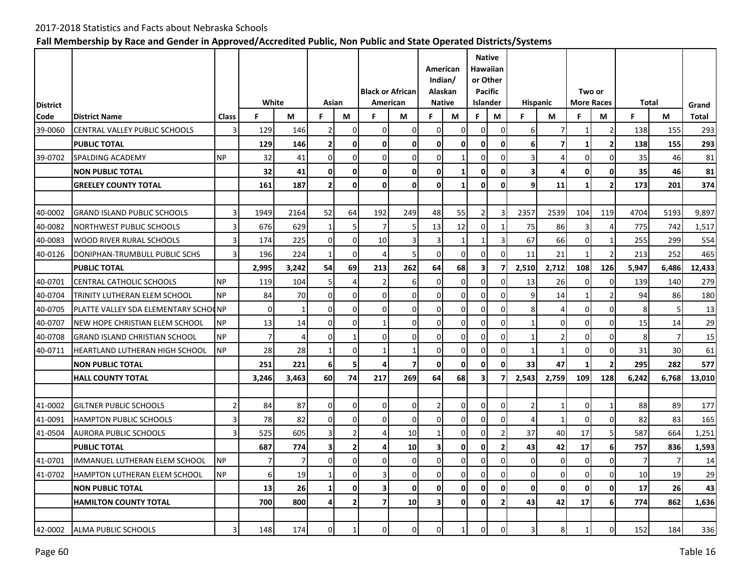2017-2018 Statistics and Facts about Nebraska Schools

**Fall Membership by Race and Gender in Approved/Accredited Public, Non Public and State Operated Districts/Systems**

| District Code | District Name | Class | White | | Asian | | Black or African American | | American Indian/ Alaskan Native | | Native Hawaiian or Other Pacific Islander | | Hispanic | | Two or More Races | | Total | | Grand Total |
|---|---|---|---|---|---|---|---|---|---|---|---|---|---|---|---|---|---|---|---|
| | | | F | M | F | M | F | M | F | M | F | M | F | M | F | M | F | M | |
| 39-0060 | CENTRAL VALLEY PUBLIC SCHOOLS | 3 | 129 | 146 | 2 | 0 | 0 | 0 | 0 | 0 | 0 | 0 | 6 | 7 | 1 | 2 | 138 | 155 | 293 |
| | **PUBLIC TOTAL** | | **129** | **146** | **2** | **0** | **0** | **0** | **0** | **0** | **0** | **0** | **6** | **7** | **1** | **2** | **138** | **155** | **293** |
| 39-0702 | SPALDING ACADEMY | NP | 32 | 41 | 0 | 0 | 0 | 0 | 0 | 1 | 0 | 0 | 3 | 4 | 0 | 0 | 35 | 46 | 81 |
| | **NON PUBLIC TOTAL** | | **32** | **41** | **0** | **0** | **0** | **0** | **0** | **1** | **0** | **0** | **3** | **4** | **0** | **0** | **35** | **46** | **81** |
| | **GREELEY COUNTY TOTAL** | | **161** | **187** | **2** | **0** | **0** | **0** | **0** | **1** | **0** | **0** | **9** | **11** | **1** | **2** | **173** | **201** | **374** |
| | | | | | | | | | | | | | | | | | | | |
| 40-0002 | GRAND ISLAND PUBLIC SCHOOLS | 3 | 1949 | 2164 | 52 | 64 | 192 | 249 | 48 | 55 | 2 | 3 | 2357 | 2539 | 104 | 119 | 4704 | 5193 | 9,897 |
| 40-0082 | NORTHWEST PUBLIC SCHOOLS | 3 | 676 | 629 | 1 | 5 | 7 | 5 | 13 | 12 | 0 | 1 | 75 | 86 | 3 | 4 | 775 | 742 | 1,517 |
| 40-0083 | WOOD RIVER RURAL SCHOOLS | 3 | 174 | 225 | 0 | 0 | 10 | 3 | 3 | 1 | 1 | 3 | 67 | 66 | 0 | 1 | 255 | 299 | 554 |
| 40-0126 | DONIPHAN-TRUMBULL PUBLIC SCHS | 3 | 196 | 224 | 1 | 0 | 4 | 5 | 0 | 0 | 0 | 0 | 11 | 21 | 1 | 2 | 213 | 252 | 465 |
| | **PUBLIC TOTAL** | | **2,995** | **3,242** | **54** | **69** | **213** | **262** | **64** | **68** | **3** | **7** | **2,510** | **2,712** | **108** | **126** | **5,947** | **6,486** | **12,433** |
| 40-0701 | CENTRAL CATHOLIC SCHOOLS | NP | 119 | 104 | 5 | 4 | 2 | 6 | 0 | 0 | 0 | 0 | 13 | 26 | 0 | 0 | 139 | 140 | 279 |
| 40-0704 | TRINITY LUTHERAN ELEM SCHOOL | NP | 84 | 70 | 0 | 0 | 0 | 0 | 0 | 0 | 0 | 0 | 9 | 14 | 1 | 2 | 94 | 86 | 180 |
| 40-0705 | PLATTE VALLEY SDA ELEMENTARY SCHOO | NP | 0 | 1 | 0 | 0 | 0 | 0 | 0 | 0 | 0 | 0 | 8 | 4 | 0 | 0 | 8 | 5 | 13 |
| 40-0707 | NEW HOPE CHRISTIAN ELEM SCHOOL | NP | 13 | 14 | 0 | 0 | 1 | 0 | 0 | 0 | 0 | 0 | 1 | 0 | 0 | 0 | 15 | 14 | 29 |
| 40-0708 | GRAND ISLAND CHRISTIAN SCHOOL | NP | 7 | 4 | 0 | 1 | 0 | 0 | 0 | 0 | 0 | 0 | 1 | 2 | 0 | 0 | 8 | 7 | 15 |
| 40-0711 | HEARTLAND LUTHERAN HIGH SCHOOL | NP | 28 | 28 | 1 | 0 | 1 | 1 | 0 | 0 | 0 | 0 | 1 | 1 | 0 | 0 | 31 | 30 | 61 |
| | **NON PUBLIC TOTAL** | | **251** | **221** | **6** | **5** | **4** | **7** | **0** | **0** | **0** | **0** | **33** | **47** | **1** | **2** | **295** | **282** | **577** |
| | **HALL COUNTY TOTAL** | | **3,246** | **3,463** | **60** | **74** | **217** | **269** | **64** | **68** | **3** | **7** | **2,543** | **2,759** | **109** | **128** | **6,242** | **6,768** | **13,010** |
| | | | | | | | | | | | | | | | | | | | |
| 41-0002 | GILTNER PUBLIC SCHOOLS | 2 | 84 | 87 | 0 | 0 | 0 | 0 | 2 | 0 | 0 | 0 | 2 | 1 | 0 | 1 | 88 | 89 | 177 |
| 41-0091 | HAMPTON PUBLIC SCHOOLS | 3 | 78 | 82 | 0 | 0 | 0 | 0 | 0 | 0 | 0 | 0 | 4 | 1 | 0 | 0 | 82 | 83 | 165 |
| 41-0504 | AURORA PUBLIC SCHOOLS | 3 | 525 | 605 | 3 | 2 | 4 | 10 | 1 | 0 | 0 | 2 | 37 | 40 | 17 | 5 | 587 | 664 | 1,251 |
| | **PUBLIC TOTAL** | | **687** | **774** | **3** | **2** | **4** | **10** | **3** | **0** | **0** | **2** | **43** | **42** | **17** | **6** | **757** | **836** | **1,593** |
| 41-0701 | IMMANUEL LUTHERAN ELEM SCHOOL | NP | 7 | 7 | 0 | 0 | 0 | 0 | 0 | 0 | 0 | 0 | 0 | 0 | 0 | 0 | 7 | 7 | 14 |
| 41-0702 | HAMPTON LUTHERAN ELEM SCHOOL | NP | 6 | 19 | 1 | 0 | 3 | 0 | 0 | 0 | 0 | 0 | 0 | 0 | 0 | 0 | 10 | 19 | 29 |
| | **NON PUBLIC TOTAL** | | **13** | **26** | **1** | **0** | **3** | **0** | **0** | **0** | **0** | **0** | **0** | **0** | **0** | **0** | **17** | **26** | **43** |
| | **HAMILTON COUNTY TOTAL** | | **700** | **800** | **4** | **2** | **7** | **10** | **3** | **0** | **0** | **2** | **43** | **42** | **17** | **6** | **774** | **862** | **1,636** |
| | | | | | | | | | | | | | | | | | | | |
| 42-0002 | ALMA PUBLIC SCHOOLS | 3 | 148 | 174 | 0 | 1 | 0 | 0 | 0 | 1 | 0 | 0 | 3 | 8 | 1 | 0 | 152 | 184 | 336 |

Table 16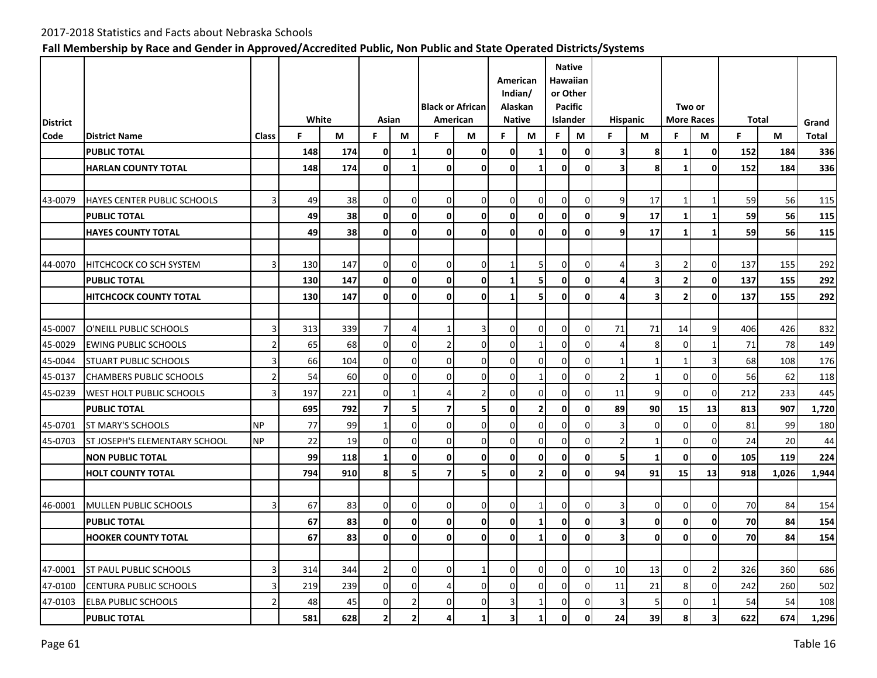2017-2018 Statistics and Facts about Nebraska Schools

**Fall Membership by Race and Gender in Approved/Accredited Public, Non Public and State Operated Districts/Systems**

| District Code | District Name | Class | White | | Asian | | Black or African American | | American Indian/ Alaskan Native | | Native Hawaiian or Other Pacific Islander | | Hispanic | | Two or More Races | | Total | | Grand Total |
|---|---|---|---|---|---|---|---|---|---|---|---|---|---|---|---|---|---|---|---|
| | | | F | M | F | M | F | M | F | M | F | M | F | M | F | M | F | M | |
| | **PUBLIC TOTAL** | | **148** | **174** | **0** | **1** | **0** | **0** | **0** | **1** | **0** | **0** | **3** | **8** | **1** | **0** | **152** | **184** | **336** |
| | **HARLAN COUNTY TOTAL** | | **148** | **174** | **0** | **1** | **0** | **0** | **0** | **1** | **0** | **0** | **3** | **8** | **1** | **0** | **152** | **184** | **336** |
| | | | | | | | | | | | | | | | | | | | |
| 43-0079 | HAYES CENTER PUBLIC SCHOOLS | 3 | 49 | 38 | 0 | 0 | 0 | 0 | 0 | 0 | 0 | 0 | 9 | 17 | 1 | 1 | 59 | 56 | 115 |
| | **PUBLIC TOTAL** | | **49** | **38** | **0** | **0** | **0** | **0** | **0** | **0** | **0** | **0** | **9** | **17** | **1** | **1** | **59** | **56** | **115** |
| | **HAYES COUNTY TOTAL** | | **49** | **38** | **0** | **0** | **0** | **0** | **0** | **0** | **0** | **0** | **9** | **17** | **1** | **1** | **59** | **56** | **115** |
| | | | | | | | | | | | | | | | | | | | |
| 44-0070 | HITCHCOCK CO SCH SYSTEM | 3 | 130 | 147 | 0 | 0 | 0 | 0 | 1 | 5 | 0 | 0 | 4 | 3 | 2 | 0 | 137 | 155 | 292 |
| | **PUBLIC TOTAL** | | **130** | **147** | **0** | **0** | **0** | **0** | **1** | **5** | **0** | **0** | **4** | **3** | **2** | **0** | **137** | **155** | **292** |
| | **HITCHCOCK COUNTY TOTAL** | | **130** | **147** | **0** | **0** | **0** | **0** | **1** | **5** | **0** | **0** | **4** | **3** | **2** | **0** | **137** | **155** | **292** |
| | | | | | | | | | | | | | | | | | | | |
| 45-0007 | O'NEILL PUBLIC SCHOOLS | 3 | 313 | 339 | 7 | 4 | 1 | 3 | 0 | 0 | 0 | 0 | 71 | 71 | 14 | 9 | 406 | 426 | 832 |
| 45-0029 | EWING PUBLIC SCHOOLS | 2 | 65 | 68 | 0 | 0 | 2 | 0 | 0 | 1 | 0 | 0 | 4 | 8 | 0 | 1 | 71 | 78 | 149 |
| 45-0044 | STUART PUBLIC SCHOOLS | 3 | 66 | 104 | 0 | 0 | 0 | 0 | 0 | 0 | 0 | 0 | 1 | 1 | 1 | 3 | 68 | 108 | 176 |
| 45-0137 | CHAMBERS PUBLIC SCHOOLS | 2 | 54 | 60 | 0 | 0 | 0 | 0 | 0 | 1 | 0 | 0 | 2 | 1 | 0 | 0 | 56 | 62 | 118 |
| 45-0239 | WEST HOLT PUBLIC SCHOOLS | 3 | 197 | 221 | 0 | 1 | 4 | 2 | 0 | 0 | 0 | 0 | 11 | 9 | 0 | 0 | 212 | 233 | 445 |
| | **PUBLIC TOTAL** | | **695** | **792** | **7** | **5** | **7** | **5** | **0** | **2** | **0** | **0** | **89** | **90** | **15** | **13** | **813** | **907** | **1,720** |
| 45-0701 | ST MARY'S SCHOOLS | NP | 77 | 99 | 1 | 0 | 0 | 0 | 0 | 0 | 0 | 0 | 3 | 0 | 0 | 0 | 81 | 99 | 180 |
| 45-0703 | ST JOSEPH'S ELEMENTARY SCHOOL | NP | 22 | 19 | 0 | 0 | 0 | 0 | 0 | 0 | 0 | 0 | 2 | 1 | 0 | 0 | 24 | 20 | 44 |
| | **NON PUBLIC TOTAL** | | **99** | **118** | **1** | **0** | **0** | **0** | **0** | **0** | **0** | **0** | **5** | **1** | **0** | **0** | **105** | **119** | **224** |
| | **HOLT COUNTY TOTAL** | | **794** | **910** | **8** | **5** | **7** | **5** | **0** | **2** | **0** | **0** | **94** | **91** | **15** | **13** | **918** | **1,026** | **1,944** |
| | | | | | | | | | | | | | | | | | | | |
| 46-0001 | MULLEN PUBLIC SCHOOLS | 3 | 67 | 83 | 0 | 0 | 0 | 0 | 0 | 1 | 0 | 0 | 3 | 0 | 0 | 0 | 70 | 84 | 154 |
| | **PUBLIC TOTAL** | | **67** | **83** | **0** | **0** | **0** | **0** | **0** | **1** | **0** | **0** | **3** | **0** | **0** | **0** | **70** | **84** | **154** |
| | **HOOKER COUNTY TOTAL** | | **67** | **83** | **0** | **0** | **0** | **0** | **0** | **1** | **0** | **0** | **3** | **0** | **0** | **0** | **70** | **84** | **154** |
| | | | | | | | | | | | | | | | | | | | |
| 47-0001 | ST PAUL PUBLIC SCHOOLS | 3 | 314 | 344 | 2 | 0 | 0 | 1 | 0 | 0 | 0 | 0 | 10 | 13 | 0 | 2 | 326 | 360 | 686 |
| 47-0100 | CENTURA PUBLIC SCHOOLS | 3 | 219 | 239 | 0 | 0 | 4 | 0 | 0 | 0 | 0 | 0 | 11 | 21 | 8 | 0 | 242 | 260 | 502 |
| 47-0103 | ELBA PUBLIC SCHOOLS | 2 | 48 | 45 | 0 | 2 | 0 | 0 | 3 | 1 | 0 | 0 | 3 | 5 | 0 | 1 | 54 | 54 | 108 |
| | **PUBLIC TOTAL** | | **581** | **628** | **2** | **2** | **4** | **1** | **3** | **1** | **0** | **0** | **24** | **39** | **8** | **3** | **622** | **674** | **1,296** |

Table 16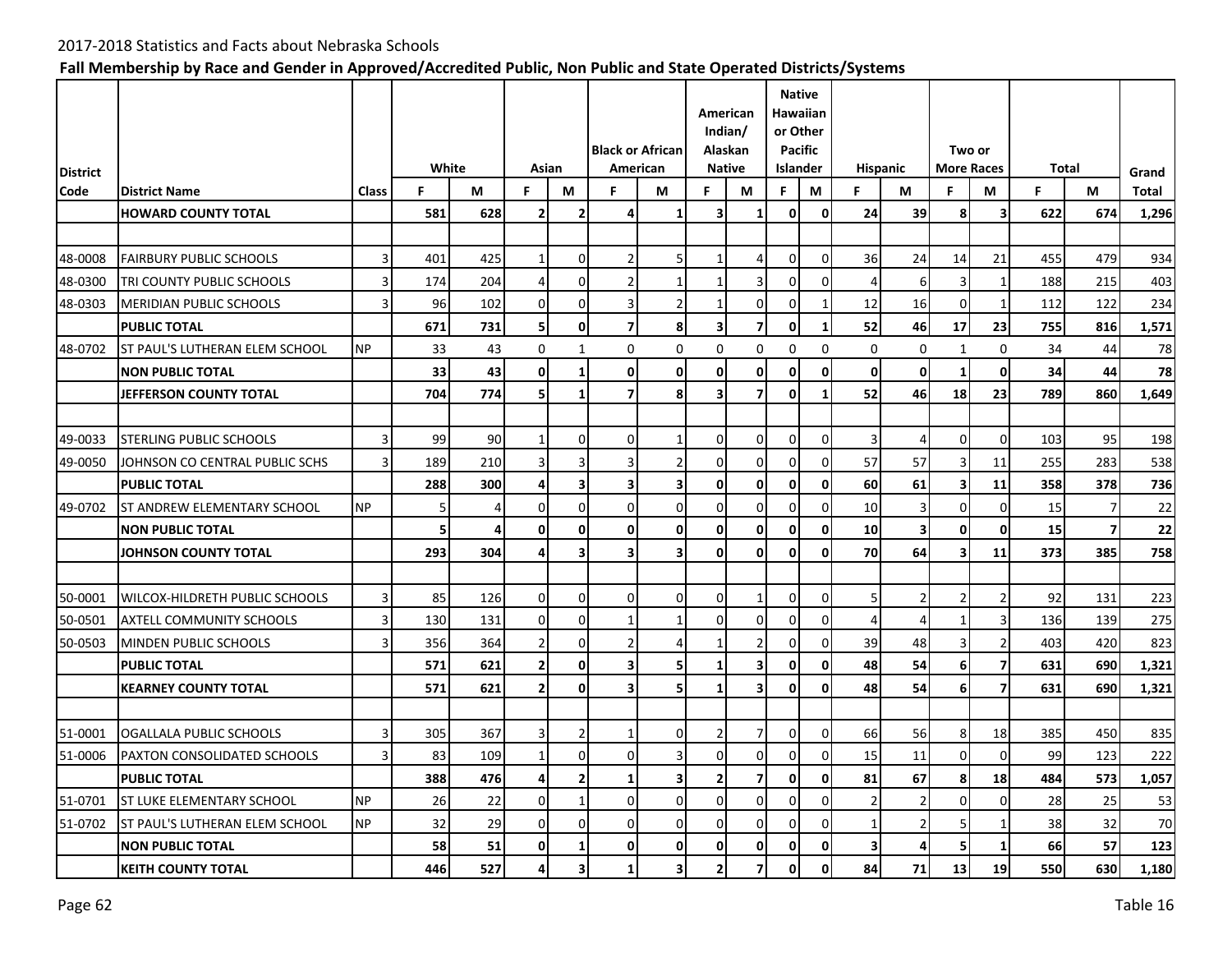2017-2018 Statistics and Facts about Nebraska Schools

**Fall Membership by Race and Gender in Approved/Accredited Public, Non Public and State Operated Districts/Systems**

| District | | | White | | Asian | | Black or African American | | American Indian/ Alaskan Native | | Native Hawaiian or Other Pacific Islander | | Hispanic | | Two or More Races | | Total | | Grand |
|---|---|---|---|---|---|---|---|---|---|---|---|---|---|---|---|---|---|---|---|
| Code | District Name | Class | F | M | F | M | F | M | F | M | F | M | F | M | F | M | F | M | Total |
| | **HOWARD COUNTY TOTAL** | | **581** | **628** | **2** | **2** | **4** | **1** | **3** | **1** | **0** | **0** | **24** | **39** | **8** | **3** | **622** | **674** | **1,296** |
| | | | | | | | | | | | | | | | | | | | |
| 48-0008 | FAIRBURY PUBLIC SCHOOLS | 3 | 401 | 425 | 1 | 0 | 2 | 5 | 1 | 4 | 0 | 0 | 36 | 24 | 14 | 21 | 455 | 479 | 934 |
| 48-0300 | TRI COUNTY PUBLIC SCHOOLS | 3 | 174 | 204 | 4 | 0 | 2 | 1 | 1 | 3 | 0 | 0 | 4 | 6 | 3 | 1 | 188 | 215 | 403 |
| 48-0303 | MERIDIAN PUBLIC SCHOOLS | 3 | 96 | 102 | 0 | 0 | 3 | 2 | 1 | 0 | 0 | 1 | 12 | 16 | 0 | 1 | 112 | 122 | 234 |
| | **PUBLIC TOTAL** | | **671** | **731** | **5** | **0** | **7** | **8** | **3** | **7** | **0** | **1** | **52** | **46** | **17** | **23** | **755** | **816** | **1,571** |
| 48-0702 | ST PAUL'S LUTHERAN ELEM SCHOOL | NP | 33 | 43 | 0 | 1 | 0 | 0 | 0 | 0 | 0 | 0 | 0 | 0 | 1 | 0 | 34 | 44 | 78 |
| | **NON PUBLIC TOTAL** | | **33** | **43** | **0** | **1** | **0** | **0** | **0** | **0** | **0** | **0** | **0** | **0** | **1** | **0** | **34** | **44** | **78** |
| | **JEFFERSON COUNTY TOTAL** | | **704** | **774** | **5** | **1** | **7** | **8** | **3** | **7** | **0** | **1** | **52** | **46** | **18** | **23** | **789** | **860** | **1,649** |
| | | | | | | | | | | | | | | | | | | | |
| 49-0033 | STERLING PUBLIC SCHOOLS | 3 | 99 | 90 | 1 | 0 | 0 | 1 | 0 | 0 | 0 | 0 | 3 | 4 | 0 | 0 | 103 | 95 | 198 |
| 49-0050 | JOHNSON CO CENTRAL PUBLIC SCHS | 3 | 189 | 210 | 3 | 3 | 3 | 2 | 0 | 0 | 0 | 0 | 57 | 57 | 3 | 11 | 255 | 283 | 538 |
| | **PUBLIC TOTAL** | | **288** | **300** | **4** | **3** | **3** | **3** | **0** | **0** | **0** | **0** | **60** | **61** | **3** | **11** | **358** | **378** | **736** |
| 49-0702 | ST ANDREW ELEMENTARY SCHOOL | NP | 5 | 4 | 0 | 0 | 0 | 0 | 0 | 0 | 0 | 0 | 10 | 3 | 0 | 0 | 15 | 7 | 22 |
| | **NON PUBLIC TOTAL** | | **5** | **4** | **0** | **0** | **0** | **0** | **0** | **0** | **0** | **0** | **10** | **3** | **0** | **0** | **15** | **7** | **22** |
| | **JOHNSON COUNTY TOTAL** | | **293** | **304** | **4** | **3** | **3** | **3** | **0** | **0** | **0** | **0** | **70** | **64** | **3** | **11** | **373** | **385** | **758** |
| | | | | | | | | | | | | | | | | | | | |
| 50-0001 | WILCOX-HILDRETH PUBLIC SCHOOLS | 3 | 85 | 126 | 0 | 0 | 0 | 0 | 0 | 1 | 0 | 0 | 5 | 2 | 2 | 2 | 92 | 131 | 223 |
| 50-0501 | AXTELL COMMUNITY SCHOOLS | 3 | 130 | 131 | 0 | 0 | 1 | 1 | 0 | 0 | 0 | 0 | 4 | 4 | 1 | 3 | 136 | 139 | 275 |
| 50-0503 | MINDEN PUBLIC SCHOOLS | 3 | 356 | 364 | 2 | 0 | 2 | 4 | 1 | 2 | 0 | 0 | 39 | 48 | 3 | 2 | 403 | 420 | 823 |
| | **PUBLIC TOTAL** | | **571** | **621** | **2** | **0** | **3** | **5** | **1** | **3** | **0** | **0** | **48** | **54** | **6** | **7** | **631** | **690** | **1,321** |
| | **KEARNEY COUNTY TOTAL** | | **571** | **621** | **2** | **0** | **3** | **5** | **1** | **3** | **0** | **0** | **48** | **54** | **6** | **7** | **631** | **690** | **1,321** |
| | | | | | | | | | | | | | | | | | | | |
| 51-0001 | OGALLALA PUBLIC SCHOOLS | 3 | 305 | 367 | 3 | 2 | 1 | 0 | 2 | 7 | 0 | 0 | 66 | 56 | 8 | 18 | 385 | 450 | 835 |
| 51-0006 | PAXTON CONSOLIDATED SCHOOLS | 3 | 83 | 109 | 1 | 0 | 0 | 3 | 0 | 0 | 0 | 0 | 15 | 11 | 0 | 0 | 99 | 123 | 222 |
| | **PUBLIC TOTAL** | | **388** | **476** | **4** | **2** | **1** | **3** | **2** | **7** | **0** | **0** | **81** | **67** | **8** | **18** | **484** | **573** | **1,057** |
| 51-0701 | ST LUKE ELEMENTARY SCHOOL | NP | 26 | 22 | 0 | 1 | 0 | 0 | 0 | 0 | 0 | 0 | 2 | 2 | 0 | 0 | 28 | 25 | 53 |
| 51-0702 | ST PAUL'S LUTHERAN ELEM SCHOOL | NP | 32 | 29 | 0 | 0 | 0 | 0 | 0 | 0 | 0 | 0 | 1 | 2 | 5 | 1 | 38 | 32 | 70 |
| | **NON PUBLIC TOTAL** | | **58** | **51** | **0** | **1** | **0** | **0** | **0** | **0** | **0** | **0** | **3** | **4** | **5** | **1** | **66** | **57** | **123** |
| | **KEITH COUNTY TOTAL** | | **446** | **527** | **4** | **3** | **1** | **3** | **2** | **7** | **0** | **0** | **84** | **71** | **13** | **19** | **550** | **630** | **1,180** |

Table 16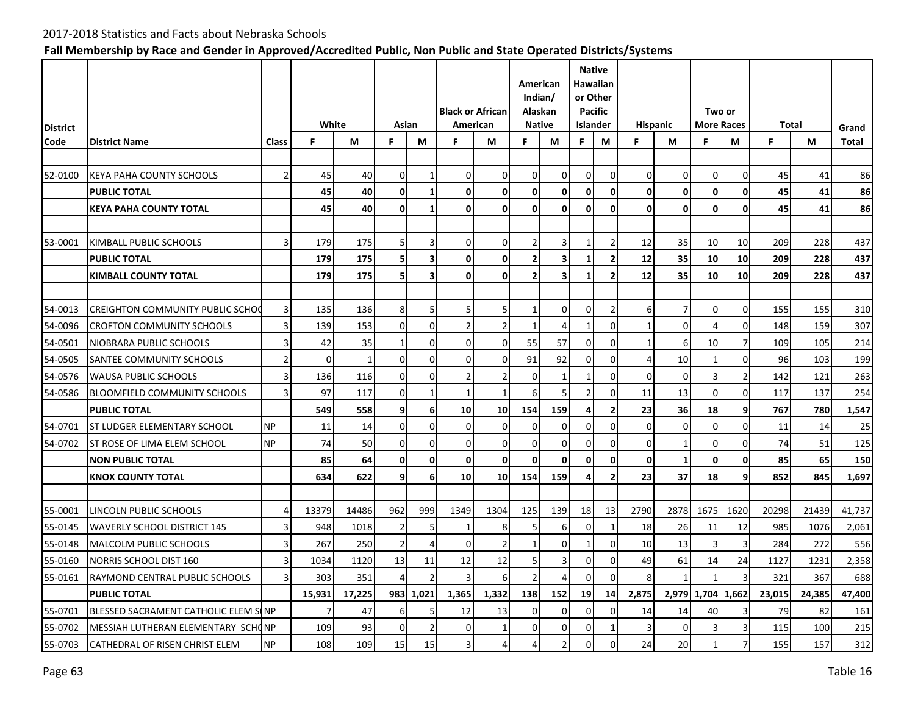2017-2018 Statistics and Facts about Nebraska Schools

**Fall Membership by Race and Gender in Approved/Accredited Public, Non Public and State Operated Districts/Systems**

| District Code | District Name | Class | White | | Asian | | Black or African American | | American Indian/ Alaskan Native | | Native Hawaiian or Other Pacific Islander | | Hispanic | | Two or More Races | | Total | | Grand Total |
|---|---|---|---|---|---|---|---|---|---|---|---|---|---|---|---|---|---|---|---|
| | | | F | M | F | M | F | M | F | M | F | M | F | M | F | M | F | M | |
| 52-0100 | KEYA PAHA COUNTY SCHOOLS | 2 | 45 | 40 | 0 | 1 | 0 | 0 | 0 | 0 | 0 | 0 | 0 | 0 | 0 | 0 | 45 | 41 | 86 |
| | **PUBLIC TOTAL** | | **45** | **40** | **0** | **1** | **0** | **0** | **0** | **0** | **0** | **0** | **0** | **0** | **0** | **0** | **45** | **41** | **86** |
| | **KEYA PAHA COUNTY TOTAL** | | **45** | **40** | **0** | **1** | **0** | **0** | **0** | **0** | **0** | **0** | **0** | **0** | **0** | **0** | **45** | **41** | **86** |
| 53-0001 | KIMBALL PUBLIC SCHOOLS | 3 | 179 | 175 | 5 | 3 | 0 | 0 | 2 | 3 | 1 | 2 | 12 | 35 | 10 | 10 | 209 | 228 | 437 |
| | **PUBLIC TOTAL** | | **179** | **175** | **5** | **3** | **0** | **0** | **2** | **3** | **1** | **2** | **12** | **35** | **10** | **10** | **209** | **228** | **437** |
| | **KIMBALL COUNTY TOTAL** | | **179** | **175** | **5** | **3** | **0** | **0** | **2** | **3** | **1** | **2** | **12** | **35** | **10** | **10** | **209** | **228** | **437** |
| 54-0013 | CREIGHTON COMMUNITY PUBLIC SCHOO | 3 | 135 | 136 | 8 | 5 | 5 | 5 | 1 | 0 | 0 | 2 | 6 | 7 | 0 | 0 | 155 | 155 | 310 |
| 54-0096 | CROFTON COMMUNITY SCHOOLS | 3 | 139 | 153 | 0 | 0 | 2 | 2 | 1 | 4 | 1 | 0 | 1 | 0 | 4 | 0 | 148 | 159 | 307 |
| 54-0501 | NIOBRARA PUBLIC SCHOOLS | 3 | 42 | 35 | 1 | 0 | 0 | 0 | 55 | 57 | 0 | 0 | 1 | 6 | 10 | 7 | 109 | 105 | 214 |
| 54-0505 | SANTEE COMMUNITY SCHOOLS | 2 | 0 | 1 | 0 | 0 | 0 | 0 | 91 | 92 | 0 | 0 | 4 | 10 | 1 | 0 | 96 | 103 | 199 |
| 54-0576 | WAUSA PUBLIC SCHOOLS | 3 | 136 | 116 | 0 | 0 | 2 | 2 | 0 | 1 | 1 | 0 | 0 | 0 | 3 | 2 | 142 | 121 | 263 |
| 54-0586 | BLOOMFIELD COMMUNITY SCHOOLS | 3 | 97 | 117 | 0 | 1 | 1 | 1 | 6 | 5 | 2 | 0 | 11 | 13 | 0 | 0 | 117 | 137 | 254 |
| | **PUBLIC TOTAL** | | **549** | **558** | **9** | **6** | **10** | **10** | **154** | **159** | **4** | **2** | **23** | **36** | **18** | **9** | **767** | **780** | **1,547** |
| 54-0701 | ST LUDGER ELEMENTARY SCHOOL | NP | 11 | 14 | 0 | 0 | 0 | 0 | 0 | 0 | 0 | 0 | 0 | 0 | 0 | 0 | 11 | 14 | 25 |
| 54-0702 | ST ROSE OF LIMA ELEM SCHOOL | NP | 74 | 50 | 0 | 0 | 0 | 0 | 0 | 0 | 0 | 0 | 0 | 1 | 0 | 0 | 74 | 51 | 125 |
| | **NON PUBLIC TOTAL** | | **85** | **64** | **0** | **0** | **0** | **0** | **0** | **0** | **0** | **0** | **0** | **1** | **0** | **0** | **85** | **65** | **150** |
| | **KNOX COUNTY TOTAL** | | **634** | **622** | **9** | **6** | **10** | **10** | **154** | **159** | **4** | **2** | **23** | **37** | **18** | **9** | **852** | **845** | **1,697** |
| 55-0001 | LINCOLN PUBLIC SCHOOLS | 4 | 13379 | 14486 | 962 | 999 | 1349 | 1304 | 125 | 139 | 18 | 13 | 2790 | 2878 | 1675 | 1620 | 20298 | 21439 | 41,737 |
| 55-0145 | WAVERLY SCHOOL DISTRICT 145 | 3 | 948 | 1018 | 2 | 5 | 1 | 8 | 5 | 6 | 0 | 1 | 18 | 26 | 11 | 12 | 985 | 1076 | 2,061 |
| 55-0148 | MALCOLM PUBLIC SCHOOLS | 3 | 267 | 250 | 2 | 4 | 0 | 2 | 1 | 0 | 1 | 0 | 10 | 13 | 3 | 3 | 284 | 272 | 556 |
| 55-0160 | NORRIS SCHOOL DIST 160 | 3 | 1034 | 1120 | 13 | 11 | 12 | 12 | 5 | 3 | 0 | 0 | 49 | 61 | 14 | 24 | 1127 | 1231 | 2,358 |
| 55-0161 | RAYMOND CENTRAL PUBLIC SCHOOLS | 3 | 303 | 351 | 4 | 2 | 3 | 6 | 2 | 4 | 0 | 0 | 8 | 1 | 1 | 3 | 321 | 367 | 688 |
| | **PUBLIC TOTAL** | | **15,931** | **17,225** | **983** | **1,021** | **1,365** | **1,332** | **138** | **152** | **19** | **14** | **2,875** | **2,979** | **1,704** | **1,662** | **23,015** | **24,385** | **47,400** |
| 55-0701 | BLESSED SACRAMENT CATHOLIC ELEM S | NP | 7 | 47 | 6 | 5 | 12 | 13 | 0 | 0 | 0 | 0 | 14 | 14 | 40 | 3 | 79 | 82 | 161 |
| 55-0702 | MESSIAH LUTHERAN ELEMENTARY SCHO | NP | 109 | 93 | 0 | 2 | 0 | 1 | 0 | 0 | 0 | 1 | 3 | 0 | 3 | 3 | 115 | 100 | 215 |
| 55-0703 | CATHEDRAL OF RISEN CHRIST ELEM | NP | 108 | 109 | 15 | 15 | 3 | 4 | 4 | 2 | 0 | 0 | 24 | 20 | 1 | 7 | 155 | 157 | 312 |

Table 16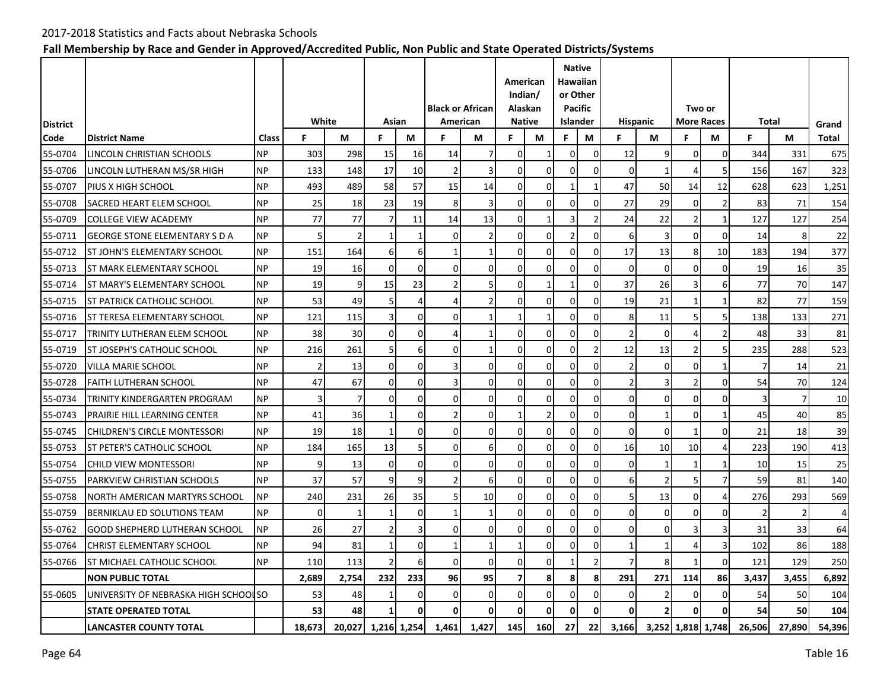2017-2018 Statistics and Facts about Nebraska Schools

**Fall Membership by Race and Gender in Approved/Accredited Public, Non Public and State Operated Districts/Systems**

| District | | | White | | Asian | | Black or African American | | American Indian/ Alaskan Native | | Native Hawaiian or Other Pacific Islander | | Hispanic | | Two or More Races | | Total | | Grand |
|---|---|---|---|---|---|---|---|---|---|---|---|---|---|---|---|---|---|---|---|
| Code | District Name | Class | F | M | F | M | F | M | F | M | F | M | F | M | F | M | F | M | Total |
| 55-0704 | LINCOLN CHRISTIAN SCHOOLS | NP | 303 | 298 | 15 | 16 | 14 | 7 | 0 | 1 | 0 | 0 | 12 | 9 | 0 | 0 | 344 | 331 | 675 |
| 55-0706 | LINCOLN LUTHERAN MS/SR HIGH | NP | 133 | 148 | 17 | 10 | 2 | 3 | 0 | 0 | 0 | 0 | 0 | 1 | 4 | 5 | 156 | 167 | 323 |
| 55-0707 | PIUS X HIGH SCHOOL | NP | 493 | 489 | 58 | 57 | 15 | 14 | 0 | 0 | 1 | 1 | 47 | 50 | 14 | 12 | 628 | 623 | 1,251 |
| 55-0708 | SACRED HEART ELEM SCHOOL | NP | 25 | 18 | 23 | 19 | 8 | 3 | 0 | 0 | 0 | 0 | 27 | 29 | 0 | 2 | 83 | 71 | 154 |
| 55-0709 | COLLEGE VIEW ACADEMY | NP | 77 | 77 | 7 | 11 | 14 | 13 | 0 | 1 | 3 | 2 | 24 | 22 | 2 | 1 | 127 | 127 | 254 |
| 55-0711 | GEORGE STONE ELEMENTARY S D A | NP | 5 | 2 | 1 | 1 | 0 | 2 | 0 | 0 | 2 | 0 | 6 | 3 | 0 | 0 | 14 | 8 | 22 |
| 55-0712 | ST JOHN'S ELEMENTARY SCHOOL | NP | 151 | 164 | 6 | 6 | 1 | 1 | 0 | 0 | 0 | 0 | 17 | 13 | 8 | 10 | 183 | 194 | 377 |
| 55-0713 | ST MARK ELEMENTARY SCHOOL | NP | 19 | 16 | 0 | 0 | 0 | 0 | 0 | 0 | 0 | 0 | 0 | 0 | 0 | 0 | 19 | 16 | 35 |
| 55-0714 | ST MARY'S ELEMENTARY SCHOOL | NP | 19 | 9 | 15 | 23 | 2 | 5 | 0 | 1 | 1 | 0 | 37 | 26 | 3 | 6 | 77 | 70 | 147 |
| 55-0715 | ST PATRICK CATHOLIC SCHOOL | NP | 53 | 49 | 5 | 4 | 4 | 2 | 0 | 0 | 0 | 0 | 19 | 21 | 1 | 1 | 82 | 77 | 159 |
| 55-0716 | ST TERESA ELEMENTARY SCHOOL | NP | 121 | 115 | 3 | 0 | 0 | 1 | 1 | 1 | 0 | 0 | 8 | 11 | 5 | 5 | 138 | 133 | 271 |
| 55-0717 | TRINITY LUTHERAN ELEM SCHOOL | NP | 38 | 30 | 0 | 0 | 4 | 1 | 0 | 0 | 0 | 0 | 2 | 0 | 4 | 2 | 48 | 33 | 81 |
| 55-0719 | ST JOSEPH'S CATHOLIC SCHOOL | NP | 216 | 261 | 5 | 6 | 0 | 1 | 0 | 0 | 0 | 2 | 12 | 13 | 2 | 5 | 235 | 288 | 523 |
| 55-0720 | VILLA MARIE SCHOOL | NP | 2 | 13 | 0 | 0 | 3 | 0 | 0 | 0 | 0 | 0 | 2 | 0 | 0 | 1 | 7 | 14 | 21 |
| 55-0728 | FAITH LUTHERAN SCHOOL | NP | 47 | 67 | 0 | 0 | 3 | 0 | 0 | 0 | 0 | 0 | 2 | 3 | 2 | 0 | 54 | 70 | 124 |
| 55-0734 | TRINITY KINDERGARTEN PROGRAM | NP | 3 | 7 | 0 | 0 | 0 | 0 | 0 | 0 | 0 | 0 | 0 | 0 | 0 | 0 | 3 | 7 | 10 |
| 55-0743 | PRAIRIE HILL LEARNING CENTER | NP | 41 | 36 | 1 | 0 | 2 | 0 | 1 | 2 | 0 | 0 | 0 | 1 | 0 | 1 | 45 | 40 | 85 |
| 55-0745 | CHILDREN'S CIRCLE MONTESSORI | NP | 19 | 18 | 1 | 0 | 0 | 0 | 0 | 0 | 0 | 0 | 0 | 0 | 1 | 0 | 21 | 18 | 39 |
| 55-0753 | ST PETER'S CATHOLIC SCHOOL | NP | 184 | 165 | 13 | 5 | 0 | 6 | 0 | 0 | 0 | 0 | 16 | 10 | 10 | 4 | 223 | 190 | 413 |
| 55-0754 | CHILD VIEW MONTESSORI | NP | 9 | 13 | 0 | 0 | 0 | 0 | 0 | 0 | 0 | 0 | 0 | 1 | 1 | 1 | 10 | 15 | 25 |
| 55-0755 | PARKVIEW CHRISTIAN SCHOOLS | NP | 37 | 57 | 9 | 9 | 2 | 6 | 0 | 0 | 0 | 0 | 6 | 2 | 5 | 7 | 59 | 81 | 140 |
| 55-0758 | NORTH AMERICAN MARTYRS SCHOOL | NP | 240 | 231 | 26 | 35 | 5 | 10 | 0 | 0 | 0 | 0 | 5 | 13 | 0 | 4 | 276 | 293 | 569 |
| 55-0759 | BERNIKLAU ED SOLUTIONS TEAM | NP | 0 | 1 | 1 | 0 | 1 | 1 | 0 | 0 | 0 | 0 | 0 | 0 | 0 | 0 | 2 | 2 | 4 |
| 55-0762 | GOOD SHEPHERD LUTHERAN SCHOOL | NP | 26 | 27 | 2 | 3 | 0 | 0 | 0 | 0 | 0 | 0 | 0 | 0 | 3 | 3 | 31 | 33 | 64 |
| 55-0764 | CHRIST ELEMENTARY SCHOOL | NP | 94 | 81 | 1 | 0 | 1 | 1 | 1 | 0 | 0 | 0 | 1 | 1 | 4 | 3 | 102 | 86 | 188 |
| 55-0766 | ST MICHAEL CATHOLIC SCHOOL | NP | 110 | 113 | 2 | 6 | 0 | 0 | 0 | 0 | 1 | 2 | 7 | 8 | 1 | 0 | 121 | 129 | 250 |
| | **NON PUBLIC TOTAL** | | **2,689** | **2,754** | **232** | **233** | **96** | **95** | **7** | **8** | **8** | **8** | **291** | **271** | **114** | **86** | **3,437** | **3,455** | **6,892** |
| 55-0605 | UNIVERSITY OF NEBRASKA HIGH SCHOOL | SO | 53 | 48 | 1 | 0 | 0 | 0 | 0 | 0 | 0 | 0 | 0 | 2 | 0 | 0 | 54 | 50 | 104 |
| | **STATE OPERATED TOTAL** | | **53** | **48** | **1** | **0** | **0** | **0** | **0** | **0** | **0** | **0** | **0** | **2** | **0** | **0** | **54** | **50** | **104** |
| | **LANCASTER COUNTY TOTAL** | | **18,673** | **20,027** | **1,216** | **1,254** | **1,461** | **1,427** | **145** | **160** | **27** | **22** | **3,166** | **3,252** | **1,818** | **1,748** | **26,506** | **27,890** | **54,396** |

Table 16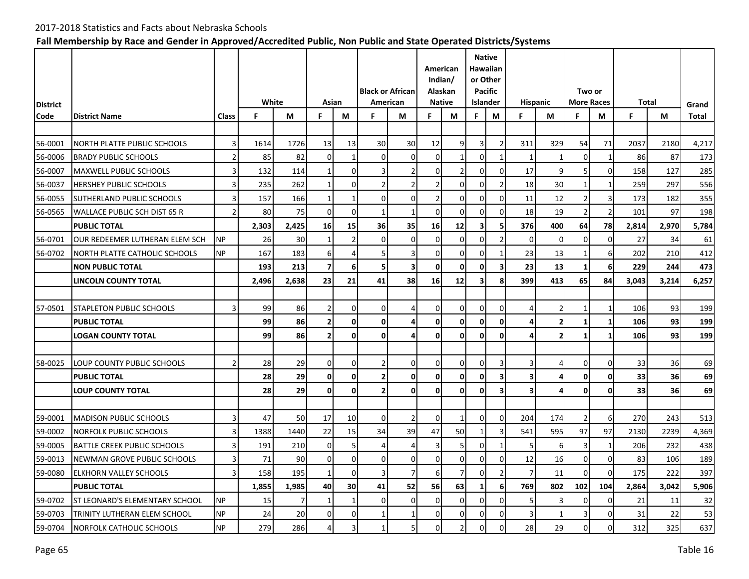2017-2018 Statistics and Facts about Nebraska Schools

**Fall Membership by Race and Gender in Approved/Accredited Public, Non Public and State Operated Districts/Systems**

| District Code | District Name | Class | White | | Asian | | Black or African American | | American Indian/ Alaskan Native | | Native Hawaiian or Other Pacific Islander | | Hispanic | | Two or More Races | | Total | | Grand Total |
|---|---|---|---|---|---|---|---|---|---|---|---|---|---|---|---|---|---|---|---|
| | | | F | M | F | M | F | M | F | M | F | M | F | M | F | M | F | M | |
| | | | | | | | | | | | | | | | | | | | |
| 56-0001 | NORTH PLATTE PUBLIC SCHOOLS | 3 | 1614 | 1726 | 13 | 13 | 30 | 30 | 12 | 9 | 3 | 2 | 311 | 329 | 54 | 71 | 2037 | 2180 | 4,217 |
| 56-0006 | BRADY PUBLIC SCHOOLS | 2 | 85 | 82 | 0 | 1 | 0 | 0 | 0 | 1 | 0 | 1 | 1 | 1 | 0 | 1 | 86 | 87 | 173 |
| 56-0007 | MAXWELL PUBLIC SCHOOLS | 3 | 132 | 114 | 1 | 0 | 3 | 2 | 0 | 2 | 0 | 0 | 17 | 9 | 5 | 0 | 158 | 127 | 285 |
| 56-0037 | HERSHEY PUBLIC SCHOOLS | 3 | 235 | 262 | 1 | 0 | 2 | 2 | 2 | 0 | 0 | 2 | 18 | 30 | 1 | 1 | 259 | 297 | 556 |
| 56-0055 | SUTHERLAND PUBLIC SCHOOLS | 3 | 157 | 166 | 1 | 1 | 0 | 0 | 2 | 0 | 0 | 0 | 11 | 12 | 2 | 3 | 173 | 182 | 355 |
| 56-0565 | WALLACE PUBLIC SCH DIST 65 R | 2 | 80 | 75 | 0 | 0 | 1 | 1 | 0 | 0 | 0 | 0 | 18 | 19 | 2 | 2 | 101 | 97 | 198 |
| | **PUBLIC TOTAL** | | **2,303** | **2,425** | **16** | **15** | **36** | **35** | **16** | **12** | **3** | **5** | **376** | **400** | **64** | **78** | **2,814** | **2,970** | **5,784** |
| 56-0701 | OUR REDEEMER LUTHERAN ELEM SCH | NP | 26 | 30 | 1 | 2 | 0 | 0 | 0 | 0 | 0 | 2 | 0 | 0 | 0 | 0 | 27 | 34 | 61 |
| 56-0702 | NORTH PLATTE CATHOLIC SCHOOLS | NP | 167 | 183 | 6 | 4 | 5 | 3 | 0 | 0 | 0 | 1 | 23 | 13 | 1 | 6 | 202 | 210 | 412 |
| | **NON PUBLIC TOTAL** | | **193** | **213** | **7** | **6** | **5** | **3** | **0** | **0** | **0** | **3** | **23** | **13** | **1** | **6** | **229** | **244** | **473** |
| | **LINCOLN COUNTY TOTAL** | | **2,496** | **2,638** | **23** | **21** | **41** | **38** | **16** | **12** | **3** | **8** | **399** | **413** | **65** | **84** | **3,043** | **3,214** | **6,257** |
| | | | | | | | | | | | | | | | | | | | |
| 57-0501 | STAPLETON PUBLIC SCHOOLS | 3 | 99 | 86 | 2 | 0 | 0 | 4 | 0 | 0 | 0 | 0 | 4 | 2 | 1 | 1 | 106 | 93 | 199 |
| | **PUBLIC TOTAL** | | **99** | **86** | **2** | **0** | **0** | **4** | **0** | **0** | **0** | **0** | **4** | **2** | **1** | **1** | **106** | **93** | **199** |
| | **LOGAN COUNTY TOTAL** | | **99** | **86** | **2** | **0** | **0** | **4** | **0** | **0** | **0** | **0** | **4** | **2** | **1** | **1** | **106** | **93** | **199** |
| | | | | | | | | | | | | | | | | | | | |
| 58-0025 | LOUP COUNTY PUBLIC SCHOOLS | 2 | 28 | 29 | 0 | 0 | 2 | 0 | 0 | 0 | 0 | 3 | 3 | 4 | 0 | 0 | 33 | 36 | 69 |
| | **PUBLIC TOTAL** | | **28** | **29** | **0** | **0** | **2** | **0** | **0** | **0** | **0** | **3** | **3** | **4** | **0** | **0** | **33** | **36** | **69** |
| | **LOUP COUNTY TOTAL** | | **28** | **29** | **0** | **0** | **2** | **0** | **0** | **0** | **0** | **3** | **3** | **4** | **0** | **0** | **33** | **36** | **69** |
| | | | | | | | | | | | | | | | | | | | |
| 59-0001 | MADISON PUBLIC SCHOOLS | 3 | 47 | 50 | 17 | 10 | 0 | 2 | 0 | 1 | 0 | 0 | 204 | 174 | 2 | 6 | 270 | 243 | 513 |
| 59-0002 | NORFOLK PUBLIC SCHOOLS | 3 | 1388 | 1440 | 22 | 15 | 34 | 39 | 47 | 50 | 1 | 3 | 541 | 595 | 97 | 97 | 2130 | 2239 | 4,369 |
| 59-0005 | BATTLE CREEK PUBLIC SCHOOLS | 3 | 191 | 210 | 0 | 5 | 4 | 4 | 3 | 5 | 0 | 1 | 5 | 6 | 3 | 1 | 206 | 232 | 438 |
| 59-0013 | NEWMAN GROVE PUBLIC SCHOOLS | 3 | 71 | 90 | 0 | 0 | 0 | 0 | 0 | 0 | 0 | 0 | 12 | 16 | 0 | 0 | 83 | 106 | 189 |
| 59-0080 | ELKHORN VALLEY SCHOOLS | 3 | 158 | 195 | 1 | 0 | 3 | 7 | 6 | 7 | 0 | 2 | 7 | 11 | 0 | 0 | 175 | 222 | 397 |
| | **PUBLIC TOTAL** | | **1,855** | **1,985** | **40** | **30** | **41** | **52** | **56** | **63** | **1** | **6** | **769** | **802** | **102** | **104** | **2,864** | **3,042** | **5,906** |
| 59-0702 | ST LEONARD'S ELEMENTARY SCHOOL | NP | 15 | 7 | 1 | 1 | 0 | 0 | 0 | 0 | 0 | 0 | 5 | 3 | 0 | 0 | 21 | 11 | 32 |
| 59-0703 | TRINITY LUTHERAN ELEM SCHOOL | NP | 24 | 20 | 0 | 0 | 1 | 1 | 0 | 0 | 0 | 0 | 3 | 1 | 3 | 0 | 31 | 22 | 53 |
| 59-0704 | NORFOLK CATHOLIC SCHOOLS | NP | 279 | 286 | 4 | 3 | 1 | 5 | 0 | 2 | 0 | 0 | 28 | 29 | 0 | 0 | 312 | 325 | 637 |

Table 16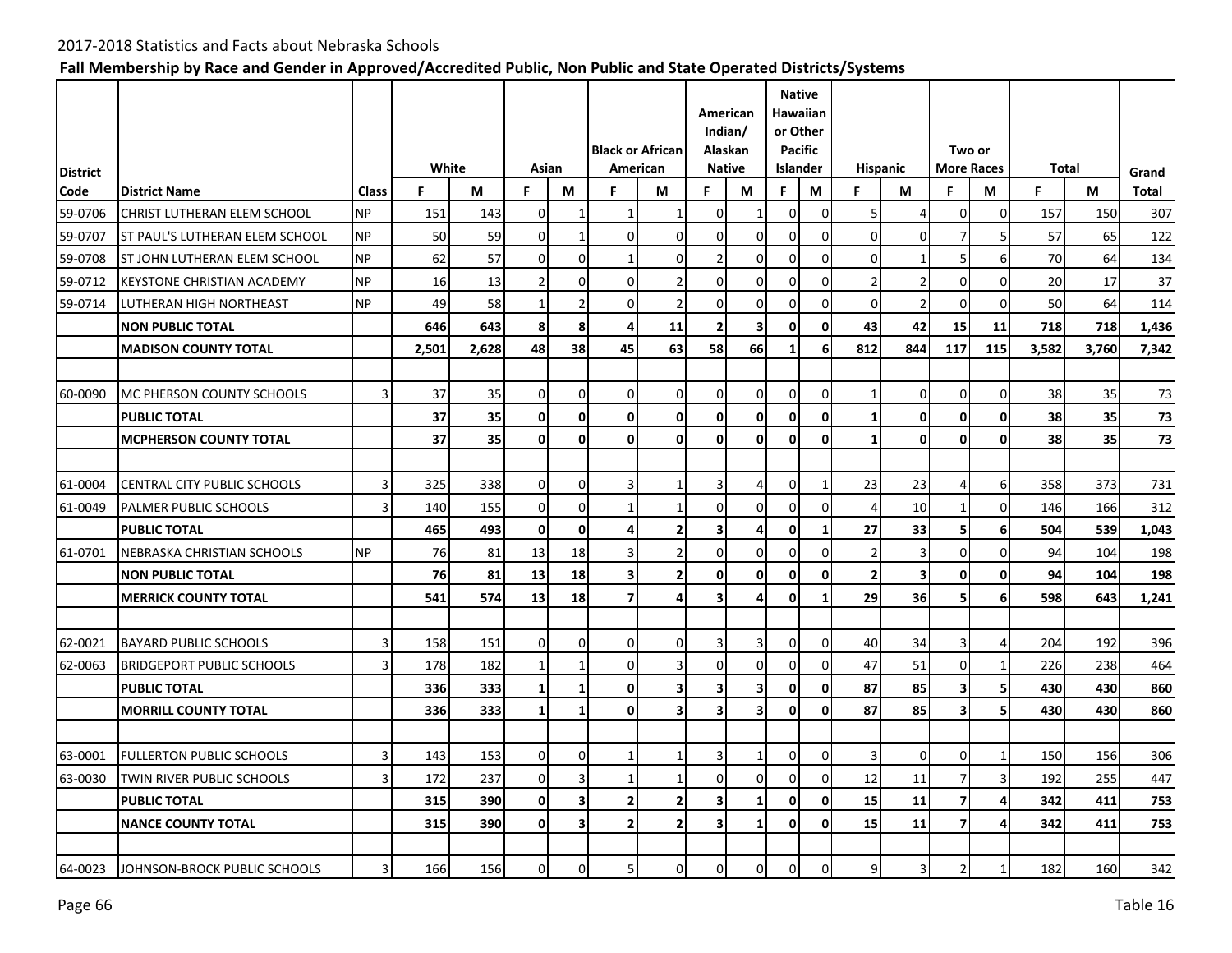2017-2018 Statistics and Facts about Nebraska Schools

**Fall Membership by Race and Gender in Approved/Accredited Public, Non Public and State Operated Districts/Systems**

| District Code | District Name | Class | White | | Asian | | Black or African American | | American Indian/ Alaskan Native | | Native Hawaiian or Other Pacific Islander | | Hispanic | | Two or More Races | | Total | | Grand Total |
|---|---|---|---|---|---|---|---|---|---|---|---|---|---|---|---|---|---|---|---|
| | | | F | M | F | M | F | M | F | M | F | M | F | M | F | M | F | M | |
| 59-0706 | CHRIST LUTHERAN ELEM SCHOOL | NP | 151 | 143 | 0 | 1 | 1 | 1 | 0 | 1 | 0 | 0 | 5 | 4 | 0 | 0 | 157 | 150 | 307 |
| 59-0707 | ST PAUL'S LUTHERAN ELEM SCHOOL | NP | 50 | 59 | 0 | 1 | 0 | 0 | 0 | 0 | 0 | 0 | 0 | 0 | 7 | 5 | 57 | 65 | 122 |
| 59-0708 | ST JOHN LUTHERAN ELEM SCHOOL | NP | 62 | 57 | 0 | 0 | 1 | 0 | 2 | 0 | 0 | 0 | 0 | 1 | 5 | 6 | 70 | 64 | 134 |
| 59-0712 | KEYSTONE CHRISTIAN ACADEMY | NP | 16 | 13 | 2 | 0 | 0 | 2 | 0 | 0 | 0 | 0 | 2 | 2 | 0 | 0 | 20 | 17 | 37 |
| 59-0714 | LUTHERAN HIGH NORTHEAST | NP | 49 | 58 | 1 | 2 | 0 | 2 | 0 | 0 | 0 | 0 | 0 | 2 | 0 | 0 | 50 | 64 | 114 |
| | **NON PUBLIC TOTAL** | | **646** | **643** | **8** | **8** | **4** | **11** | **2** | **3** | **0** | **0** | **43** | **42** | **15** | **11** | **718** | **718** | **1,436** |
| | **MADISON COUNTY TOTAL** | | **2,501** | **2,628** | **48** | **38** | **45** | **63** | **58** | **66** | **1** | **6** | **812** | **844** | **117** | **115** | **3,582** | **3,760** | **7,342** |
| | | | | | | | | | | | | | | | | | | | |
| 60-0090 | MC PHERSON COUNTY SCHOOLS | 3 | 37 | 35 | 0 | 0 | 0 | 0 | 0 | 0 | 0 | 0 | 1 | 0 | 0 | 0 | 38 | 35 | 73 |
| | **PUBLIC TOTAL** | | **37** | **35** | **0** | **0** | **0** | **0** | **0** | **0** | **0** | **0** | **1** | **0** | **0** | **0** | **38** | **35** | **73** |
| | **MCPHERSON COUNTY TOTAL** | | **37** | **35** | **0** | **0** | **0** | **0** | **0** | **0** | **0** | **0** | **1** | **0** | **0** | **0** | **38** | **35** | **73** |
| | | | | | | | | | | | | | | | | | | | |
| 61-0004 | CENTRAL CITY PUBLIC SCHOOLS | 3 | 325 | 338 | 0 | 0 | 3 | 1 | 3 | 4 | 0 | 1 | 23 | 23 | 4 | 6 | 358 | 373 | 731 |
| 61-0049 | PALMER PUBLIC SCHOOLS | 3 | 140 | 155 | 0 | 0 | 1 | 1 | 0 | 0 | 0 | 0 | 4 | 10 | 1 | 0 | 146 | 166 | 312 |
| | **PUBLIC TOTAL** | | **465** | **493** | **0** | **0** | **4** | **2** | **3** | **4** | **0** | **1** | **27** | **33** | **5** | **6** | **504** | **539** | **1,043** |
| 61-0701 | NEBRASKA CHRISTIAN SCHOOLS | NP | 76 | 81 | 13 | 18 | 3 | 2 | 0 | 0 | 0 | 0 | 2 | 3 | 0 | 0 | 94 | 104 | 198 |
| | **NON PUBLIC TOTAL** | | **76** | **81** | **13** | **18** | **3** | **2** | **0** | **0** | **0** | **0** | **2** | **3** | **0** | **0** | **94** | **104** | **198** |
| | **MERRICK COUNTY TOTAL** | | **541** | **574** | **13** | **18** | **7** | **4** | **3** | **4** | **0** | **1** | **29** | **36** | **5** | **6** | **598** | **643** | **1,241** |
| | | | | | | | | | | | | | | | | | | | |
| 62-0021 | BAYARD PUBLIC SCHOOLS | 3 | 158 | 151 | 0 | 0 | 0 | 0 | 3 | 3 | 0 | 0 | 40 | 34 | 3 | 4 | 204 | 192 | 396 |
| 62-0063 | BRIDGEPORT PUBLIC SCHOOLS | 3 | 178 | 182 | 1 | 1 | 0 | 3 | 0 | 0 | 0 | 0 | 47 | 51 | 0 | 1 | 226 | 238 | 464 |
| | **PUBLIC TOTAL** | | **336** | **333** | **1** | **1** | **0** | **3** | **3** | **3** | **0** | **0** | **87** | **85** | **3** | **5** | **430** | **430** | **860** |
| | **MORRILL COUNTY TOTAL** | | **336** | **333** | **1** | **1** | **0** | **3** | **3** | **3** | **0** | **0** | **87** | **85** | **3** | **5** | **430** | **430** | **860** |
| | | | | | | | | | | | | | | | | | | | |
| 63-0001 | FULLERTON PUBLIC SCHOOLS | 3 | 143 | 153 | 0 | 0 | 1 | 1 | 3 | 1 | 0 | 0 | 3 | 0 | 0 | 1 | 150 | 156 | 306 |
| 63-0030 | TWIN RIVER PUBLIC SCHOOLS | 3 | 172 | 237 | 0 | 3 | 1 | 1 | 0 | 0 | 0 | 0 | 12 | 11 | 7 | 3 | 192 | 255 | 447 |
| | **PUBLIC TOTAL** | | **315** | **390** | **0** | **3** | **2** | **2** | **3** | **1** | **0** | **0** | **15** | **11** | **7** | **4** | **342** | **411** | **753** |
| | **NANCE COUNTY TOTAL** | | **315** | **390** | **0** | **3** | **2** | **2** | **3** | **1** | **0** | **0** | **15** | **11** | **7** | **4** | **342** | **411** | **753** |
| | | | | | | | | | | | | | | | | | | | |
| 64-0023 | JOHNSON-BROCK PUBLIC SCHOOLS | 3 | 166 | 156 | 0 | 0 | 5 | 0 | 0 | 0 | 0 | 0 | 9 | 3 | 2 | 1 | 182 | 160 | 342 |

Table 16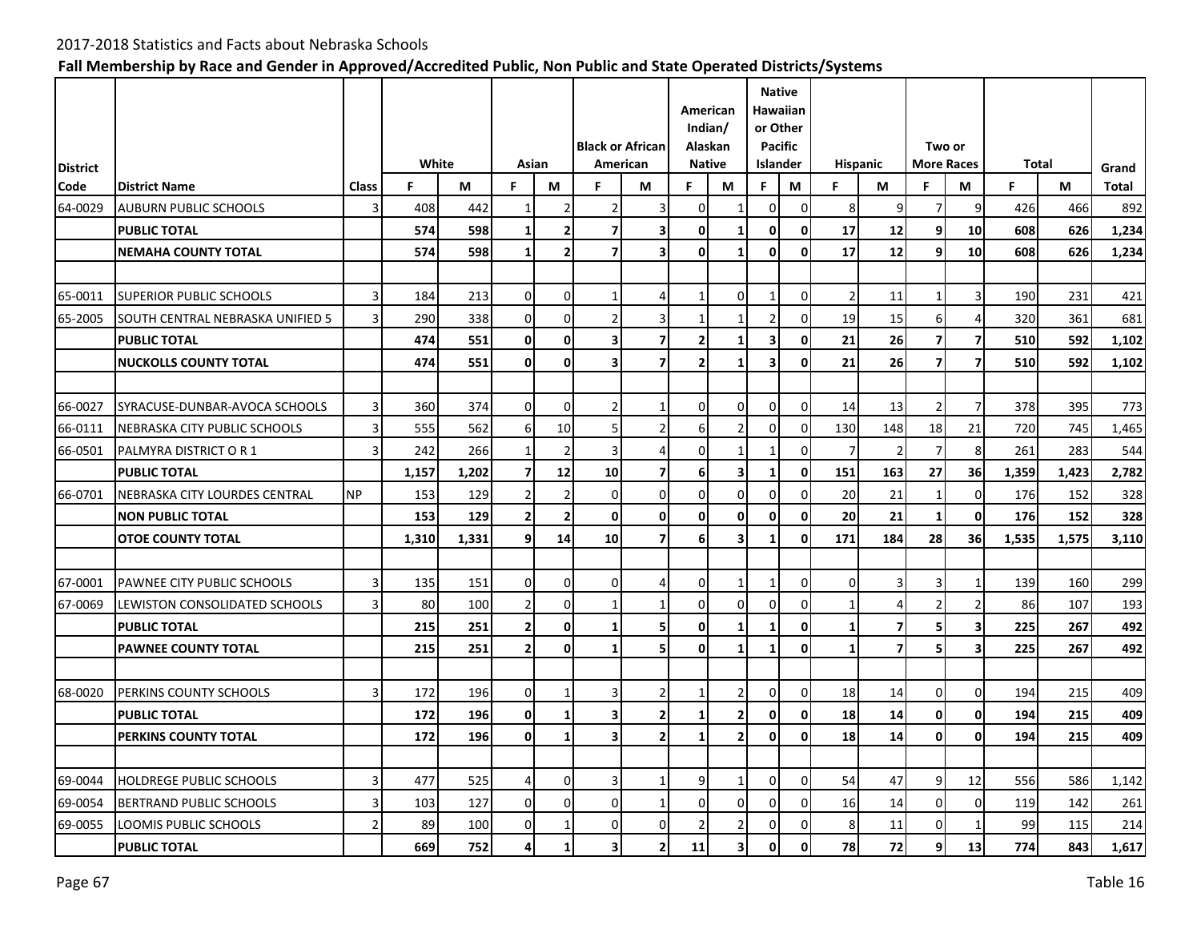2017-2018 Statistics and Facts about Nebraska Schools

**Fall Membership by Race and Gender in Approved/Accredited Public, Non Public and State Operated Districts/Systems**

| District | | | White | | Asian | | Black or African American | | American Indian/ Alaskan Native | | Native Hawaiian or Other Pacific Islander | | Hispanic | | Two or More Races | | Total | | Grand |
|---|---|---|---|---|---|---|---|---|---|---|---|---|---|---|---|---|---|---|---|
| Code | District Name | Class | F | M | F | M | F | M | F | M | F | M | F | M | F | M | F | M | Total |
| 64-0029 | AUBURN PUBLIC SCHOOLS | 3 | 408 | 442 | 1 | 2 | 2 | 3 | 0 | 1 | 0 | 0 | 8 | 9 | 7 | 9 | 426 | 466 | 892 |
| | **PUBLIC TOTAL** | | **574** | **598** | **1** | **2** | **7** | **3** | **0** | **1** | **0** | **0** | **17** | **12** | **9** | **10** | **608** | **626** | **1,234** |
| | **NEMAHA COUNTY TOTAL** | | **574** | **598** | **1** | **2** | **7** | **3** | **0** | **1** | **0** | **0** | **17** | **12** | **9** | **10** | **608** | **626** | **1,234** |
| | | | | | | | | | | | | | | | | | | | |
| 65-0011 | SUPERIOR PUBLIC SCHOOLS | 3 | 184 | 213 | 0 | 0 | 1 | 4 | 1 | 0 | 1 | 0 | 2 | 11 | 1 | 3 | 190 | 231 | 421 |
| 65-2005 | SOUTH CENTRAL NEBRASKA UNIFIED 5 | 3 | 290 | 338 | 0 | 0 | 2 | 3 | 1 | 1 | 2 | 0 | 19 | 15 | 6 | 4 | 320 | 361 | 681 |
| | **PUBLIC TOTAL** | | **474** | **551** | **0** | **0** | **3** | **7** | **2** | **1** | **3** | **0** | **21** | **26** | **7** | **7** | **510** | **592** | **1,102** |
| | **NUCKOLLS COUNTY TOTAL** | | **474** | **551** | **0** | **0** | **3** | **7** | **2** | **1** | **3** | **0** | **21** | **26** | **7** | **7** | **510** | **592** | **1,102** |
| | | | | | | | | | | | | | | | | | | | |
| 66-0027 | SYRACUSE-DUNBAR-AVOCA SCHOOLS | 3 | 360 | 374 | 0 | 0 | 2 | 1 | 0 | 0 | 0 | 0 | 14 | 13 | 2 | 7 | 378 | 395 | 773 |
| 66-0111 | NEBRASKA CITY PUBLIC SCHOOLS | 3 | 555 | 562 | 6 | 10 | 5 | 2 | 6 | 2 | 0 | 0 | 130 | 148 | 18 | 21 | 720 | 745 | 1,465 |
| 66-0501 | PALMYRA DISTRICT O R 1 | 3 | 242 | 266 | 1 | 2 | 3 | 4 | 0 | 1 | 1 | 0 | 7 | 2 | 7 | 8 | 261 | 283 | 544 |
| | **PUBLIC TOTAL** | | **1,157** | **1,202** | **7** | **12** | **10** | **7** | **6** | **3** | **1** | **0** | **151** | **163** | **27** | **36** | **1,359** | **1,423** | **2,782** |
| 66-0701 | NEBRASKA CITY LOURDES CENTRAL | NP | 153 | 129 | 2 | 2 | 0 | 0 | 0 | 0 | 0 | 0 | 20 | 21 | 1 | 0 | 176 | 152 | 328 |
| | **NON PUBLIC TOTAL** | | **153** | **129** | **2** | **2** | **0** | **0** | **0** | **0** | **0** | **0** | **20** | **21** | **1** | **0** | **176** | **152** | **328** |
| | **OTOE COUNTY TOTAL** | | **1,310** | **1,331** | **9** | **14** | **10** | **7** | **6** | **3** | **1** | **0** | **171** | **184** | **28** | **36** | **1,535** | **1,575** | **3,110** |
| | | | | | | | | | | | | | | | | | | | |
| 67-0001 | PAWNEE CITY PUBLIC SCHOOLS | 3 | 135 | 151 | 0 | 0 | 0 | 4 | 0 | 1 | 1 | 0 | 0 | 3 | 3 | 1 | 139 | 160 | 299 |
| 67-0069 | LEWISTON CONSOLIDATED SCHOOLS | 3 | 80 | 100 | 2 | 0 | 1 | 1 | 0 | 0 | 0 | 0 | 1 | 4 | 2 | 2 | 86 | 107 | 193 |
| | **PUBLIC TOTAL** | | **215** | **251** | **2** | **0** | **1** | **5** | **0** | **1** | **1** | **0** | **1** | **7** | **5** | **3** | **225** | **267** | **492** |
| | **PAWNEE COUNTY TOTAL** | | **215** | **251** | **2** | **0** | **1** | **5** | **0** | **1** | **1** | **0** | **1** | **7** | **5** | **3** | **225** | **267** | **492** |
| | | | | | | | | | | | | | | | | | | | |
| 68-0020 | PERKINS COUNTY SCHOOLS | 3 | 172 | 196 | 0 | 1 | 3 | 2 | 1 | 2 | 0 | 0 | 18 | 14 | 0 | 0 | 194 | 215 | 409 |
| | **PUBLIC TOTAL** | | **172** | **196** | **0** | **1** | **3** | **2** | **1** | **2** | **0** | **0** | **18** | **14** | **0** | **0** | **194** | **215** | **409** |
| | **PERKINS COUNTY TOTAL** | | **172** | **196** | **0** | **1** | **3** | **2** | **1** | **2** | **0** | **0** | **18** | **14** | **0** | **0** | **194** | **215** | **409** |
| | | | | | | | | | | | | | | | | | | | |
| 69-0044 | HOLDREGE PUBLIC SCHOOLS | 3 | 477 | 525 | 4 | 0 | 3 | 1 | 9 | 1 | 0 | 0 | 54 | 47 | 9 | 12 | 556 | 586 | 1,142 |
| 69-0054 | BERTRAND PUBLIC SCHOOLS | 3 | 103 | 127 | 0 | 0 | 0 | 1 | 0 | 0 | 0 | 0 | 16 | 14 | 0 | 0 | 119 | 142 | 261 |
| 69-0055 | LOOMIS PUBLIC SCHOOLS | 2 | 89 | 100 | 0 | 1 | 0 | 0 | 2 | 2 | 0 | 0 | 8 | 11 | 0 | 1 | 99 | 115 | 214 |
| | **PUBLIC TOTAL** | | **669** | **752** | **4** | **1** | **3** | **2** | **11** | **3** | **0** | **0** | **78** | **72** | **9** | **13** | **774** | **843** | **1,617** |

Table 16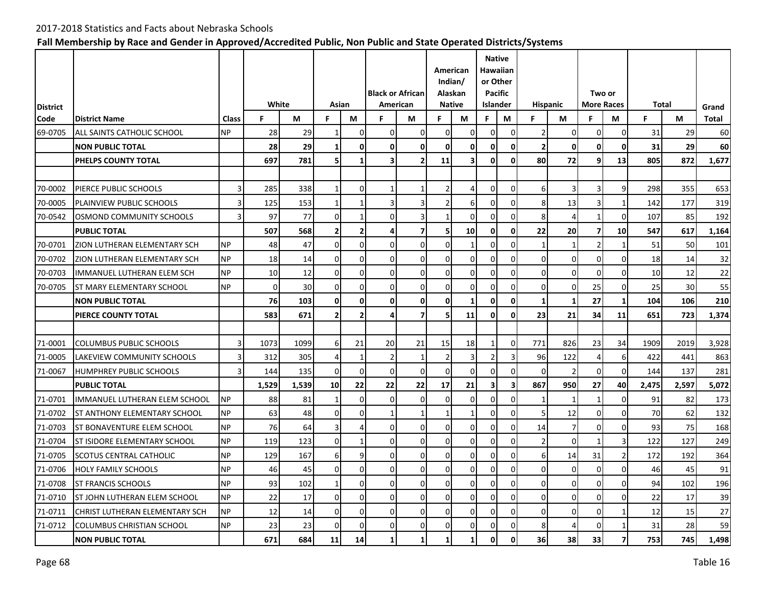2017-2018 Statistics and Facts about Nebraska Schools

**Fall Membership by Race and Gender in Approved/Accredited Public, Non Public and State Operated Districts/Systems**

| District Code | District Name | Class | White | | Asian | | Black or African American | | American Indian/ Alaskan Native | | Native Hawaiian or Other Pacific Islander | | Hispanic | | Two or More Races | | Total | | Grand Total |
|---|---|---|---|---|---|---|---|---|---|---|---|---|---|---|---|---|---|---|---|
| | | | F | M | F | M | F | M | F | M | F | M | F | M | F | M | F | M | |
| 69-0705 | ALL SAINTS CATHOLIC SCHOOL | NP | 28 | 29 | 1 | 0 | 0 | 0 | 0 | 0 | 0 | 0 | 2 | 0 | 0 | 0 | 31 | 29 | 60 |
| | **NON PUBLIC TOTAL** | | **28** | **29** | **1** | **0** | **0** | **0** | **0** | **0** | **0** | **0** | **2** | **0** | **0** | **0** | **31** | **29** | **60** |
| | **PHELPS COUNTY TOTAL** | | **697** | **781** | **5** | **1** | **3** | **2** | **11** | **3** | **0** | **0** | **80** | **72** | **9** | **13** | **805** | **872** | **1,677** |
| | | | | | | | | | | | | | | | | | | | |
| 70-0002 | PIERCE PUBLIC SCHOOLS | 3 | 285 | 338 | 1 | 0 | 1 | 1 | 2 | 4 | 0 | 0 | 6 | 3 | 3 | 9 | 298 | 355 | 653 |
| 70-0005 | PLAINVIEW PUBLIC SCHOOLS | 3 | 125 | 153 | 1 | 1 | 3 | 3 | 2 | 6 | 0 | 0 | 8 | 13 | 3 | 1 | 142 | 177 | 319 |
| 70-0542 | OSMOND COMMUNITY SCHOOLS | 3 | 97 | 77 | 0 | 1 | 0 | 3 | 1 | 0 | 0 | 0 | 8 | 4 | 1 | 0 | 107 | 85 | 192 |
| | **PUBLIC TOTAL** | | **507** | **568** | **2** | **2** | **4** | **7** | **5** | **10** | **0** | **0** | **22** | **20** | **7** | **10** | **547** | **617** | **1,164** |
| 70-0701 | ZION LUTHERAN ELEMENTARY SCH | NP | 48 | 47 | 0 | 0 | 0 | 0 | 0 | 1 | 0 | 0 | 1 | 1 | 2 | 1 | 51 | 50 | 101 |
| 70-0702 | ZION LUTHERAN ELEMENTARY SCH | NP | 18 | 14 | 0 | 0 | 0 | 0 | 0 | 0 | 0 | 0 | 0 | 0 | 0 | 0 | 18 | 14 | 32 |
| 70-0703 | IMMANUEL LUTHERAN ELEM SCH | NP | 10 | 12 | 0 | 0 | 0 | 0 | 0 | 0 | 0 | 0 | 0 | 0 | 0 | 0 | 10 | 12 | 22 |
| 70-0705 | ST MARY ELEMENTARY SCHOOL | NP | 0 | 30 | 0 | 0 | 0 | 0 | 0 | 0 | 0 | 0 | 0 | 0 | 25 | 0 | 25 | 30 | 55 |
| | **NON PUBLIC TOTAL** | | **76** | **103** | **0** | **0** | **0** | **0** | **0** | **1** | **0** | **0** | **1** | **1** | **27** | **1** | **104** | **106** | **210** |
| | **PIERCE COUNTY TOTAL** | | **583** | **671** | **2** | **2** | **4** | **7** | **5** | **11** | **0** | **0** | **23** | **21** | **34** | **11** | **651** | **723** | **1,374** |
| | | | | | | | | | | | | | | | | | | | |
| 71-0001 | COLUMBUS PUBLIC SCHOOLS | 3 | 1073 | 1099 | 6 | 21 | 20 | 21 | 15 | 18 | 1 | 0 | 771 | 826 | 23 | 34 | 1909 | 2019 | 3,928 |
| 71-0005 | LAKEVIEW COMMUNITY SCHOOLS | 3 | 312 | 305 | 4 | 1 | 2 | 1 | 2 | 3 | 2 | 3 | 96 | 122 | 4 | 6 | 422 | 441 | 863 |
| 71-0067 | HUMPHREY PUBLIC SCHOOLS | 3 | 144 | 135 | 0 | 0 | 0 | 0 | 0 | 0 | 0 | 0 | 0 | 2 | 0 | 0 | 144 | 137 | 281 |
| | **PUBLIC TOTAL** | | **1,529** | **1,539** | **10** | **22** | **22** | **22** | **17** | **21** | **3** | **3** | **867** | **950** | **27** | **40** | **2,475** | **2,597** | **5,072** |
| 71-0701 | IMMANUEL LUTHERAN ELEM SCHOOL | NP | 88 | 81 | 1 | 0 | 0 | 0 | 0 | 0 | 0 | 0 | 1 | 1 | 1 | 0 | 91 | 82 | 173 |
| 71-0702 | ST ANTHONY ELEMENTARY SCHOOL | NP | 63 | 48 | 0 | 0 | 1 | 1 | 1 | 1 | 0 | 0 | 5 | 12 | 0 | 0 | 70 | 62 | 132 |
| 71-0703 | ST BONAVENTURE ELEM SCHOOL | NP | 76 | 64 | 3 | 4 | 0 | 0 | 0 | 0 | 0 | 0 | 14 | 7 | 0 | 0 | 93 | 75 | 168 |
| 71-0704 | ST ISIDORE ELEMENTARY SCHOOL | NP | 119 | 123 | 0 | 1 | 0 | 0 | 0 | 0 | 0 | 0 | 2 | 0 | 1 | 3 | 122 | 127 | 249 |
| 71-0705 | SCOTUS CENTRAL CATHOLIC | NP | 129 | 167 | 6 | 9 | 0 | 0 | 0 | 0 | 0 | 0 | 6 | 14 | 31 | 2 | 172 | 192 | 364 |
| 71-0706 | HOLY FAMILY SCHOOLS | NP | 46 | 45 | 0 | 0 | 0 | 0 | 0 | 0 | 0 | 0 | 0 | 0 | 0 | 0 | 46 | 45 | 91 |
| 71-0708 | ST FRANCIS SCHOOLS | NP | 93 | 102 | 1 | 0 | 0 | 0 | 0 | 0 | 0 | 0 | 0 | 0 | 0 | 0 | 94 | 102 | 196 |
| 71-0710 | ST JOHN LUTHERAN ELEM SCHOOL | NP | 22 | 17 | 0 | 0 | 0 | 0 | 0 | 0 | 0 | 0 | 0 | 0 | 0 | 0 | 22 | 17 | 39 |
| 71-0711 | CHRIST LUTHERAN ELEMENTARY SCH | NP | 12 | 14 | 0 | 0 | 0 | 0 | 0 | 0 | 0 | 0 | 0 | 0 | 0 | 1 | 12 | 15 | 27 |
| 71-0712 | COLUMBUS CHRISTIAN SCHOOL | NP | 23 | 23 | 0 | 0 | 0 | 0 | 0 | 0 | 0 | 0 | 8 | 4 | 0 | 1 | 31 | 28 | 59 |
| | **NON PUBLIC TOTAL** | | **671** | **684** | **11** | **14** | **1** | **1** | **1** | **1** | **0** | **0** | **36** | **38** | **33** | **7** | **753** | **745** | **1,498** |

Table 16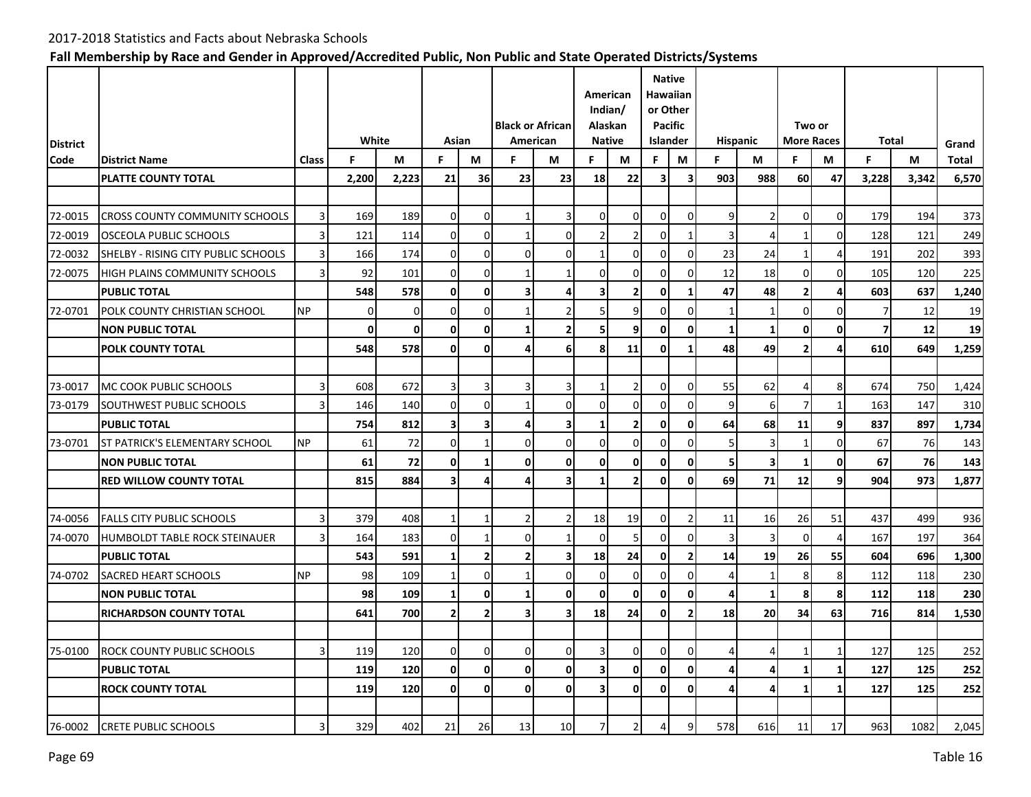2017-2018 Statistics and Facts about Nebraska Schools

**Fall Membership by Race and Gender in Approved/Accredited Public, Non Public and State Operated Districts/Systems**

| District | | | White | | Asian | | Black or African American | | American Indian/ Alaskan Native | | Native Hawaiian or Other Pacific Islander | | Hispanic | | Two or More Races | | Total | | Grand |
|---|---|---|---|---|---|---|---|---|---|---|---|---|---|---|---|---|---|---|---|
| Code | District Name | Class | F | M | F | M | F | M | F | M | F | M | F | M | F | M | F | M | Total |
| | **PLATTE COUNTY TOTAL** | | **2,200** | **2,223** | **21** | **36** | **23** | **23** | **18** | **22** | **3** | **3** | **903** | **988** | **60** | **47** | **3,228** | **3,342** | **6,570** |
| | | | | | | | | | | | | | | | | | | | |
| 72-0015 | CROSS COUNTY COMMUNITY SCHOOLS | 3 | 169 | 189 | 0 | 0 | 1 | 3 | 0 | 0 | 0 | 0 | 9 | 2 | 0 | 0 | 179 | 194 | 373 |
| 72-0019 | OSCEOLA PUBLIC SCHOOLS | 3 | 121 | 114 | 0 | 0 | 1 | 0 | 2 | 2 | 0 | 1 | 3 | 4 | 1 | 0 | 128 | 121 | 249 |
| 72-0032 | SHELBY - RISING CITY PUBLIC SCHOOLS | 3 | 166 | 174 | 0 | 0 | 0 | 0 | 1 | 0 | 0 | 0 | 23 | 24 | 1 | 4 | 191 | 202 | 393 |
| 72-0075 | HIGH PLAINS COMMUNITY SCHOOLS | 3 | 92 | 101 | 0 | 0 | 1 | 1 | 0 | 0 | 0 | 0 | 12 | 18 | 0 | 0 | 105 | 120 | 225 |
| | **PUBLIC TOTAL** | | **548** | **578** | **0** | **0** | **3** | **4** | **3** | **2** | **0** | **1** | **47** | **48** | **2** | **4** | **603** | **637** | **1,240** |
| 72-0701 | POLK COUNTY CHRISTIAN SCHOOL | NP | 0 | 0 | 0 | 0 | 1 | 2 | 5 | 9 | 0 | 0 | 1 | 1 | 0 | 0 | 7 | 12 | 19 |
| | **NON PUBLIC TOTAL** | | **0** | **0** | **0** | **0** | **1** | **2** | **5** | **9** | **0** | **0** | **1** | **1** | **0** | **0** | **7** | **12** | **19** |
| | **POLK COUNTY TOTAL** | | **548** | **578** | **0** | **0** | **4** | **6** | **8** | **11** | **0** | **1** | **48** | **49** | **2** | **4** | **610** | **649** | **1,259** |
| | | | | | | | | | | | | | | | | | | | |
| 73-0017 | MC COOK PUBLIC SCHOOLS | 3 | 608 | 672 | 3 | 3 | 3 | 3 | 1 | 2 | 0 | 0 | 55 | 62 | 4 | 8 | 674 | 750 | 1,424 |
| 73-0179 | SOUTHWEST PUBLIC SCHOOLS | 3 | 146 | 140 | 0 | 0 | 1 | 0 | 0 | 0 | 0 | 0 | 9 | 6 | 7 | 1 | 163 | 147 | 310 |
| | **PUBLIC TOTAL** | | **754** | **812** | **3** | **3** | **4** | **3** | **1** | **2** | **0** | **0** | **64** | **68** | **11** | **9** | **837** | **897** | **1,734** |
| 73-0701 | ST PATRICK'S ELEMENTARY SCHOOL | NP | 61 | 72 | 0 | 1 | 0 | 0 | 0 | 0 | 0 | 0 | 5 | 3 | 1 | 0 | 67 | 76 | 143 |
| | **NON PUBLIC TOTAL** | | **61** | **72** | **0** | **1** | **0** | **0** | **0** | **0** | **0** | **0** | **5** | **3** | **1** | **0** | **67** | **76** | **143** |
| | **RED WILLOW COUNTY TOTAL** | | **815** | **884** | **3** | **4** | **4** | **3** | **1** | **2** | **0** | **0** | **69** | **71** | **12** | **9** | **904** | **973** | **1,877** |
| | | | | | | | | | | | | | | | | | | | |
| 74-0056 | FALLS CITY PUBLIC SCHOOLS | 3 | 379 | 408 | 1 | 1 | 2 | 2 | 18 | 19 | 0 | 2 | 11 | 16 | 26 | 51 | 437 | 499 | 936 |
| 74-0070 | HUMBOLDT TABLE ROCK STEINAUER | 3 | 164 | 183 | 0 | 1 | 0 | 1 | 0 | 5 | 0 | 0 | 3 | 3 | 0 | 4 | 167 | 197 | 364 |
| | **PUBLIC TOTAL** | | **543** | **591** | **1** | **2** | **2** | **3** | **18** | **24** | **0** | **2** | **14** | **19** | **26** | **55** | **604** | **696** | **1,300** |
| 74-0702 | SACRED HEART SCHOOLS | NP | 98 | 109 | 1 | 0 | 1 | 0 | 0 | 0 | 0 | 0 | 4 | 1 | 8 | 8 | 112 | 118 | 230 |
| | **NON PUBLIC TOTAL** | | **98** | **109** | **1** | **0** | **1** | **0** | **0** | **0** | **0** | **0** | **4** | **1** | **8** | **8** | **112** | **118** | **230** |
| | **RICHARDSON COUNTY TOTAL** | | **641** | **700** | **2** | **2** | **3** | **3** | **18** | **24** | **0** | **2** | **18** | **20** | **34** | **63** | **716** | **814** | **1,530** |
| | | | | | | | | | | | | | | | | | | | |
| 75-0100 | ROCK COUNTY PUBLIC SCHOOLS | 3 | 119 | 120 | 0 | 0 | 0 | 0 | 3 | 0 | 0 | 0 | 4 | 4 | 1 | 1 | 127 | 125 | 252 |
| | **PUBLIC TOTAL** | | **119** | **120** | **0** | **0** | **0** | **0** | **3** | **0** | **0** | **0** | **4** | **4** | **1** | **1** | **127** | **125** | **252** |
| | **ROCK COUNTY TOTAL** | | **119** | **120** | **0** | **0** | **0** | **0** | **3** | **0** | **0** | **0** | **4** | **4** | **1** | **1** | **127** | **125** | **252** |
| | | | | | | | | | | | | | | | | | | | |
| 76-0002 | CRETE PUBLIC SCHOOLS | 3 | 329 | 402 | 21 | 26 | 13 | 10 | 7 | 2 | 4 | 9 | 578 | 616 | 11 | 17 | 963 | 1082 | 2,045 |

Table 16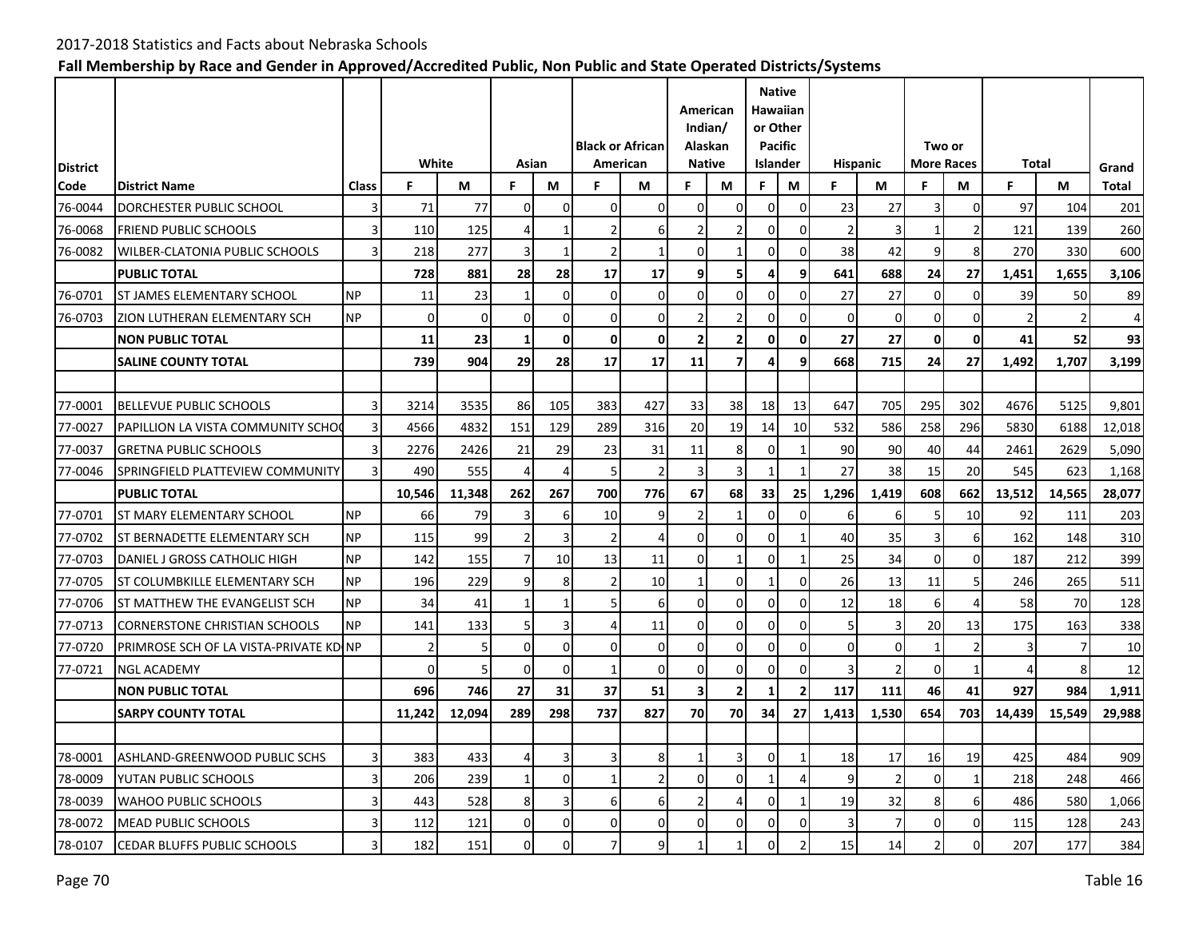2017-2018 Statistics and Facts about Nebraska Schools

**Fall Membership by Race and Gender in Approved/Accredited Public, Non Public and State Operated Districts/Systems**

| District | | | White | | Asian | | Black or African American | | American Indian/ Alaskan Native | | Native Hawaiian or Other Pacific Islander | | Hispanic | | Two or More Races | | Total | | Grand |
|---|---|---|---|---|---|---|---|---|---|---|---|---|---|---|---|---|---|---|---|
| Code | District Name | Class | F | M | F | M | F | M | F | M | F | M | F | M | F | M | F | M | Total |
| 76-0044 | DORCHESTER PUBLIC SCHOOL | 3 | 71 | 77 | 0 | 0 | 0 | 0 | 0 | 0 | 0 | 0 | 23 | 27 | 3 | 0 | 97 | 104 | 201 |
| 76-0068 | FRIEND PUBLIC SCHOOLS | 3 | 110 | 125 | 4 | 1 | 2 | 6 | 2 | 2 | 0 | 0 | 2 | 3 | 1 | 2 | 121 | 139 | 260 |
| 76-0082 | WILBER-CLATONIA PUBLIC SCHOOLS | 3 | 218 | 277 | 3 | 1 | 2 | 1 | 0 | 1 | 0 | 0 | 38 | 42 | 9 | 8 | 270 | 330 | 600 |
| | **PUBLIC TOTAL** | | **728** | **881** | **28** | **28** | **17** | **17** | **9** | **5** | **4** | **9** | **641** | **688** | **24** | **27** | **1,451** | **1,655** | **3,106** |
| 76-0701 | ST JAMES ELEMENTARY SCHOOL | NP | 11 | 23 | 1 | 0 | 0 | 0 | 0 | 0 | 0 | 0 | 27 | 27 | 0 | 0 | 39 | 50 | 89 |
| 76-0703 | ZION LUTHERAN ELEMENTARY SCH | NP | 0 | 0 | 0 | 0 | 0 | 0 | 2 | 2 | 0 | 0 | 0 | 0 | 0 | 0 | 2 | 2 | 4 |
| | **NON PUBLIC TOTAL** | | **11** | **23** | **1** | **0** | **0** | **0** | **2** | **2** | **0** | **0** | **27** | **27** | **0** | **0** | **41** | **52** | **93** |
| | **SALINE COUNTY TOTAL** | | **739** | **904** | **29** | **28** | **17** | **17** | **11** | **7** | **4** | **9** | **668** | **715** | **24** | **27** | **1,492** | **1,707** | **3,199** |
| | | | | | | | | | | | | | | | | | | | |
| 77-0001 | BELLEVUE PUBLIC SCHOOLS | 3 | 3214 | 3535 | 86 | 105 | 383 | 427 | 33 | 38 | 18 | 13 | 647 | 705 | 295 | 302 | 4676 | 5125 | 9,801 |
| 77-0027 | PAPILLION LA VISTA COMMUNITY SCHO | 3 | 4566 | 4832 | 151 | 129 | 289 | 316 | 20 | 19 | 14 | 10 | 532 | 586 | 258 | 296 | 5830 | 6188 | 12,018 |
| 77-0037 | GRETNA PUBLIC SCHOOLS | 3 | 2276 | 2426 | 21 | 29 | 23 | 31 | 11 | 8 | 0 | 1 | 90 | 90 | 40 | 44 | 2461 | 2629 | 5,090 |
| 77-0046 | SPRINGFIELD PLATTEVIEW COMMUNITY | 3 | 490 | 555 | 4 | 4 | 5 | 2 | 3 | 3 | 1 | 1 | 27 | 38 | 15 | 20 | 545 | 623 | 1,168 |
| | **PUBLIC TOTAL** | | **10,546** | **11,348** | **262** | **267** | **700** | **776** | **67** | **68** | **33** | **25** | **1,296** | **1,419** | **608** | **662** | **13,512** | **14,565** | **28,077** |
| 77-0701 | ST MARY ELEMENTARY SCHOOL | NP | 66 | 79 | 3 | 6 | 10 | 9 | 2 | 1 | 0 | 0 | 6 | 6 | 5 | 10 | 92 | 111 | 203 |
| 77-0702 | ST BERNADETTE ELEMENTARY SCH | NP | 115 | 99 | 2 | 3 | 2 | 4 | 0 | 0 | 0 | 1 | 40 | 35 | 3 | 6 | 162 | 148 | 310 |
| 77-0703 | DANIEL J GROSS CATHOLIC HIGH | NP | 142 | 155 | 7 | 10 | 13 | 11 | 0 | 1 | 0 | 1 | 25 | 34 | 0 | 0 | 187 | 212 | 399 |
| 77-0705 | ST COLUMBKILLE ELEMENTARY SCH | NP | 196 | 229 | 9 | 8 | 2 | 10 | 1 | 0 | 1 | 0 | 26 | 13 | 11 | 5 | 246 | 265 | 511 |
| 77-0706 | ST MATTHEW THE EVANGELIST SCH | NP | 34 | 41 | 1 | 1 | 5 | 6 | 0 | 0 | 0 | 0 | 12 | 18 | 6 | 4 | 58 | 70 | 128 |
| 77-0713 | CORNERSTONE CHRISTIAN SCHOOLS | NP | 141 | 133 | 5 | 3 | 4 | 11 | 0 | 0 | 0 | 0 | 5 | 3 | 20 | 13 | 175 | 163 | 338 |
| 77-0720 | PRIMROSE SCH OF LA VISTA-PRIVATE KD | NP | 2 | 5 | 0 | 0 | 0 | 0 | 0 | 0 | 0 | 0 | 0 | 0 | 1 | 2 | 3 | 7 | 10 |
| 77-0721 | NGL ACADEMY | | 0 | 5 | 0 | 0 | 1 | 0 | 0 | 0 | 0 | 0 | 3 | 2 | 0 | 1 | 4 | 8 | 12 |
| | **NON PUBLIC TOTAL** | | **696** | **746** | **27** | **31** | **37** | **51** | **3** | **2** | **1** | **2** | **117** | **111** | **46** | **41** | **927** | **984** | **1,911** |
| | **SARPY COUNTY TOTAL** | | **11,242** | **12,094** | **289** | **298** | **737** | **827** | **70** | **70** | **34** | **27** | **1,413** | **1,530** | **654** | **703** | **14,439** | **15,549** | **29,988** |
| | | | | | | | | | | | | | | | | | | | |
| 78-0001 | ASHLAND-GREENWOOD PUBLIC SCHS | 3 | 383 | 433 | 4 | 3 | 3 | 8 | 1 | 3 | 0 | 1 | 18 | 17 | 16 | 19 | 425 | 484 | 909 |
| 78-0009 | YUTAN PUBLIC SCHOOLS | 3 | 206 | 239 | 1 | 0 | 1 | 2 | 0 | 0 | 1 | 4 | 9 | 2 | 0 | 1 | 218 | 248 | 466 |
| 78-0039 | WAHOO PUBLIC SCHOOLS | 3 | 443 | 528 | 8 | 3 | 6 | 6 | 2 | 4 | 0 | 1 | 19 | 32 | 8 | 6 | 486 | 580 | 1,066 |
| 78-0072 | MEAD PUBLIC SCHOOLS | 3 | 112 | 121 | 0 | 0 | 0 | 0 | 0 | 0 | 0 | 0 | 3 | 7 | 0 | 0 | 115 | 128 | 243 |
| 78-0107 | CEDAR BLUFFS PUBLIC SCHOOLS | 3 | 182 | 151 | 0 | 0 | 7 | 9 | 1 | 1 | 0 | 2 | 15 | 14 | 2 | 0 | 207 | 177 | 384 |

Table 16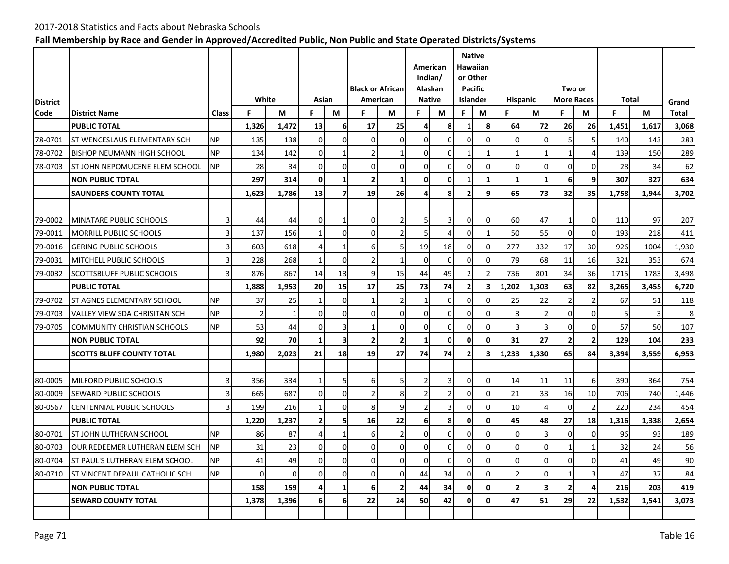2017-2018 Statistics and Facts about Nebraska Schools

**Fall Membership by Race and Gender in Approved/Accredited Public, Non Public and State Operated Districts/Systems**

| District Code | District Name | Class | White | | Asian | | Black or African American | | American Indian/ Alaskan Native | | Native Hawaiian or Other Pacific Islander | | Hispanic | | Two or More Races | | Total | | Grand Total |
|---|---|---|---|---|---|---|---|---|---|---|---|---|---|---|---|---|---|---|---|
| | | | F | M | F | M | F | M | F | M | F | M | F | M | F | M | F | M | |
| | **PUBLIC TOTAL** | | **1,326** | **1,472** | **13** | **6** | **17** | **25** | **4** | **8** | **1** | **8** | **64** | **72** | **26** | **26** | **1,451** | **1,617** | **3,068** |
| 78-0701 | ST WENCESLAUS ELEMENTARY SCH | NP | 135 | 138 | 0 | 0 | 0 | 0 | 0 | 0 | 0 | 0 | 0 | 0 | 5 | 5 | 140 | 143 | 283 |
| 78-0702 | BISHOP NEUMANN HIGH SCHOOL | NP | 134 | 142 | 0 | 1 | 2 | 1 | 0 | 0 | 1 | 1 | 1 | 1 | 1 | 4 | 139 | 150 | 289 |
| 78-0703 | ST JOHN NEPOMUCENE ELEM SCHOOL | NP | 28 | 34 | 0 | 0 | 0 | 0 | 0 | 0 | 0 | 0 | 0 | 0 | 0 | 0 | 28 | 34 | 62 |
| | **NON PUBLIC TOTAL** | | **297** | **314** | **0** | **1** | **2** | **1** | **0** | **0** | **1** | **1** | **1** | **1** | **6** | **9** | **307** | **327** | **634** |
| | **SAUNDERS COUNTY TOTAL** | | **1,623** | **1,786** | **13** | **7** | **19** | **26** | **4** | **8** | **2** | **9** | **65** | **73** | **32** | **35** | **1,758** | **1,944** | **3,702** |
| | | | | | | | | | | | | | | | | | | | |
| 79-0002 | MINATARE PUBLIC SCHOOLS | 3 | 44 | 44 | 0 | 1 | 0 | 2 | 5 | 3 | 0 | 0 | 60 | 47 | 1 | 0 | 110 | 97 | 207 |
| 79-0011 | MORRILL PUBLIC SCHOOLS | 3 | 137 | 156 | 1 | 0 | 0 | 2 | 5 | 4 | 0 | 1 | 50 | 55 | 0 | 0 | 193 | 218 | 411 |
| 79-0016 | GERING PUBLIC SCHOOLS | 3 | 603 | 618 | 4 | 1 | 6 | 5 | 19 | 18 | 0 | 0 | 277 | 332 | 17 | 30 | 926 | 1004 | 1,930 |
| 79-0031 | MITCHELL PUBLIC SCHOOLS | 3 | 228 | 268 | 1 | 0 | 2 | 1 | 0 | 0 | 0 | 0 | 79 | 68 | 11 | 16 | 321 | 353 | 674 |
| 79-0032 | SCOTTSBLUFF PUBLIC SCHOOLS | 3 | 876 | 867 | 14 | 13 | 9 | 15 | 44 | 49 | 2 | 2 | 736 | 801 | 34 | 36 | 1715 | 1783 | 3,498 |
| | **PUBLIC TOTAL** | | **1,888** | **1,953** | **20** | **15** | **17** | **25** | **73** | **74** | **2** | **3** | **1,202** | **1,303** | **63** | **82** | **3,265** | **3,455** | **6,720** |
| 79-0702 | ST AGNES ELEMENTARY SCHOOL | NP | 37 | 25 | 1 | 0 | 1 | 2 | 1 | 0 | 0 | 0 | 25 | 22 | 2 | 2 | 67 | 51 | 118 |
| 79-0703 | VALLEY VIEW SDA CHRISITAN SCH | NP | 2 | 1 | 0 | 0 | 0 | 0 | 0 | 0 | 0 | 0 | 3 | 2 | 0 | 0 | 5 | 3 | 8 |
| 79-0705 | COMMUNITY CHRISTIAN SCHOOLS | NP | 53 | 44 | 0 | 3 | 1 | 0 | 0 | 0 | 0 | 0 | 3 | 3 | 0 | 0 | 57 | 50 | 107 |
| | **NON PUBLIC TOTAL** | | **92** | **70** | **1** | **3** | **2** | **2** | **1** | **0** | **0** | **0** | **31** | **27** | **2** | **2** | **129** | **104** | **233** |
| | **SCOTTS BLUFF COUNTY TOTAL** | | **1,980** | **2,023** | **21** | **18** | **19** | **27** | **74** | **74** | **2** | **3** | **1,233** | **1,330** | **65** | **84** | **3,394** | **3,559** | **6,953** |
| | | | | | | | | | | | | | | | | | | | |
| 80-0005 | MILFORD PUBLIC SCHOOLS | 3 | 356 | 334 | 1 | 5 | 6 | 5 | 2 | 3 | 0 | 0 | 14 | 11 | 11 | 6 | 390 | 364 | 754 |
| 80-0009 | SEWARD PUBLIC SCHOOLS | 3 | 665 | 687 | 0 | 0 | 2 | 8 | 2 | 2 | 0 | 0 | 21 | 33 | 16 | 10 | 706 | 740 | 1,446 |
| 80-0567 | CENTENNIAL PUBLIC SCHOOLS | 3 | 199 | 216 | 1 | 0 | 8 | 9 | 2 | 3 | 0 | 0 | 10 | 4 | 0 | 2 | 220 | 234 | 454 |
| | **PUBLIC TOTAL** | | **1,220** | **1,237** | **2** | **5** | **16** | **22** | **6** | **8** | **0** | **0** | **45** | **48** | **27** | **18** | **1,316** | **1,338** | **2,654** |
| 80-0701 | ST JOHN LUTHERAN SCHOOL | NP | 86 | 87 | 4 | 1 | 6 | 2 | 0 | 0 | 0 | 0 | 0 | 3 | 0 | 0 | 96 | 93 | 189 |
| 80-0703 | OUR REDEEMER LUTHERAN ELEM SCH | NP | 31 | 23 | 0 | 0 | 0 | 0 | 0 | 0 | 0 | 0 | 0 | 0 | 1 | 1 | 32 | 24 | 56 |
| 80-0704 | ST PAUL'S LUTHERAN ELEM SCHOOL | NP | 41 | 49 | 0 | 0 | 0 | 0 | 0 | 0 | 0 | 0 | 0 | 0 | 0 | 0 | 41 | 49 | 90 |
| 80-0710 | ST VINCENT DEPAUL CATHOLIC SCH | NP | 0 | 0 | 0 | 0 | 0 | 0 | 44 | 34 | 0 | 0 | 2 | 0 | 1 | 3 | 47 | 37 | 84 |
| | **NON PUBLIC TOTAL** | | **158** | **159** | **4** | **1** | **6** | **2** | **44** | **34** | **0** | **0** | **2** | **3** | **2** | **4** | **216** | **203** | **419** |
| | **SEWARD COUNTY TOTAL** | | **1,378** | **1,396** | **6** | **6** | **22** | **24** | **50** | **42** | **0** | **0** | **47** | **51** | **29** | **22** | **1,532** | **1,541** | **3,073** |

Table 16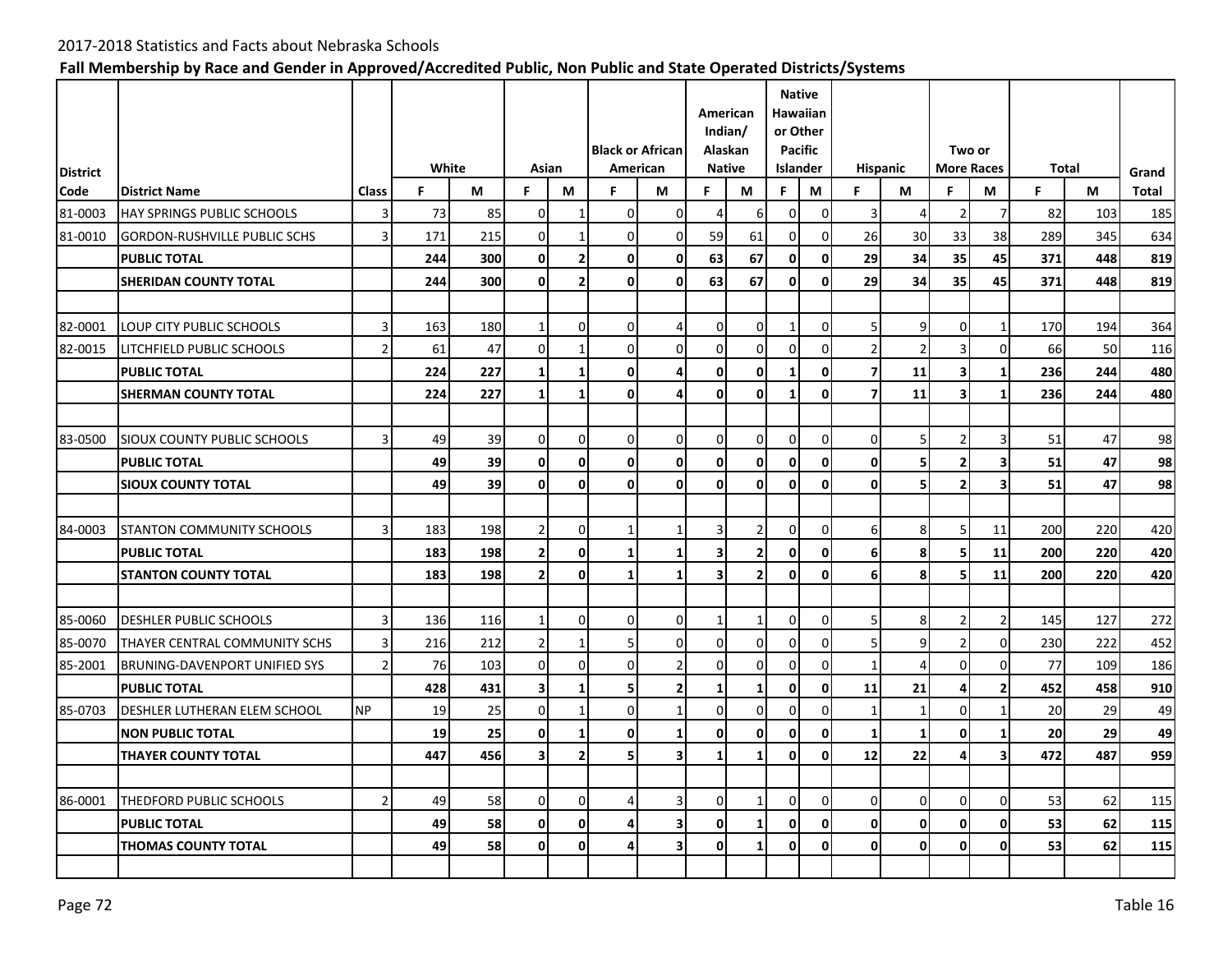2017-2018 Statistics and Facts about Nebraska Schools

**Fall Membership by Race and Gender in Approved/Accredited Public, Non Public and State Operated Districts/Systems**

| District Code | District Name | Class | White | | Asian | | Black or African American | | American Indian/ Alaskan Native | | Native Hawaiian or Other Pacific Islander | | Hispanic | | Two or More Races | | Total | | Grand Total |
|---|---|---|---|---|---|---|---|---|---|---|---|---|---|---|---|---|---|---|---|
| | | | F | M | F | M | F | M | F | M | F | M | F | M | F | M | F | M | |
| 81-0003 | HAY SPRINGS PUBLIC SCHOOLS | 3 | 73 | 85 | 0 | 1 | 0 | 0 | 4 | 6 | 0 | 0 | 3 | 4 | 2 | 7 | 82 | 103 | 185 |
| 81-0010 | GORDON-RUSHVILLE PUBLIC SCHS | 3 | 171 | 215 | 0 | 1 | 0 | 0 | 59 | 61 | 0 | 0 | 26 | 30 | 33 | 38 | 289 | 345 | 634 |
| | **PUBLIC TOTAL** | | **244** | **300** | **0** | **2** | **0** | **0** | **63** | **67** | **0** | **0** | **29** | **34** | **35** | **45** | **371** | **448** | **819** |
| | **SHERIDAN COUNTY TOTAL** | | **244** | **300** | **0** | **2** | **0** | **0** | **63** | **67** | **0** | **0** | **29** | **34** | **35** | **45** | **371** | **448** | **819** |
| | | | | | | | | | | | | | | | | | | | |
| 82-0001 | LOUP CITY PUBLIC SCHOOLS | 3 | 163 | 180 | 1 | 0 | 0 | 4 | 0 | 0 | 1 | 0 | 5 | 9 | 0 | 1 | 170 | 194 | 364 |
| 82-0015 | LITCHFIELD PUBLIC SCHOOLS | 2 | 61 | 47 | 0 | 1 | 0 | 0 | 0 | 0 | 0 | 0 | 2 | 2 | 3 | 0 | 66 | 50 | 116 |
| | **PUBLIC TOTAL** | | **224** | **227** | **1** | **1** | **0** | **4** | **0** | **0** | **1** | **0** | **7** | **11** | **3** | **1** | **236** | **244** | **480** |
| | **SHERMAN COUNTY TOTAL** | | **224** | **227** | **1** | **1** | **0** | **4** | **0** | **0** | **1** | **0** | **7** | **11** | **3** | **1** | **236** | **244** | **480** |
| | | | | | | | | | | | | | | | | | | | |
| 83-0500 | SIOUX COUNTY PUBLIC SCHOOLS | 3 | 49 | 39 | 0 | 0 | 0 | 0 | 0 | 0 | 0 | 0 | 0 | 5 | 2 | 3 | 51 | 47 | 98 |
| | **PUBLIC TOTAL** | | **49** | **39** | **0** | **0** | **0** | **0** | **0** | **0** | **0** | **0** | **0** | **5** | **2** | **3** | **51** | **47** | **98** |
| | **SIOUX COUNTY TOTAL** | | **49** | **39** | **0** | **0** | **0** | **0** | **0** | **0** | **0** | **0** | **0** | **5** | **2** | **3** | **51** | **47** | **98** |
| | | | | | | | | | | | | | | | | | | | |
| 84-0003 | STANTON COMMUNITY SCHOOLS | 3 | 183 | 198 | 2 | 0 | 1 | 1 | 3 | 2 | 0 | 0 | 6 | 8 | 5 | 11 | 200 | 220 | 420 |
| | **PUBLIC TOTAL** | | **183** | **198** | **2** | **0** | **1** | **1** | **3** | **2** | **0** | **0** | **6** | **8** | **5** | **11** | **200** | **220** | **420** |
| | **STANTON COUNTY TOTAL** | | **183** | **198** | **2** | **0** | **1** | **1** | **3** | **2** | **0** | **0** | **6** | **8** | **5** | **11** | **200** | **220** | **420** |
| | | | | | | | | | | | | | | | | | | | |
| 85-0060 | DESHLER PUBLIC SCHOOLS | 3 | 136 | 116 | 1 | 0 | 0 | 0 | 1 | 1 | 0 | 0 | 5 | 8 | 2 | 2 | 145 | 127 | 272 |
| 85-0070 | THAYER CENTRAL COMMUNITY SCHS | 3 | 216 | 212 | 2 | 1 | 5 | 0 | 0 | 0 | 0 | 0 | 5 | 9 | 2 | 0 | 230 | 222 | 452 |
| 85-2001 | BRUNING-DAVENPORT UNIFIED SYS | 2 | 76 | 103 | 0 | 0 | 0 | 2 | 0 | 0 | 0 | 0 | 1 | 4 | 0 | 0 | 77 | 109 | 186 |
| | **PUBLIC TOTAL** | | **428** | **431** | **3** | **1** | **5** | **2** | **1** | **1** | **0** | **0** | **11** | **21** | **4** | **2** | **452** | **458** | **910** |
| 85-0703 | DESHLER LUTHERAN ELEM SCHOOL | NP | 19 | 25 | 0 | 1 | 0 | 1 | 0 | 0 | 0 | 0 | 1 | 1 | 0 | 1 | 20 | 29 | 49 |
| | **NON PUBLIC TOTAL** | | **19** | **25** | **0** | **1** | **0** | **1** | **0** | **0** | **0** | **0** | **1** | **1** | **0** | **1** | **20** | **29** | **49** |
| | **THAYER COUNTY TOTAL** | | **447** | **456** | **3** | **2** | **5** | **3** | **1** | **1** | **0** | **0** | **12** | **22** | **4** | **3** | **472** | **487** | **959** |
| | | | | | | | | | | | | | | | | | | | |
| 86-0001 | THEDFORD PUBLIC SCHOOLS | 2 | 49 | 58 | 0 | 0 | 4 | 3 | 0 | 1 | 0 | 0 | 0 | 0 | 0 | 0 | 53 | 62 | 115 |
| | **PUBLIC TOTAL** | | **49** | **58** | **0** | **0** | **4** | **3** | **0** | **1** | **0** | **0** | **0** | **0** | **0** | **0** | **53** | **62** | **115** |
| | **THOMAS COUNTY TOTAL** | | **49** | **58** | **0** | **0** | **4** | **3** | **0** | **1** | **0** | **0** | **0** | **0** | **0** | **0** | **53** | **62** | **115** |

Table 16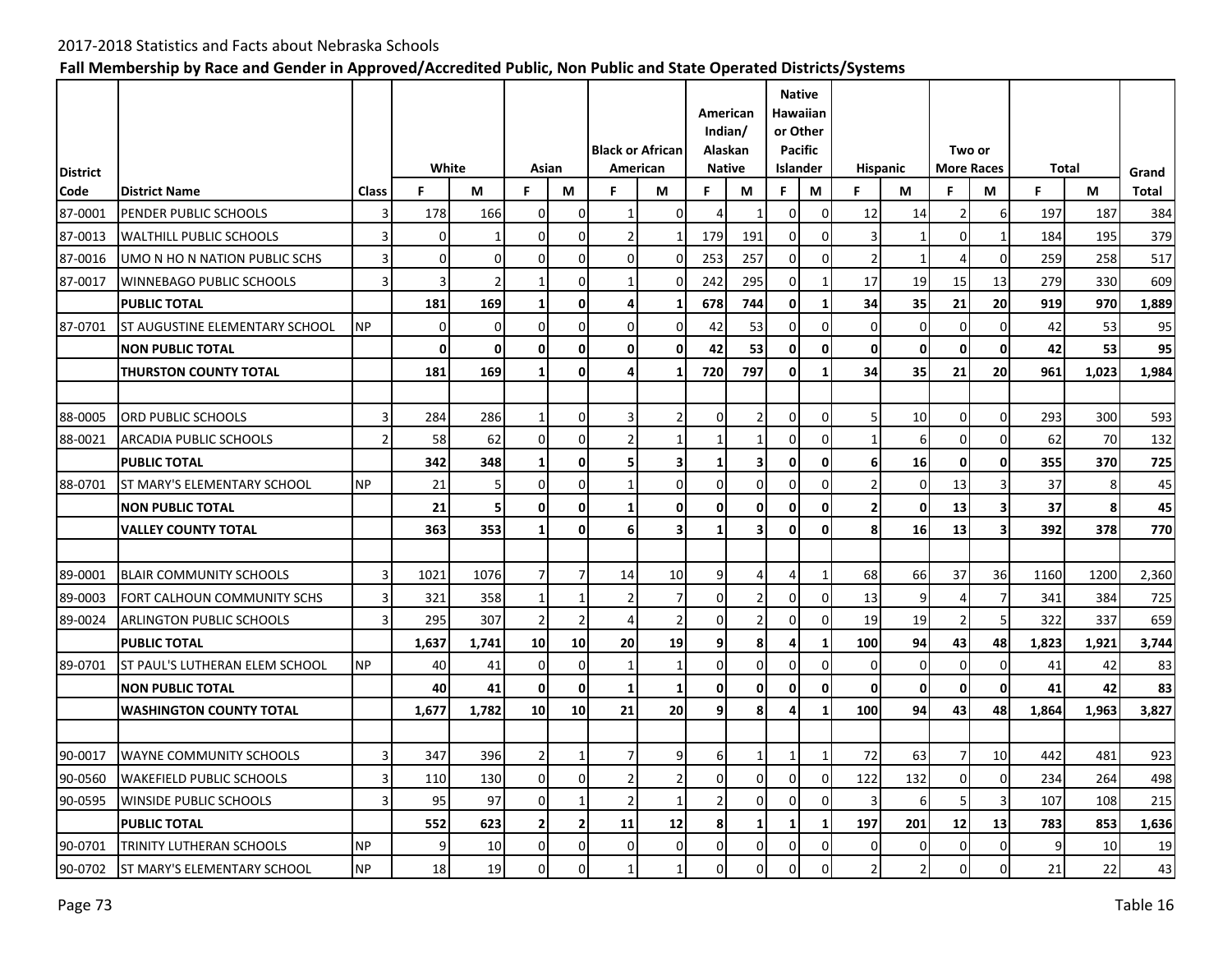2017-2018 Statistics and Facts about Nebraska Schools

## Fall Membership by Race and Gender in Approved/Accredited Public, Non Public and State Operated Districts/Systems

| District | | | White | | Asian | | Black or African American | | American Indian/ Alaskan Native | | Native Hawaiian or Other Pacific Islander | | Hispanic | | Two or More Races | | Total | | Grand |
|---|---|---|---|---|---|---|---|---|---|---|---|---|---|---|---|---|---|---|---|
| Code | District Name | Class | F | M | F | M | F | M | F | M | F | M | F | M | F | M | F | M | Total |
| 87-0001 | PENDER PUBLIC SCHOOLS | 3 | 178 | 166 | 0 | 0 | 1 | 0 | 4 | 1 | 0 | 0 | 12 | 14 | 2 | 6 | 197 | 187 | 384 |
| 87-0013 | WALTHILL PUBLIC SCHOOLS | 3 | 0 | 1 | 0 | 0 | 2 | 1 | 179 | 191 | 0 | 0 | 3 | 1 | 0 | 1 | 184 | 195 | 379 |
| 87-0016 | UMO N HO N NATION PUBLIC SCHS | 3 | 0 | 0 | 0 | 0 | 0 | 0 | 253 | 257 | 0 | 0 | 2 | 1 | 4 | 0 | 259 | 258 | 517 |
| 87-0017 | WINNEBAGO PUBLIC SCHOOLS | 3 | 3 | 2 | 1 | 0 | 1 | 0 | 242 | 295 | 0 | 1 | 17 | 19 | 15 | 13 | 279 | 330 | 609 |
| | **PUBLIC TOTAL** | | **181** | **169** | **1** | **0** | **4** | **1** | **678** | **744** | **0** | **1** | **34** | **35** | **21** | **20** | **919** | **970** | **1,889** |
| 87-0701 | ST AUGUSTINE ELEMENTARY SCHOOL | NP | 0 | 0 | 0 | 0 | 0 | 0 | 42 | 53 | 0 | 0 | 0 | 0 | 0 | 0 | 42 | 53 | 95 |
| | **NON PUBLIC TOTAL** | | **0** | **0** | **0** | **0** | **0** | **0** | **42** | **53** | **0** | **0** | **0** | **0** | **0** | **0** | **42** | **53** | **95** |
| | **THURSTON COUNTY TOTAL** | | **181** | **169** | **1** | **0** | **4** | **1** | **720** | **797** | **0** | **1** | **34** | **35** | **21** | **20** | **961** | **1,023** | **1,984** |
| | | | | | | | | | | | | | | | | | | | |
| 88-0005 | ORD PUBLIC SCHOOLS | 3 | 284 | 286 | 1 | 0 | 3 | 2 | 0 | 2 | 0 | 0 | 5 | 10 | 0 | 0 | 293 | 300 | 593 |
| 88-0021 | ARCADIA PUBLIC SCHOOLS | 2 | 58 | 62 | 0 | 0 | 2 | 1 | 1 | 1 | 0 | 0 | 1 | 6 | 0 | 0 | 62 | 70 | 132 |
| | **PUBLIC TOTAL** | | **342** | **348** | **1** | **0** | **5** | **3** | **1** | **3** | **0** | **0** | **6** | **16** | **0** | **0** | **355** | **370** | **725** |
| 88-0701 | ST MARY'S ELEMENTARY SCHOOL | NP | 21 | 5 | 0 | 0 | 1 | 0 | 0 | 0 | 0 | 0 | 2 | 0 | 13 | 3 | 37 | 8 | 45 |
| | **NON PUBLIC TOTAL** | | **21** | **5** | **0** | **0** | **1** | **0** | **0** | **0** | **0** | **0** | **2** | **0** | **13** | **3** | **37** | **8** | **45** |
| | **VALLEY COUNTY TOTAL** | | **363** | **353** | **1** | **0** | **6** | **3** | **1** | **3** | **0** | **0** | **8** | **16** | **13** | **3** | **392** | **378** | **770** |
| | | | | | | | | | | | | | | | | | | | |
| 89-0001 | BLAIR COMMUNITY SCHOOLS | 3 | 1021 | 1076 | 7 | 7 | 14 | 10 | 9 | 4 | 4 | 1 | 68 | 66 | 37 | 36 | 1160 | 1200 | 2,360 |
| 89-0003 | FORT CALHOUN COMMUNITY SCHS | 3 | 321 | 358 | 1 | 1 | 2 | 7 | 0 | 2 | 0 | 0 | 13 | 9 | 4 | 7 | 341 | 384 | 725 |
| 89-0024 | ARLINGTON PUBLIC SCHOOLS | 3 | 295 | 307 | 2 | 2 | 4 | 2 | 0 | 2 | 0 | 0 | 19 | 19 | 2 | 5 | 322 | 337 | 659 |
| | **PUBLIC TOTAL** | | **1,637** | **1,741** | **10** | **10** | **20** | **19** | **9** | **8** | **4** | **1** | **100** | **94** | **43** | **48** | **1,823** | **1,921** | **3,744** |
| 89-0701 | ST PAUL'S LUTHERAN ELEM SCHOOL | NP | 40 | 41 | 0 | 0 | 1 | 1 | 0 | 0 | 0 | 0 | 0 | 0 | 0 | 0 | 41 | 42 | 83 |
| | **NON PUBLIC TOTAL** | | **40** | **41** | **0** | **0** | **1** | **1** | **0** | **0** | **0** | **0** | **0** | **0** | **0** | **0** | **41** | **42** | **83** |
| | **WASHINGTON COUNTY TOTAL** | | **1,677** | **1,782** | **10** | **10** | **21** | **20** | **9** | **8** | **4** | **1** | **100** | **94** | **43** | **48** | **1,864** | **1,963** | **3,827** |
| | | | | | | | | | | | | | | | | | | | |
| 90-0017 | WAYNE COMMUNITY SCHOOLS | 3 | 347 | 396 | 2 | 1 | 7 | 9 | 6 | 1 | 1 | 1 | 72 | 63 | 7 | 10 | 442 | 481 | 923 |
| 90-0560 | WAKEFIELD PUBLIC SCHOOLS | 3 | 110 | 130 | 0 | 0 | 2 | 2 | 0 | 0 | 0 | 0 | 122 | 132 | 0 | 0 | 234 | 264 | 498 |
| 90-0595 | WINSIDE PUBLIC SCHOOLS | 3 | 95 | 97 | 0 | 1 | 2 | 1 | 2 | 0 | 0 | 0 | 3 | 6 | 5 | 3 | 107 | 108 | 215 |
| | **PUBLIC TOTAL** | | **552** | **623** | **2** | **2** | **11** | **12** | **8** | **1** | **1** | **1** | **197** | **201** | **12** | **13** | **783** | **853** | **1,636** |
| 90-0701 | TRINITY LUTHERAN SCHOOLS | NP | 9 | 10 | 0 | 0 | 0 | 0 | 0 | 0 | 0 | 0 | 0 | 0 | 0 | 0 | 9 | 10 | 19 |
| 90-0702 | ST MARY'S ELEMENTARY SCHOOL | NP | 18 | 19 | 0 | 0 | 1 | 1 | 0 | 0 | 0 | 0 | 2 | 2 | 0 | 0 | 21 | 22 | 43 |

Table 16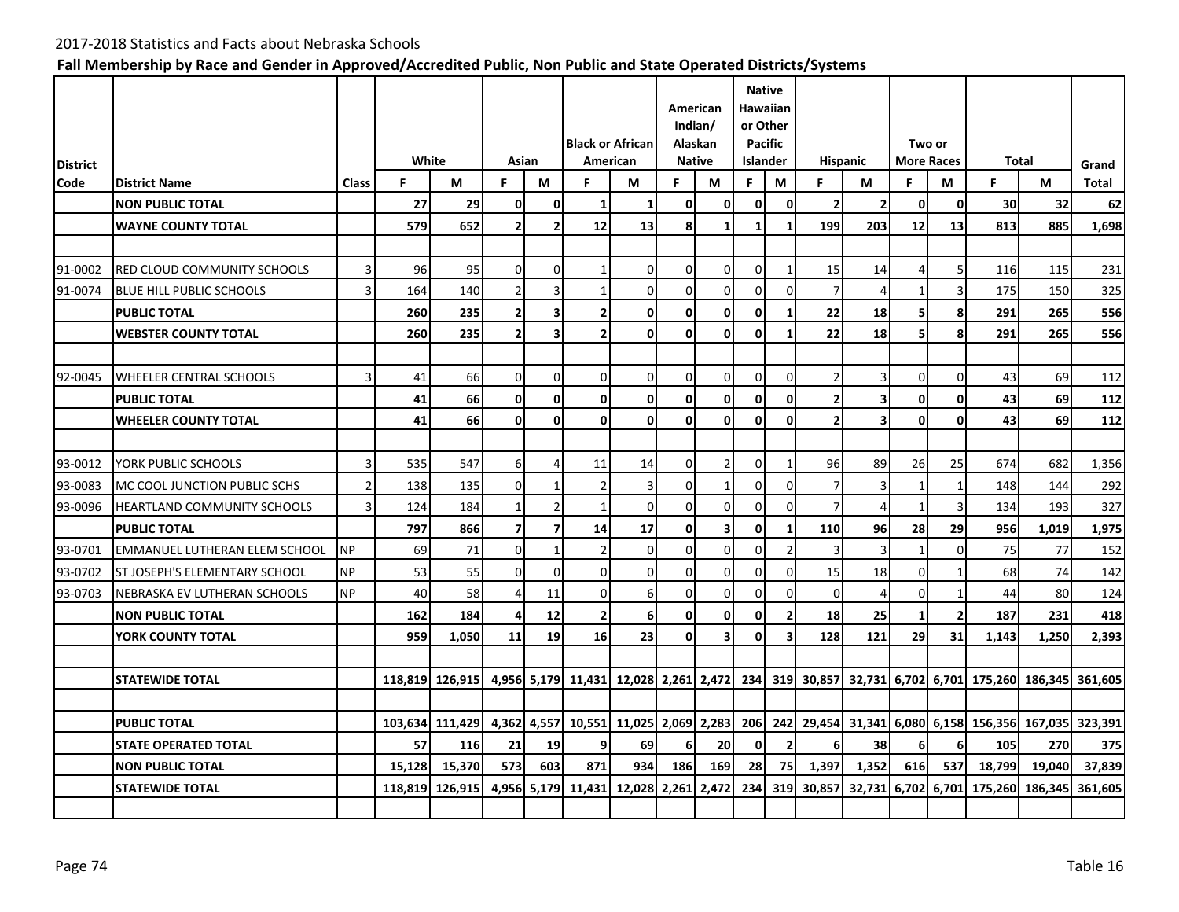2017-2018 Statistics and Facts about Nebraska Schools

**Fall Membership by Race and Gender in Approved/Accredited Public, Non Public and State Operated Districts/Systems**

| District Code | District Name | Class | White F | White M | Asian F | Asian M | Black or African American F | Black or African American M | American Indian/ Alaskan Native F | American Indian/ Alaskan Native M | Native Hawaiian or Other Pacific Islander F | Native Hawaiian or Other Pacific Islander M | Hispanic F | Hispanic M | Two or More Races F | Two or More Races M | Total F | Total M | Grand Total |
|---|---|---|---|---|---|---|---|---|---|---|---|---|---|---|---|---|---|---|---|
| | **NON PUBLIC TOTAL** | | **27** | **29** | **0** | **0** | **1** | **1** | **0** | **0** | **0** | **0** | **2** | **2** | **0** | **0** | **30** | **32** | **62** |
| | **WAYNE COUNTY TOTAL** | | **579** | **652** | **2** | **2** | **12** | **13** | **8** | **1** | **1** | **1** | **199** | **203** | **12** | **13** | **813** | **885** | **1,698** |
| | | | | | | | | | | | | | | | | | | | |
| 91-0002 | RED CLOUD COMMUNITY SCHOOLS | 3 | 96 | 95 | 0 | 0 | 1 | 0 | 0 | 0 | 0 | 1 | 15 | 14 | 4 | 5 | 116 | 115 | 231 |
| 91-0074 | BLUE HILL PUBLIC SCHOOLS | 3 | 164 | 140 | 2 | 3 | 1 | 0 | 0 | 0 | 0 | 0 | 7 | 4 | 1 | 3 | 175 | 150 | 325 |
| | **PUBLIC TOTAL** | | **260** | **235** | **2** | **3** | **2** | **0** | **0** | **0** | **0** | **1** | **22** | **18** | **5** | **8** | **291** | **265** | **556** |
| | **WEBSTER COUNTY TOTAL** | | **260** | **235** | **2** | **3** | **2** | **0** | **0** | **0** | **0** | **1** | **22** | **18** | **5** | **8** | **291** | **265** | **556** |
| | | | | | | | | | | | | | | | | | | | |
| 92-0045 | WHEELER CENTRAL SCHOOLS | 3 | 41 | 66 | 0 | 0 | 0 | 0 | 0 | 0 | 0 | 0 | 2 | 3 | 0 | 0 | 43 | 69 | 112 |
| | **PUBLIC TOTAL** | | **41** | **66** | **0** | **0** | **0** | **0** | **0** | **0** | **0** | **0** | **2** | **3** | **0** | **0** | **43** | **69** | **112** |
| | **WHEELER COUNTY TOTAL** | | **41** | **66** | **0** | **0** | **0** | **0** | **0** | **0** | **0** | **0** | **2** | **3** | **0** | **0** | **43** | **69** | **112** |
| | | | | | | | | | | | | | | | | | | | |
| 93-0012 | YORK PUBLIC SCHOOLS | 3 | 535 | 547 | 6 | 4 | 11 | 14 | 0 | 2 | 0 | 1 | 96 | 89 | 26 | 25 | 674 | 682 | 1,356 |
| 93-0083 | MC COOL JUNCTION PUBLIC SCHS | 2 | 138 | 135 | 0 | 1 | 2 | 3 | 0 | 1 | 0 | 0 | 7 | 3 | 1 | 1 | 148 | 144 | 292 |
| 93-0096 | HEARTLAND COMMUNITY SCHOOLS | 3 | 124 | 184 | 1 | 2 | 1 | 0 | 0 | 0 | 0 | 0 | 7 | 4 | 1 | 3 | 134 | 193 | 327 |
| | **PUBLIC TOTAL** | | **797** | **866** | **7** | **7** | **14** | **17** | **0** | **3** | **0** | **1** | **110** | **96** | **28** | **29** | **956** | **1,019** | **1,975** |
| 93-0701 | EMMANUEL LUTHERAN ELEM SCHOOL | NP | 69 | 71 | 0 | 1 | 2 | 0 | 0 | 0 | 0 | 2 | 3 | 3 | 1 | 0 | 75 | 77 | 152 |
| 93-0702 | ST JOSEPH'S ELEMENTARY SCHOOL | NP | 53 | 55 | 0 | 0 | 0 | 0 | 0 | 0 | 0 | 0 | 15 | 18 | 0 | 1 | 68 | 74 | 142 |
| 93-0703 | NEBRASKA EV LUTHERAN SCHOOLS | NP | 40 | 58 | 4 | 11 | 0 | 6 | 0 | 0 | 0 | 0 | 0 | 4 | 0 | 1 | 44 | 80 | 124 |
| | **NON PUBLIC TOTAL** | | **162** | **184** | **4** | **12** | **2** | **6** | **0** | **0** | **0** | **2** | **18** | **25** | **1** | **2** | **187** | **231** | **418** |
| | **YORK COUNTY TOTAL** | | **959** | **1,050** | **11** | **19** | **16** | **23** | **0** | **3** | **0** | **3** | **128** | **121** | **29** | **31** | **1,143** | **1,250** | **2,393** |
| | | | | | | | | | | | | | | | | | | | |
| | **STATEWIDE TOTAL** | | **118,819** | **126,915** | **4,956** | **5,179** | **11,431** | **12,028** | **2,261** | **2,472** | **234** | **319** | **30,857** | **32,731** | **6,702** | **6,701** | **175,260** | **186,345** | **361,605** |
| | | | | | | | | | | | | | | | | | | | |
| | **PUBLIC TOTAL** | | **103,634** | **111,429** | **4,362** | **4,557** | **10,551** | **11,025** | **2,069** | **2,283** | **206** | **242** | **29,454** | **31,341** | **6,080** | **6,158** | **156,356** | **167,035** | **323,391** |
| | **STATE OPERATED TOTAL** | | **57** | **116** | **21** | **19** | **9** | **69** | **6** | **20** | **0** | **2** | **6** | **38** | **6** | **6** | **105** | **270** | **375** |
| | **NON PUBLIC TOTAL** | | **15,128** | **15,370** | **573** | **603** | **871** | **934** | **186** | **169** | **28** | **75** | **1,397** | **1,352** | **616** | **537** | **18,799** | **19,040** | **37,839** |
| | **STATEWIDE TOTAL** | | **118,819** | **126,915** | **4,956** | **5,179** | **11,431** | **12,028** | **2,261** | **2,472** | **234** | **319** | **30,857** | **32,731** | **6,702** | **6,701** | **175,260** | **186,345** | **361,605** |

Table 16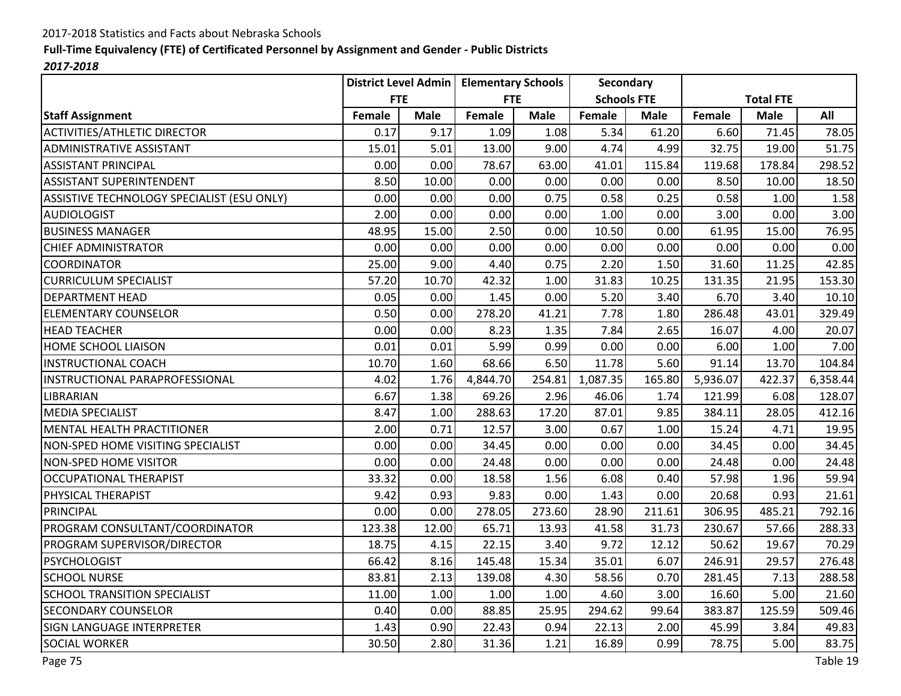2017-2018 Statistics and Facts about Nebraska Schools

**Full-Time Equivalency (FTE) of Certificated Personnel by Assignment and Gender - Public Districts**

***2017-2018***

| | District Level Admin FTE | | Elementary Schools FTE | | Secondary Schools FTE | | Total FTE | | |
|---|---|---|---|---|---|---|---|---|---|
| **Staff Assignment** | **Female** | **Male** | **Female** | **Male** | **Female** | **Male** | **Female** | **Male** | **All** |
| ACTIVITIES/ATHLETIC DIRECTOR | 0.17 | 9.17 | 1.09 | 1.08 | 5.34 | 61.20 | 6.60 | 71.45 | 78.05 |
| ADMINISTRATIVE ASSISTANT | 15.01 | 5.01 | 13.00 | 9.00 | 4.74 | 4.99 | 32.75 | 19.00 | 51.75 |
| ASSISTANT PRINCIPAL | 0.00 | 0.00 | 78.67 | 63.00 | 41.01 | 115.84 | 119.68 | 178.84 | 298.52 |
| ASSISTANT SUPERINTENDENT | 8.50 | 10.00 | 0.00 | 0.00 | 0.00 | 0.00 | 8.50 | 10.00 | 18.50 |
| ASSISTIVE TECHNOLOGY SPECIALIST (ESU ONLY) | 0.00 | 0.00 | 0.00 | 0.75 | 0.58 | 0.25 | 0.58 | 1.00 | 1.58 |
| AUDIOLOGIST | 2.00 | 0.00 | 0.00 | 0.00 | 1.00 | 0.00 | 3.00 | 0.00 | 3.00 |
| BUSINESS MANAGER | 48.95 | 15.00 | 2.50 | 0.00 | 10.50 | 0.00 | 61.95 | 15.00 | 76.95 |
| CHIEF ADMINISTRATOR | 0.00 | 0.00 | 0.00 | 0.00 | 0.00 | 0.00 | 0.00 | 0.00 | 0.00 |
| COORDINATOR | 25.00 | 9.00 | 4.40 | 0.75 | 2.20 | 1.50 | 31.60 | 11.25 | 42.85 |
| CURRICULUM SPECIALIST | 57.20 | 10.70 | 42.32 | 1.00 | 31.83 | 10.25 | 131.35 | 21.95 | 153.30 |
| DEPARTMENT HEAD | 0.05 | 0.00 | 1.45 | 0.00 | 5.20 | 3.40 | 6.70 | 3.40 | 10.10 |
| ELEMENTARY COUNSELOR | 0.50 | 0.00 | 278.20 | 41.21 | 7.78 | 1.80 | 286.48 | 43.01 | 329.49 |
| HEAD TEACHER | 0.00 | 0.00 | 8.23 | 1.35 | 7.84 | 2.65 | 16.07 | 4.00 | 20.07 |
| HOME SCHOOL LIAISON | 0.01 | 0.01 | 5.99 | 0.99 | 0.00 | 0.00 | 6.00 | 1.00 | 7.00 |
| INSTRUCTIONAL COACH | 10.70 | 1.60 | 68.66 | 6.50 | 11.78 | 5.60 | 91.14 | 13.70 | 104.84 |
| INSTRUCTIONAL PARAPROFESSIONAL | 4.02 | 1.76 | 4,844.70 | 254.81 | 1,087.35 | 165.80 | 5,936.07 | 422.37 | 6,358.44 |
| LIBRARIAN | 6.67 | 1.38 | 69.26 | 2.96 | 46.06 | 1.74 | 121.99 | 6.08 | 128.07 |
| MEDIA SPECIALIST | 8.47 | 1.00 | 288.63 | 17.20 | 87.01 | 9.85 | 384.11 | 28.05 | 412.16 |
| MENTAL HEALTH PRACTITIONER | 2.00 | 0.71 | 12.57 | 3.00 | 0.67 | 1.00 | 15.24 | 4.71 | 19.95 |
| NON-SPED HOME VISITING SPECIALIST | 0.00 | 0.00 | 34.45 | 0.00 | 0.00 | 0.00 | 34.45 | 0.00 | 34.45 |
| NON-SPED HOME VISITOR | 0.00 | 0.00 | 24.48 | 0.00 | 0.00 | 0.00 | 24.48 | 0.00 | 24.48 |
| OCCUPATIONAL THERAPIST | 33.32 | 0.00 | 18.58 | 1.56 | 6.08 | 0.40 | 57.98 | 1.96 | 59.94 |
| PHYSICAL THERAPIST | 9.42 | 0.93 | 9.83 | 0.00 | 1.43 | 0.00 | 20.68 | 0.93 | 21.61 |
| PRINCIPAL | 0.00 | 0.00 | 278.05 | 273.60 | 28.90 | 211.61 | 306.95 | 485.21 | 792.16 |
| PROGRAM CONSULTANT/COORDINATOR | 123.38 | 12.00 | 65.71 | 13.93 | 41.58 | 31.73 | 230.67 | 57.66 | 288.33 |
| PROGRAM SUPERVISOR/DIRECTOR | 18.75 | 4.15 | 22.15 | 3.40 | 9.72 | 12.12 | 50.62 | 19.67 | 70.29 |
| PSYCHOLOGIST | 66.42 | 8.16 | 145.48 | 15.34 | 35.01 | 6.07 | 246.91 | 29.57 | 276.48 |
| SCHOOL NURSE | 83.81 | 2.13 | 139.08 | 4.30 | 58.56 | 0.70 | 281.45 | 7.13 | 288.58 |
| SCHOOL TRANSITION SPECIALIST | 11.00 | 1.00 | 1.00 | 1.00 | 4.60 | 3.00 | 16.60 | 5.00 | 21.60 |
| SECONDARY COUNSELOR | 0.40 | 0.00 | 88.85 | 25.95 | 294.62 | 99.64 | 383.87 | 125.59 | 509.46 |
| SIGN LANGUAGE INTERPRETER | 1.43 | 0.90 | 22.43 | 0.94 | 22.13 | 2.00 | 45.99 | 3.84 | 49.83 |
| SOCIAL WORKER | 30.50 | 2.80 | 31.36 | 1.21 | 16.89 | 0.99 | 78.75 | 5.00 | 83.75 |

Table 19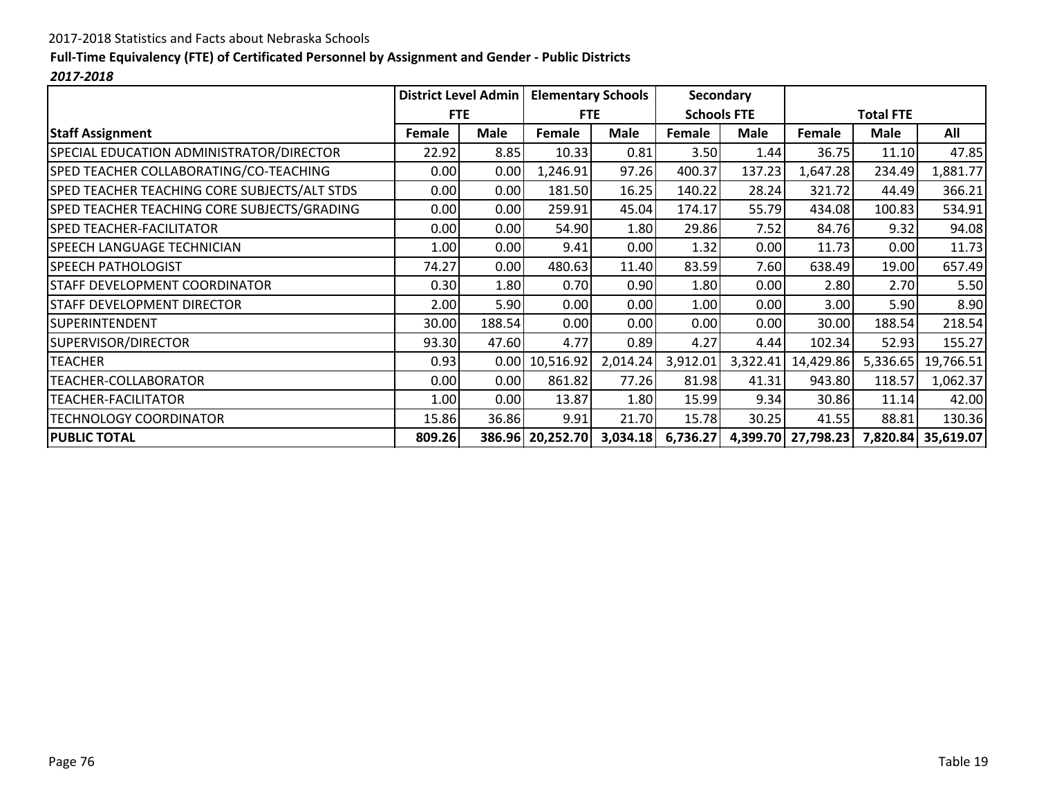2017-2018 Statistics and Facts about Nebraska Schools

**Full-Time Equivalency (FTE) of Certificated Personnel by Assignment and Gender - Public Districts**

***2017-2018***

| | District Level Admin FTE | | Elementary Schools FTE | | Secondary Schools FTE | | Total FTE | | |
|---|---|---|---|---|---|---|---|---|---|
| **Staff Assignment** | **Female** | **Male** | **Female** | **Male** | **Female** | **Male** | **Female** | **Male** | **All** |
| SPECIAL EDUCATION ADMINISTRATOR/DIRECTOR | 22.92 | 8.85 | 10.33 | 0.81 | 3.50 | 1.44 | 36.75 | 11.10 | 47.85 |
| SPED TEACHER COLLABORATING/CO-TEACHING | 0.00 | 0.00 | 1,246.91 | 97.26 | 400.37 | 137.23 | 1,647.28 | 234.49 | 1,881.77 |
| SPED TEACHER TEACHING CORE SUBJECTS/ALT STDS | 0.00 | 0.00 | 181.50 | 16.25 | 140.22 | 28.24 | 321.72 | 44.49 | 366.21 |
| SPED TEACHER TEACHING CORE SUBJECTS/GRADING | 0.00 | 0.00 | 259.91 | 45.04 | 174.17 | 55.79 | 434.08 | 100.83 | 534.91 |
| SPED TEACHER-FACILITATOR | 0.00 | 0.00 | 54.90 | 1.80 | 29.86 | 7.52 | 84.76 | 9.32 | 94.08 |
| SPEECH LANGUAGE TECHNICIAN | 1.00 | 0.00 | 9.41 | 0.00 | 1.32 | 0.00 | 11.73 | 0.00 | 11.73 |
| SPEECH PATHOLOGIST | 74.27 | 0.00 | 480.63 | 11.40 | 83.59 | 7.60 | 638.49 | 19.00 | 657.49 |
| STAFF DEVELOPMENT COORDINATOR | 0.30 | 1.80 | 0.70 | 0.90 | 1.80 | 0.00 | 2.80 | 2.70 | 5.50 |
| STAFF DEVELOPMENT DIRECTOR | 2.00 | 5.90 | 0.00 | 0.00 | 1.00 | 0.00 | 3.00 | 5.90 | 8.90 |
| SUPERINTENDENT | 30.00 | 188.54 | 0.00 | 0.00 | 0.00 | 0.00 | 30.00 | 188.54 | 218.54 |
| SUPERVISOR/DIRECTOR | 93.30 | 47.60 | 4.77 | 0.89 | 4.27 | 4.44 | 102.34 | 52.93 | 155.27 |
| TEACHER | 0.93 | 0.00 | 10,516.92 | 2,014.24 | 3,912.01 | 3,322.41 | 14,429.86 | 5,336.65 | 19,766.51 |
| TEACHER-COLLABORATOR | 0.00 | 0.00 | 861.82 | 77.26 | 81.98 | 41.31 | 943.80 | 118.57 | 1,062.37 |
| TEACHER-FACILITATOR | 1.00 | 0.00 | 13.87 | 1.80 | 15.99 | 9.34 | 30.86 | 11.14 | 42.00 |
| TECHNOLOGY COORDINATOR | 15.86 | 36.86 | 9.91 | 21.70 | 15.78 | 30.25 | 41.55 | 88.81 | 130.36 |
| **PUBLIC TOTAL** | **809.26** | **386.96** | **20,252.70** | **3,034.18** | **6,736.27** | **4,399.70** | **27,798.23** | **7,820.84** | **35,619.07** |

Table 19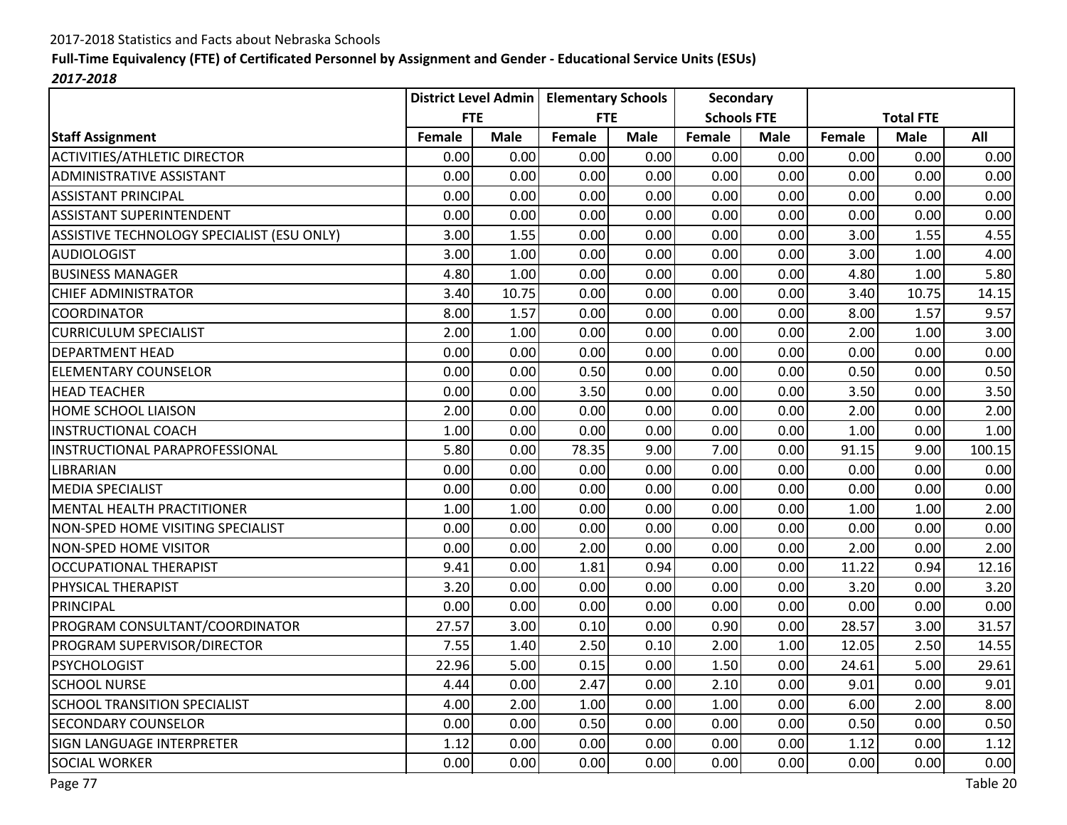2017-2018 Statistics and Facts about Nebraska Schools

**Full-Time Equivalency (FTE) of Certificated Personnel by Assignment and Gender - Educational Service Units (ESUs)**

***2017-2018***

| | District Level Admin FTE | | Elementary Schools FTE | | Secondary Schools FTE | | Total FTE | | |
|---|---|---|---|---|---|---|---|---|---|
| **Staff Assignment** | **Female** | **Male** | **Female** | **Male** | **Female** | **Male** | **Female** | **Male** | **All** |
| ACTIVITIES/ATHLETIC DIRECTOR | 0.00 | 0.00 | 0.00 | 0.00 | 0.00 | 0.00 | 0.00 | 0.00 | 0.00 |
| ADMINISTRATIVE ASSISTANT | 0.00 | 0.00 | 0.00 | 0.00 | 0.00 | 0.00 | 0.00 | 0.00 | 0.00 |
| ASSISTANT PRINCIPAL | 0.00 | 0.00 | 0.00 | 0.00 | 0.00 | 0.00 | 0.00 | 0.00 | 0.00 |
| ASSISTANT SUPERINTENDENT | 0.00 | 0.00 | 0.00 | 0.00 | 0.00 | 0.00 | 0.00 | 0.00 | 0.00 |
| ASSISTIVE TECHNOLOGY SPECIALIST (ESU ONLY) | 3.00 | 1.55 | 0.00 | 0.00 | 0.00 | 0.00 | 3.00 | 1.55 | 4.55 |
| AUDIOLOGIST | 3.00 | 1.00 | 0.00 | 0.00 | 0.00 | 0.00 | 3.00 | 1.00 | 4.00 |
| BUSINESS MANAGER | 4.80 | 1.00 | 0.00 | 0.00 | 0.00 | 0.00 | 4.80 | 1.00 | 5.80 |
| CHIEF ADMINISTRATOR | 3.40 | 10.75 | 0.00 | 0.00 | 0.00 | 0.00 | 3.40 | 10.75 | 14.15 |
| COORDINATOR | 8.00 | 1.57 | 0.00 | 0.00 | 0.00 | 0.00 | 8.00 | 1.57 | 9.57 |
| CURRICULUM SPECIALIST | 2.00 | 1.00 | 0.00 | 0.00 | 0.00 | 0.00 | 2.00 | 1.00 | 3.00 |
| DEPARTMENT HEAD | 0.00 | 0.00 | 0.00 | 0.00 | 0.00 | 0.00 | 0.00 | 0.00 | 0.00 |
| ELEMENTARY COUNSELOR | 0.00 | 0.00 | 0.50 | 0.00 | 0.00 | 0.00 | 0.50 | 0.00 | 0.50 |
| HEAD TEACHER | 0.00 | 0.00 | 3.50 | 0.00 | 0.00 | 0.00 | 3.50 | 0.00 | 3.50 |
| HOME SCHOOL LIAISON | 2.00 | 0.00 | 0.00 | 0.00 | 0.00 | 0.00 | 2.00 | 0.00 | 2.00 |
| INSTRUCTIONAL COACH | 1.00 | 0.00 | 0.00 | 0.00 | 0.00 | 0.00 | 1.00 | 0.00 | 1.00 |
| INSTRUCTIONAL PARAPROFESSIONAL | 5.80 | 0.00 | 78.35 | 9.00 | 7.00 | 0.00 | 91.15 | 9.00 | 100.15 |
| LIBRARIAN | 0.00 | 0.00 | 0.00 | 0.00 | 0.00 | 0.00 | 0.00 | 0.00 | 0.00 |
| MEDIA SPECIALIST | 0.00 | 0.00 | 0.00 | 0.00 | 0.00 | 0.00 | 0.00 | 0.00 | 0.00 |
| MENTAL HEALTH PRACTITIONER | 1.00 | 1.00 | 0.00 | 0.00 | 0.00 | 0.00 | 1.00 | 1.00 | 2.00 |
| NON-SPED HOME VISITING SPECIALIST | 0.00 | 0.00 | 0.00 | 0.00 | 0.00 | 0.00 | 0.00 | 0.00 | 0.00 |
| NON-SPED HOME VISITOR | 0.00 | 0.00 | 2.00 | 0.00 | 0.00 | 0.00 | 2.00 | 0.00 | 2.00 |
| OCCUPATIONAL THERAPIST | 9.41 | 0.00 | 1.81 | 0.94 | 0.00 | 0.00 | 11.22 | 0.94 | 12.16 |
| PHYSICAL THERAPIST | 3.20 | 0.00 | 0.00 | 0.00 | 0.00 | 0.00 | 3.20 | 0.00 | 3.20 |
| PRINCIPAL | 0.00 | 0.00 | 0.00 | 0.00 | 0.00 | 0.00 | 0.00 | 0.00 | 0.00 |
| PROGRAM CONSULTANT/COORDINATOR | 27.57 | 3.00 | 0.10 | 0.00 | 0.90 | 0.00 | 28.57 | 3.00 | 31.57 |
| PROGRAM SUPERVISOR/DIRECTOR | 7.55 | 1.40 | 2.50 | 0.10 | 2.00 | 1.00 | 12.05 | 2.50 | 14.55 |
| PSYCHOLOGIST | 22.96 | 5.00 | 0.15 | 0.00 | 1.50 | 0.00 | 24.61 | 5.00 | 29.61 |
| SCHOOL NURSE | 4.44 | 0.00 | 2.47 | 0.00 | 2.10 | 0.00 | 9.01 | 0.00 | 9.01 |
| SCHOOL TRANSITION SPECIALIST | 4.00 | 2.00 | 1.00 | 0.00 | 1.00 | 0.00 | 6.00 | 2.00 | 8.00 |
| SECONDARY COUNSELOR | 0.00 | 0.00 | 0.50 | 0.00 | 0.00 | 0.00 | 0.50 | 0.00 | 0.50 |
| SIGN LANGUAGE INTERPRETER | 1.12 | 0.00 | 0.00 | 0.00 | 0.00 | 0.00 | 1.12 | 0.00 | 1.12 |
| SOCIAL WORKER | 0.00 | 0.00 | 0.00 | 0.00 | 0.00 | 0.00 | 0.00 | 0.00 | 0.00 |

Table 20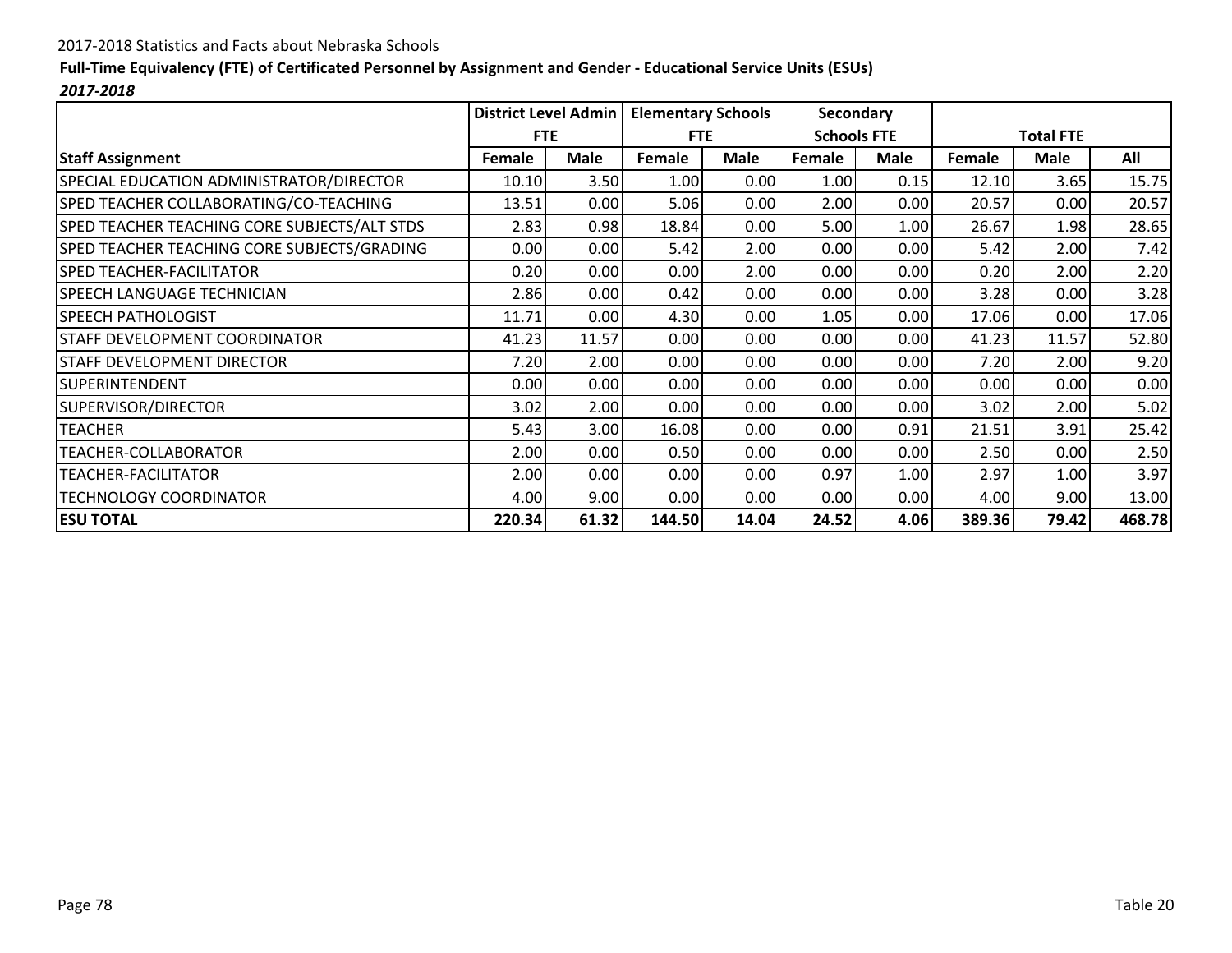2017-2018 Statistics and Facts about Nebraska Schools

**Full-Time Equivalency (FTE) of Certificated Personnel by Assignment and Gender - Educational Service Units (ESUs)**

***2017-2018***

| | District Level Admin FTE | | Elementary Schools FTE | | Secondary Schools FTE | | Total FTE | | |
|---|---|---|---|---|---|---|---|---|---|
| **Staff Assignment** | **Female** | **Male** | **Female** | **Male** | **Female** | **Male** | **Female** | **Male** | **All** |
| SPECIAL EDUCATION ADMINISTRATOR/DIRECTOR | 10.10 | 3.50 | 1.00 | 0.00 | 1.00 | 0.15 | 12.10 | 3.65 | 15.75 |
| SPED TEACHER COLLABORATING/CO-TEACHING | 13.51 | 0.00 | 5.06 | 0.00 | 2.00 | 0.00 | 20.57 | 0.00 | 20.57 |
| SPED TEACHER TEACHING CORE SUBJECTS/ALT STDS | 2.83 | 0.98 | 18.84 | 0.00 | 5.00 | 1.00 | 26.67 | 1.98 | 28.65 |
| SPED TEACHER TEACHING CORE SUBJECTS/GRADING | 0.00 | 0.00 | 5.42 | 2.00 | 0.00 | 0.00 | 5.42 | 2.00 | 7.42 |
| SPED TEACHER-FACILITATOR | 0.20 | 0.00 | 0.00 | 2.00 | 0.00 | 0.00 | 0.20 | 2.00 | 2.20 |
| SPEECH LANGUAGE TECHNICIAN | 2.86 | 0.00 | 0.42 | 0.00 | 0.00 | 0.00 | 3.28 | 0.00 | 3.28 |
| SPEECH PATHOLOGIST | 11.71 | 0.00 | 4.30 | 0.00 | 1.05 | 0.00 | 17.06 | 0.00 | 17.06 |
| STAFF DEVELOPMENT COORDINATOR | 41.23 | 11.57 | 0.00 | 0.00 | 0.00 | 0.00 | 41.23 | 11.57 | 52.80 |
| STAFF DEVELOPMENT DIRECTOR | 7.20 | 2.00 | 0.00 | 0.00 | 0.00 | 0.00 | 7.20 | 2.00 | 9.20 |
| SUPERINTENDENT | 0.00 | 0.00 | 0.00 | 0.00 | 0.00 | 0.00 | 0.00 | 0.00 | 0.00 |
| SUPERVISOR/DIRECTOR | 3.02 | 2.00 | 0.00 | 0.00 | 0.00 | 0.00 | 3.02 | 2.00 | 5.02 |
| TEACHER | 5.43 | 3.00 | 16.08 | 0.00 | 0.00 | 0.91 | 21.51 | 3.91 | 25.42 |
| TEACHER-COLLABORATOR | 2.00 | 0.00 | 0.50 | 0.00 | 0.00 | 0.00 | 2.50 | 0.00 | 2.50 |
| TEACHER-FACILITATOR | 2.00 | 0.00 | 0.00 | 0.00 | 0.97 | 1.00 | 2.97 | 1.00 | 3.97 |
| TECHNOLOGY COORDINATOR | 4.00 | 9.00 | 0.00 | 0.00 | 0.00 | 0.00 | 4.00 | 9.00 | 13.00 |
| **ESU TOTAL** | **220.34** | **61.32** | **144.50** | **14.04** | **24.52** | **4.06** | **389.36** | **79.42** | **468.78** |

Table 20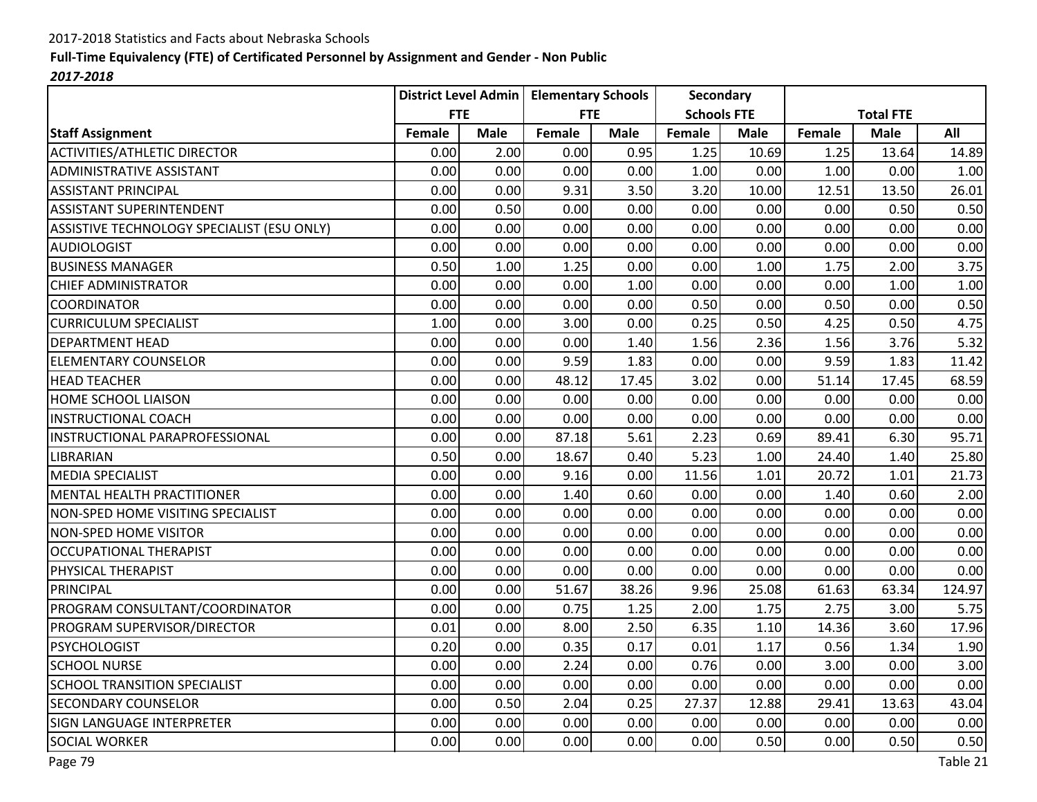2017-2018 Statistics and Facts about Nebraska Schools

**Full-Time Equivalency (FTE) of Certificated Personnel by Assignment and Gender - Non Public**

***2017-2018***

| | District Level Admin FTE | | Elementary Schools FTE | | Secondary Schools FTE | | Total FTE | | |
|---|---|---|---|---|---|---|---|---|---|
| **Staff Assignment** | **Female** | **Male** | **Female** | **Male** | **Female** | **Male** | **Female** | **Male** | **All** |
| ACTIVITIES/ATHLETIC DIRECTOR | 0.00 | 2.00 | 0.00 | 0.95 | 1.25 | 10.69 | 1.25 | 13.64 | 14.89 |
| ADMINISTRATIVE ASSISTANT | 0.00 | 0.00 | 0.00 | 0.00 | 1.00 | 0.00 | 1.00 | 0.00 | 1.00 |
| ASSISTANT PRINCIPAL | 0.00 | 0.00 | 9.31 | 3.50 | 3.20 | 10.00 | 12.51 | 13.50 | 26.01 |
| ASSISTANT SUPERINTENDENT | 0.00 | 0.50 | 0.00 | 0.00 | 0.00 | 0.00 | 0.00 | 0.50 | 0.50 |
| ASSISTIVE TECHNOLOGY SPECIALIST (ESU ONLY) | 0.00 | 0.00 | 0.00 | 0.00 | 0.00 | 0.00 | 0.00 | 0.00 | 0.00 |
| AUDIOLOGIST | 0.00 | 0.00 | 0.00 | 0.00 | 0.00 | 0.00 | 0.00 | 0.00 | 0.00 |
| BUSINESS MANAGER | 0.50 | 1.00 | 1.25 | 0.00 | 0.00 | 1.00 | 1.75 | 2.00 | 3.75 |
| CHIEF ADMINISTRATOR | 0.00 | 0.00 | 0.00 | 1.00 | 0.00 | 0.00 | 0.00 | 1.00 | 1.00 |
| COORDINATOR | 0.00 | 0.00 | 0.00 | 0.00 | 0.50 | 0.00 | 0.50 | 0.00 | 0.50 |
| CURRICULUM SPECIALIST | 1.00 | 0.00 | 3.00 | 0.00 | 0.25 | 0.50 | 4.25 | 0.50 | 4.75 |
| DEPARTMENT HEAD | 0.00 | 0.00 | 0.00 | 1.40 | 1.56 | 2.36 | 1.56 | 3.76 | 5.32 |
| ELEMENTARY COUNSELOR | 0.00 | 0.00 | 9.59 | 1.83 | 0.00 | 0.00 | 9.59 | 1.83 | 11.42 |
| HEAD TEACHER | 0.00 | 0.00 | 48.12 | 17.45 | 3.02 | 0.00 | 51.14 | 17.45 | 68.59 |
| HOME SCHOOL LIAISON | 0.00 | 0.00 | 0.00 | 0.00 | 0.00 | 0.00 | 0.00 | 0.00 | 0.00 |
| INSTRUCTIONAL COACH | 0.00 | 0.00 | 0.00 | 0.00 | 0.00 | 0.00 | 0.00 | 0.00 | 0.00 |
| INSTRUCTIONAL PARAPROFESSIONAL | 0.00 | 0.00 | 87.18 | 5.61 | 2.23 | 0.69 | 89.41 | 6.30 | 95.71 |
| LIBRARIAN | 0.50 | 0.00 | 18.67 | 0.40 | 5.23 | 1.00 | 24.40 | 1.40 | 25.80 |
| MEDIA SPECIALIST | 0.00 | 0.00 | 9.16 | 0.00 | 11.56 | 1.01 | 20.72 | 1.01 | 21.73 |
| MENTAL HEALTH PRACTITIONER | 0.00 | 0.00 | 1.40 | 0.60 | 0.00 | 0.00 | 1.40 | 0.60 | 2.00 |
| NON-SPED HOME VISITING SPECIALIST | 0.00 | 0.00 | 0.00 | 0.00 | 0.00 | 0.00 | 0.00 | 0.00 | 0.00 |
| NON-SPED HOME VISITOR | 0.00 | 0.00 | 0.00 | 0.00 | 0.00 | 0.00 | 0.00 | 0.00 | 0.00 |
| OCCUPATIONAL THERAPIST | 0.00 | 0.00 | 0.00 | 0.00 | 0.00 | 0.00 | 0.00 | 0.00 | 0.00 |
| PHYSICAL THERAPIST | 0.00 | 0.00 | 0.00 | 0.00 | 0.00 | 0.00 | 0.00 | 0.00 | 0.00 |
| PRINCIPAL | 0.00 | 0.00 | 51.67 | 38.26 | 9.96 | 25.08 | 61.63 | 63.34 | 124.97 |
| PROGRAM CONSULTANT/COORDINATOR | 0.00 | 0.00 | 0.75 | 1.25 | 2.00 | 1.75 | 2.75 | 3.00 | 5.75 |
| PROGRAM SUPERVISOR/DIRECTOR | 0.01 | 0.00 | 8.00 | 2.50 | 6.35 | 1.10 | 14.36 | 3.60 | 17.96 |
| PSYCHOLOGIST | 0.20 | 0.00 | 0.35 | 0.17 | 0.01 | 1.17 | 0.56 | 1.34 | 1.90 |
| SCHOOL NURSE | 0.00 | 0.00 | 2.24 | 0.00 | 0.76 | 0.00 | 3.00 | 0.00 | 3.00 |
| SCHOOL TRANSITION SPECIALIST | 0.00 | 0.00 | 0.00 | 0.00 | 0.00 | 0.00 | 0.00 | 0.00 | 0.00 |
| SECONDARY COUNSELOR | 0.00 | 0.50 | 2.04 | 0.25 | 27.37 | 12.88 | 29.41 | 13.63 | 43.04 |
| SIGN LANGUAGE INTERPRETER | 0.00 | 0.00 | 0.00 | 0.00 | 0.00 | 0.00 | 0.00 | 0.00 | 0.00 |
| SOCIAL WORKER | 0.00 | 0.00 | 0.00 | 0.00 | 0.00 | 0.50 | 0.00 | 0.50 | 0.50 |

Table 21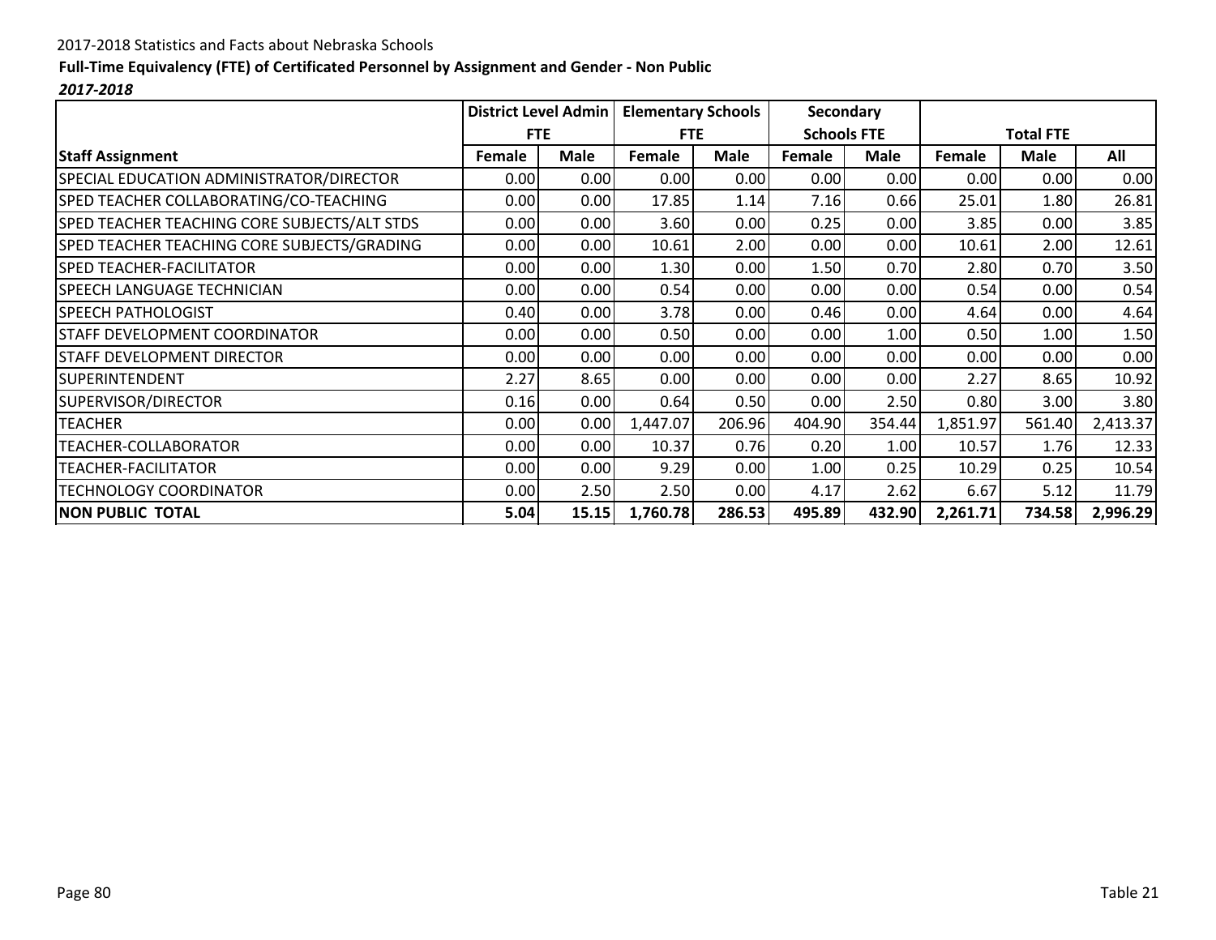2017-2018 Statistics and Facts about Nebraska Schools

## Full-Time Equivalency (FTE) of Certificated Personnel by Assignment and Gender - Non Public

***2017-2018***

| | District Level Admin FTE | | Elementary Schools FTE | | Secondary Schools FTE | | Total FTE | | |
|---|---|---|---|---|---|---|---|---|---|
| **Staff Assignment** | **Female** | **Male** | **Female** | **Male** | **Female** | **Male** | **Female** | **Male** | **All** |
| SPECIAL EDUCATION ADMINISTRATOR/DIRECTOR | 0.00 | 0.00 | 0.00 | 0.00 | 0.00 | 0.00 | 0.00 | 0.00 | 0.00 |
| SPED TEACHER COLLABORATING/CO-TEACHING | 0.00 | 0.00 | 17.85 | 1.14 | 7.16 | 0.66 | 25.01 | 1.80 | 26.81 |
| SPED TEACHER TEACHING CORE SUBJECTS/ALT STDS | 0.00 | 0.00 | 3.60 | 0.00 | 0.25 | 0.00 | 3.85 | 0.00 | 3.85 |
| SPED TEACHER TEACHING CORE SUBJECTS/GRADING | 0.00 | 0.00 | 10.61 | 2.00 | 0.00 | 0.00 | 10.61 | 2.00 | 12.61 |
| SPED TEACHER-FACILITATOR | 0.00 | 0.00 | 1.30 | 0.00 | 1.50 | 0.70 | 2.80 | 0.70 | 3.50 |
| SPEECH LANGUAGE TECHNICIAN | 0.00 | 0.00 | 0.54 | 0.00 | 0.00 | 0.00 | 0.54 | 0.00 | 0.54 |
| SPEECH PATHOLOGIST | 0.40 | 0.00 | 3.78 | 0.00 | 0.46 | 0.00 | 4.64 | 0.00 | 4.64 |
| STAFF DEVELOPMENT COORDINATOR | 0.00 | 0.00 | 0.50 | 0.00 | 0.00 | 1.00 | 0.50 | 1.00 | 1.50 |
| STAFF DEVELOPMENT DIRECTOR | 0.00 | 0.00 | 0.00 | 0.00 | 0.00 | 0.00 | 0.00 | 0.00 | 0.00 |
| SUPERINTENDENT | 2.27 | 8.65 | 0.00 | 0.00 | 0.00 | 0.00 | 2.27 | 8.65 | 10.92 |
| SUPERVISOR/DIRECTOR | 0.16 | 0.00 | 0.64 | 0.50 | 0.00 | 2.50 | 0.80 | 3.00 | 3.80 |
| TEACHER | 0.00 | 0.00 | 1,447.07 | 206.96 | 404.90 | 354.44 | 1,851.97 | 561.40 | 2,413.37 |
| TEACHER-COLLABORATOR | 0.00 | 0.00 | 10.37 | 0.76 | 0.20 | 1.00 | 10.57 | 1.76 | 12.33 |
| TEACHER-FACILITATOR | 0.00 | 0.00 | 9.29 | 0.00 | 1.00 | 0.25 | 10.29 | 0.25 | 10.54 |
| TECHNOLOGY COORDINATOR | 0.00 | 2.50 | 2.50 | 0.00 | 4.17 | 2.62 | 6.67 | 5.12 | 11.79 |
| **NON PUBLIC TOTAL** | **5.04** | **15.15** | **1,760.78** | **286.53** | **495.89** | **432.90** | **2,261.71** | **734.58** | **2,996.29** |

Table 21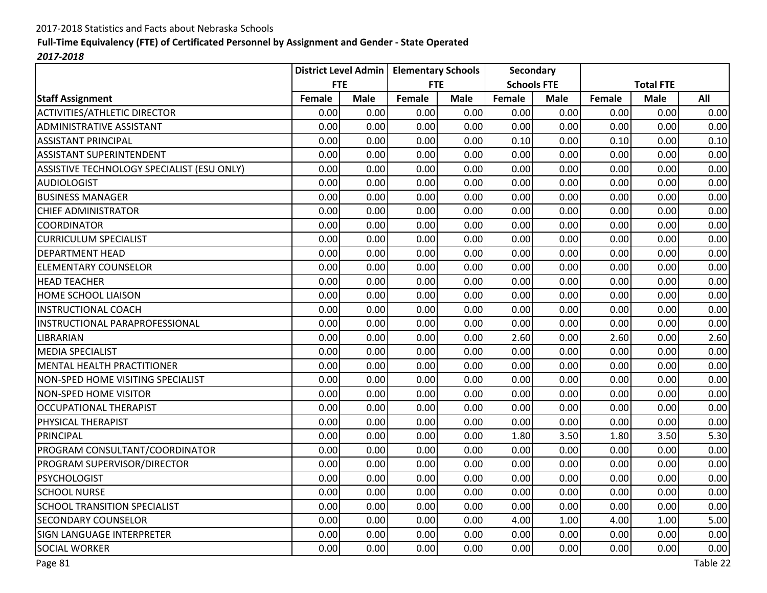2017-2018 Statistics and Facts about Nebraska Schools

**Full-Time Equivalency (FTE) of Certificated Personnel by Assignment and Gender - State Operated**

***2017-2018***

| | District Level Admin FTE | | Elementary Schools FTE | | Secondary Schools FTE | | Total FTE | | |
|---|---|---|---|---|---|---|---|---|---|
| **Staff Assignment** | **Female** | **Male** | **Female** | **Male** | **Female** | **Male** | **Female** | **Male** | **All** |
| ACTIVITIES/ATHLETIC DIRECTOR | 0.00 | 0.00 | 0.00 | 0.00 | 0.00 | 0.00 | 0.00 | 0.00 | 0.00 |
| ADMINISTRATIVE ASSISTANT | 0.00 | 0.00 | 0.00 | 0.00 | 0.00 | 0.00 | 0.00 | 0.00 | 0.00 |
| ASSISTANT PRINCIPAL | 0.00 | 0.00 | 0.00 | 0.00 | 0.10 | 0.00 | 0.10 | 0.00 | 0.10 |
| ASSISTANT SUPERINTENDENT | 0.00 | 0.00 | 0.00 | 0.00 | 0.00 | 0.00 | 0.00 | 0.00 | 0.00 |
| ASSISTIVE TECHNOLOGY SPECIALIST (ESU ONLY) | 0.00 | 0.00 | 0.00 | 0.00 | 0.00 | 0.00 | 0.00 | 0.00 | 0.00 |
| AUDIOLOGIST | 0.00 | 0.00 | 0.00 | 0.00 | 0.00 | 0.00 | 0.00 | 0.00 | 0.00 |
| BUSINESS MANAGER | 0.00 | 0.00 | 0.00 | 0.00 | 0.00 | 0.00 | 0.00 | 0.00 | 0.00 |
| CHIEF ADMINISTRATOR | 0.00 | 0.00 | 0.00 | 0.00 | 0.00 | 0.00 | 0.00 | 0.00 | 0.00 |
| COORDINATOR | 0.00 | 0.00 | 0.00 | 0.00 | 0.00 | 0.00 | 0.00 | 0.00 | 0.00 |
| CURRICULUM SPECIALIST | 0.00 | 0.00 | 0.00 | 0.00 | 0.00 | 0.00 | 0.00 | 0.00 | 0.00 |
| DEPARTMENT HEAD | 0.00 | 0.00 | 0.00 | 0.00 | 0.00 | 0.00 | 0.00 | 0.00 | 0.00 |
| ELEMENTARY COUNSELOR | 0.00 | 0.00 | 0.00 | 0.00 | 0.00 | 0.00 | 0.00 | 0.00 | 0.00 |
| HEAD TEACHER | 0.00 | 0.00 | 0.00 | 0.00 | 0.00 | 0.00 | 0.00 | 0.00 | 0.00 |
| HOME SCHOOL LIAISON | 0.00 | 0.00 | 0.00 | 0.00 | 0.00 | 0.00 | 0.00 | 0.00 | 0.00 |
| INSTRUCTIONAL COACH | 0.00 | 0.00 | 0.00 | 0.00 | 0.00 | 0.00 | 0.00 | 0.00 | 0.00 |
| INSTRUCTIONAL PARAPROFESSIONAL | 0.00 | 0.00 | 0.00 | 0.00 | 0.00 | 0.00 | 0.00 | 0.00 | 0.00 |
| LIBRARIAN | 0.00 | 0.00 | 0.00 | 0.00 | 2.60 | 0.00 | 2.60 | 0.00 | 2.60 |
| MEDIA SPECIALIST | 0.00 | 0.00 | 0.00 | 0.00 | 0.00 | 0.00 | 0.00 | 0.00 | 0.00 |
| MENTAL HEALTH PRACTITIONER | 0.00 | 0.00 | 0.00 | 0.00 | 0.00 | 0.00 | 0.00 | 0.00 | 0.00 |
| NON-SPED HOME VISITING SPECIALIST | 0.00 | 0.00 | 0.00 | 0.00 | 0.00 | 0.00 | 0.00 | 0.00 | 0.00 |
| NON-SPED HOME VISITOR | 0.00 | 0.00 | 0.00 | 0.00 | 0.00 | 0.00 | 0.00 | 0.00 | 0.00 |
| OCCUPATIONAL THERAPIST | 0.00 | 0.00 | 0.00 | 0.00 | 0.00 | 0.00 | 0.00 | 0.00 | 0.00 |
| PHYSICAL THERAPIST | 0.00 | 0.00 | 0.00 | 0.00 | 0.00 | 0.00 | 0.00 | 0.00 | 0.00 |
| PRINCIPAL | 0.00 | 0.00 | 0.00 | 0.00 | 1.80 | 3.50 | 1.80 | 3.50 | 5.30 |
| PROGRAM CONSULTANT/COORDINATOR | 0.00 | 0.00 | 0.00 | 0.00 | 0.00 | 0.00 | 0.00 | 0.00 | 0.00 |
| PROGRAM SUPERVISOR/DIRECTOR | 0.00 | 0.00 | 0.00 | 0.00 | 0.00 | 0.00 | 0.00 | 0.00 | 0.00 |
| PSYCHOLOGIST | 0.00 | 0.00 | 0.00 | 0.00 | 0.00 | 0.00 | 0.00 | 0.00 | 0.00 |
| SCHOOL NURSE | 0.00 | 0.00 | 0.00 | 0.00 | 0.00 | 0.00 | 0.00 | 0.00 | 0.00 |
| SCHOOL TRANSITION SPECIALIST | 0.00 | 0.00 | 0.00 | 0.00 | 0.00 | 0.00 | 0.00 | 0.00 | 0.00 |
| SECONDARY COUNSELOR | 0.00 | 0.00 | 0.00 | 0.00 | 4.00 | 1.00 | 4.00 | 1.00 | 5.00 |
| SIGN LANGUAGE INTERPRETER | 0.00 | 0.00 | 0.00 | 0.00 | 0.00 | 0.00 | 0.00 | 0.00 | 0.00 |
| SOCIAL WORKER | 0.00 | 0.00 | 0.00 | 0.00 | 0.00 | 0.00 | 0.00 | 0.00 | 0.00 |

Table 22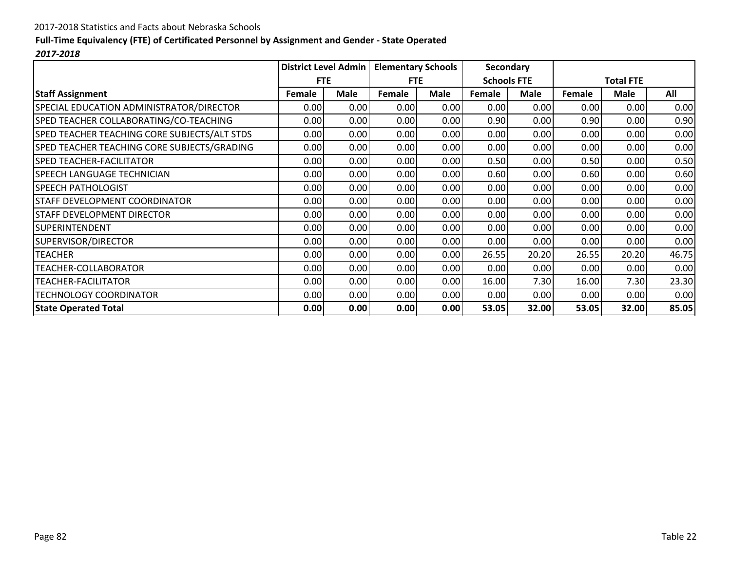2017-2018 Statistics and Facts about Nebraska Schools

**Full-Time Equivalency (FTE) of Certificated Personnel by Assignment and Gender - State Operated**

***2017-2018***

| | District Level Admin FTE | | Elementary Schools FTE | | Secondary Schools FTE | | Total FTE | | |
|---|---|---|---|---|---|---|---|---|---|
| **Staff Assignment** | **Female** | **Male** | **Female** | **Male** | **Female** | **Male** | **Female** | **Male** | **All** |
| SPECIAL EDUCATION ADMINISTRATOR/DIRECTOR | 0.00 | 0.00 | 0.00 | 0.00 | 0.00 | 0.00 | 0.00 | 0.00 | 0.00 |
| SPED TEACHER COLLABORATING/CO-TEACHING | 0.00 | 0.00 | 0.00 | 0.00 | 0.90 | 0.00 | 0.90 | 0.00 | 0.90 |
| SPED TEACHER TEACHING CORE SUBJECTS/ALT STDS | 0.00 | 0.00 | 0.00 | 0.00 | 0.00 | 0.00 | 0.00 | 0.00 | 0.00 |
| SPED TEACHER TEACHING CORE SUBJECTS/GRADING | 0.00 | 0.00 | 0.00 | 0.00 | 0.00 | 0.00 | 0.00 | 0.00 | 0.00 |
| SPED TEACHER-FACILITATOR | 0.00 | 0.00 | 0.00 | 0.00 | 0.50 | 0.00 | 0.50 | 0.00 | 0.50 |
| SPEECH LANGUAGE TECHNICIAN | 0.00 | 0.00 | 0.00 | 0.00 | 0.60 | 0.00 | 0.60 | 0.00 | 0.60 |
| SPEECH PATHOLOGIST | 0.00 | 0.00 | 0.00 | 0.00 | 0.00 | 0.00 | 0.00 | 0.00 | 0.00 |
| STAFF DEVELOPMENT COORDINATOR | 0.00 | 0.00 | 0.00 | 0.00 | 0.00 | 0.00 | 0.00 | 0.00 | 0.00 |
| STAFF DEVELOPMENT DIRECTOR | 0.00 | 0.00 | 0.00 | 0.00 | 0.00 | 0.00 | 0.00 | 0.00 | 0.00 |
| SUPERINTENDENT | 0.00 | 0.00 | 0.00 | 0.00 | 0.00 | 0.00 | 0.00 | 0.00 | 0.00 |
| SUPERVISOR/DIRECTOR | 0.00 | 0.00 | 0.00 | 0.00 | 0.00 | 0.00 | 0.00 | 0.00 | 0.00 |
| TEACHER | 0.00 | 0.00 | 0.00 | 0.00 | 26.55 | 20.20 | 26.55 | 20.20 | 46.75 |
| TEACHER-COLLABORATOR | 0.00 | 0.00 | 0.00 | 0.00 | 0.00 | 0.00 | 0.00 | 0.00 | 0.00 |
| TEACHER-FACILITATOR | 0.00 | 0.00 | 0.00 | 0.00 | 16.00 | 7.30 | 16.00 | 7.30 | 23.30 |
| TECHNOLOGY COORDINATOR | 0.00 | 0.00 | 0.00 | 0.00 | 0.00 | 0.00 | 0.00 | 0.00 | 0.00 |
| **State Operated Total** | **0.00** | **0.00** | **0.00** | **0.00** | **53.05** | **32.00** | **53.05** | **32.00** | **85.05** |

Table 22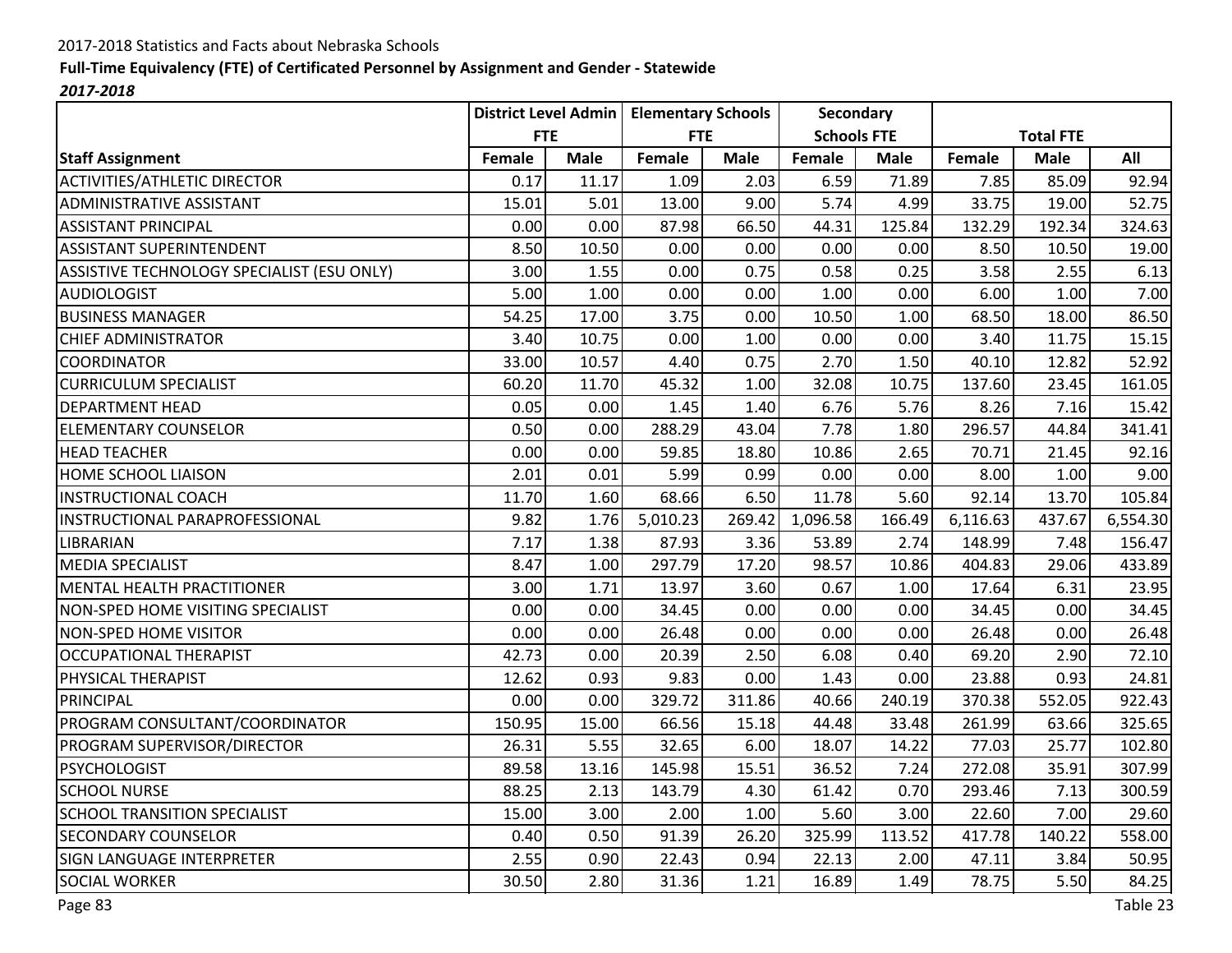2017-2018 Statistics and Facts about Nebraska Schools

**Full-Time Equivalency (FTE) of Certificated Personnel by Assignment and Gender - Statewide**

***2017-2018***

| | District Level Admin FTE | | Elementary Schools FTE | | Secondary Schools FTE | | Total FTE | | |
|---|---|---|---|---|---|---|---|---|---|
| **Staff Assignment** | **Female** | **Male** | **Female** | **Male** | **Female** | **Male** | **Female** | **Male** | **All** |
| ACTIVITIES/ATHLETIC DIRECTOR | 0.17 | 11.17 | 1.09 | 2.03 | 6.59 | 71.89 | 7.85 | 85.09 | 92.94 |
| ADMINISTRATIVE ASSISTANT | 15.01 | 5.01 | 13.00 | 9.00 | 5.74 | 4.99 | 33.75 | 19.00 | 52.75 |
| ASSISTANT PRINCIPAL | 0.00 | 0.00 | 87.98 | 66.50 | 44.31 | 125.84 | 132.29 | 192.34 | 324.63 |
| ASSISTANT SUPERINTENDENT | 8.50 | 10.50 | 0.00 | 0.00 | 0.00 | 0.00 | 8.50 | 10.50 | 19.00 |
| ASSISTIVE TECHNOLOGY SPECIALIST (ESU ONLY) | 3.00 | 1.55 | 0.00 | 0.75 | 0.58 | 0.25 | 3.58 | 2.55 | 6.13 |
| AUDIOLOGIST | 5.00 | 1.00 | 0.00 | 0.00 | 1.00 | 0.00 | 6.00 | 1.00 | 7.00 |
| BUSINESS MANAGER | 54.25 | 17.00 | 3.75 | 0.00 | 10.50 | 1.00 | 68.50 | 18.00 | 86.50 |
| CHIEF ADMINISTRATOR | 3.40 | 10.75 | 0.00 | 1.00 | 0.00 | 0.00 | 3.40 | 11.75 | 15.15 |
| COORDINATOR | 33.00 | 10.57 | 4.40 | 0.75 | 2.70 | 1.50 | 40.10 | 12.82 | 52.92 |
| CURRICULUM SPECIALIST | 60.20 | 11.70 | 45.32 | 1.00 | 32.08 | 10.75 | 137.60 | 23.45 | 161.05 |
| DEPARTMENT HEAD | 0.05 | 0.00 | 1.45 | 1.40 | 6.76 | 5.76 | 8.26 | 7.16 | 15.42 |
| ELEMENTARY COUNSELOR | 0.50 | 0.00 | 288.29 | 43.04 | 7.78 | 1.80 | 296.57 | 44.84 | 341.41 |
| HEAD TEACHER | 0.00 | 0.00 | 59.85 | 18.80 | 10.86 | 2.65 | 70.71 | 21.45 | 92.16 |
| HOME SCHOOL LIAISON | 2.01 | 0.01 | 5.99 | 0.99 | 0.00 | 0.00 | 8.00 | 1.00 | 9.00 |
| INSTRUCTIONAL COACH | 11.70 | 1.60 | 68.66 | 6.50 | 11.78 | 5.60 | 92.14 | 13.70 | 105.84 |
| INSTRUCTIONAL PARAPROFESSIONAL | 9.82 | 1.76 | 5,010.23 | 269.42 | 1,096.58 | 166.49 | 6,116.63 | 437.67 | 6,554.30 |
| LIBRARIAN | 7.17 | 1.38 | 87.93 | 3.36 | 53.89 | 2.74 | 148.99 | 7.48 | 156.47 |
| MEDIA SPECIALIST | 8.47 | 1.00 | 297.79 | 17.20 | 98.57 | 10.86 | 404.83 | 29.06 | 433.89 |
| MENTAL HEALTH PRACTITIONER | 3.00 | 1.71 | 13.97 | 3.60 | 0.67 | 1.00 | 17.64 | 6.31 | 23.95 |
| NON-SPED HOME VISITING SPECIALIST | 0.00 | 0.00 | 34.45 | 0.00 | 0.00 | 0.00 | 34.45 | 0.00 | 34.45 |
| NON-SPED HOME VISITOR | 0.00 | 0.00 | 26.48 | 0.00 | 0.00 | 0.00 | 26.48 | 0.00 | 26.48 |
| OCCUPATIONAL THERAPIST | 42.73 | 0.00 | 20.39 | 2.50 | 6.08 | 0.40 | 69.20 | 2.90 | 72.10 |
| PHYSICAL THERAPIST | 12.62 | 0.93 | 9.83 | 0.00 | 1.43 | 0.00 | 23.88 | 0.93 | 24.81 |
| PRINCIPAL | 0.00 | 0.00 | 329.72 | 311.86 | 40.66 | 240.19 | 370.38 | 552.05 | 922.43 |
| PROGRAM CONSULTANT/COORDINATOR | 150.95 | 15.00 | 66.56 | 15.18 | 44.48 | 33.48 | 261.99 | 63.66 | 325.65 |
| PROGRAM SUPERVISOR/DIRECTOR | 26.31 | 5.55 | 32.65 | 6.00 | 18.07 | 14.22 | 77.03 | 25.77 | 102.80 |
| PSYCHOLOGIST | 89.58 | 13.16 | 145.98 | 15.51 | 36.52 | 7.24 | 272.08 | 35.91 | 307.99 |
| SCHOOL NURSE | 88.25 | 2.13 | 143.79 | 4.30 | 61.42 | 0.70 | 293.46 | 7.13 | 300.59 |
| SCHOOL TRANSITION SPECIALIST | 15.00 | 3.00 | 2.00 | 1.00 | 5.60 | 3.00 | 22.60 | 7.00 | 29.60 |
| SECONDARY COUNSELOR | 0.40 | 0.50 | 91.39 | 26.20 | 325.99 | 113.52 | 417.78 | 140.22 | 558.00 |
| SIGN LANGUAGE INTERPRETER | 2.55 | 0.90 | 22.43 | 0.94 | 22.13 | 2.00 | 47.11 | 3.84 | 50.95 |
| SOCIAL WORKER | 30.50 | 2.80 | 31.36 | 1.21 | 16.89 | 1.49 | 78.75 | 5.50 | 84.25 |

Table 23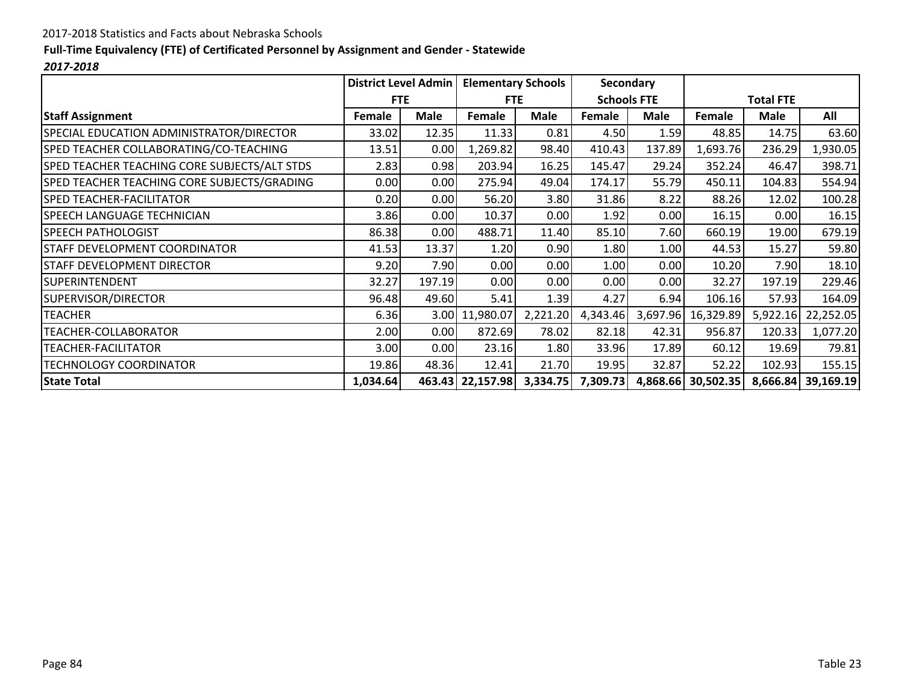2017-2018 Statistics and Facts about Nebraska Schools

**Full-Time Equivalency (FTE) of Certificated Personnel by Assignment and Gender - Statewide**

***2017-2018***

| | District Level Admin FTE | | Elementary Schools FTE | | Secondary Schools FTE | | Total FTE | | |
|---|---|---|---|---|---|---|---|---|---|
| **Staff Assignment** | **Female** | **Male** | **Female** | **Male** | **Female** | **Male** | **Female** | **Male** | **All** |
| SPECIAL EDUCATION ADMINISTRATOR/DIRECTOR | 33.02 | 12.35 | 11.33 | 0.81 | 4.50 | 1.59 | 48.85 | 14.75 | 63.60 |
| SPED TEACHER COLLABORATING/CO-TEACHING | 13.51 | 0.00 | 1,269.82 | 98.40 | 410.43 | 137.89 | 1,693.76 | 236.29 | 1,930.05 |
| SPED TEACHER TEACHING CORE SUBJECTS/ALT STDS | 2.83 | 0.98 | 203.94 | 16.25 | 145.47 | 29.24 | 352.24 | 46.47 | 398.71 |
| SPED TEACHER TEACHING CORE SUBJECTS/GRADING | 0.00 | 0.00 | 275.94 | 49.04 | 174.17 | 55.79 | 450.11 | 104.83 | 554.94 |
| SPED TEACHER-FACILITATOR | 0.20 | 0.00 | 56.20 | 3.80 | 31.86 | 8.22 | 88.26 | 12.02 | 100.28 |
| SPEECH LANGUAGE TECHNICIAN | 3.86 | 0.00 | 10.37 | 0.00 | 1.92 | 0.00 | 16.15 | 0.00 | 16.15 |
| SPEECH PATHOLOGIST | 86.38 | 0.00 | 488.71 | 11.40 | 85.10 | 7.60 | 660.19 | 19.00 | 679.19 |
| STAFF DEVELOPMENT COORDINATOR | 41.53 | 13.37 | 1.20 | 0.90 | 1.80 | 1.00 | 44.53 | 15.27 | 59.80 |
| STAFF DEVELOPMENT DIRECTOR | 9.20 | 7.90 | 0.00 | 0.00 | 1.00 | 0.00 | 10.20 | 7.90 | 18.10 |
| SUPERINTENDENT | 32.27 | 197.19 | 0.00 | 0.00 | 0.00 | 0.00 | 32.27 | 197.19 | 229.46 |
| SUPERVISOR/DIRECTOR | 96.48 | 49.60 | 5.41 | 1.39 | 4.27 | 6.94 | 106.16 | 57.93 | 164.09 |
| TEACHER | 6.36 | 3.00 | 11,980.07 | 2,221.20 | 4,343.46 | 3,697.96 | 16,329.89 | 5,922.16 | 22,252.05 |
| TEACHER-COLLABORATOR | 2.00 | 0.00 | 872.69 | 78.02 | 82.18 | 42.31 | 956.87 | 120.33 | 1,077.20 |
| TEACHER-FACILITATOR | 3.00 | 0.00 | 23.16 | 1.80 | 33.96 | 17.89 | 60.12 | 19.69 | 79.81 |
| TECHNOLOGY COORDINATOR | 19.86 | 48.36 | 12.41 | 21.70 | 19.95 | 32.87 | 52.22 | 102.93 | 155.15 |
| **State Total** | **1,034.64** | **463.43** | **22,157.98** | **3,334.75** | **7,309.73** | **4,868.66** | **30,502.35** | **8,666.84** | **39,169.19** |

Table 23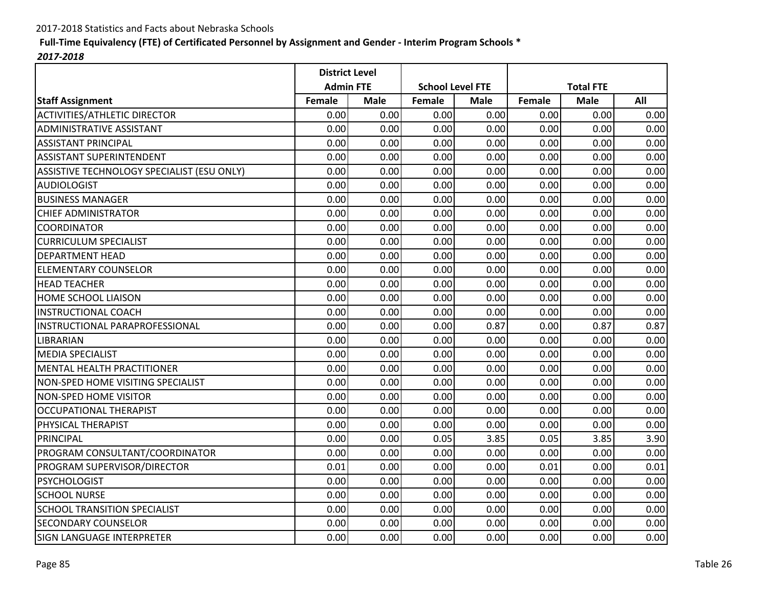2017-2018 Statistics and Facts about Nebraska Schools

**Full-Time Equivalency (FTE) of Certificated Personnel by Assignment and Gender - Interim Program Schools ***

***2017-2018***

| | District Level Admin FTE | | School Level FTE | | Total FTE | | |
|---|---|---|---|---|---|---|---|
| **Staff Assignment** | **Female** | **Male** | **Female** | **Male** | **Female** | **Male** | **All** |
| ACTIVITIES/ATHLETIC DIRECTOR | 0.00 | 0.00 | 0.00 | 0.00 | 0.00 | 0.00 | 0.00 |
| ADMINISTRATIVE ASSISTANT | 0.00 | 0.00 | 0.00 | 0.00 | 0.00 | 0.00 | 0.00 |
| ASSISTANT PRINCIPAL | 0.00 | 0.00 | 0.00 | 0.00 | 0.00 | 0.00 | 0.00 |
| ASSISTANT SUPERINTENDENT | 0.00 | 0.00 | 0.00 | 0.00 | 0.00 | 0.00 | 0.00 |
| ASSISTIVE TECHNOLOGY SPECIALIST (ESU ONLY) | 0.00 | 0.00 | 0.00 | 0.00 | 0.00 | 0.00 | 0.00 |
| AUDIOLOGIST | 0.00 | 0.00 | 0.00 | 0.00 | 0.00 | 0.00 | 0.00 |
| BUSINESS MANAGER | 0.00 | 0.00 | 0.00 | 0.00 | 0.00 | 0.00 | 0.00 |
| CHIEF ADMINISTRATOR | 0.00 | 0.00 | 0.00 | 0.00 | 0.00 | 0.00 | 0.00 |
| COORDINATOR | 0.00 | 0.00 | 0.00 | 0.00 | 0.00 | 0.00 | 0.00 |
| CURRICULUM SPECIALIST | 0.00 | 0.00 | 0.00 | 0.00 | 0.00 | 0.00 | 0.00 |
| DEPARTMENT HEAD | 0.00 | 0.00 | 0.00 | 0.00 | 0.00 | 0.00 | 0.00 |
| ELEMENTARY COUNSELOR | 0.00 | 0.00 | 0.00 | 0.00 | 0.00 | 0.00 | 0.00 |
| HEAD TEACHER | 0.00 | 0.00 | 0.00 | 0.00 | 0.00 | 0.00 | 0.00 |
| HOME SCHOOL LIAISON | 0.00 | 0.00 | 0.00 | 0.00 | 0.00 | 0.00 | 0.00 |
| INSTRUCTIONAL COACH | 0.00 | 0.00 | 0.00 | 0.00 | 0.00 | 0.00 | 0.00 |
| INSTRUCTIONAL PARAPROFESSIONAL | 0.00 | 0.00 | 0.00 | 0.87 | 0.00 | 0.87 | 0.87 |
| LIBRARIAN | 0.00 | 0.00 | 0.00 | 0.00 | 0.00 | 0.00 | 0.00 |
| MEDIA SPECIALIST | 0.00 | 0.00 | 0.00 | 0.00 | 0.00 | 0.00 | 0.00 |
| MENTAL HEALTH PRACTITIONER | 0.00 | 0.00 | 0.00 | 0.00 | 0.00 | 0.00 | 0.00 |
| NON-SPED HOME VISITING SPECIALIST | 0.00 | 0.00 | 0.00 | 0.00 | 0.00 | 0.00 | 0.00 |
| NON-SPED HOME VISITOR | 0.00 | 0.00 | 0.00 | 0.00 | 0.00 | 0.00 | 0.00 |
| OCCUPATIONAL THERAPIST | 0.00 | 0.00 | 0.00 | 0.00 | 0.00 | 0.00 | 0.00 |
| PHYSICAL THERAPIST | 0.00 | 0.00 | 0.00 | 0.00 | 0.00 | 0.00 | 0.00 |
| PRINCIPAL | 0.00 | 0.00 | 0.05 | 3.85 | 0.05 | 3.85 | 3.90 |
| PROGRAM CONSULTANT/COORDINATOR | 0.00 | 0.00 | 0.00 | 0.00 | 0.00 | 0.00 | 0.00 |
| PROGRAM SUPERVISOR/DIRECTOR | 0.01 | 0.00 | 0.00 | 0.00 | 0.01 | 0.00 | 0.01 |
| PSYCHOLOGIST | 0.00 | 0.00 | 0.00 | 0.00 | 0.00 | 0.00 | 0.00 |
| SCHOOL NURSE | 0.00 | 0.00 | 0.00 | 0.00 | 0.00 | 0.00 | 0.00 |
| SCHOOL TRANSITION SPECIALIST | 0.00 | 0.00 | 0.00 | 0.00 | 0.00 | 0.00 | 0.00 |
| SECONDARY COUNSELOR | 0.00 | 0.00 | 0.00 | 0.00 | 0.00 | 0.00 | 0.00 |
| SIGN LANGUAGE INTERPRETER | 0.00 | 0.00 | 0.00 | 0.00 | 0.00 | 0.00 | 0.00 |

Table 26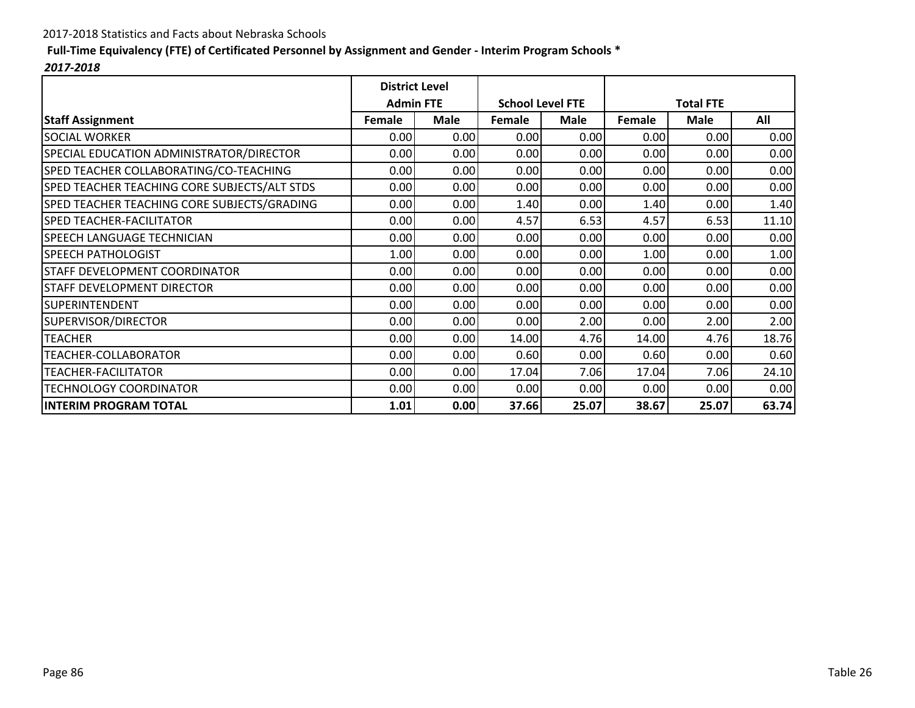2017-2018 Statistics and Facts about Nebraska Schools

**Full-Time Equivalency (FTE) of Certificated Personnel by Assignment and Gender - Interim Program Schools ***

***2017-2018***

| | District Level Admin FTE | | School Level FTE | | Total FTE | | |
|---|---|---|---|---|---|---|---|
| **Staff Assignment** | **Female** | **Male** | **Female** | **Male** | **Female** | **Male** | **All** |
| SOCIAL WORKER | 0.00 | 0.00 | 0.00 | 0.00 | 0.00 | 0.00 | 0.00 |
| SPECIAL EDUCATION ADMINISTRATOR/DIRECTOR | 0.00 | 0.00 | 0.00 | 0.00 | 0.00 | 0.00 | 0.00 |
| SPED TEACHER COLLABORATING/CO-TEACHING | 0.00 | 0.00 | 0.00 | 0.00 | 0.00 | 0.00 | 0.00 |
| SPED TEACHER TEACHING CORE SUBJECTS/ALT STDS | 0.00 | 0.00 | 0.00 | 0.00 | 0.00 | 0.00 | 0.00 |
| SPED TEACHER TEACHING CORE SUBJECTS/GRADING | 0.00 | 0.00 | 1.40 | 0.00 | 1.40 | 0.00 | 1.40 |
| SPED TEACHER-FACILITATOR | 0.00 | 0.00 | 4.57 | 6.53 | 4.57 | 6.53 | 11.10 |
| SPEECH LANGUAGE TECHNICIAN | 0.00 | 0.00 | 0.00 | 0.00 | 0.00 | 0.00 | 0.00 |
| SPEECH PATHOLOGIST | 1.00 | 0.00 | 0.00 | 0.00 | 1.00 | 0.00 | 1.00 |
| STAFF DEVELOPMENT COORDINATOR | 0.00 | 0.00 | 0.00 | 0.00 | 0.00 | 0.00 | 0.00 |
| STAFF DEVELOPMENT DIRECTOR | 0.00 | 0.00 | 0.00 | 0.00 | 0.00 | 0.00 | 0.00 |
| SUPERINTENDENT | 0.00 | 0.00 | 0.00 | 0.00 | 0.00 | 0.00 | 0.00 |
| SUPERVISOR/DIRECTOR | 0.00 | 0.00 | 0.00 | 2.00 | 0.00 | 2.00 | 2.00 |
| TEACHER | 0.00 | 0.00 | 14.00 | 4.76 | 14.00 | 4.76 | 18.76 |
| TEACHER-COLLABORATOR | 0.00 | 0.00 | 0.60 | 0.00 | 0.60 | 0.00 | 0.60 |
| TEACHER-FACILITATOR | 0.00 | 0.00 | 17.04 | 7.06 | 17.04 | 7.06 | 24.10 |
| TECHNOLOGY COORDINATOR | 0.00 | 0.00 | 0.00 | 0.00 | 0.00 | 0.00 | 0.00 |
| **INTERIM PROGRAM TOTAL** | **1.01** | **0.00** | **37.66** | **25.07** | **38.67** | **25.07** | **63.74** |

Table 26